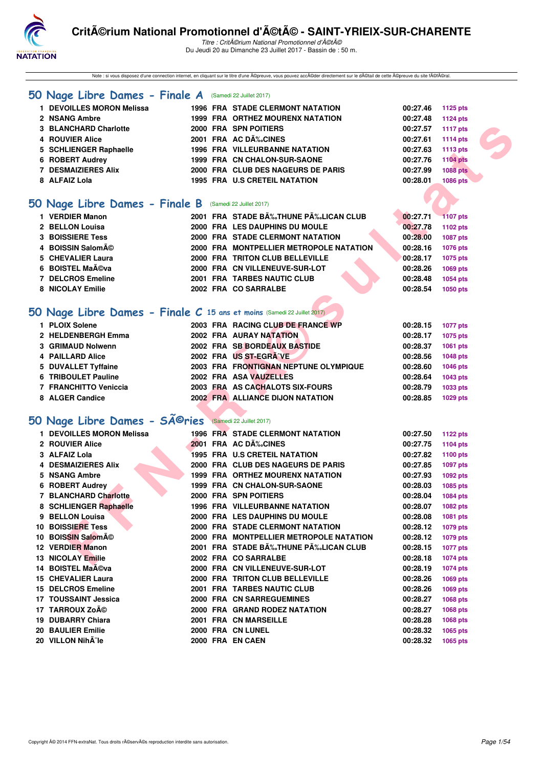# CritÃ©rium National Promotionnel d'Ã©tÃ© - SAINT-YRIEIX-SUR-CHARENTE

*Titre : CritÃ©rium National Promotionnel d'Ã©tÃ©*
Du Jeudi 20 au Dimanche 23 Juillet 2017 - Bassin de : 50 m.

Note : si vous disposez d'une connection internet, en cliquant sur le titre d'une Ã©preuve, vous pouvez accÃ©der directement sur le dÃ©tail de cette Ã©preuve du site fÃ©dÃ©ral.

## 50 Nage Libre Dames - Finale A (Samedi 22 Juillet 2017)

| | Nom | Année | Nat. | Club | Temps | Points |
|---|---|---|---|---|---|---|
| 1 | DEVOILLES MORON Melissa | 1996 | FRA | STADE CLERMONT NATATION | 00:27.46 | 1125 pts |
| 2 | NSANG Ambre | 1999 | FRA | ORTHEZ MOURENX NATATION | 00:27.48 | 1124 pts |
| 3 | BLANCHARD Charlotte | 2000 | FRA | SPN POITIERS | 00:27.57 | 1117 pts |
| 4 | ROUVIER Alice | 2001 | FRA | AC DÃ‰CINES | 00:27.61 | 1114 pts |
| 5 | SCHLIENGER Raphaelle | 1996 | FRA | VILLEURBANNE NATATION | 00:27.63 | 1113 pts |
| 6 | ROBERT Audrey | 1999 | FRA | CN CHALON-SUR-SAONE | 00:27.76 | 1104 pts |
| 7 | DESMAIZIERES Alix | 2000 | FRA | CLUB DES NAGEURS DE PARIS | 00:27.99 | 1088 pts |
| 8 | ALFAIZ Lola | 1995 | FRA | U.S CRETEIL NATATION | 00:28.01 | 1086 pts |

## 50 Nage Libre Dames - Finale B (Samedi 22 Juillet 2017)

| | Nom | Année | Nat. | Club | Temps | Points |
|---|---|---|---|---|---|---|
| 1 | VERDIER Manon | 2001 | FRA | STADE BÃ‰THUNE PÃ‰LICAN CLUB | 00:27.71 | 1107 pts |
| 2 | BELLON Louisa | 2000 | FRA | LES DAUPHINS DU MOULE | 00:27.78 | 1102 pts |
| 3 | BOISSIERE Tess | 2000 | FRA | STADE CLERMONT NATATION | 00:28.00 | 1087 pts |
| 4 | BOISSIN SalomÃ© | 2000 | FRA | MONTPELLIER METROPOLE NATATION | 00:28.16 | 1076 pts |
| 5 | CHEVALIER Laura | 2000 | FRA | TRITON CLUB BELLEVILLE | 00:28.17 | 1075 pts |
| 6 | BOISTEL MaÃ©va | 2000 | FRA | CN VILLENEUVE-SUR-LOT | 00:28.26 | 1069 pts |
| 7 | DELCROS Emeline | 2001 | FRA | TARBES NAUTIC CLUB | 00:28.48 | 1054 pts |
| 8 | NICOLAY Emilie | 2002 | FRA | CO SARRALBE | 00:28.54 | 1050 pts |

## 50 Nage Libre Dames - Finale C 15 ans et moins (Samedi 22 Juillet 2017)

| | Nom | Année | Nat. | Club | Temps | Points |
|---|---|---|---|---|---|---|
| 1 | PLOIX Solene | 2003 | FRA | RACING CLUB DE FRANCE WP | 00:28.15 | 1077 pts |
| 2 | HELDENBERGH Emma | 2002 | FRA | AURAY NATATION | 00:28.17 | 1075 pts |
| 3 | GRIMAUD Nolwenn | 2002 | FRA | SB BORDEAUX BASTIDE | 00:28.37 | 1061 pts |
| 4 | PAILLARD Alice | 2002 | FRA | US ST-EGRÃˆVE | 00:28.56 | 1048 pts |
| 5 | DUVALLET Tyffaine | 2003 | FRA | FRONTIGNAN NEPTUNE OLYMPIQUE | 00:28.60 | 1046 pts |
| 6 | TRIBOULET Pauline | 2002 | FRA | ASA VAUZELLES | 00:28.64 | 1043 pts |
| 7 | FRANCHITTO Veniccia | 2003 | FRA | AS CACHALOTS SIX-FOURS | 00:28.79 | 1033 pts |
| 8 | ALGER Candice | 2002 | FRA | ALLIANCE DIJON NATATION | 00:28.85 | 1029 pts |

## 50 Nage Libre Dames - SÃ©ries (Samedi 22 Juillet 2017)

| | Nom | Année | Nat. | Club | Temps | Points |
|---|---|---|---|---|---|---|
| 1 | DEVOILLES MORON Melissa | 1996 | FRA | STADE CLERMONT NATATION | 00:27.50 | 1122 pts |
| 2 | ROUVIER Alice | 2001 | FRA | AC DÃ‰CINES | 00:27.75 | 1104 pts |
| 3 | ALFAIZ Lola | 1995 | FRA | U.S CRETEIL NATATION | 00:27.82 | 1100 pts |
| 4 | DESMAIZIERES Alix | 2000 | FRA | CLUB DES NAGEURS DE PARIS | 00:27.85 | 1097 pts |
| 5 | NSANG Ambre | 1999 | FRA | ORTHEZ MOURENX NATATION | 00:27.93 | 1092 pts |
| 6 | ROBERT Audrey | 1999 | FRA | CN CHALON-SUR-SAONE | 00:28.03 | 1085 pts |
| 7 | BLANCHARD Charlotte | 2000 | FRA | SPN POITIERS | 00:28.04 | 1084 pts |
| 8 | SCHLIENGER Raphaelle | 1996 | FRA | VILLEURBANNE NATATION | 00:28.07 | 1082 pts |
| 9 | BELLON Louisa | 2000 | FRA | LES DAUPHINS DU MOULE | 00:28.08 | 1081 pts |
| 10 | BOISSIERE Tess | 2000 | FRA | STADE CLERMONT NATATION | 00:28.12 | 1079 pts |
| 10 | BOISSIN SalomÃ© | 2000 | FRA | MONTPELLIER METROPOLE NATATION | 00:28.12 | 1079 pts |
| 12 | VERDIER Manon | 2001 | FRA | STADE BÃ‰THUNE PÃ‰LICAN CLUB | 00:28.15 | 1077 pts |
| 13 | NICOLAY Emilie | 2002 | FRA | CO SARRALBE | 00:28.18 | 1074 pts |
| 14 | BOISTEL MaÃ©va | 2000 | FRA | CN VILLENEUVE-SUR-LOT | 00:28.19 | 1074 pts |
| 15 | CHEVALIER Laura | 2000 | FRA | TRITON CLUB BELLEVILLE | 00:28.26 | 1069 pts |
| 15 | DELCROS Emeline | 2001 | FRA | TARBES NAUTIC CLUB | 00:28.26 | 1069 pts |
| 17 | TOUSSAINT Jessica | 2000 | FRA | CN SARREGUEMINES | 00:28.27 | 1068 pts |
| 17 | TARROUX ZoÃ© | 2000 | FRA | GRAND RODEZ NATATION | 00:28.27 | 1068 pts |
| 19 | DUBARRY Chiara | 2001 | FRA | CN MARSEILLE | 00:28.28 | 1068 pts |
| 20 | BAULIER Emilie | 2000 | FRA | CN LUNEL | 00:28.32 | 1065 pts |
| 20 | VILLON NihÃ¨le | 2000 | FRA | EN CAEN | 00:28.32 | 1065 pts |

Copyright Â© 2014 FFN-extraNat. Tous droits rÃ©servÃ©s reproduction interdite sans autorisation.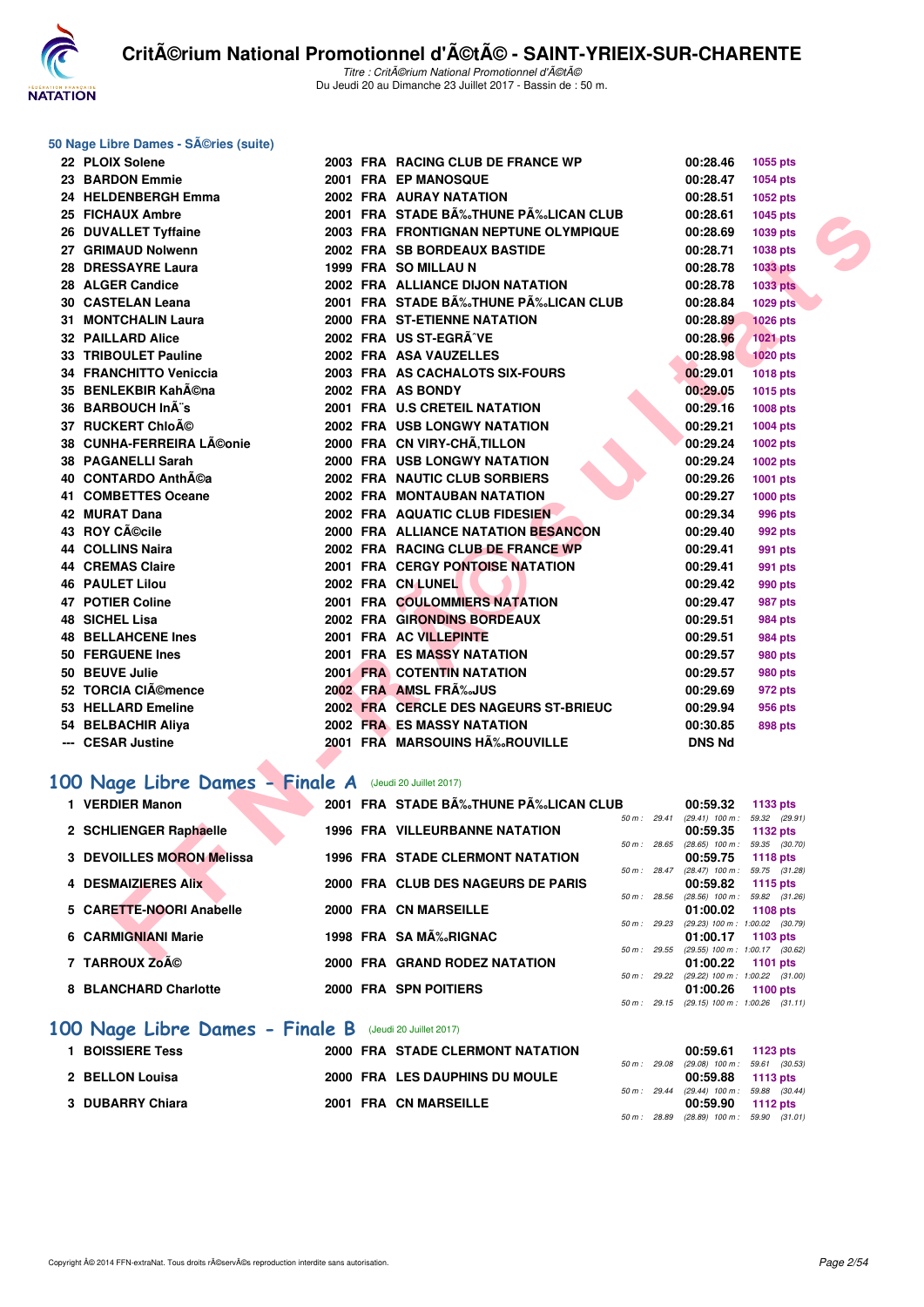### 50 Nage Libre Dames - SÃ©ries (suite)

| | | | | | | |
|---|---|---|---|---|---|---|
| 22 | PLOIX Solene | 2003 | FRA | RACING CLUB DE FRANCE WP | 00:28.46 | 1055 pts |
| 23 | BARDON Emmie | 2001 | FRA | EP MANOSQUE | 00:28.47 | 1054 pts |
| 24 | HELDENBERGH Emma | 2002 | FRA | AURAY NATATION | 00:28.51 | 1052 pts |
| 25 | FICHAUX Ambre | 2001 | FRA | STADE BÃ‰THUNE PÃ‰LICAN CLUB | 00:28.61 | 1045 pts |
| 26 | DUVALLET Tyffaine | 2003 | FRA | FRONTIGNAN NEPTUNE OLYMPIQUE | 00:28.69 | 1039 pts |
| 27 | GRIMAUD Nolwenn | 2002 | FRA | SB BORDEAUX BASTIDE | 00:28.71 | 1038 pts |
| 28 | DRESSAYRE Laura | 1999 | FRA | SO MILLAU N | 00:28.78 | 1033 pts |
| 28 | ALGER Candice | 2002 | FRA | ALLIANCE DIJON NATATION | 00:28.78 | 1033 pts |
| 30 | CASTELAN Leana | 2001 | FRA | STADE BÃ‰THUNE PÃ‰LICAN CLUB | 00:28.84 | 1029 pts |
| 31 | MONTCHALIN Laura | 2000 | FRA | ST-ETIENNE NATATION | 00:28.89 | 1026 pts |
| 32 | PAILLARD Alice | 2002 | FRA | US ST-EGRÃˆVE | 00:28.96 | 1021 pts |
| 33 | TRIBOULET Pauline | 2002 | FRA | ASA VAUZELLES | 00:28.98 | 1020 pts |
| 34 | FRANCHITTO Veniccia | 2003 | FRA | AS CACHALOTS SIX-FOURS | 00:29.01 | 1018 pts |
| 35 | BENLEKBIR KahÃ©na | 2002 | FRA | AS BONDY | 00:29.05 | 1015 pts |
| 36 | BARBOUCH InÃ¨s | 2001 | FRA | U.S CRETEIL NATATION | 00:29.16 | 1008 pts |
| 37 | RUCKERT ChloÃ© | 2002 | FRA | USB LONGWY NATATION | 00:29.21 | 1004 pts |
| 38 | CUNHA-FERREIRA LÃ©onie | 2000 | FRA | CN VIRY-CHÃ‚TILLON | 00:29.24 | 1002 pts |
| 38 | PAGANELLI Sarah | 2000 | FRA | USB LONGWY NATATION | 00:29.24 | 1002 pts |
| 40 | CONTARDO AnthÃ©a | 2002 | FRA | NAUTIC CLUB SORBIERS | 00:29.26 | 1001 pts |
| 41 | COMBETTES Oceane | 2002 | FRA | MONTAUBAN NATATION | 00:29.27 | 1000 pts |
| 42 | MURAT Dana | 2002 | FRA | AQUATIC CLUB FIDESIEN | 00:29.34 | 996 pts |
| 43 | ROY CÃ©cile | 2000 | FRA | ALLIANCE NATATION BESANCON | 00:29.40 | 992 pts |
| 44 | COLLINS Naira | 2002 | FRA | RACING CLUB DE FRANCE WP | 00:29.41 | 991 pts |
| 44 | CREMAS Claire | 2001 | FRA | CERGY PONTOISE NATATION | 00:29.41 | 991 pts |
| 46 | PAULET Lilou | 2002 | FRA | CN LUNEL | 00:29.42 | 990 pts |
| 47 | POTIER Coline | 2001 | FRA | COULOMMIERS NATATION | 00:29.47 | 987 pts |
| 48 | SICHEL Lisa | 2002 | FRA | GIRONDINS BORDEAUX | 00:29.51 | 984 pts |
| 48 | BELLAHCENE Ines | 2001 | FRA | AC VILLEPINTE | 00:29.51 | 984 pts |
| 50 | FERGUENE Ines | 2001 | FRA | ES MASSY NATATION | 00:29.57 | 980 pts |
| 50 | BEUVE Julie | 2001 | FRA | COTENTIN NATATION | 00:29.57 | 980 pts |
| 52 | TORCIA CIÃ©mence | 2002 | FRA | AMSL FRÃ‰JUS | 00:29.69 | 972 pts |
| 53 | HELLARD Emeline | 2002 | FRA | CERCLE DES NAGEURS ST-BRIEUC | 00:29.94 | 956 pts |
| 54 | BELBACHIR Aliya | 2002 | FRA | ES MASSY NATATION | 00:30.85 | 898 pts |
| --- | CESAR Justine | 2001 | FRA | MARSOUINS HÃ‰ROUVILLE | DNS Nd | |

## 100 Nage Libre Dames - Finale A (Jeudi 20 Juillet 2017)

| | | | | | | | |
|---|---|---|---|---|---|---|---|
| 1 | VERDIER Manon | 2001 | FRA | STADE BÃ‰THUNE PÃ‰LICAN CLUB | 00:59.32 | 1133 pts | 50 m : 29.41 (29.41) 100 m : 59.32 (29.91) |
| 2 | SCHLIENGER Raphaelle | 1996 | FRA | VILLEURBANNE NATATION | 00:59.35 | 1132 pts | 50 m : 28.65 (28.65) 100 m : 59.35 (30.70) |
| 3 | DEVOILLES MORON Melissa | 1996 | FRA | STADE CLERMONT NATATION | 00:59.75 | 1118 pts | 50 m : 28.47 (28.47) 100 m : 59.75 (31.28) |
| 4 | DESMAIZIERES Alix | 2000 | FRA | CLUB DES NAGEURS DE PARIS | 00:59.82 | 1115 pts | 50 m : 28.56 (28.56) 100 m : 59.82 (31.26) |
| 5 | CARETTE-NOORI Anabelle | 2000 | FRA | CN MARSEILLE | 01:00.02 | 1108 pts | 50 m : 29.23 (29.23) 100 m : 1:00.02 (30.79) |
| 6 | CARMIGNIANI Marie | 1998 | FRA | SA MÃ‰RIGNAC | 01:00.17 | 1103 pts | 50 m : 29.55 (29.55) 100 m : 1:00.17 (30.62) |
| 7 | TARROUX ZoÃ© | 2000 | FRA | GRAND RODEZ NATATION | 01:00.22 | 1101 pts | 50 m : 29.22 (29.22) 100 m : 1:00.22 (31.00) |
| 8 | BLANCHARD Charlotte | 2000 | FRA | SPN POITIERS | 01:00.26 | 1100 pts | 50 m : 29.15 (29.15) 100 m : 1:00.26 (31.11) |

## 100 Nage Libre Dames - Finale B (Jeudi 20 Juillet 2017)

| | | | | | | | |
|---|---|---|---|---|---|---|---|
| 1 | BOISSIERE Tess | 2000 | FRA | STADE CLERMONT NATATION | 00:59.61 | 1123 pts | 50 m : 29.08 (29.08) 100 m : 59.61 (30.53) |
| 2 | BELLON Louisa | 2000 | FRA | LES DAUPHINS DU MOULE | 00:59.88 | 1113 pts | 50 m : 29.44 (29.44) 100 m : 59.88 (30.44) |
| 3 | DUBARRY Chiara | 2001 | FRA | CN MARSEILLE | 00:59.90 | 1112 pts | 50 m : 28.89 (28.89) 100 m : 59.90 (31.01) |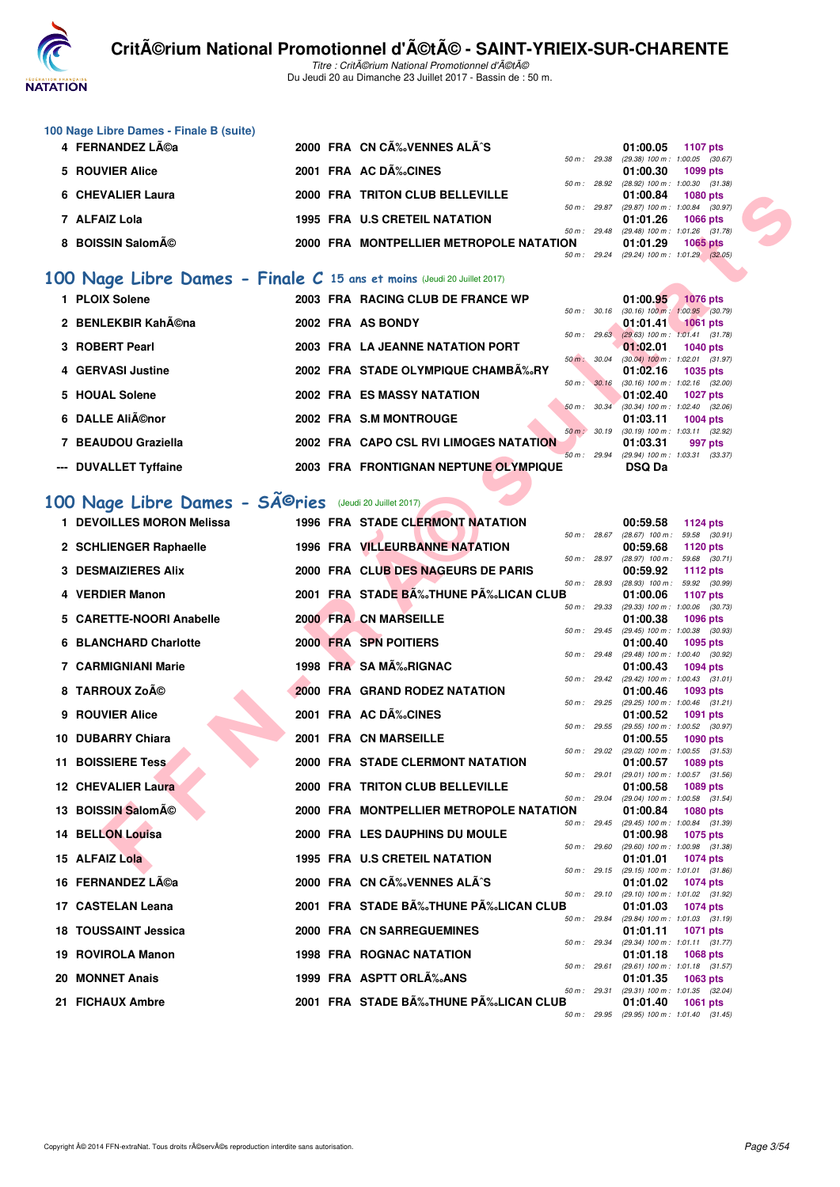### 100 Nage Libre Dames - Finale B (suite)

| Rang | Nom | Année | Nat. | Club | Temps | Points | Splits |
|---|---|---|---|---|---|---|---|
| 4 | FERNANDEZ LÃ©a | 2000 | FRA | CN CÃ‰VENNES ALÃˆS | 01:00.05 | 1107 pts | 50 m : 29.38 (29.38) 100 m : 1:00.05 (30.67) |
| 5 | ROUVIER Alice | 2001 | FRA | AC DÃ‰CINES | 01:00.30 | 1099 pts | 50 m : 28.92 (28.92) 100 m : 1:00.30 (31.38) |
| 6 | CHEVALIER Laura | 2000 | FRA | TRITON CLUB BELLEVILLE | 01:00.84 | 1080 pts | 50 m : 29.87 (29.87) 100 m : 1:00.84 (30.97) |
| 7 | ALFAIZ Lola | 1995 | FRA | U.S CRETEIL NATATION | 01:01.26 | 1066 pts | 50 m : 29.48 (29.48) 100 m : 1:01.26 (31.78) |
| 8 | BOISSIN SalomÃ© | 2000 | FRA | MONTPELLIER METROPOLE NATATION | 01:01.29 | 1065 pts | 50 m : 29.24 (29.24) 100 m : 1:01.29 (32.05) |

## 100 Nage Libre Dames - Finale C 15 ans et moins (Jeudi 20 Juillet 2017)

| Rang | Nom | Année | Nat. | Club | Temps | Points | Splits |
|---|---|---|---|---|---|---|---|
| 1 | PLOIX Solene | 2003 | FRA | RACING CLUB DE FRANCE WP | 01:00.95 | 1076 pts | 50 m : 30.16 (30.16) 100 m : 1:00.95 (30.79) |
| 2 | BENLEKBIR KahÃ©na | 2002 | FRA | AS BONDY | 01:01.41 | 1061 pts | 50 m : 29.63 (29.63) 100 m : 1:01.41 (31.78) |
| 3 | ROBERT Pearl | 2003 | FRA | LA JEANNE NATATION PORT | 01:02.01 | 1040 pts | 50 m : 30.04 (30.04) 100 m : 1:02.01 (31.97) |
| 4 | GERVASI Justine | 2002 | FRA | STADE OLYMPIQUE CHAMBÃ‰RY | 01:02.16 | 1035 pts | 50 m : 30.16 (30.16) 100 m : 1:02.16 (32.00) |
| 5 | HOUAL Solene | 2002 | FRA | ES MASSY NATATION | 01:02.40 | 1027 pts | 50 m : 30.34 (30.34) 100 m : 1:02.40 (32.06) |
| 6 | DALLE AliÃ©nor | 2002 | FRA | S.M MONTROUGE | 01:03.11 | 1004 pts | 50 m : 30.19 (30.19) 100 m : 1:03.11 (32.92) |
| 7 | BEAUDOU Graziella | 2002 | FRA | CAPO CSL RVI LIMOGES NATATION | 01:03.31 | 997 pts | 50 m : 29.94 (29.94) 100 m : 1:03.31 (33.37) |
| --- | DUVALLET Tyffaine | 2003 | FRA | FRONTIGNAN NEPTUNE OLYMPIQUE | DSQ Da | | |

## 100 Nage Libre Dames - SÃ©ries (Jeudi 20 Juillet 2017)

| Rang | Nom | Année | Nat. | Club | Temps | Points | Splits |
|---|---|---|---|---|---|---|---|
| 1 | DEVOILLES MORON Melissa | 1996 | FRA | STADE CLERMONT NATATION | 00:59.58 | 1124 pts | 50 m : 28.67 (28.67) 100 m : 59.58 (30.91) |
| 2 | SCHLIENGER Raphaelle | 1996 | FRA | VILLEURBANNE NATATION | 00:59.68 | 1120 pts | 50 m : 28.97 (28.97) 100 m : 59.68 (30.71) |
| 3 | DESMAIZIERES Alix | 2000 | FRA | CLUB DES NAGEURS DE PARIS | 00:59.92 | 1112 pts | 50 m : 28.93 (28.93) 100 m : 59.92 (30.99) |
| 4 | VERDIER Manon | 2001 | FRA | STADE BÃ‰THUNE PÃ‰LICAN CLUB | 01:00.06 | 1107 pts | 50 m : 29.33 (29.33) 100 m : 1:00.06 (30.73) |
| 5 | CARETTE-NOORI Anabelle | 2000 | FRA | CN MARSEILLE | 01:00.38 | 1096 pts | 50 m : 29.45 (29.45) 100 m : 1:00.38 (30.93) |
| 6 | BLANCHARD Charlotte | 2000 | FRA | SPN POITIERS | 01:00.40 | 1095 pts | 50 m : 29.48 (29.48) 100 m : 1:00.40 (30.92) |
| 7 | CARMIGNIANI Marie | 1998 | FRA | SA MÃ‰RIGNAC | 01:00.43 | 1094 pts | 50 m : 29.42 (29.42) 100 m : 1:00.43 (31.01) |
| 8 | TARROUX ZoÃ© | 2000 | FRA | GRAND RODEZ NATATION | 01:00.46 | 1093 pts | 50 m : 29.25 (29.25) 100 m : 1:00.46 (31.21) |
| 9 | ROUVIER Alice | 2001 | FRA | AC DÃ‰CINES | 01:00.52 | 1091 pts | 50 m : 29.55 (29.55) 100 m : 1:00.52 (30.97) |
| 10 | DUBARRY Chiara | 2001 | FRA | CN MARSEILLE | 01:00.55 | 1090 pts | 50 m : 29.02 (29.02) 100 m : 1:00.55 (31.53) |
| 11 | BOISSIERE Tess | 2000 | FRA | STADE CLERMONT NATATION | 01:00.57 | 1089 pts | 50 m : 29.01 (29.01) 100 m : 1:00.57 (31.56) |
| 12 | CHEVALIER Laura | 2000 | FRA | TRITON CLUB BELLEVILLE | 01:00.58 | 1089 pts | 50 m : 29.04 (29.04) 100 m : 1:00.58 (31.54) |
| 13 | BOISSIN SalomÃ© | 2000 | FRA | MONTPELLIER METROPOLE NATATION | 01:00.84 | 1080 pts | 50 m : 29.45 (29.45) 100 m : 1:00.84 (31.39) |
| 14 | BELLON Louisa | 2000 | FRA | LES DAUPHINS DU MOULE | 01:00.98 | 1075 pts | 50 m : 29.60 (29.60) 100 m : 1:00.98 (31.38) |
| 15 | ALFAIZ Lola | 1995 | FRA | U.S CRETEIL NATATION | 01:01.01 | 1074 pts | 50 m : 29.15 (29.15) 100 m : 1:01.01 (31.86) |
| 16 | FERNANDEZ LÃ©a | 2000 | FRA | CN CÃ‰VENNES ALÃˆS | 01:01.02 | 1074 pts | 50 m : 29.10 (29.10) 100 m : 1:01.02 (31.92) |
| 17 | CASTELAN Leana | 2001 | FRA | STADE BÃ‰THUNE PÃ‰LICAN CLUB | 01:01.03 | 1074 pts | 50 m : 29.84 (29.84) 100 m : 1:01.03 (31.19) |
| 18 | TOUSSAINT Jessica | 2000 | FRA | CN SARREGUEMINES | 01:01.11 | 1071 pts | 50 m : 29.34 (29.34) 100 m : 1:01.11 (31.77) |
| 19 | ROVIROLA Manon | 1998 | FRA | ROGNAC NATATION | 01:01.18 | 1068 pts | 50 m : 29.61 (29.61) 100 m : 1:01.18 (31.57) |
| 20 | MONNET Anais | 1999 | FRA | ASPTT ORLÃ‰ANS | 01:01.35 | 1063 pts | 50 m : 29.31 (29.31) 100 m : 1:01.35 (32.04) |
| 21 | FICHAUX Ambre | 2001 | FRA | STADE BÃ‰THUNE PÃ‰LICAN CLUB | 01:01.40 | 1061 pts | 50 m : 29.95 (29.95) 100 m : 1:01.40 (31.45) |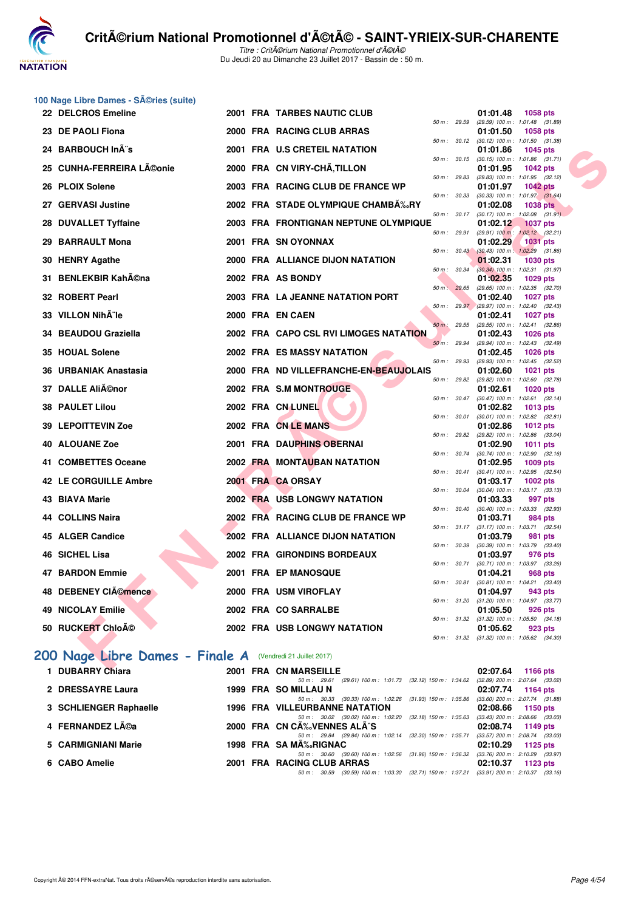## 100 Nage Libre Dames - SÃ©ries (suite)

| Rang | Nom | Année | Nat | Club | Temps | Points | Splits |
|---|---|---|---|---|---|---|---|
| 22 | DELCROS Emeline | 2001 | FRA | TARBES NAUTIC CLUB | 01:01.48 | 1058 pts | 50 m : 29.59 (29.59) 100 m : 1:01.48 (31.89) |
| 23 | DE PAOLI Fiona | 2000 | FRA | RACING CLUB ARRAS | 01:01.50 | 1058 pts | 50 m : 30.12 (30.12) 100 m : 1:01.50 (31.38) |
| 24 | BARBOUCH InÃ¨s | 2001 | FRA | U.S CRETEIL NATATION | 01:01.86 | 1045 pts | 50 m : 30.15 (30.15) 100 m : 1:01.86 (31.71) |
| 25 | CUNHA-FERREIRA LÃ©onie | 2000 | FRA | CN VIRY-CHÃ‚TILLON | 01:01.95 | 1042 pts | 50 m : 29.83 (29.83) 100 m : 1:01.95 (32.12) |
| 26 | PLOIX Solene | 2003 | FRA | RACING CLUB DE FRANCE WP | 01:01.97 | 1042 pts | 50 m : 30.33 (30.33) 100 m : 1:01.97 (31.64) |
| 27 | GERVASI Justine | 2002 | FRA | STADE OLYMPIQUE CHAMBÃ‰RY | 01:02.08 | 1038 pts | 50 m : 30.17 (30.17) 100 m : 1:02.08 (31.91) |
| 28 | DUVALLET Tyffaine | 2003 | FRA | FRONTIGNAN NEPTUNE OLYMPIQUE | 01:02.12 | 1037 pts | 50 m : 29.91 (29.91) 100 m : 1:02.12 (32.21) |
| 29 | BARRAULT Mona | 2001 | FRA | SN OYONNAX | 01:02.29 | 1031 pts | 50 m : 30.43 (30.43) 100 m : 1:02.29 (31.86) |
| 30 | HENRY Agathe | 2000 | FRA | ALLIANCE DIJON NATATION | 01:02.31 | 1030 pts | 50 m : 30.34 (30.34) 100 m : 1:02.31 (31.97) |
| 31 | BENLEKBIR KahÃ©na | 2002 | FRA | AS BONDY | 01:02.35 | 1029 pts | 50 m : 29.65 (29.65) 100 m : 1:02.35 (32.70) |
| 32 | ROBERT Pearl | 2003 | FRA | LA JEANNE NATATION PORT | 01:02.40 | 1027 pts | 50 m : 29.97 (29.97) 100 m : 1:02.40 (32.43) |
| 33 | VILLON NihÃ¨le | 2000 | FRA | EN CAEN | 01:02.41 | 1027 pts | 50 m : 29.55 (29.55) 100 m : 1:02.41 (32.86) |
| 34 | BEAUDOU Graziella | 2002 | FRA | CAPO CSL RVI LIMOGES NATATION | 01:02.43 | 1026 pts | 50 m : 29.94 (29.94) 100 m : 1:02.43 (32.49) |
| 35 | HOUAL Solene | 2002 | FRA | ES MASSY NATATION | 01:02.45 | 1026 pts | 50 m : 29.93 (29.93) 100 m : 1:02.45 (32.52) |
| 36 | URBANIAK Anastasia | 2000 | FRA | ND VILLEFRANCHE-EN-BEAUJOLAIS | 01:02.60 | 1021 pts | 50 m : 29.82 (29.82) 100 m : 1:02.60 (32.78) |
| 37 | DALLE AliÃ©nor | 2002 | FRA | S.M MONTROUGE | 01:02.61 | 1020 pts | 50 m : 30.47 (30.47) 100 m : 1:02.61 (32.14) |
| 38 | PAULET Lilou | 2002 | FRA | CN LUNEL | 01:02.82 | 1013 pts | 50 m : 30.01 (30.01) 100 m : 1:02.82 (32.81) |
| 39 | LEPOITTEVIN Zoe | 2002 | FRA | CN LE MANS | 01:02.86 | 1012 pts | 50 m : 29.82 (29.82) 100 m : 1:02.86 (33.04) |
| 40 | ALOUANE Zoe | 2001 | FRA | DAUPHINS OBERNAI | 01:02.90 | 1011 pts | 50 m : 30.74 (30.74) 100 m : 1:02.90 (32.16) |
| 41 | COMBETTES Oceane | 2002 | FRA | MONTAUBAN NATATION | 01:02.95 | 1009 pts | 50 m : 30.41 (30.41) 100 m : 1:02.95 (32.54) |
| 42 | LE CORGUILLE Ambre | 2001 | FRA | CA ORSAY | 01:03.17 | 1002 pts | 50 m : 30.04 (30.04) 100 m : 1:03.17 (33.13) |
| 43 | BIAVA Marie | 2002 | FRA | USB LONGWY NATATION | 01:03.33 | 997 pts | 50 m : 30.40 (30.40) 100 m : 1:03.33 (32.93) |
| 44 | COLLINS Naira | 2002 | FRA | RACING CLUB DE FRANCE WP | 01:03.71 | 984 pts | 50 m : 31.17 (31.17) 100 m : 1:03.71 (32.54) |
| 45 | ALGER Candice | 2002 | FRA | ALLIANCE DIJON NATATION | 01:03.79 | 981 pts | 50 m : 30.39 (30.39) 100 m : 1:03.79 (33.40) |
| 46 | SICHEL Lisa | 2002 | FRA | GIRONDINS BORDEAUX | 01:03.97 | 976 pts | 50 m : 30.71 (30.71) 100 m : 1:03.97 (33.26) |
| 47 | BARDON Emmie | 2001 | FRA | EP MANOSQUE | 01:04.21 | 968 pts | 50 m : 30.81 (30.81) 100 m : 1:04.21 (33.40) |
| 48 | DEBENEY ClÃ©mence | 2000 | FRA | USM VIROFLAY | 01:04.97 | 943 pts | 50 m : 31.20 (31.20) 100 m : 1:04.97 (33.77) |
| 49 | NICOLAY Emilie | 2002 | FRA | CO SARRALBE | 01:05.50 | 926 pts | 50 m : 31.32 (31.32) 100 m : 1:05.50 (34.18) |
| 50 | RUCKERT ChloÃ© | 2002 | FRA | USB LONGWY NATATION | 01:05.62 | 923 pts | 50 m : 31.32 (31.32) 100 m : 1:05.62 (34.30) |

## 200 Nage Libre Dames - Finale A (Vendredi 21 Juillet 2017)

| Rang | Nom | Année | Nat | Club | Temps | Points | Splits |
|---|---|---|---|---|---|---|---|
| 1 | DUBARRY Chiara | 2001 | FRA | CN MARSEILLE | 02:07.64 | 1166 pts | 50 m : 29.61 (29.61) 100 m : 1:01.73 (32.12) 150 m : 1:34.62 (32.89) 200 m : 2:07.64 (33.02) |
| 2 | DRESSAYRE Laura | 1999 | FRA | SO MILLAU N | 02:07.74 | 1164 pts | 50 m : 30.33 (30.33) 100 m : 1:02.26 (31.93) 150 m : 1:35.86 (33.60) 200 m : 2:07.74 (31.88) |
| 3 | SCHLIENGER Raphaelle | 1996 | FRA | VILLEURBANNE NATATION | 02:08.66 | 1150 pts | 50 m : 30.02 (30.02) 100 m : 1:02.20 (32.18) 150 m : 1:35.63 (33.43) 200 m : 2:08.66 (33.03) |
| 4 | FERNANDEZ LÃ©a | 2000 | FRA | CN CÃ‰VENNES ALÃˆS | 02:08.74 | 1149 pts | 50 m : 29.84 (29.84) 100 m : 1:02.14 (32.30) 150 m : 1:35.71 (33.57) 200 m : 2:08.74 (33.03) |
| 5 | CARMIGNIANI Marie | 1998 | FRA | SA MÃ‰RIGNAC | 02:10.29 | 1125 pts | 50 m : 30.60 (30.60) 100 m : 1:02.56 (31.96) 150 m : 1:36.32 (33.76) 200 m : 2:10.29 (33.97) |
| 6 | CABO Amelie | 2001 | FRA | RACING CLUB ARRAS | 02:10.37 | 1123 pts | 50 m : 30.59 (30.59) 100 m : 1:03.30 (32.71) 150 m : 1:37.21 (33.91) 200 m : 2:10.37 (33.16) |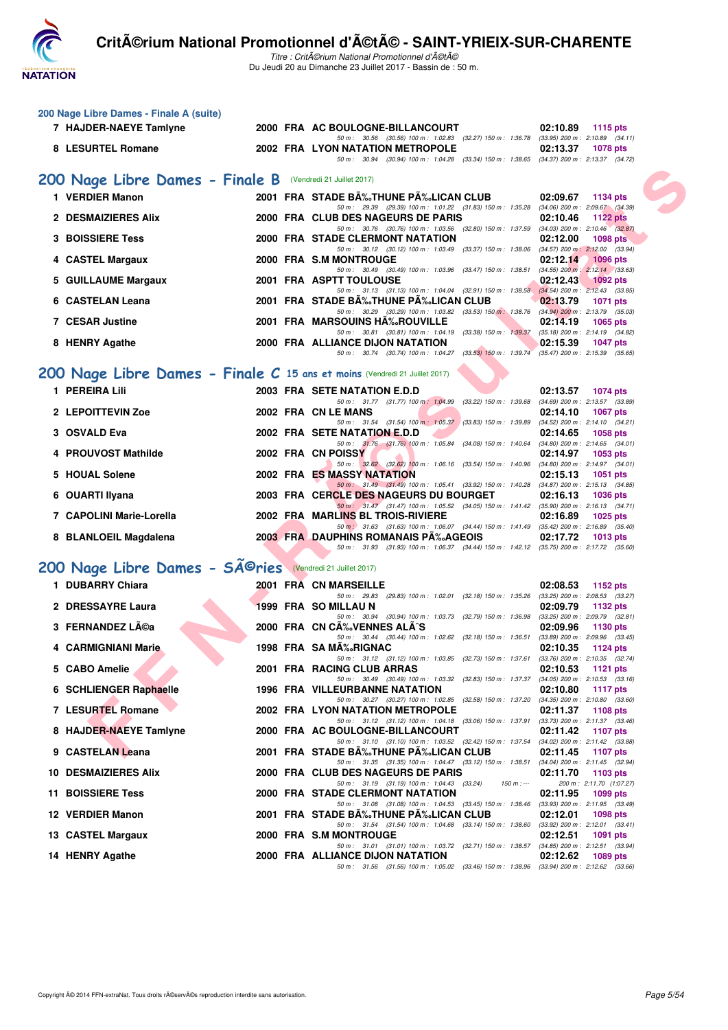## 200 Nage Libre Dames - Finale A (suite)

| Rang | Nom | Année | Nat | Club | Temps | Points |
|---|---|---|---|---|---|---|
| 7 | HAJDER-NAEYE Tamlyne | 2000 | FRA | AC BOULOGNE-BILLANCOURT | 02:10.89 | 1115 pts |
| | 50 m : 30.56 (30.56) 100 m : 1:02.83 (32.27) 150 m : 1:36.78 (33.95) 200 m : 2:10.89 (34.11) | | | | | |
| 8 | LESURTEL Romane | 2002 | FRA | LYON NATATION METROPOLE | 02:13.37 | 1078 pts |
| | 50 m : 30.94 (30.94) 100 m : 1:04.28 (33.34) 150 m : 1:38.65 (34.37) 200 m : 2:13.37 (34.72) | | | | | |

## 200 Nage Libre Dames - Finale B (Vendredi 21 Juillet 2017)

| Rang | Nom | Année | Nat | Club | Temps | Points |
|---|---|---|---|---|---|---|
| 1 | VERDIER Manon | 2001 | FRA | STADE BÃ‰THUNE PÃ‰LICAN CLUB | 02:09.67 | 1134 pts |
| | 50 m : 29.39 (29.39) 100 m : 1:01.22 (31.83) 150 m : 1:35.28 (34.06) 200 m : 2:09.67 (34.39) | | | | | |
| 2 | DESMAIZIERES Alix | 2000 | FRA | CLUB DES NAGEURS DE PARIS | 02:10.46 | 1122 pts |
| | 50 m : 30.76 (30.76) 100 m : 1:03.56 (32.80) 150 m : 1:37.59 (34.03) 200 m : 2:10.46 (32.87) | | | | | |
| 3 | BOISSIERE Tess | 2000 | FRA | STADE CLERMONT NATATION | 02:12.00 | 1098 pts |
| | 50 m : 30.12 (30.12) 100 m : 1:03.49 (33.37) 150 m : 1:38.06 (34.57) 200 m : 2:12.00 (33.94) | | | | | |
| 4 | CASTEL Margaux | 2000 | FRA | S.M MONTROUGE | 02:12.14 | 1096 pts |
| | 50 m : 30.49 (30.49) 100 m : 1:03.96 (33.47) 150 m : 1:38.51 (34.55) 200 m : 2:12.14 (33.63) | | | | | |
| 5 | GUILLAUME Margaux | 2001 | FRA | ASPTT TOULOUSE | 02:12.43 | 1092 pts |
| | 50 m : 31.13 (31.13) 100 m : 1:04.04 (32.91) 150 m : 1:38.58 (34.54) 200 m : 2:12.43 (33.85) | | | | | |
| 6 | CASTELAN Leana | 2001 | FRA | STADE BÃ‰THUNE PÃ‰LICAN CLUB | 02:13.79 | 1071 pts |
| | 50 m : 30.29 (30.29) 100 m : 1:03.82 (33.53) 150 m : 1:38.76 (34.94) 200 m : 2:13.79 (35.03) | | | | | |
| 7 | CESAR Justine | 2001 | FRA | MARSOUINS HÃ‰ROUVILLE | 02:14.19 | 1065 pts |
| | 50 m : 30.81 (30.81) 100 m : 1:04.19 (33.38) 150 m : 1:39.37 (35.18) 200 m : 2:14.19 (34.82) | | | | | |
| 8 | HENRY Agathe | 2000 | FRA | ALLIANCE DIJON NATATION | 02:15.39 | 1047 pts |
| | 50 m : 30.74 (30.74) 100 m : 1:04.27 (33.53) 150 m : 1:39.74 (35.47) 200 m : 2:15.39 (35.65) | | | | | |

## 200 Nage Libre Dames - Finale C 15 ans et moins (Vendredi 21 Juillet 2017)

| Rang | Nom | Année | Nat | Club | Temps | Points |
|---|---|---|---|---|---|---|
| 1 | PEREIRA Lili | 2003 | FRA | SETE NATATION E.D.D | 02:13.57 | 1074 pts |
| | 50 m : 31.77 (31.77) 100 m : 1:04.99 (33.22) 150 m : 1:39.68 (34.69) 200 m : 2:13.57 (33.89) | | | | | |
| 2 | LEPOITTEVIN Zoe | 2002 | FRA | CN LE MANS | 02:14.10 | 1067 pts |
| | 50 m : 31.54 (31.54) 100 m : 1:05.37 (33.83) 150 m : 1:39.89 (34.52) 200 m : 2:14.10 (34.21) | | | | | |
| 3 | OSVALD Eva | 2002 | FRA | SETE NATATION E.D.D | 02:14.65 | 1058 pts |
| | 50 m : 31.76 (31.76) 100 m : 1:05.84 (34.08) 150 m : 1:40.64 (34.80) 200 m : 2:14.65 (34.01) | | | | | |
| 4 | PROUVOST Mathilde | 2002 | FRA | CN POISSY | 02:14.97 | 1053 pts |
| | 50 m : 32.62 (32.62) 100 m : 1:06.16 (33.54) 150 m : 1:40.96 (34.80) 200 m : 2:14.97 (34.01) | | | | | |
| 5 | HOUAL Solene | 2002 | FRA | ES MASSY NATATION | 02:15.13 | 1051 pts |
| | 50 m : 31.49 (31.49) 100 m : 1:05.41 (33.92) 150 m : 1:40.28 (34.87) 200 m : 2:15.13 (34.85) | | | | | |
| 6 | OUARTI Ilyana | 2003 | FRA | CERCLE DES NAGEURS DU BOURGET | 02:16.13 | 1036 pts |
| | 50 m : 31.47 (31.47) 100 m : 1:05.52 (34.05) 150 m : 1:41.42 (35.90) 200 m : 2:16.13 (34.71) | | | | | |
| 7 | CAPOLINI Marie-Lorella | 2002 | FRA | MARLINS BL TROIS-RIVIERE | 02:16.89 | 1025 pts |
| | 50 m : 31.63 (31.63) 100 m : 1:06.07 (34.44) 150 m : 1:41.49 (35.42) 200 m : 2:16.89 (35.40) | | | | | |
| 8 | BLANLOEIL Magdalena | 2003 | FRA | DAUPHINS ROMANAIS PÃ‰AGEOIS | 02:17.72 | 1013 pts |
| | 50 m : 31.93 (31.93) 100 m : 1:06.37 (34.44) 150 m : 1:42.12 (35.75) 200 m : 2:17.72 (35.60) | | | | | |

## 200 Nage Libre Dames - SÃ©ries (Vendredi 21 Juillet 2017)

| Rang | Nom | Année | Nat | Club | Temps | Points |
|---|---|---|---|---|---|---|
| 1 | DUBARRY Chiara | 2001 | FRA | CN MARSEILLE | 02:08.53 | 1152 pts |
| | 50 m : 29.83 (29.83) 100 m : 1:02.01 (32.18) 150 m : 1:35.26 (33.25) 200 m : 2:08.53 (33.27) | | | | | |
| 2 | DRESSAYRE Laura | 1999 | FRA | SO MILLAU N | 02:09.79 | 1132 pts |
| | 50 m : 30.94 (30.94) 100 m : 1:03.73 (32.79) 150 m : 1:36.98 (33.25) 200 m : 2:09.79 (32.81) | | | | | |
| 3 | FERNANDEZ LÃ©a | 2000 | FRA | CN CÃ‰VENNES ALÃˆS | 02:09.96 | 1130 pts |
| | 50 m : 30.44 (30.44) 100 m : 1:02.62 (32.18) 150 m : 1:36.51 (33.89) 200 m : 2:09.96 (33.45) | | | | | |
| 4 | CARMIGNIANI Marie | 1998 | FRA | SA MÃ‰RIGNAC | 02:10.35 | 1124 pts |
| | 50 m : 31.12 (31.12) 100 m : 1:03.85 (32.73) 150 m : 1:37.61 (33.76) 200 m : 2:10.35 (32.74) | | | | | |
| 5 | CABO Amelie | 2001 | FRA | RACING CLUB ARRAS | 02:10.53 | 1121 pts |
| | 50 m : 30.49 (30.49) 100 m : 1:03.32 (32.83) 150 m : 1:37.37 (34.05) 200 m : 2:10.53 (33.16) | | | | | |
| 6 | SCHLIENGER Raphaelle | 1996 | FRA | VILLEURBANNE NATATION | 02:10.80 | 1117 pts |
| | 50 m : 30.27 (30.27) 100 m : 1:02.85 (32.58) 150 m : 1:37.20 (34.35) 200 m : 2:10.80 (33.60) | | | | | |
| 7 | LESURTEL Romane | 2002 | FRA | LYON NATATION METROPOLE | 02:11.37 | 1108 pts |
| | 50 m : 31.12 (31.12) 100 m : 1:04.18 (33.06) 150 m : 1:37.91 (33.73) 200 m : 2:11.37 (33.46) | | | | | |
| 8 | HAJDER-NAEYE Tamlyne | 2000 | FRA | AC BOULOGNE-BILLANCOURT | 02:11.42 | 1107 pts |
| | 50 m : 31.10 (31.10) 100 m : 1:03.52 (32.42) 150 m : 1:37.54 (34.02) 200 m : 2:11.42 (33.88) | | | | | |
| 9 | CASTELAN Leana | 2001 | FRA | STADE BÃ‰THUNE PÃ‰LICAN CLUB | 02:11.45 | 1107 pts |
| | 50 m : 31.35 (31.35) 100 m : 1:04.47 (33.12) 150 m : 1:38.51 (34.04) 200 m : 2:11.45 (32.94) | | | | | |
| 10 | DESMAIZIERES Alix | 2000 | FRA | CLUB DES NAGEURS DE PARIS | 02:11.70 | 1103 pts |
| | 50 m : 31.19 (31.19) 100 m : 1:04.43 (33.24) 150 m : --- 200 m : 2:11.70 (1:07.27) | | | | | |
| 11 | BOISSIERE Tess | 2000 | FRA | STADE CLERMONT NATATION | 02:11.95 | 1099 pts |
| | 50 m : 31.08 (31.08) 100 m : 1:04.53 (33.45) 150 m : 1:38.46 (33.93) 200 m : 2:11.95 (33.49) | | | | | |
| 12 | VERDIER Manon | 2001 | FRA | STADE BÃ‰THUNE PÃ‰LICAN CLUB | 02:12.01 | 1098 pts |
| | 50 m : 31.54 (31.54) 100 m : 1:04.68 (33.14) 150 m : 1:38.60 (33.92) 200 m : 2:12.01 (33.41) | | | | | |
| 13 | CASTEL Margaux | 2000 | FRA | S.M MONTROUGE | 02:12.51 | 1091 pts |
| | 50 m : 31.01 (31.01) 100 m : 1:03.72 (32.71) 150 m : 1:38.57 (34.85) 200 m : 2:12.51 (33.94) | | | | | |
| 14 | HENRY Agathe | 2000 | FRA | ALLIANCE DIJON NATATION | 02:12.62 | 1089 pts |
| | 50 m : 31.56 (31.56) 100 m : 1:05.02 (33.46) 150 m : 1:38.96 (33.94) 200 m : 2:12.62 (33.66) | | | | | |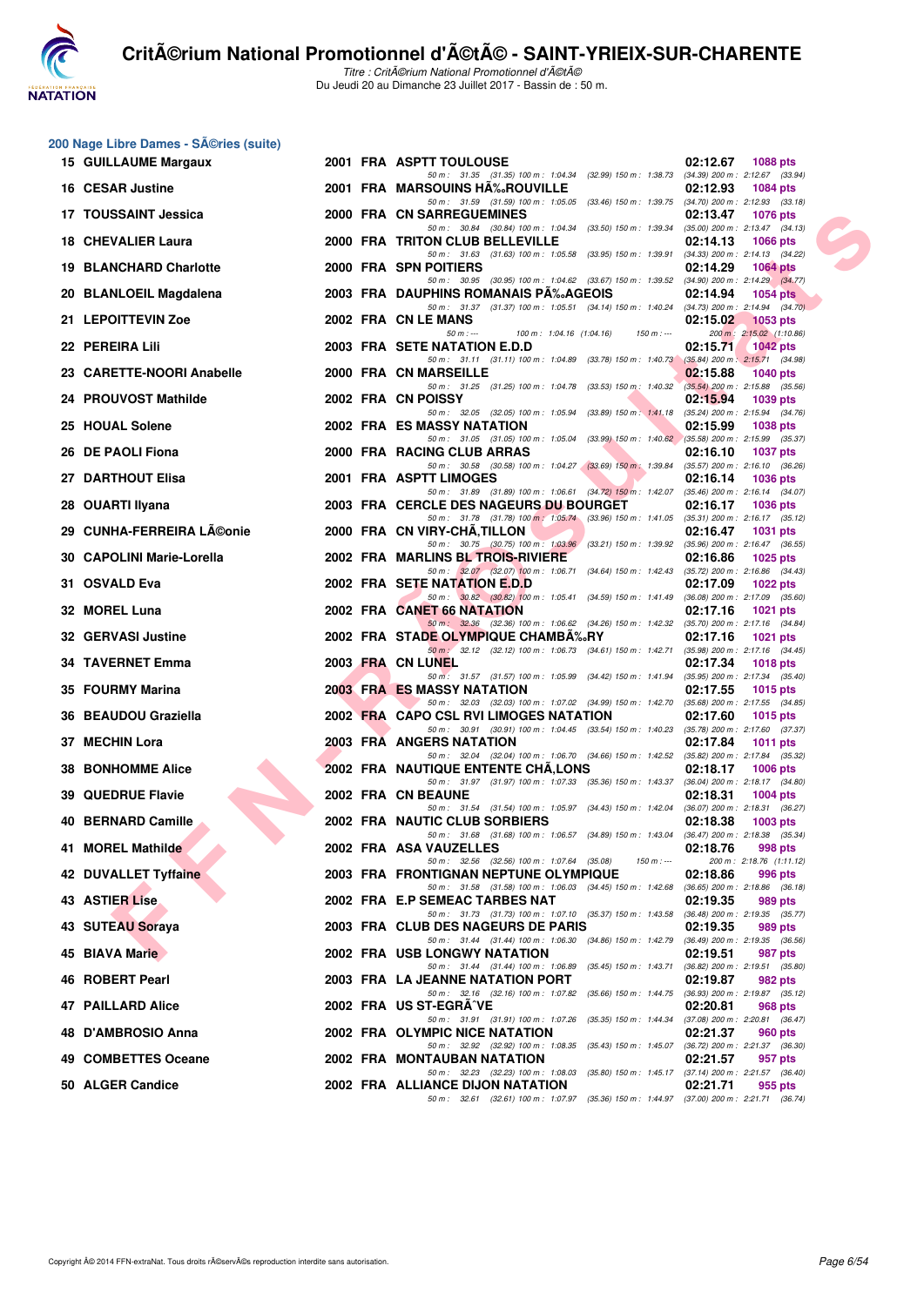## 200 Nage Libre Dames - SÃ©ries (suite)

| Rang | Nom | Année | Nat | Club | Temps | Points |
|---|---|---|---|---|---|---|
| 15 | GUILLAUME Margaux | 2001 | FRA | ASPTT TOULOUSE | 02:12.67 | 1088 pts |
| | 50 m : 31.35 (31.35) 100 m : 1:04.34 (32.99) 150 m : 1:38.73 (34.39) 200 m : 2:12.67 (33.94) | | | | | |
| 16 | CESAR Justine | 2001 | FRA | MARSOUINS HÃ‰ROUVILLE | 02:12.93 | 1084 pts |
| | 50 m : 31.59 (31.59) 100 m : 1:05.05 (33.46) 150 m : 1:39.75 (34.70) 200 m : 2:12.93 (33.18) | | | | | |
| 17 | TOUSSAINT Jessica | 2000 | FRA | CN SARREGUEMINES | 02:13.47 | 1076 pts |
| | 50 m : 30.84 (30.84) 100 m : 1:04.34 (33.50) 150 m : 1:39.34 (35.00) 200 m : 2:13.47 (34.13) | | | | | |
| 18 | CHEVALIER Laura | 2000 | FRA | TRITON CLUB BELLEVILLE | 02:14.13 | 1066 pts |
| | 50 m : 31.63 (31.63) 100 m : 1:05.58 (33.95) 150 m : 1:39.91 (34.33) 200 m : 2:14.13 (34.22) | | | | | |
| 19 | BLANCHARD Charlotte | 2000 | FRA | SPN POITIERS | 02:14.29 | 1064 pts |
| | 50 m : 30.95 (30.95) 100 m : 1:04.62 (33.67) 150 m : 1:39.52 (34.90) 200 m : 2:14.29 (34.77) | | | | | |
| 20 | BLANLOEIL Magdalena | 2003 | FRA | DAUPHINS ROMANAIS PÃ‰AGEOIS | 02:14.94 | 1054 pts |
| | 50 m : 31.37 (31.37) 100 m : 1:05.51 (34.14) 150 m : 1:40.24 (34.73) 200 m : 2:14.94 (34.70) | | | | | |
| 21 | LEPOITTEVIN Zoe | 2002 | FRA | CN LE MANS | 02:15.02 | 1053 pts |
| | 50 m : --- 100 m : 1:04.16 (1:04.16) 150 m : --- 200 m : 2:15.02 (1:10.86) | | | | | |
| 22 | PEREIRA Lili | 2003 | FRA | SETE NATATION E.D.D | 02:15.71 | 1042 pts |
| | 50 m : 31.11 (31.11) 100 m : 1:04.89 (33.78) 150 m : 1:40.73 (35.84) 200 m : 2:15.71 (34.98) | | | | | |
| 23 | CARETTE-NOORI Anabelle | 2000 | FRA | CN MARSEILLE | 02:15.88 | 1040 pts |
| | 50 m : 31.25 (31.25) 100 m : 1:04.78 (33.53) 150 m : 1:40.32 (35.54) 200 m : 2:15.88 (35.56) | | | | | |
| 24 | PROUVOST Mathilde | 2002 | FRA | CN POISSY | 02:15.94 | 1039 pts |
| | 50 m : 32.05 (32.05) 100 m : 1:05.94 (33.89) 150 m : 1:41.18 (35.24) 200 m : 2:15.94 (34.76) | | | | | |
| 25 | HOUAL Solene | 2002 | FRA | ES MASSY NATATION | 02:15.99 | 1038 pts |
| | 50 m : 31.05 (31.05) 100 m : 1:05.04 (33.99) 150 m : 1:40.62 (35.58) 200 m : 2:15.99 (35.37) | | | | | |
| 26 | DE PAOLI Fiona | 2000 | FRA | RACING CLUB ARRAS | 02:16.10 | 1037 pts |
| | 50 m : 30.58 (30.58) 100 m : 1:04.27 (33.69) 150 m : 1:39.84 (35.57) 200 m : 2:16.10 (36.26) | | | | | |
| 27 | DARTHOUT Elisa | 2001 | FRA | ASPTT LIMOGES | 02:16.14 | 1036 pts |
| | 50 m : 31.89 (31.89) 100 m : 1:06.61 (34.72) 150 m : 1:42.07 (35.46) 200 m : 2:16.14 (34.07) | | | | | |
| 28 | OUARTI Ilyana | 2003 | FRA | CERCLE DES NAGEURS DU BOURGET | 02:16.17 | 1036 pts |
| | 50 m : 31.78 (31.78) 100 m : 1:05.74 (33.96) 150 m : 1:41.05 (35.31) 200 m : 2:16.17 (35.12) | | | | | |
| 29 | CUNHA-FERREIRA LÃ©onie | 2000 | FRA | CN VIRY-CHÃ‚TILLON | 02:16.47 | 1031 pts |
| | 50 m : 30.75 (30.75) 100 m : 1:03.96 (33.21) 150 m : 1:39.92 (35.96) 200 m : 2:16.47 (36.55) | | | | | |
| 30 | CAPOLINI Marie-Lorella | 2002 | FRA | MARLINS BL TROIS-RIVIERE | 02:16.86 | 1025 pts |
| | 50 m : 32.07 (32.07) 100 m : 1:06.71 (34.64) 150 m : 1:42.43 (35.72) 200 m : 2:16.86 (34.43) | | | | | |
| 31 | OSVALD Eva | 2002 | FRA | SETE NATATION E.D.D | 02:17.09 | 1022 pts |
| | 50 m : 30.82 (30.82) 100 m : 1:05.41 (34.59) 150 m : 1:41.49 (36.08) 200 m : 2:17.09 (35.60) | | | | | |
| 32 | MOREL Luna | 2002 | FRA | CANET 66 NATATION | 02:17.16 | 1021 pts |
| | 50 m : 32.36 (32.36) 100 m : 1:06.62 (34.26) 150 m : 1:42.32 (35.70) 200 m : 2:17.16 (34.84) | | | | | |
| 32 | GERVASI Justine | 2002 | FRA | STADE OLYMPIQUE CHAMBÃ‰RY | 02:17.16 | 1021 pts |
| | 50 m : 32.12 (32.12) 100 m : 1:06.73 (34.61) 150 m : 1:42.71 (35.98) 200 m : 2:17.16 (34.45) | | | | | |
| 34 | TAVERNET Emma | 2003 | FRA | CN LUNEL | 02:17.34 | 1018 pts |
| | 50 m : 31.57 (31.57) 100 m : 1:05.99 (34.42) 150 m : 1:41.94 (35.95) 200 m : 2:17.34 (35.40) | | | | | |
| 35 | FOURMY Marina | 2003 | FRA | ES MASSY NATATION | 02:17.55 | 1015 pts |
| | 50 m : 32.03 (32.03) 100 m : 1:07.02 (34.99) 150 m : 1:42.70 (35.68) 200 m : 2:17.55 (34.85) | | | | | |
| 36 | BEAUDOU Graziella | 2002 | FRA | CAPO CSL RVI LIMOGES NATATION | 02:17.60 | 1015 pts |
| | 50 m : 30.91 (30.91) 100 m : 1:04.45 (33.54) 150 m : 1:40.23 (35.78) 200 m : 2:17.60 (37.37) | | | | | |
| 37 | MECHIN Lora | 2003 | FRA | ANGERS NATATION | 02:17.84 | 1011 pts |
| | 50 m : 32.04 (32.04) 100 m : 1:06.70 (34.66) 150 m : 1:42.52 (35.82) 200 m : 2:17.84 (35.32) | | | | | |
| 38 | BONHOMME Alice | 2002 | FRA | NAUTIQUE ENTENTE CHÃ‚LONS | 02:18.17 | 1006 pts |
| | 50 m : 31.97 (31.97) 100 m : 1:07.33 (35.36) 150 m : 1:43.37 (36.04) 200 m : 2:18.17 (34.80) | | | | | |
| 39 | QUEDRUE Flavie | 2002 | FRA | CN BEAUNE | 02:18.31 | 1004 pts |
| | 50 m : 31.54 (31.54) 100 m : 1:05.97 (34.43) 150 m : 1:42.04 (36.07) 200 m : 2:18.31 (36.27) | | | | | |
| 40 | BERNARD Camille | 2002 | FRA | NAUTIC CLUB SORBIERS | 02:18.38 | 1003 pts |
| | 50 m : 31.68 (31.68) 100 m : 1:06.57 (34.89) 150 m : 1:43.04 (36.47) 200 m : 2:18.38 (35.34) | | | | | |
| 41 | MOREL Mathilde | 2002 | FRA | ASA VAUZELLES | 02:18.76 | 998 pts |
| | 50 m : 32.56 (32.56) 100 m : 1:07.64 (35.08) 150 m : --- 200 m : 2:18.76 (1:11.12) | | | | | |
| 42 | DUVALLET Tyffaine | 2003 | FRA | FRONTIGNAN NEPTUNE OLYMPIQUE | 02:18.86 | 996 pts |
| | 50 m : 31.58 (31.58) 100 m : 1:06.03 (34.45) 150 m : 1:42.68 (36.65) 200 m : 2:18.86 (36.18) | | | | | |
| 43 | ASTIER Lise | 2002 | FRA | E.P SEMEAC TARBES NAT | 02:19.35 | 989 pts |
| | 50 m : 31.73 (31.73) 100 m : 1:07.10 (35.37) 150 m : 1:43.58 (36.48) 200 m : 2:19.35 (35.77) | | | | | |
| 43 | SUTEAU Soraya | 2003 | FRA | CLUB DES NAGEURS DE PARIS | 02:19.35 | 989 pts |
| | 50 m : 31.44 (31.44) 100 m : 1:06.30 (34.86) 150 m : 1:42.79 (36.49) 200 m : 2:19.35 (36.56) | | | | | |
| 45 | BIAVA Marie | 2002 | FRA | USB LONGWY NATATION | 02:19.51 | 987 pts |
| | 50 m : 31.44 (31.44) 100 m : 1:06.89 (35.45) 150 m : 1:43.71 (36.82) 200 m : 2:19.51 (35.80) | | | | | |
| 46 | ROBERT Pearl | 2003 | FRA | LA JEANNE NATATION PORT | 02:19.87 | 982 pts |
| | 50 m : 32.16 (32.16) 100 m : 1:07.82 (35.66) 150 m : 1:44.75 (36.93) 200 m : 2:19.87 (35.12) | | | | | |
| 47 | PAILLARD Alice | 2002 | FRA | US ST-EGRÃˆVE | 02:20.81 | 968 pts |
| | 50 m : 31.91 (31.91) 100 m : 1:07.26 (35.35) 150 m : 1:44.34 (37.08) 200 m : 2:20.81 (36.47) | | | | | |
| 48 | D'AMBROSIO Anna | 2002 | FRA | OLYMPIC NICE NATATION | 02:21.37 | 960 pts |
| | 50 m : 32.92 (32.92) 100 m : 1:08.35 (35.43) 150 m : 1:45.07 (36.72) 200 m : 2:21.37 (36.30) | | | | | |
| 49 | COMBETTES Oceane | 2002 | FRA | MONTAUBAN NATATION | 02:21.57 | 957 pts |
| | 50 m : 32.23 (32.23) 100 m : 1:08.03 (35.80) 150 m : 1:45.17 (37.14) 200 m : 2:21.57 (36.40) | | | | | |
| 50 | ALGER Candice | 2002 | FRA | ALLIANCE DIJON NATATION | 02:21.71 | 955 pts |
| | 50 m : 32.61 (32.61) 100 m : 1:07.97 (35.36) 150 m : 1:44.97 (37.00) 200 m : 2:21.71 (36.74) | | | | | |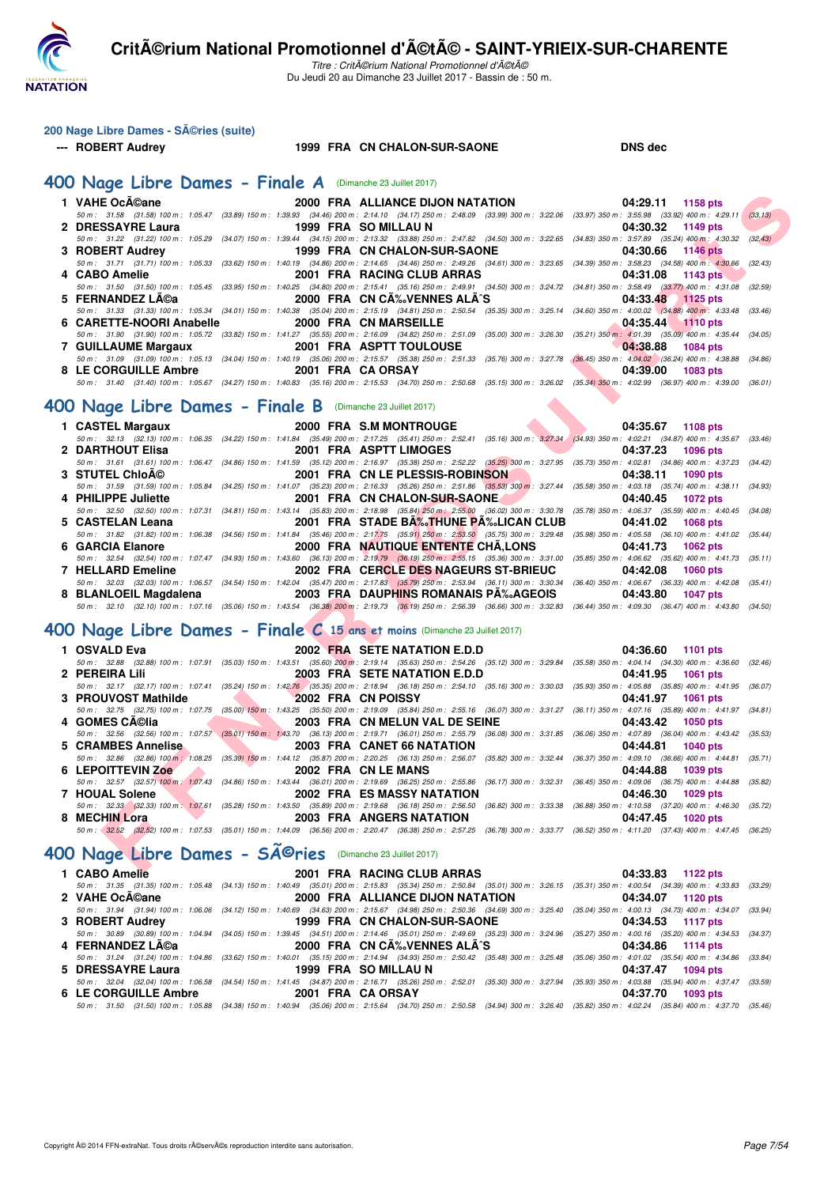## 200 Nage Libre Dames - SÃ©ries (suite)

--- ROBERT Audrey 1999 FRA CN CHALON-SUR-SAONE DNS dec

## 400 Nage Libre Dames - Finale A (Dimanche 23 Juillet 2017)

| Place | Nom | Année | Nat | Club | Temps | Points |
|---|---|---|---|---|---|---|
| 1 | VAHE OcÃ©ane | 2000 | FRA | ALLIANCE DIJON NATATION | 04:29.11 | 1158 pts |
| | 50 m : 31.58 (31.58) 100 m : 1:05.47 (33.89) 150 m : 1:39.93 (34.46) 200 m : 2:14.10 (34.17) 250 m : 2:48.09 (33.99) 300 m : 3:22.06 (33.97) 350 m : 3:55.98 (33.92) 400 m : 4:29.11 (33.13) | | | | | |
| 2 | DRESSAYRE Laura | 1999 | FRA | SO MILLAU N | 04:30.32 | 1149 pts |
| | 50 m : 31.22 (31.22) 100 m : 1:05.29 (34.07) 150 m : 1:39.44 (34.15) 200 m : 2:13.32 (33.88) 250 m : 2:47.82 (34.50) 300 m : 3:22.65 (34.83) 350 m : 3:57.89 (35.24) 400 m : 4:30.32 (32.43) | | | | | |
| 3 | ROBERT Audrey | 1999 | FRA | CN CHALON-SUR-SAONE | 04:30.66 | 1146 pts |
| | 50 m : 31.71 (31.71) 100 m : 1:05.33 (33.62) 150 m : 1:40.19 (34.86) 200 m : 2:14.65 (34.46) 250 m : 2:49.26 (34.61) 300 m : 3:23.65 (34.39) 350 m : 3:58.23 (34.58) 400 m : 4:30.66 (32.43) | | | | | |
| 4 | CABO Amelie | 2001 | FRA | RACING CLUB ARRAS | 04:31.08 | 1143 pts |
| | 50 m : 31.50 (31.50) 100 m : 1:05.45 (33.95) 150 m : 1:40.25 (34.80) 200 m : 2:15.41 (35.16) 250 m : 2:49.91 (34.50) 300 m : 3:24.72 (34.81) 350 m : 3:58.49 (33.77) 400 m : 4:31.08 (32.59) | | | | | |
| 5 | FERNANDEZ LÃ©a | 2000 | FRA | CN CÃ‰VENNES ALÃˆS | 04:33.48 | 1125 pts |
| | 50 m : 31.33 (31.33) 100 m : 1:05.34 (34.01) 150 m : 1:40.38 (35.04) 200 m : 2:15.19 (34.81) 250 m : 2:50.54 (35.35) 300 m : 3:25.14 (34.60) 350 m : 4:00.02 (34.88) 400 m : 4:33.48 (33.46) | | | | | |
| 6 | CARETTE-NOORI Anabelle | 2000 | FRA | CN MARSEILLE | 04:35.44 | 1110 pts |
| | 50 m : 31.90 (31.90) 100 m : 1:05.72 (33.82) 150 m : 1:41.27 (35.55) 200 m : 2:16.09 (34.82) 250 m : 2:51.09 (35.00) 300 m : 3:26.30 (35.21) 350 m : 4:01.39 (35.09) 400 m : 4:35.44 (34.05) | | | | | |
| 7 | GUILLAUME Margaux | 2001 | FRA | ASPTT TOULOUSE | 04:38.88 | 1084 pts |
| | 50 m : 31.09 (31.09) 100 m : 1:05.13 (34.04) 150 m : 1:40.19 (35.06) 200 m : 2:15.57 (35.38) 250 m : 2:51.33 (35.76) 300 m : 3:27.78 (36.45) 350 m : 4:04.02 (36.24) 400 m : 4:38.88 (34.86) | | | | | |
| 8 | LE CORGUILLE Ambre | 2001 | FRA | CA ORSAY | 04:39.00 | 1083 pts |
| | 50 m : 31.40 (31.40) 100 m : 1:05.67 (34.27) 150 m : 1:40.83 (35.16) 200 m : 2:15.53 (34.70) 250 m : 2:50.68 (35.15) 300 m : 3:26.02 (35.34) 350 m : 4:02.99 (36.97) 400 m : 4:39.00 (36.01) | | | | | |

## 400 Nage Libre Dames - Finale B (Dimanche 23 Juillet 2017)

| Place | Nom | Année | Nat | Club | Temps | Points |
|---|---|---|---|---|---|---|
| 1 | CASTEL Margaux | 2000 | FRA | S.M MONTROUGE | 04:35.67 | 1108 pts |
| | 50 m : 32.13 (32.13) 100 m : 1:06.35 (34.22) 150 m : 1:41.84 (35.49) 200 m : 2:17.25 (35.41) 250 m : 2:52.41 (35.16) 300 m : 3:27.34 (34.93) 350 m : 4:02.21 (34.87) 400 m : 4:35.67 (33.46) | | | | | |
| 2 | DARTHOUT Elisa | 2001 | FRA | ASPTT LIMOGES | 04:37.23 | 1096 pts |
| | 50 m : 31.61 (31.61) 100 m : 1:06.47 (34.86) 150 m : 1:41.59 (35.12) 200 m : 2:16.97 (35.38) 250 m : 2:52.22 (35.25) 300 m : 3:27.95 (35.73) 350 m : 4:02.81 (34.86) 400 m : 4:37.23 (34.42) | | | | | |
| 3 | STUTEL ChloÃ© | 2001 | FRA | CN LE PLESSIS-ROBINSON | 04:38.11 | 1090 pts |
| | 50 m : 31.59 (31.59) 100 m : 1:05.84 (34.25) 150 m : 1:41.07 (35.23) 200 m : 2:16.33 (35.26) 250 m : 2:51.86 (35.53) 300 m : 3:27.44 (35.58) 350 m : 4:03.18 (35.74) 400 m : 4:38.11 (34.93) | | | | | |
| 4 | PHILIPPE Juliette | 2001 | FRA | CN CHALON-SUR-SAONE | 04:40.45 | 1072 pts |
| | 50 m : 32.50 (32.50) 100 m : 1:07.31 (34.81) 150 m : 1:43.14 (35.83) 200 m : 2:18.98 (35.84) 250 m : 2:55.00 (36.02) 300 m : 3:30.78 (35.78) 350 m : 4:06.37 (35.59) 400 m : 4:40.45 (34.08) | | | | | |
| 5 | CASTELAN Leana | 2001 | FRA | STADE BÃ‰THUNE PÃ‰LICAN CLUB | 04:41.02 | 1068 pts |
| | 50 m : 31.82 (31.82) 100 m : 1:06.38 (34.56) 150 m : 1:41.84 (35.46) 200 m : 2:17.75 (35.91) 250 m : 2:53.50 (35.75) 300 m : 3:29.48 (35.98) 350 m : 4:05.58 (36.10) 400 m : 4:41.02 (35.44) | | | | | |
| 6 | GARCIA Elanore | 2000 | FRA | NAUTIQUE ENTENTE CHÃ‚LONS | 04:41.73 | 1062 pts |
| | 50 m : 32.54 (32.54) 100 m : 1:07.47 (34.93) 150 m : 1:43.60 (36.13) 200 m : 2:19.79 (36.19) 250 m : 2:55.15 (35.36) 300 m : 3:31.00 (35.85) 350 m : 4:06.62 (35.62) 400 m : 4:41.73 (35.11) | | | | | |
| 7 | HELLARD Emeline | 2002 | FRA | CERCLE DES NAGEURS ST-BRIEUC | 04:42.08 | 1060 pts |
| | 50 m : 32.03 (32.03) 100 m : 1:06.57 (34.54) 150 m : 1:42.04 (35.47) 200 m : 2:17.83 (35.79) 250 m : 2:53.94 (36.11) 300 m : 3:30.34 (36.40) 350 m : 4:06.67 (36.33) 400 m : 4:42.08 (35.41) | | | | | |
| 8 | BLANLOEIL Magdalena | 2003 | FRA | DAUPHINS ROMANAIS PÃ‰AGEOIS | 04:43.80 | 1047 pts |
| | 50 m : 32.10 (32.10) 100 m : 1:07.16 (35.06) 150 m : 1:43.54 (36.38) 200 m : 2:19.73 (36.19) 250 m : 2:56.39 (36.66) 300 m : 3:32.83 (36.44) 350 m : 4:09.30 (36.47) 400 m : 4:43.80 (34.50) | | | | | |

## 400 Nage Libre Dames - Finale C 15 ans et moins (Dimanche 23 Juillet 2017)

| Place | Nom | Année | Nat | Club | Temps | Points |
|---|---|---|---|---|---|---|
| 1 | OSVALD Eva | 2002 | FRA | SETE NATATION E.D.D | 04:36.60 | 1101 pts |
| | 50 m : 32.88 (32.88) 100 m : 1:07.91 (35.03) 150 m : 1:43.51 (35.60) 200 m : 2:19.14 (35.63) 250 m : 2:54.26 (35.12) 300 m : 3:29.84 (35.58) 350 m : 4:04.14 (34.30) 400 m : 4:36.60 (32.46) | | | | | |
| 2 | PEREIRA Lili | 2003 | FRA | SETE NATATION E.D.D | 04:41.95 | 1061 pts |
| | 50 m : 32.17 (32.17) 100 m : 1:07.41 (35.24) 150 m : 1:42.76 (35.35) 200 m : 2:18.94 (36.18) 250 m : 2:54.10 (35.16) 300 m : 3:30.03 (35.93) 350 m : 4:05.88 (35.85) 400 m : 4:41.95 (36.07) | | | | | |
| 3 | PROUVOST Mathilde | 2002 | FRA | CN POISSY | 04:41.97 | 1061 pts |
| | 50 m : 32.75 (32.75) 100 m : 1:07.75 (35.00) 150 m : 1:43.25 (35.50) 200 m : 2:19.09 (35.84) 250 m : 2:55.16 (36.07) 300 m : 3:31.27 (36.11) 350 m : 4:07.16 (35.89) 400 m : 4:41.97 (34.81) | | | | | |
| 4 | GOMES CÃ©lia | 2003 | FRA | CN MELUN VAL DE SEINE | 04:43.42 | 1050 pts |
| | 50 m : 32.56 (32.56) 100 m : 1:07.57 (35.01) 150 m : 1:43.70 (36.13) 200 m : 2:19.71 (36.01) 250 m : 2:55.79 (36.08) 300 m : 3:31.85 (36.06) 350 m : 4:07.89 (36.04) 400 m : 4:43.42 (35.53) | | | | | |
| 5 | CRAMBES Annelise | 2003 | FRA | CANET 66 NATATION | 04:44.81 | 1040 pts |
| | 50 m : 32.86 (32.86) 100 m : 1:08.25 (35.39) 150 m : 1:44.12 (35.87) 200 m : 2:20.25 (36.13) 250 m : 2:56.07 (35.82) 300 m : 3:32.44 (36.37) 350 m : 4:09.10 (36.66) 400 m : 4:44.81 (35.71) | | | | | |
| 6 | LEPOITTEVIN Zoe | 2002 | FRA | CN LE MANS | 04:44.88 | 1039 pts |
| | 50 m : 32.57 (32.57) 100 m : 1:07.43 (34.86) 150 m : 1:43.44 (36.01) 200 m : 2:19.69 (36.25) 250 m : 2:55.86 (36.17) 300 m : 3:32.31 (36.45) 350 m : 4:09.06 (36.75) 400 m : 4:44.88 (35.82) | | | | | |
| 7 | HOUAL Solene | 2002 | FRA | ES MASSY NATATION | 04:46.30 | 1029 pts |
| | 50 m : 32.33 (32.33) 100 m : 1:07.61 (35.28) 150 m : 1:43.50 (35.89) 200 m : 2:19.68 (36.18) 250 m : 2:56.50 (36.82) 300 m : 3:33.38 (36.88) 350 m : 4:10.58 (37.20) 400 m : 4:46.30 (35.72) | | | | | |
| 8 | MECHIN Lora | 2003 | FRA | ANGERS NATATION | 04:47.45 | 1020 pts |
| | 50 m : 32.52 (32.52) 100 m : 1:07.53 (35.01) 150 m : 1:44.09 (36.56) 200 m : 2:20.47 (36.38) 250 m : 2:57.25 (36.78) 300 m : 3:33.77 (36.52) 350 m : 4:11.20 (37.43) 400 m : 4:47.45 (36.25) | | | | | |

## 400 Nage Libre Dames - SÃ©ries (Dimanche 23 Juillet 2017)

| Place | Nom | Année | Nat | Club | Temps | Points |
|---|---|---|---|---|---|---|
| 1 | CABO Amelie | 2001 | FRA | RACING CLUB ARRAS | 04:33.83 | 1122 pts |
| | 50 m : 31.35 (31.35) 100 m : 1:05.48 (34.13) 150 m : 1:40.49 (35.01) 200 m : 2:15.83 (35.34) 250 m : 2:50.84 (35.01) 300 m : 3:26.15 (35.31) 350 m : 4:00.54 (34.39) 400 m : 4:33.83 (33.29) | | | | | |
| 2 | VAHE OcÃ©ane | 2000 | FRA | ALLIANCE DIJON NATATION | 04:34.07 | 1120 pts |
| | 50 m : 31.94 (31.94) 100 m : 1:06.06 (34.12) 150 m : 1:40.69 (34.63) 200 m : 2:15.67 (34.98) 250 m : 2:50.36 (34.69) 300 m : 3:25.40 (35.04) 350 m : 4:00.13 (34.73) 400 m : 4:34.07 (33.94) | | | | | |
| 3 | ROBERT Audrey | 1999 | FRA | CN CHALON-SUR-SAONE | 04:34.53 | 1117 pts |
| | 50 m : 30.89 (30.89) 100 m : 1:04.94 (34.05) 150 m : 1:39.45 (34.51) 200 m : 2:14.46 (35.01) 250 m : 2:49.69 (35.23) 300 m : 3:24.96 (35.27) 350 m : 4:00.16 (35.20) 400 m : 4:34.53 (34.37) | | | | | |
| 4 | FERNANDEZ LÃ©a | 2000 | FRA | CN CÃ‰VENNES ALÃˆS | 04:34.86 | 1114 pts |
| | 50 m : 31.24 (31.24) 100 m : 1:04.86 (33.62) 150 m : 1:40.01 (35.15) 200 m : 2:14.94 (34.93) 250 m : 2:50.42 (35.48) 300 m : 3:25.48 (35.06) 350 m : 4:01.02 (35.54) 400 m : 4:34.86 (33.84) | | | | | |
| 5 | DRESSAYRE Laura | 1999 | FRA | SO MILLAU N | 04:37.47 | 1094 pts |
| | 50 m : 32.04 (32.04) 100 m : 1:06.58 (34.54) 150 m : 1:41.45 (34.87) 200 m : 2:16.71 (35.26) 250 m : 2:52.01 (35.30) 300 m : 3:27.94 (35.93) 350 m : 4:03.88 (35.94) 400 m : 4:37.47 (33.59) | | | | | |
| 6 | LE CORGUILLE Ambre | 2001 | FRA | CA ORSAY | 04:37.70 | 1093 pts |
| | 50 m : 31.50 (31.50) 100 m : 1:05.88 (34.38) 150 m : 1:40.94 (35.06) 200 m : 2:15.64 (34.70) 250 m : 2:50.58 (34.94) 300 m : 3:26.40 (35.82) 350 m : 4:02.24 (35.84) 400 m : 4:37.70 (35.46) | | | | | |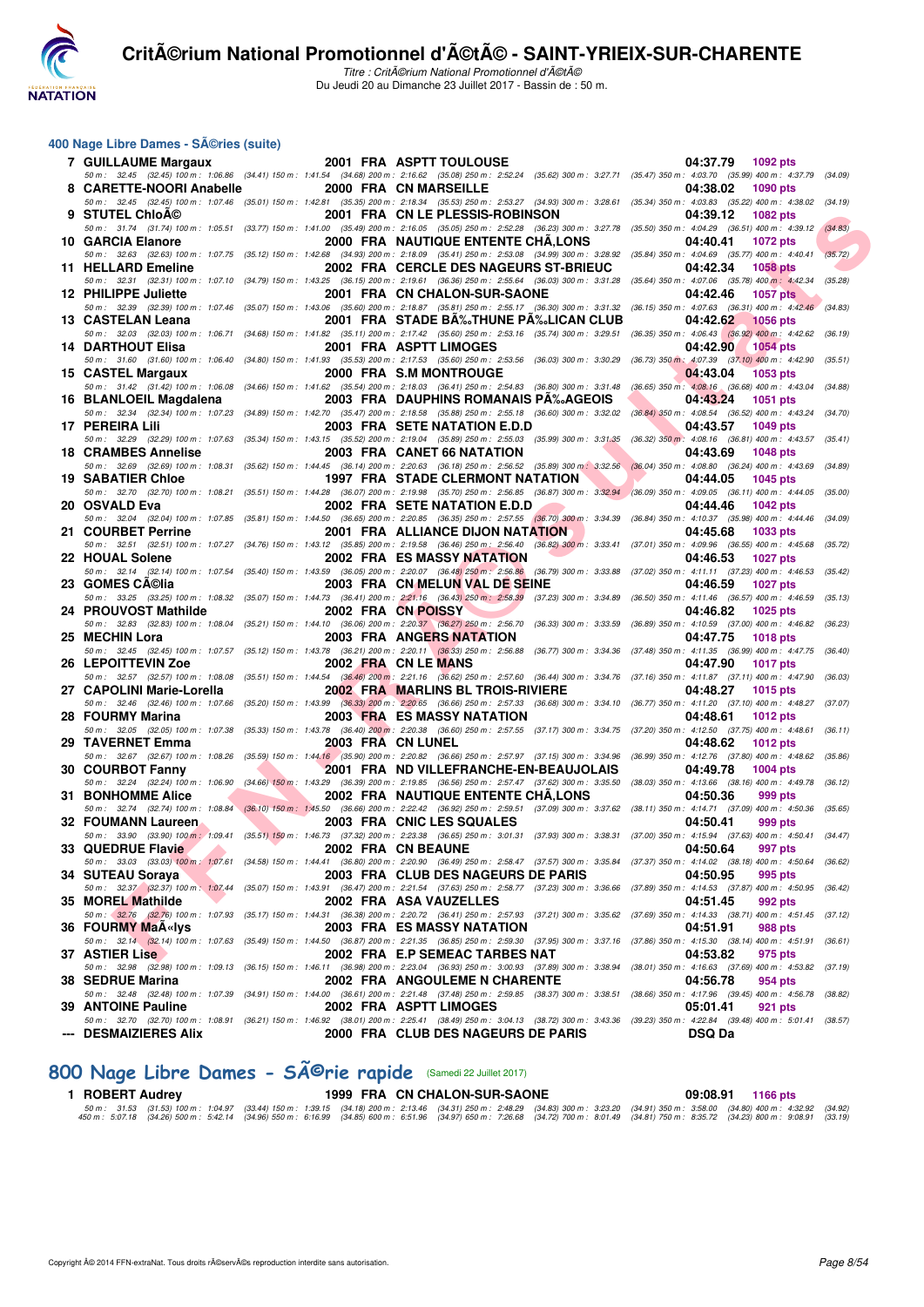# Critérium National Promotionnel d'Été - SAINT-YRIEIX-SUR-CHARENTE

*Titre : Critérium National Promotionnel d'Été*
Du Jeudi 20 au Dimanche 23 Juillet 2017 - Bassin de : 50 m.

## 400 Nage Libre Dames - Séries (suite)

| Rang | Nom | Année | Nat | Club | Temps | Points |
|---|---|---|---|---|---|---|
| 7 | GUILLAUME Margaux | 2001 | FRA | ASPTT TOULOUSE | 04:37.79 | 1092 pts |
| | 50 m : 32.45 (32.45) 100 m : 1:06.86 (34.41) 150 m : 1:41.54 (34.68) 200 m : 2:16.62 (35.08) 250 m : 2:52.24 (35.62) 300 m : 3:27.71 (35.47) 350 m : 4:03.70 (35.99) 400 m : 4:37.79 (34.09) | | | | | |
| 8 | CARETTE-NOORI Anabelle | 2000 | FRA | CN MARSEILLE | 04:38.02 | 1090 pts |
| | 50 m : 32.45 (32.45) 100 m : 1:07.46 (35.01) 150 m : 1:42.81 (35.35) 200 m : 2:18.34 (35.53) 250 m : 2:53.27 (34.93) 300 m : 3:28.61 (35.34) 350 m : 4:03.83 (35.22) 400 m : 4:38.02 (34.19) | | | | | |
| 9 | STUTEL Chloé | 2001 | FRA | CN LE PLESSIS-ROBINSON | 04:39.12 | 1082 pts |
| | 50 m : 31.74 (31.74) 100 m : 1:05.51 (33.77) 150 m : 1:41.00 (35.49) 200 m : 2:16.05 (35.05) 250 m : 2:52.28 (36.23) 300 m : 3:27.78 (35.50) 350 m : 4:04.29 (36.51) 400 m : 4:39.12 (34.83) | | | | | |
| 10 | GARCIA Elanore | 2000 | FRA | NAUTIQUE ENTENTE CHÂLONS | 04:40.41 | 1072 pts |
| | 50 m : 32.63 (32.63) 100 m : 1:07.75 (35.12) 150 m : 1:42.68 (34.93) 200 m : 2:18.09 (35.41) 250 m : 2:53.08 (34.99) 300 m : 3:28.92 (35.84) 350 m : 4:04.69 (35.77) 400 m : 4:40.41 (35.72) | | | | | |
| 11 | HELLARD Emeline | 2002 | FRA | CERCLE DES NAGEURS ST-BRIEUC | 04:42.34 | 1058 pts |
| | 50 m : 32.31 (32.31) 100 m : 1:07.10 (34.79) 150 m : 1:43.25 (36.15) 200 m : 2:19.61 (36.36) 250 m : 2:55.64 (36.03) 300 m : 3:31.28 (35.64) 350 m : 4:07.06 (35.78) 400 m : 4:42.34 (35.28) | | | | | |
| 12 | PHILIPPE Juliette | 2001 | FRA | CN CHALON-SUR-SAONE | 04:42.46 | 1057 pts |
| | 50 m : 32.39 (32.39) 100 m : 1:07.46 (35.07) 150 m : 1:43.06 (35.60) 200 m : 2:18.87 (35.81) 250 m : 2:55.17 (36.30) 300 m : 3:31.32 (36.15) 350 m : 4:07.63 (36.31) 400 m : 4:42.46 (34.83) | | | | | |
| 13 | CASTELAN Leana | 2001 | FRA | STADE BÉTHUNE PÉLICAN CLUB | 04:42.62 | 1056 pts |
| | 50 m : 32.03 (32.03) 100 m : 1:06.71 (34.68) 150 m : 1:41.82 (35.11) 200 m : 2:17.42 (35.60) 250 m : 2:53.16 (35.74) 300 m : 3:29.51 (36.35) 350 m : 4:06.43 (36.92) 400 m : 4:42.62 (36.19) | | | | | |
| 14 | DARTHOUT Elisa | 2001 | FRA | ASPTT LIMOGES | 04:42.90 | 1054 pts |
| | 50 m : 31.60 (31.60) 100 m : 1:06.40 (34.80) 150 m : 1:41.93 (35.53) 200 m : 2:17.53 (35.60) 250 m : 2:53.56 (36.03) 300 m : 3:30.29 (36.73) 350 m : 4:07.39 (37.10) 400 m : 4:42.90 (35.51) | | | | | |
| 15 | CASTEL Margaux | 2000 | FRA | S.M MONTROUGE | 04:43.04 | 1053 pts |
| | 50 m : 31.42 (31.42) 100 m : 1:06.08 (34.66) 150 m : 1:41.62 (35.54) 200 m : 2:18.03 (36.41) 250 m : 2:54.83 (36.80) 300 m : 3:31.48 (36.65) 350 m : 4:08.16 (36.68) 400 m : 4:43.04 (34.88) | | | | | |
| 16 | BLANLOEIL Magdalena | 2003 | FRA | DAUPHINS ROMANAIS PÉAGEOIS | 04:43.24 | 1051 pts |
| | 50 m : 32.34 (32.34) 100 m : 1:07.23 (34.89) 150 m : 1:42.70 (35.47) 200 m : 2:18.58 (35.88) 250 m : 2:55.18 (36.60) 300 m : 3:32.02 (36.84) 350 m : 4:08.54 (36.52) 400 m : 4:43.24 (34.70) | | | | | |
| 17 | PEREIRA Lili | 2003 | FRA | SETE NATATION E.D.D | 04:43.57 | 1049 pts |
| | 50 m : 32.29 (32.29) 100 m : 1:07.63 (35.34) 150 m : 1:43.15 (35.52) 200 m : 2:19.04 (35.89) 250 m : 2:55.03 (35.99) 300 m : 3:31.35 (36.32) 350 m : 4:08.16 (36.81) 400 m : 4:43.57 (35.41) | | | | | |
| 18 | CRAMBES Annelise | 2003 | FRA | CANET 66 NATATION | 04:43.69 | 1048 pts |
| | 50 m : 32.69 (32.69) 100 m : 1:08.31 (35.62) 150 m : 1:44.45 (36.14) 200 m : 2:20.63 (36.18) 250 m : 2:56.52 (35.89) 300 m : 3:32.56 (36.04) 350 m : 4:08.80 (36.24) 400 m : 4:43.69 (34.89) | | | | | |
| 19 | SABATIER Chloe | 1997 | FRA | STADE CLERMONT NATATION | 04:44.05 | 1045 pts |
| | 50 m : 32.70 (32.70) 100 m : 1:08.21 (35.51) 150 m : 1:44.28 (36.07) 200 m : 2:19.98 (35.70) 250 m : 2:56.85 (36.87) 300 m : 3:32.94 (36.09) 350 m : 4:09.05 (36.11) 400 m : 4:44.05 (35.00) | | | | | |
| 20 | OSVALD Eva | 2002 | FRA | SETE NATATION E.D.D | 04:44.46 | 1042 pts |
| | 50 m : 32.04 (32.04) 100 m : 1:07.85 (35.81) 150 m : 1:44.50 (36.65) 200 m : 2:20.85 (36.35) 250 m : 2:57.55 (36.70) 300 m : 3:34.39 (36.84) 350 m : 4:10.37 (35.98) 400 m : 4:44.46 (34.09) | | | | | |
| 21 | COURBET Perrine | 2001 | FRA | ALLIANCE DIJON NATATION | 04:45.68 | 1033 pts |
| | 50 m : 32.51 (32.51) 100 m : 1:07.27 (34.76) 150 m : 1:43.12 (35.85) 200 m : 2:19.58 (36.46) 250 m : 2:56.40 (36.82) 300 m : 3:33.41 (37.01) 350 m : 4:09.96 (36.55) 400 m : 4:45.68 (35.72) | | | | | |
| 22 | HOUAL Solene | 2002 | FRA | ES MASSY NATATION | 04:46.53 | 1027 pts |
| | 50 m : 32.14 (32.14) 100 m : 1:07.54 (35.40) 150 m : 1:43.59 (36.05) 200 m : 2:20.07 (36.48) 250 m : 2:56.86 (36.79) 300 m : 3:33.88 (37.02) 350 m : 4:11.11 (37.23) 400 m : 4:46.53 (35.42) | | | | | |
| 23 | GOMES Célia | 2003 | FRA | CN MELUN VAL DE SEINE | 04:46.59 | 1027 pts |
| | 50 m : 33.25 (33.25) 100 m : 1:08.32 (35.07) 150 m : 1:44.73 (36.41) 200 m : 2:21.16 (36.43) 250 m : 2:58.39 (37.23) 300 m : 3:34.89 (36.50) 350 m : 4:11.46 (36.57) 400 m : 4:46.59 (35.13) | | | | | |
| 24 | PROUVOST Mathilde | 2002 | FRA | CN POISSY | 04:46.82 | 1025 pts |
| | 50 m : 32.83 (32.83) 100 m : 1:08.04 (35.21) 150 m : 1:44.10 (36.06) 200 m : 2:20.37 (36.27) 250 m : 2:56.70 (36.33) 300 m : 3:33.59 (36.89) 350 m : 4:10.59 (37.00) 400 m : 4:46.82 (36.23) | | | | | |
| 25 | MECHIN Lora | 2003 | FRA | ANGERS NATATION | 04:47.75 | 1018 pts |
| | 50 m : 32.45 (32.45) 100 m : 1:07.57 (35.12) 150 m : 1:43.78 (36.21) 200 m : 2:20.11 (36.33) 250 m : 2:56.88 (36.77) 300 m : 3:34.36 (37.48) 350 m : 4:11.35 (36.99) 400 m : 4:47.75 (36.40) | | | | | |
| 26 | LEPOITTEVIN Zoe | 2002 | FRA | CN LE MANS | 04:47.90 | 1017 pts |
| | 50 m : 32.57 (32.57) 100 m : 1:08.08 (35.51) 150 m : 1:44.54 (36.46) 200 m : 2:21.16 (36.62) 250 m : 2:57.60 (36.44) 300 m : 3:34.76 (37.16) 350 m : 4:11.87 (37.11) 400 m : 4:47.90 (36.03) | | | | | |
| 27 | CAPOLINI Marie-Lorella | 2002 | FRA | MARLINS BL TROIS-RIVIERE | 04:48.27 | 1015 pts |
| | 50 m : 32.46 (32.46) 100 m : 1:07.66 (35.20) 150 m : 1:43.99 (36.33) 200 m : 2:20.65 (36.66) 250 m : 2:57.33 (36.68) 300 m : 3:34.10 (36.77) 350 m : 4:11.20 (37.10) 400 m : 4:48.27 (37.07) | | | | | |
| 28 | FOURMY Marina | 2003 | FRA | ES MASSY NATATION | 04:48.61 | 1012 pts |
| | 50 m : 32.05 (32.05) 100 m : 1:07.38 (35.33) 150 m : 1:43.78 (36.40) 200 m : 2:20.38 (36.60) 250 m : 2:57.55 (37.17) 300 m : 3:34.75 (37.20) 350 m : 4:12.50 (37.75) 400 m : 4:48.61 (36.11) | | | | | |
| 29 | TAVERNET Emma | 2003 | FRA | CN LUNEL | 04:48.62 | 1012 pts |
| | 50 m : 32.67 (32.67) 100 m : 1:08.26 (35.59) 150 m : 1:44.16 (35.90) 200 m : 2:20.82 (36.66) 250 m : 2:57.97 (37.15) 300 m : 3:34.96 (36.99) 350 m : 4:12.76 (37.80) 400 m : 4:48.62 (35.86) | | | | | |
| 30 | COURBOT Fanny | 2001 | FRA | ND VILLEFRANCHE-EN-BEAUJOLAIS | 04:49.78 | 1004 pts |
| | 50 m : 32.24 (32.24) 100 m : 1:06.90 (34.66) 150 m : 1:43.29 (36.39) 200 m : 2:19.85 (36.56) 250 m : 2:57.47 (37.62) 300 m : 3:35.50 (38.03) 350 m : 4:13.66 (38.16) 400 m : 4:49.78 (36.12) | | | | | |
| 31 | BONHOMME Alice | 2002 | FRA | NAUTIQUE ENTENTE CHÂLONS | 04:50.36 | 999 pts |
| | 50 m : 32.74 (32.74) 100 m : 1:08.84 (36.10) 150 m : 1:45.50 (36.66) 200 m : 2:22.42 (36.92) 250 m : 2:59.51 (37.09) 300 m : 3:37.62 (38.11) 350 m : 4:14.71 (37.09) 400 m : 4:50.36 (35.65) | | | | | |
| 32 | FOUMANN Laureen | 2003 | FRA | CNIC LES SQUALES | 04:50.41 | 999 pts |
| | 50 m : 33.90 (33.90) 100 m : 1:09.41 (35.51) 150 m : 1:46.73 (37.32) 200 m : 2:23.38 (36.65) 250 m : 3:01.31 (37.93) 300 m : 3:38.31 (37.00) 350 m : 4:15.94 (37.63) 400 m : 4:50.41 (34.47) | | | | | |
| 33 | QUEDRUE Flavie | 2002 | FRA | CN BEAUNE | 04:50.64 | 997 pts |
| | 50 m : 33.03 (33.03) 100 m : 1:07.61 (34.58) 150 m : 1:44.41 (36.80) 200 m : 2:20.90 (36.49) 250 m : 2:58.47 (37.57) 300 m : 3:35.84 (37.37) 350 m : 4:14.02 (38.18) 400 m : 4:50.64 (36.62) | | | | | |
| 34 | SUTEAU Soraya | 2003 | FRA | CLUB DES NAGEURS DE PARIS | 04:50.95 | 995 pts |
| | 50 m : 32.37 (32.37) 100 m : 1:07.44 (35.07) 150 m : 1:43.91 (36.47) 200 m : 2:21.54 (37.63) 250 m : 2:58.77 (37.23) 300 m : 3:36.66 (37.89) 350 m : 4:14.53 (37.87) 400 m : 4:50.95 (36.42) | | | | | |
| 35 | MOREL Mathilde | 2002 | FRA | ASA VAUZELLES | 04:51.45 | 992 pts |
| | 50 m : 32.76 (32.76) 100 m : 1:07.93 (35.17) 150 m : 1:44.31 (36.38) 200 m : 2:20.72 (36.41) 250 m : 2:57.93 (37.21) 300 m : 3:35.62 (37.69) 350 m : 4:14.33 (38.71) 400 m : 4:51.45 (37.12) | | | | | |
| 36 | FOURMY Maëlys | 2003 | FRA | ES MASSY NATATION | 04:51.91 | 988 pts |
| | 50 m : 32.14 (32.14) 100 m : 1:07.63 (35.49) 150 m : 1:44.50 (36.87) 200 m : 2:21.35 (36.85) 250 m : 2:59.30 (37.95) 300 m : 3:37.16 (37.86) 350 m : 4:15.30 (38.14) 400 m : 4:51.91 (36.61) | | | | | |
| 37 | ASTIER Lise | 2002 | FRA | E.P SEMEAC TARBES NAT | 04:53.82 | 975 pts |
| | 50 m : 32.98 (32.98) 100 m : 1:09.13 (36.15) 150 m : 1:46.11 (36.98) 200 m : 2:23.04 (36.93) 250 m : 3:00.93 (37.89) 300 m : 3:38.94 (38.01) 350 m : 4:16.63 (37.69) 400 m : 4:53.82 (37.19) | | | | | |
| 38 | SEDRUE Marina | 2002 | FRA | ANGOULEME N CHARENTE | 04:56.78 | 954 pts |
| | 50 m : 32.48 (32.48) 100 m : 1:07.39 (34.91) 150 m : 1:44.00 (36.61) 200 m : 2:21.48 (37.48) 250 m : 2:59.85 (38.37) 300 m : 3:38.51 (38.66) 350 m : 4:17.96 (39.45) 400 m : 4:56.78 (38.82) | | | | | |
| 39 | ANTOINE Pauline | 2002 | FRA | ASPTT LIMOGES | 05:01.41 | 921 pts |
| | 50 m : 32.70 (32.70) 100 m : 1:08.91 (36.21) 150 m : 1:46.92 (38.01) 200 m : 2:25.41 (38.49) 250 m : 3:04.13 (38.72) 300 m : 3:43.36 (39.23) 350 m : 4:22.84 (39.48) 400 m : 5:01.41 (38.57) | | | | | |
| --- | DESMAIZIERES Alix | 2000 | FRA | CLUB DES NAGEURS DE PARIS | DSQ Da | |

## 800 Nage Libre Dames - Série rapide (Samedi 22 Juillet 2017)

| Rang | Nom | Année | Nat | Club | Temps | Points |
|---|---|---|---|---|---|---|
| 1 | ROBERT Audrey | 1999 | FRA | CN CHALON-SUR-SAONE | 09:08.91 | 1166 pts |
| | 50 m : 31.53 (31.53) 100 m : 1:04.97 (33.44) 150 m : 1:39.15 (34.18) 200 m : 2:13.46 (34.31) 250 m : 2:48.29 (34.83) 300 m : 3:23.20 (34.91) 350 m : 3:58.00 (34.80) 400 m : 4:32.92 (34.92) | | | | | |
| | 450 m : 5:07.18 (34.26) 500 m : 5:42.14 (34.96) 550 m : 6:16.99 (34.85) 600 m : 6:51.96 (34.97) 650 m : 7:26.68 (34.72) 700 m : 8:01.49 (34.81) 750 m : 8:35.72 (34.23) 800 m : 9:08.91 (33.19) | | | | | |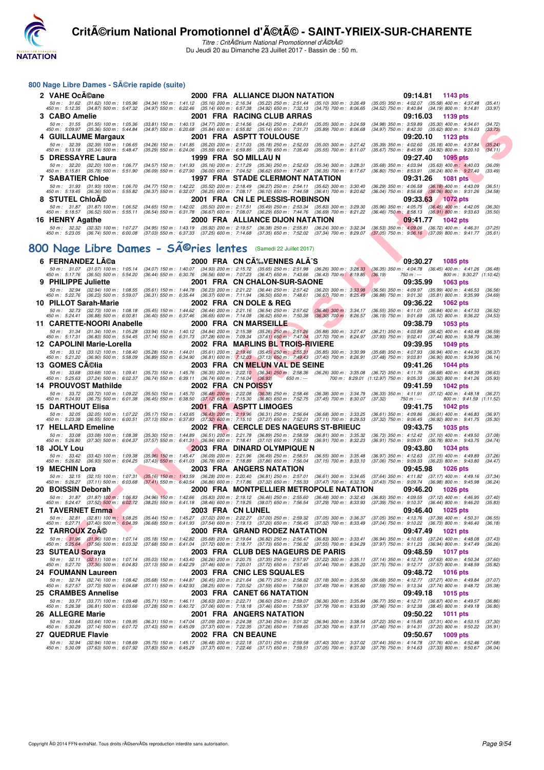# CritÃ©rium National Promotionnel d'Ã©tÃ© - SAINT-YRIEIX-SUR-CHARENTE

*Titre : CritÃ©rium National Promotionnel d'Ã©tÃ©*

Du Jeudi 20 au Dimanche 23 Juillet 2017 - Bassin de : 50 m.

## 800 Nage Libre Dames - SÃ©rie rapide (suite)

**2 VAHE OcÃ©ane** — 2000 FRA ALLIANCE DIJON NATATION — 09:14.81 — 1143 pts

50 m : 31.62 (31.62) 100 m : 1:05.96 (34.34) 150 m : 1:41.12 (35.16) 200 m : 2:16.34 (35.22) 250 m : 2:51.44 (35.10) 300 m : 3:26.49 (35.05) 350 m : 4:02.07 (35.58) 400 m : 4:37.48 (35.41)
450 m : 5:12.35 (34.87) 500 m : 5:47.32 (34.97) 550 m : 6:22.46 (35.14) 600 m : 6:57.38 (34.92) 650 m : 7:32.13 (34.75) 700 m : 8:06.65 (34.52) 750 m : 8:40.84 (34.19) 800 m : 9:14.81 (33.97)

**3 CABO Amelie** — 2001 FRA RACING CLUB ARRAS — 09:16.03 — 1139 pts

50 m : 31.55 (31.55) 100 m : 1:05.36 (33.81) 150 m : 1:40.13 (34.77) 200 m : 2:14.56 (34.43) 250 m : 2:49.61 (35.05) 300 m : 3:24.59 (34.98) 350 m : 3:59.89 (35.30) 400 m : 4:34.61 (34.72)
450 m : 5:09.97 (35.36) 500 m : 5:44.84 (34.87) 550 m : 6:20.68 (35.84) 600 m : 6:55.82 (35.14) 650 m : 7:31.71 (35.89) 700 m : 8:06.68 (34.97) 750 m : 8:42.30 (35.62) 800 m : 9:16.03 (33.73)

**4 GUILLAUME Margaux** — 2001 FRA ASPTT TOULOUSE — 09:20.10 — 1123 pts

50 m : 32.39 (32.39) 100 m : 1:06.65 (34.26) 150 m : 1:41.85 (35.20) 200 m : 2:17.03 (35.18) 250 m : 2:52.03 (35.00) 300 m : 3:27.42 (35.39) 350 m : 4:02.60 (35.18) 400 m : 4:37.84 (35.24)
450 m : 5:13.18 (35.34) 500 m : 5:48.47 (35.29) 550 m : 6:24.06 (35.59) 600 m : 6:59.85 (35.79) 650 m : 7:35.40 (35.55) 700 m : 8:11.07 (35.67) 750 m : 8:45.99 (34.92) 800 m : 9:20.10 (34.11)

**5 DRESSAYRE Laura** — 1999 FRA SO MILLAU N — 09:27.40 — 1095 pts

50 m : 32.20 (32.20) 100 m : 1:06.77 (34.57) 150 m : 1:41.93 (35.16) 200 m : 2:17.29 (35.36) 250 m : 2:52.63 (35.34) 300 m : 3:28.31 (35.68) 350 m : 4:03.94 (35.63) 400 m : 4:40.03 (36.09)
450 m : 5:15.81 (35.78) 500 m : 5:51.90 (36.09) 550 m : 6:27.90 (36.00) 600 m : 7:04.52 (36.62) 650 m : 7:40.87 (36.35) 700 m : 8:17.67 (36.80) 750 m : 8:53.91 (36.24) 800 m : 9:27.40 (33.49)

**7 SABATIER Chloe** — 1997 FRA STADE CLERMONT NATATION — 09:31.26 — 1081 pts

50 m : 31.93 (31.93) 100 m : 1:06.70 (34.77) 150 m : 1:42.22 (35.52) 200 m : 2:18.49 (36.27) 250 m : 2:54.11 (35.62) 300 m : 3:30.40 (36.29) 350 m : 4:06.58 (36.18) 400 m : 4:43.09 (36.51)
450 m : 5:19.45 (36.36) 500 m : 5:55.82 (36.37) 550 m : 6:32.07 (36.25) 600 m : 7:08.17 (36.10) 650 m : 7:44.58 (36.41) 700 m : 8:20.62 (36.04) 750 m : 8:56.68 (36.06) 800 m : 9:31.26 (34.58)

**8 STUTEL ChloÃ©** — 2001 FRA CN LE PLESSIS-ROBINSON — 09:33.63 — 1072 pts

50 m : 31.87 (31.87) 100 m : 1:06.52 (34.65) 150 m : 1:42.02 (35.50) 200 m : 2:17.51 (35.49) 250 m : 2:53.34 (35.83) 300 m : 3:29.30 (35.96) 350 m : 4:05.75 (36.45) 400 m : 4:42.05 (36.30)
450 m : 5:18.57 (36.52) 500 m : 5:55.11 (36.54) 550 m : 6:31.78 (36.67) 600 m : 7:08.07 (36.29) 650 m : 7:44.76 (36.69) 700 m : 8:21.22 (36.46) 750 m : 8:58.13 (36.91) 800 m : 9:33.63 (35.50)

**16 HENRY Agathe** — 2000 FRA ALLIANCE DIJON NATATION — 09:41.77 — 1042 pts

50 m : 32.32 (32.32) 100 m : 1:07.27 (34.95) 150 m : 1:43.19 (35.92) 200 m : 2:19.57 (36.38) 250 m : 2:55.81 (36.24) 300 m : 3:32.34 (36.53) 350 m : 4:09.06 (36.72) 400 m : 4:46.31 (37.25)
450 m : 5:23.05 (36.74) 500 m : 6:00.08 (37.03) 550 m : 6:37.33 (37.25) 600 m : 7:14.68 (37.35) 650 m : 7:52.02 (37.34) 700 m : 8:29.07 (37.05) 750 m : 9:06.16 (37.09) 800 m : 9:41.77 (35.61)

## 800 Nage Libre Dames - SÃ©ries lentes (Samedi 22 Juillet 2017)

**6 FERNANDEZ LÃ©a** — 2000 FRA CN CÃ‰VENNES ALÃˆS — 09:30.27 — 1085 pts

50 m : 31.07 (31.07) 100 m : 1:05.14 (34.07) 150 m : 1:40.07 (34.93) 200 m : 2:15.72 (35.65) 250 m : 2:51.98 (36.26) 300 m : 3:28.33 (36.35) 350 m : 4:04.78 (36.45) 400 m : 4:41.26 (36.48)
450 m : 5:17.76 (36.50) 500 m : 5:54.20 (36.44) 550 m : 6:30.76 (36.56) 600 m : 7:07.23 (36.47) 650 m : 7:43.66 (36.43) 700 m : 8:19.85 (36.19) 750 m : --- 800 m : 9:30.27 (1:10.42)

**9 PHILIPPE Juliette** — 2001 FRA CN CHALON-SUR-SAONE — 09:35.99 — 1063 pts

50 m : 32.94 (32.94) 100 m : 1:08.55 (35.61) 150 m : 1:44.78 (36.23) 200 m : 2:21.22 (36.44) 250 m : 2:57.42 (36.20) 300 m : 3:33.98 (36.56) 350 m : 4:09.97 (35.99) 400 m : 4:46.53 (36.56)
450 m : 5:22.76 (36.23) 500 m : 5:59.07 (36.31) 550 m : 6:35.44 (36.37) 600 m : 7:11.94 (36.50) 650 m : 7:48.61 (36.67) 700 m : 8:25.49 (36.88) 750 m : 9:01.30 (35.81) 800 m : 9:35.99 (34.69)

**10 PILLOT Sarah-Marie** — 2002 FRA CN DOLE & REG — 09:36.22 — 1062 pts

50 m : 32.73 (32.73) 100 m : 1:08.18 (35.45) 150 m : 1:44.62 (36.44) 200 m : 2:21.16 (36.54) 250 m : 2:57.62 (36.46) 300 m : 3:34.17 (36.55) 350 m : 4:11.01 (36.84) 400 m : 4:47.53 (36.52)
450 m : 5:24.41 (36.88) 500 m : 6:00.81 (36.40) 550 m : 6:37.46 (36.65) 600 m : 7:14.08 (36.62) 650 m : 7:50.38 (36.30) 700 m : 8:26.57 (36.19) 750 m : 9:01.69 (35.12) 800 m : 9:36.22 (34.53)

**11 CARETTE-NOORI Anabelle** — 2000 FRA CN MARSEILLE — 09:38.79 — 1053 pts

50 m : 31.34 (31.34) 100 m : 1:05.28 (33.94) 150 m : 1:40.12 (34.84) 200 m : 2:15.38 (35.26) 250 m : 2:51.26 (35.88) 300 m : 3:27.47 (36.21) 350 m : 4:03.89 (36.42) 400 m : 4:40.48 (36.59)
450 m : 5:17.31 (36.83) 500 m : 5:54.45 (37.14) 550 m : 6:31.73 (37.28) 600 m : 7:09.34 (37.61) 650 m : 7:47.04 (37.70) 700 m : 8:24.97 (37.93) 750 m : 9:02.41 (37.44) 800 m : 9:38.79 (36.38)

**12 CAPOLINI Marie-Lorella** — 2002 FRA MARLINS BL TROIS-RIVIERE — 09:39.95 — 1049 pts

50 m : 33.12 (33.12) 100 m : 1:08.40 (35.28) 150 m : 1:44.01 (35.61) 200 m : 2:19.46 (35.45) 250 m : 2:55.31 (35.85) 300 m : 3:30.99 (35.68) 350 m : 4:07.93 (36.94) 400 m : 4:44.30 (36.37)
450 m : 5:21.20 (36.90) 500 m : 5:58.09 (36.89) 550 m : 6:34.90 (36.81) 600 m : 7:12.03 (37.13) 650 m : 7:49.43 (37.40) 700 m : 8:26.91 (37.48) 750 m : 9:03.81 (36.90) 800 m : 9:39.95 (36.14)

**13 GOMES CÃ©lia** — 2003 FRA CN MELUN VAL DE SEINE — 09:41.26 — 1044 pts

50 m : 33.68 (33.68) 100 m : 1:09.41 (35.73) 150 m : 1:45.76 (36.35) 200 m : 2:22.10 (36.34) 250 m : 2:58.36 (36.26) 300 m : 3:35.08 (36.72) 350 m : 4:11.76 (36.68) 400 m : 4:48.39 (36.63)
450 m : 5:25.63 (37.24) 500 m : 6:02.37 (36.74) 550 m : 6:39.11 (36.74) 600 m : 7:16.04 (36.93) 650 m : --- 700 m : 8:29.01 (1:12.97) 750 m : 9:05.33 (36.32) 800 m : 9:41.26 (35.93)

**14 PROUVOST Mathilde** — 2002 FRA CN POISSY — 09:41.59 — 1042 pts

50 m : 33.72 (33.72) 100 m : 1:09.22 (35.50) 150 m : 1:45.70 (36.48) 200 m : 2:22.08 (36.38) 250 m : 2:58.46 (36.38) 300 m : 3:34.79 (36.33) 350 m : 4:11.91 (37.12) 400 m : 4:48.18 (36.27)
450 m : 5:24.93 (36.75) 500 m : 6:01.38 (36.45) 550 m : 6:38.50 (37.12) 600 m : 7:15.30 (36.80) 650 m : 7:52.75 (37.45) 700 m : 8:30.07 (37.32) 750 m : --- 800 m : 9:41.59 (1:11.52)

**15 DARTHOUT Elisa** — 2001 FRA ASPTT LIMOGES — 09:41.75 — 1042 pts

50 m : 32.05 (32.05) 100 m : 1:07.22 (35.17) 150 m : 1:43.65 (36.43) 200 m : 2:19.96 (36.31) 250 m : 2:56.64 (36.68) 300 m : 3:33.25 (36.61) 350 m : 4:09.86 (36.61) 400 m : 4:46.83 (36.97)
450 m : 5:23.38 (36.55) 500 m : 6:00.51 (37.13) 550 m : 6:37.83 (37.32) 600 m : 7:15.10 (37.27) 650 m : 7:52.21 (37.11) 700 m : 8:29.53 (37.32) 750 m : 9:06.45 (36.92) 800 m : 9:41.75 (35.30)

**17 HELLARD Emeline** — 2002 FRA CERCLE DES NAGEURS ST-BRIEUC — 09:43.75 — 1035 pts

50 m : 33.08 (33.08) 100 m : 1:08.38 (35.30) 150 m : 1:44.89 (36.51) 200 m : 2:21.78 (36.89) 250 m : 2:58.59 (36.81) 300 m : 3:35.32 (36.73) 350 m : 4:12.42 (37.10) 400 m : 4:49.50 (37.08)
450 m : 5:26.80 (37.30) 500 m : 6:04.37 (37.57) 550 m : 6:41.31 (36.94) 600 m : 7:18.41 (37.10) 650 m : 7:55.32 (36.91) 700 m : 8:32.23 (36.91) 750 m : 9:09.01 (36.78) 800 m : 9:43.75 (34.74)

**18 JOLY Lou** — 2003 FRA DINARD OLYMPIQUE N — 09:43.80 — 1034 pts

50 m : 33.42 (33.42) 100 m : 1:09.38 (35.96) 150 m : 1:45.47 (36.09) 200 m : 2:21.96 (36.49) 250 m : 2:58.51 (36.55) 300 m : 3:35.48 (36.97) 350 m : 4:12.63 (37.15) 400 m : 4:49.89 (37.26)
450 m : 5:26.82 (36.93) 500 m : 6:04.25 (37.43) 550 m : 6:41.03 (36.78) 600 m : 7:18.89 (37.86) 650 m : 7:56.04 (37.15) 700 m : 8:33.10 (37.06) 750 m : 9:09.33 (36.23) 800 m : 9:43.80 (34.47)

**19 MECHIN Lora** — 2003 FRA ANGERS NATATION — 09:45.98 — 1026 pts

50 m : 32.15 (32.15) 100 m : 1:07.31 (35.16) 150 m : 1:43.59 (36.28) 200 m : 2:20.40 (36.81) 250 m : 2:57.01 (36.61) 300 m : 3:34.65 (37.64) 350 m : 4:11.82 (37.17) 400 m : 4:49.16 (37.34)
450 m : 5:26.27 (37.11) 500 m : 6:03.68 (37.41) 550 m : 6:40.54 (36.86) 600 m : 7:17.86 (37.32) 650 m : 7:55.33 (37.47) 700 m : 8:32.76 (37.43) 750 m : 9:09.74 (36.98) 800 m : 9:45.98 (36.24)

**20 BOISSIN Deborah** — 2000 FRA MONTPELLIER METROPOLE NATATION — 09:46.20 — 1026 pts

50 m : 31.87 (31.87) 100 m : 1:06.83 (34.96) 150 m : 1:42.66 (35.83) 200 m : 2:19.12 (36.46) 250 m : 2:55.60 (36.48) 300 m : 3:32.43 (36.83) 350 m : 4:09.55 (37.12) 400 m : 4:46.95 (37.40)
450 m : 5:24.47 (37.52) 500 m : 6:02.72 (38.25) 550 m : 6:41.18 (38.46) 600 m : 7:19.25 (38.07) 650 m : 7:56.54 (37.29) 700 m : 8:33.93 (37.39) 750 m : 9:10.37 (36.44) 800 m : 9:46.20 (35.83)

**21 TAVERNET Emma** — 2003 FRA CN LUNEL — 09:46.40 — 1025 pts

50 m : 32.81 (32.81) 100 m : 1:08.25 (35.44) 150 m : 1:45.27 (37.02) 200 m : 2:22.27 (37.00) 250 m : 2:59.32 (37.05) 300 m : 3:36.37 (37.05) 350 m : 4:13.76 (37.39) 400 m : 4:50.31 (36.55)
450 m : 5:27.71 (37.40) 500 m : 6:04.39 (36.68) 550 m : 6:41.93 (37.54) 600 m : 7:19.13 (37.20) 650 m : 7:56.45 (37.32) 700 m : 8:33.49 (37.04) 750 m : 9:10.22 (36.73) 800 m : 9:46.40 (36.18)

**22 TARROUX ZoÃ©** — 2000 FRA GRAND RODEZ NATATION — 09:47.49 — 1021 pts

50 m : 31.96 (31.96) 100 m : 1:07.14 (35.18) 150 m : 1:42.82 (35.68) 200 m : 2:19.64 (36.82) 250 m : 2:56.47 (36.83) 300 m : 3:33.41 (36.94) 350 m : 4:10.65 (37.24) 400 m : 4:48.08 (37.43)
450 m : 5:25.64 (37.56) 500 m : 6:03.32 (37.68) 550 m : 6:41.04 (37.72) 600 m : 7:18.77 (37.73) 650 m : 7:56.32 (37.55) 700 m : 8:34.29 (37.97) 750 m : 9:11.23 (36.94) 800 m : 9:47.49 (36.26)

**23 SUTEAU Soraya** — 2003 FRA CLUB DES NAGEURS DE PARIS — 09:48.59 — 1017 pts

50 m : 32.11 (32.11) 100 m : 1:07.14 (35.03) 150 m : 1:43.40 (36.26) 200 m : 2:20.75 (37.35) 250 m : 2:57.97 (37.22) 300 m : 3:35.11 (37.14) 350 m : 4:12.74 (37.63) 400 m : 4:50.34 (37.60)
450 m : 5:27.70 (37.36) 500 m : 6:04.83 (37.13) 550 m : 6:42.29 (37.46) 600 m : 7:20.01 (37.72) 650 m : 7:57.45 (37.44) 700 m : 8:35.20 (37.75) 750 m : 9:12.77 (37.57) 800 m : 9:48.59 (35.82)

**24 FOUMANN Laureen** — 2003 FRA CNIC LES SQUALES — 09:48.72 — 1016 pts

50 m : 32.74 (32.74) 100 m : 1:08.42 (35.68) 150 m : 1:44.87 (36.45) 200 m : 2:21.64 (36.77) 250 m : 2:58.82 (37.18) 300 m : 3:35.50 (36.68) 350 m : 4:12.77 (37.27) 400 m : 4:49.84 (37.07)
450 m : 5:27.57 (37.73) 500 m : 6:04.68 (37.11) 550 m : 6:42.93 (38.25) 600 m : 7:20.52 (37.59) 650 m : 7:58.01 (37.49) 700 m : 8:35.60 (37.59) 750 m : 9:13.34 (37.74) 800 m : 9:48.72 (35.38)

**25 CRAMBES Annelise** — 2003 FRA CANET 66 NATATION — 09:49.18 — 1015 pts

50 m : 33.77 (33.77) 100 m : 1:09.48 (35.71) 150 m : 1:46.11 (36.63) 200 m : 2:22.71 (36.60) 250 m : 2:59.07 (36.36) 300 m : 3:35.84 (36.77) 350 m : 4:12.71 (36.87) 400 m : 4:49.57 (36.86)
450 m : 5:26.38 (36.81) 500 m : 6:03.66 (37.28) 550 m : 6:40.72 (37.06) 600 m : 7:18.18 (37.46) 650 m : 7:55.97 (37.79) 700 m : 8:33.93 (37.96) 750 m : 9:12.38 (38.45) 800 m : 9:49.18 (36.80)

**26 ALLEGRE Marie** — 2001 FRA ANGERS NATATION — 09:50.22 — 1011 pts

50 m : 33.64 (33.64) 100 m : 1:09.95 (36.31) 150 m : 1:47.04 (37.09) 200 m : 2:24.38 (37.34) 250 m : 3:01.32 (36.94) 300 m : 3:38.54 (37.22) 350 m : 4:15.85 (37.31) 400 m : 4:53.15 (37.30)
450 m : 5:30.29 (37.14) 500 m : 6:07.72 (37.43) 550 m : 6:45.09 (37.37) 600 m : 7:22.35 (37.26) 650 m : 7:59.65 (37.30) 700 m : 8:37.11 (37.46) 750 m : 9:14.31 (37.20) 800 m : 9:50.22 (35.91)

**27 QUEDRUE Flavie** — 2002 FRA CN BEAUNE — 09:50.67 — 1009 pts

50 m : 32.94 (32.94) 100 m : 1:08.69 (35.75) 150 m : 1:45.17 (36.48) 200 m : 2:22.18 (37.01) 250 m : 2:59.58 (37.40) 300 m : 3:37.02 (37.44) 350 m : 4:14.78 (37.76) 400 m : 4:52.46 (37.68)
450 m : 5:30.09 (37.63) 500 m : 6:07.92 (37.83) 550 m : 6:45.29 (37.37) 600 m : 7:22.46 (37.17) 650 m : 7:59.51 (37.05) 700 m : 8:37.30 (37.79) 750 m : 9:14.63 (37.33) 800 m : 9:50.67 (36.04)

Copyright Â© 2014 FFN-extraNat. Tous droits rÃ©servÃ©s reproduction interdite sans autorisation.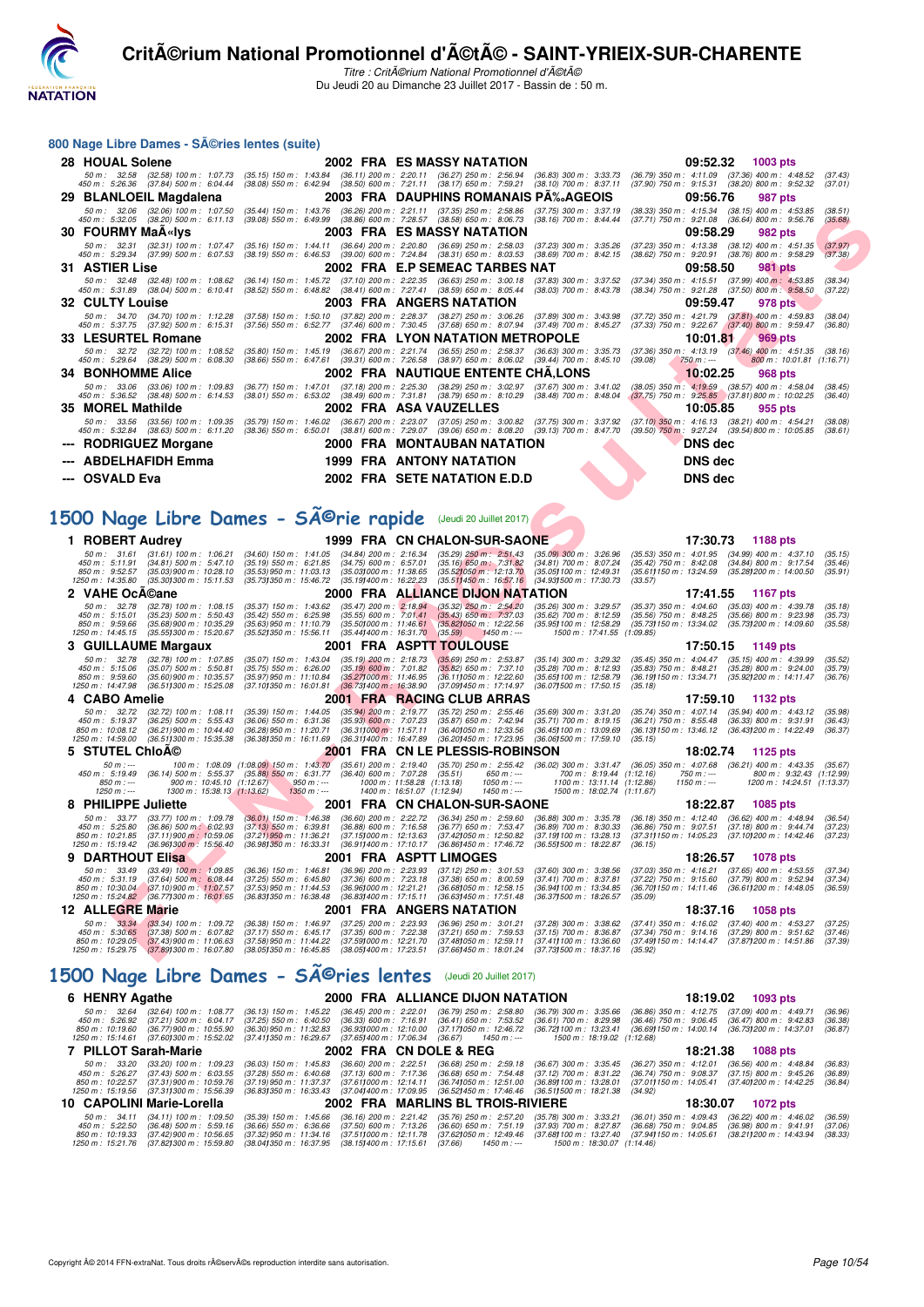# CritÃ©rium National Promotionnel d'Ã©tÃ© - SAINT-YRIEIX-SUR-CHARENTE

*Titre : CritÃ©rium National Promotionnel d'Ã©tÃ©*

Du Jeudi 20 au Dimanche 23 Juillet 2017 - Bassin de : 50 m.

## 800 Nage Libre Dames - SÃ©ries lentes (suite)

**28 HOUAL Solene** — 2002 FRA ES MASSY NATATION — 09:52.32 — 1003 pts

50 m : 32.58 (32.58) 100 m : 1:07.73 (35.15) 150 m : 1:43.84 (36.11) 200 m : 2:20.11 (36.27) 250 m : 2:56.94 (36.83) 300 m : 3:33.73 (36.79) 350 m : 4:11.09 (37.36) 400 m : 4:48.52 (37.43)
450 m : 5:26.36 (37.84) 500 m : 6:04.44 (38.08) 550 m : 6:42.94 (38.50) 600 m : 7:21.11 (38.17) 650 m : 7:59.21 (38.10) 700 m : 8:37.11 (37.90) 750 m : 9:15.31 (38.20) 800 m : 9:52.32 (37.01)

**29 BLANLOEIL Magdalena** — 2003 FRA DAUPHINS ROMANAIS PÃ‰AGEOIS — 09:56.76 — 987 pts

50 m : 32.06 (32.06) 100 m : 1:07.50 (35.44) 150 m : 1:43.76 (36.26) 200 m : 2:21.11 (37.35) 250 m : 2:58.86 (37.75) 300 m : 3:37.19 (38.33) 350 m : 4:15.34 (38.15) 400 m : 4:53.85 (38.51)
450 m : 5:32.05 (38.20) 500 m : 6:11.13 (39.08) 550 m : 6:49.99 (38.86) 600 m : 7:28.57 (38.58) 650 m : 8:06.73 (38.16) 700 m : 8:44.44 (37.71) 750 m : 9:21.08 (36.64) 800 m : 9:56.76 (35.68)

**30 FOURMY MaÃ«lys** — 2003 FRA ES MASSY NATATION — 09:58.29 — 982 pts

50 m : 32.31 (32.31) 100 m : 1:07.47 (35.16) 150 m : 1:44.11 (36.64) 200 m : 2:20.80 (36.69) 250 m : 2:58.03 (37.23) 300 m : 3:35.26 (37.23) 350 m : 4:13.38 (38.12) 400 m : 4:51.35 (37.97)
450 m : 5:29.34 (37.99) 500 m : 6:07.53 (38.19) 550 m : 6:46.53 (39.00) 600 m : 7:24.84 (38.31) 650 m : 8:03.53 (38.69) 700 m : 8:42.15 (38.62) 750 m : 9:20.91 (38.76) 800 m : 9:58.29 (37.38)

**31 ASTIER Lise** — 2002 FRA E.P SEMEAC TARBES NAT — 09:58.50 — 981 pts

50 m : 32.48 (32.48) 100 m : 1:08.62 (36.14) 150 m : 1:45.72 (37.10) 200 m : 2:22.35 (36.63) 250 m : 3:00.18 (37.83) 300 m : 3:37.52 (37.34) 350 m : 4:15.51 (37.99) 400 m : 4:53.85 (38.34)
450 m : 5:31.89 (38.04) 500 m : 6:10.41 (38.52) 550 m : 6:48.82 (38.41) 600 m : 7:27.41 (38.59) 650 m : 8:05.44 (38.03) 700 m : 8:43.78 (38.34) 750 m : 9:21.28 (37.50) 800 m : 9:58.50 (37.22)

**32 CULTY Louise** — 2003 FRA ANGERS NATATION — 09:59.47 — 978 pts

50 m : 34.70 (34.70) 100 m : 1:12.28 (37.58) 150 m : 1:50.10 (37.82) 200 m : 2:28.37 (38.27) 250 m : 3:06.26 (37.89) 300 m : 3:43.98 (37.72) 350 m : 4:21.79 (37.81) 400 m : 4:59.83 (38.04)
450 m : 5:37.75 (37.92) 500 m : 6:15.31 (37.56) 550 m : 6:52.77 (37.46) 600 m : 7:30.45 (37.68) 650 m : 8:07.94 (37.49) 700 m : 8:45.27 (37.33) 750 m : 9:22.67 (37.40) 800 m : 9:59.47 (36.80)

**33 LESURTEL Romane** — 2002 FRA LYON NATATION METROPOLE — 10:01.81 — 969 pts

50 m : 32.72 (32.72) 100 m : 1:08.52 (35.80) 150 m : 1:45.19 (36.67) 200 m : 2:21.74 (36.55) 250 m : 2:58.37 (36.63) 300 m : 3:35.73 (37.36) 350 m : 4:13.19 (37.46) 400 m : 4:51.35 (38.16)
450 m : 5:29.64 (38.29) 500 m : 6:08.30 (38.66) 550 m : 6:47.61 (39.31) 600 m : 7:26.58 (38.97) 650 m : 8:06.02 (39.44) 700 m : 8:45.10 (39.08) 750 m : --- 800 m : 10:01.81 (1:16.71)

**34 BONHOMME Alice** — 2002 FRA NAUTIQUE ENTENTE CHÃ‚LONS — 10:02.25 — 968 pts

50 m : 33.06 (33.06) 100 m : 1:09.83 (36.77) 150 m : 1:47.01 (37.18) 200 m : 2:25.30 (38.29) 250 m : 3:02.97 (37.67) 300 m : 3:41.02 (38.05) 350 m : 4:19.59 (38.57) 400 m : 4:58.04 (38.45)
450 m : 5:36.52 (38.48) 500 m : 6:14.53 (38.01) 550 m : 6:53.02 (38.49) 600 m : 7:31.81 (38.79) 650 m : 8:10.29 (38.48) 700 m : 8:48.04 (37.75) 750 m : 9:25.85 (37.81) 800 m : 10:02.25 (36.40)

**35 MOREL Mathilde** — 2002 FRA ASA VAUZELLES — 10:05.85 — 955 pts

50 m : 33.56 (33.56) 100 m : 1:09.35 (35.79) 150 m : 1:46.02 (36.67) 200 m : 2:23.07 (37.05) 250 m : 3:00.82 (37.75) 300 m : 3:37.92 (37.10) 350 m : 4:16.13 (38.21) 400 m : 4:54.21 (38.08)
450 m : 5:32.84 (38.63) 500 m : 6:11.20 (38.36) 550 m : 6:50.01 (38.81) 600 m : 7:29.07 (39.06) 650 m : 8:08.20 (39.13) 700 m : 8:47.70 (39.50) 750 m : 9:27.24 (39.54) 800 m : 10:05.85 (38.61)

**--- RODRIGUEZ Morgane** — 2000 FRA MONTAUBAN NATATION — DNS dec

**--- ABDELHAFIDH Emma** — 1999 FRA ANTONY NATATION — DNS dec

**--- OSVALD Eva** — 2002 FRA SETE NATATION E.D.D — DNS dec

## 1500 Nage Libre Dames - SÃ©rie rapide (Jeudi 20 Juillet 2017)

**1 ROBERT Audrey** — 1999 FRA CN CHALON-SUR-SAONE — 17:30.73 — 1188 pts

50 m : 31.61 (31.61) 100 m : 1:06.21 (34.60) 150 m : 1:41.05 (34.84) 200 m : 2:16.34 (35.29) 250 m : 2:51.43 (35.09) 300 m : 3:26.96 (35.53) 350 m : 4:01.95 (34.99) 400 m : 4:37.10 (35.15)
450 m : 5:11.91 (34.81) 500 m : 5:47.10 (35.19) 550 m : 6:21.85 (34.75) 600 m : 6:57.01 (35.16) 650 m : 7:31.82 (34.81) 700 m : 8:07.24 (35.42) 750 m : 8:42.08 (34.84) 800 m : 9:17.54 (35.46)
850 m : 9:52.57 (35.03) 900 m : 10:28.10 (35.53) 950 m : 11:03.13 (35.03) 1000 m : 11:38.65 (35.52) 1050 m : 12:13.70 (35.05) 1100 m : 12:49.31 (35.61) 1150 m : 13:24.59 (35.28) 1200 m : 14:00.50 (35.91)
1250 m : 14:35.80 (35.30) 1300 m : 15:11.53 (35.73) 1350 m : 15:46.72 (35.19) 1400 m : 16:22.23 (35.51) 1450 m : 16:57.16 (34.93) 1500 m : 17:30.73 (33.57)

**2 VAHE OcÃ©ane** — 2000 FRA ALLIANCE DIJON NATATION — 17:41.55 — 1167 pts

50 m : 32.78 (32.78) 100 m : 1:08.15 (35.37) 150 m : 1:43.62 (35.47) 200 m : 2:18.94 (35.32) 250 m : 2:54.20 (35.26) 300 m : 3:29.57 (35.37) 350 m : 4:04.60 (35.03) 400 m : 4:39.78 (35.18)
450 m : 5:15.01 (35.23) 500 m : 5:50.43 (35.42) 550 m : 6:25.98 (35.55) 600 m : 7:01.41 (35.43) 650 m : 7:37.03 (35.62) 700 m : 8:12.59 (35.56) 750 m : 8:48.25 (35.66) 800 m : 9:23.98 (35.73)
850 m : 9:59.66 (35.68) 900 m : 10:35.29 (35.63) 950 m : 11:10.79 (35.50) 1000 m : 11:46.61 (35.82) 1050 m : 12:22.56 (35.95) 1100 m : 12:58.29 (35.73) 1150 m : 13:34.02 (35.73) 1200 m : 14:09.60 (35.58)
1250 m : 14:45.15 (35.55) 1300 m : 15:20.67 (35.52) 1350 m : 15:56.11 (35.44) 1400 m : 16:31.70 (35.59) 1450 m : --- 1500 m : 17:41.55 (1:09.85)

**3 GUILLAUME Margaux** — 2001 FRA ASPTT TOULOUSE — 17:50.15 — 1149 pts

50 m : 32.78 (32.78) 100 m : 1:07.85 (35.07) 150 m : 1:43.04 (35.19) 200 m : 2:18.73 (35.69) 250 m : 2:53.87 (35.14) 300 m : 3:29.32 (35.45) 350 m : 4:04.47 (35.15) 400 m : 4:39.99 (35.52)
450 m : 5:15.06 (35.07) 500 m : 5:50.81 (35.75) 550 m : 6:26.00 (35.19) 600 m : 7:01.82 (35.82) 650 m : 7:37.10 (35.28) 700 m : 8:12.93 (35.83) 750 m : 8:48.21 (35.28) 800 m : 9:24.00 (35.79)
850 m : 9:59.60 (35.60) 900 m : 10:35.57 (35.97) 950 m : 11:10.84 (35.27) 1000 m : 11:46.95 (36.11) 1050 m : 12:22.60 (35.65) 1100 m : 12:58.79 (36.19) 1150 m : 13:34.71 (35.92) 1200 m : 14:11.47 (36.76)
1250 m : 14:47.98 (36.51) 1300 m : 15:25.08 (37.10) 1350 m : 16:01.81 (36.73) 1400 m : 16:38.90 (37.09) 1450 m : 17:14.97 (36.07) 1500 m : 17:50.15 (35.18)

**4 CABO Amelie** — 2001 FRA RACING CLUB ARRAS — 17:59.10 — 1132 pts

50 m : 32.72 (32.72) 100 m : 1:08.11 (35.39) 150 m : 1:44.05 (35.94) 200 m : 2:19.77 (35.72) 250 m : 2:55.46 (35.69) 300 m : 3:31.20 (35.74) 350 m : 4:07.14 (35.94) 400 m : 4:43.12 (35.98)
450 m : 5:19.37 (36.25) 500 m : 5:55.43 (36.06) 550 m : 6:31.36 (35.93) 600 m : 7:07.23 (35.87) 650 m : 7:42.94 (35.71) 700 m : 8:19.15 (36.21) 750 m : 8:55.48 (36.33) 800 m : 9:31.91 (36.43)
850 m : 10:08.12 (36.21) 900 m : 10:44.40 (36.28) 950 m : 11:20.71 (36.31) 1000 m : 11:57.11 (36.40) 1050 m : 12:33.56 (36.45) 1100 m : 13:09.69 (36.13) 1150 m : 13:46.12 (36.43) 1200 m : 14:22.49 (36.37)
1250 m : 14:59.00 (36.51) 1300 m : 15:35.38 (36.38) 1350 m : 16:11.69 (36.31) 1400 m : 16:47.89 (36.20) 1450 m : 17:23.95 (36.06) 1500 m : 17:59.10 (35.15)

**5 STUTEL ChloÃ©** — 2001 FRA CN LE PLESSIS-ROBINSON — 18:02.74 — 1125 pts

50 m : --- 100 m : 1:08.09 (1:08.09) 150 m : 1:43.70 (35.61) 200 m : 2:19.40 (35.70) 250 m : 2:55.42 (36.02) 300 m : 3:31.47 (36.05) 350 m : 4:07.68 (36.21) 400 m : 4:43.35 (35.67)
450 m : 5:19.49 (36.14) 500 m : 5:55.37 (35.88) 550 m : 6:31.77 (36.40) 600 m : 7:07.28 (35.51) 650 m : --- 700 m : 8:19.44 (1:12.16) 750 m : --- 800 m : 9:32.43 (1:12.99)
850 m : --- 900 m : 10:45.10 (1:12.67) 950 m : --- 1000 m : 11:58.28 (1:13.18) 1050 m : --- 1100 m : 13:11.14 (1:12.86) 1150 m : --- 1200 m : 14:24.51 (1:13.37)
1250 m : --- 1300 m : 15:38.13 (1:13.62) 1350 m : --- 1400 m : 16:51.07 (1:12.94) 1450 m : --- 1500 m : 18:02.74 (1:11.67)

**8 PHILIPPE Juliette** — 2001 FRA CN CHALON-SUR-SAONE — 18:22.87 — 1085 pts

50 m : 33.77 (33.77) 100 m : 1:09.78 (36.01) 150 m : 1:46.38 (36.60) 200 m : 2:22.72 (36.34) 250 m : 2:59.60 (36.88) 300 m : 3:35.78 (36.18) 350 m : 4:12.40 (36.62) 400 m : 4:48.94 (36.54)
450 m : 5:25.80 (36.86) 500 m : 6:02.93 (37.13) 550 m : 6:39.81 (36.88) 600 m : 7:16.58 (36.77) 650 m : 7:53.47 (36.89) 700 m : 8:30.33 (36.86) 750 m : 9:07.51 (37.18) 800 m : 9:44.74 (37.23)
850 m : 10:21.85 (37.11) 900 m : 10:59.06 (37.21) 950 m : 11:36.21 (37.15) 1000 m : 12:13.63 (37.42) 1050 m : 12:50.82 (37.19) 1100 m : 13:28.13 (37.31) 1150 m : 14:05.23 (37.10) 1200 m : 14:42.46 (37.23)
1250 m : 15:19.42 (36.96) 1300 m : 15:56.40 (36.98) 1350 m : 16:33.31 (36.91) 1400 m : 17:10.17 (36.86) 1450 m : 17:46.72 (36.55) 1500 m : 18:22.87 (36.15)

**9 DARTHOUT Elisa** — 2001 FRA ASPTT LIMOGES — 18:26.57 — 1078 pts

50 m : 33.49 (33.49) 100 m : 1:09.85 (36.36) 150 m : 1:46.81 (36.96) 200 m : 2:23.93 (37.12) 250 m : 3:01.53 (37.60) 300 m : 3:38.56 (37.03) 350 m : 4:16.21 (37.65) 400 m : 4:53.55 (37.34)
450 m : 5:31.19 (37.64) 500 m : 6:08.44 (37.25) 550 m : 6:45.80 (37.36) 600 m : 7:23.18 (37.38) 650 m : 8:00.59 (37.41) 700 m : 8:37.81 (37.22) 750 m : 9:15.60 (37.79) 800 m : 9:52.94 (37.34)
850 m : 10:30.04 (37.10) 900 m : 11:07.57 (37.53) 950 m : 11:44.53 (36.96) 1000 m : 12:21.21 (36.68) 1050 m : 12:58.15 (36.94) 1100 m : 13:34.85 (36.70) 1150 m : 14:11.46 (36.61) 1200 m : 14:48.05 (36.59)
1250 m : 15:24.82 (36.77) 1300 m : 16:01.65 (36.83) 1350 m : 16:38.48 (36.83) 1400 m : 17:15.11 (36.63) 1450 m : 17:51.48 (36.37) 1500 m : 18:26.57 (35.09)

**12 ALLEGRE Marie** — 2001 FRA ANGERS NATATION — 18:37.16 — 1058 pts

50 m : 33.34 (33.34) 100 m : 1:09.72 (36.38) 150 m : 1:46.97 (37.25) 200 m : 2:23.93 (36.96) 250 m : 3:01.21 (37.28) 300 m : 3:38.62 (37.41) 350 m : 4:16.02 (37.40) 400 m : 4:53.27 (37.25)
450 m : 5:30.65 (37.38) 500 m : 6:07.82 (37.17) 550 m : 6:45.17 (37.35) 600 m : 7:22.38 (37.21) 650 m : 7:59.53 (37.15) 700 m : 8:36.87 (37.34) 750 m : 9:14.16 (37.29) 800 m : 9:51.62 (37.46)
850 m : 10:29.05 (37.43) 900 m : 11:06.63 (37.58) 950 m : 11:44.22 (37.59) 1000 m : 12:21.70 (37.48) 1050 m : 12:59.11 (37.41) 1100 m : 13:36.60 (37.49) 1150 m : 14:14.47 (37.87) 1200 m : 14:51.86 (37.39)
1250 m : 15:29.75 (37.89) 1300 m : 16:07.80 (38.05) 1350 m : 16:45.85 (38.05) 1400 m : 17:23.51 (37.66) 1450 m : 18:01.24 (37.73) 1500 m : 18:37.16 (35.92)

## 1500 Nage Libre Dames - SÃ©ries lentes (Jeudi 20 Juillet 2017)

**6 HENRY Agathe** — 2000 FRA ALLIANCE DIJON NATATION — 18:19.02 — 1093 pts

50 m : 32.64 (32.64) 100 m : 1:08.77 (36.13) 150 m : 1:45.22 (36.45) 200 m : 2:22.01 (36.79) 250 m : 2:58.80 (36.79) 300 m : 3:35.66 (36.86) 350 m : 4:12.75 (37.09) 400 m : 4:49.71 (36.96)
450 m : 5:26.92 (37.21) 500 m : 6:04.17 (37.25) 550 m : 6:40.50 (36.33) 600 m : 7:16.91 (36.41) 650 m : 7:53.52 (36.61) 700 m : 8:29.98 (36.46) 750 m : 9:06.45 (36.47) 800 m : 9:42.83 (36.38)
850 m : 10:19.60 (36.77) 900 m : 10:55.90 (36.30) 950 m : 11:32.83 (36.93) 1000 m : 12:10.00 (37.17) 1050 m : 12:46.72 (36.72) 1100 m : 13:23.41 (36.69) 1150 m : 14:00.14 (36.73) 1200 m : 14:37.01 (36.87)
1250 m : 15:14.61 (37.60) 1300 m : 15:52.02 (37.41) 1350 m : 16:29.67 (37.65) 1400 m : 17:06.34 (36.67) 1450 m : --- 1500 m : 18:19.02 (1:12.68)

**7 PILLOT Sarah-Marie** — 2002 FRA CN DOLE & REG — 18:21.38 — 1088 pts

50 m : 33.20 (33.20) 100 m : 1:09.23 (36.03) 150 m : 1:45.83 (36.60) 200 m : 2:22.51 (36.68) 250 m : 2:59.18 (36.67) 300 m : 3:35.45 (36.27) 350 m : 4:12.01 (36.56) 400 m : 4:48.84 (36.83)
450 m : 5:26.27 (37.43) 500 m : 6:03.55 (37.28) 550 m : 6:40.68 (37.13) 600 m : 7:17.36 (36.68) 650 m : 7:54.48 (37.12) 700 m : 8:31.22 (36.74) 750 m : 9:08.37 (37.15) 800 m : 9:45.26 (36.89)
850 m : 10:22.57 (37.31) 900 m : 10:59.76 (37.19) 950 m : 11:37.37 (37.61) 1000 m : 12:14.11 (36.74) 1050 m : 12:51.00 (36.89) 1100 m : 13:28.01 (37.01) 1150 m : 14:05.41 (37.40) 1200 m : 14:42.25 (36.84)
1250 m : 15:19.56 (37.31) 1300 m : 15:56.39 (36.83) 1350 m : 16:33.43 (37.04) 1400 m : 17:09.95 (36.52) 1450 m : 17:46.46 (36.51) 1500 m : 18:21.38 (34.92)

**10 CAPOLINI Marie-Lorella** — 2002 FRA MARLINS BL TROIS-RIVIERE — 18:30.07 — 1072 pts

50 m : 34.11 (34.11) 100 m : 1:09.50 (35.39) 150 m : 1:45.66 (36.16) 200 m : 2:21.42 (35.76) 250 m : 2:57.20 (35.78) 300 m : 3:33.21 (36.01) 350 m : 4:09.43 (36.22) 400 m : 4:46.02 (36.59)
450 m : 5:22.50 (36.48) 500 m : 5:59.16 (36.66) 550 m : 6:36.66 (37.50) 600 m : 7:13.26 (36.60) 650 m : 7:51.19 (37.93) 700 m : 8:27.87 (36.68) 750 m : 9:04.85 (36.98) 800 m : 9:41.91 (37.06)
850 m : 10:19.33 (37.42) 900 m : 10:56.65 (37.32) 950 m : 11:34.16 (37.51) 1000 m : 12:11.78 (37.62) 1050 m : 12:49.46 (37.68) 1100 m : 13:27.40 (37.94) 1150 m : 14:05.61 (38.21) 1200 m : 14:43.94 (38.33)
1250 m : 15:21.76 (37.82) 1300 m : 15:59.80 (38.04) 1350 m : 16:37.95 (38.15) 1400 m : 17:15.61 (37.66) 1450 m : --- 1500 m : 18:30.07 (1:14.46)

Copyright Â© 2014 FFN-extraNat. Tous droits rÃ©servÃ©s reproduction interdite sans autorisation.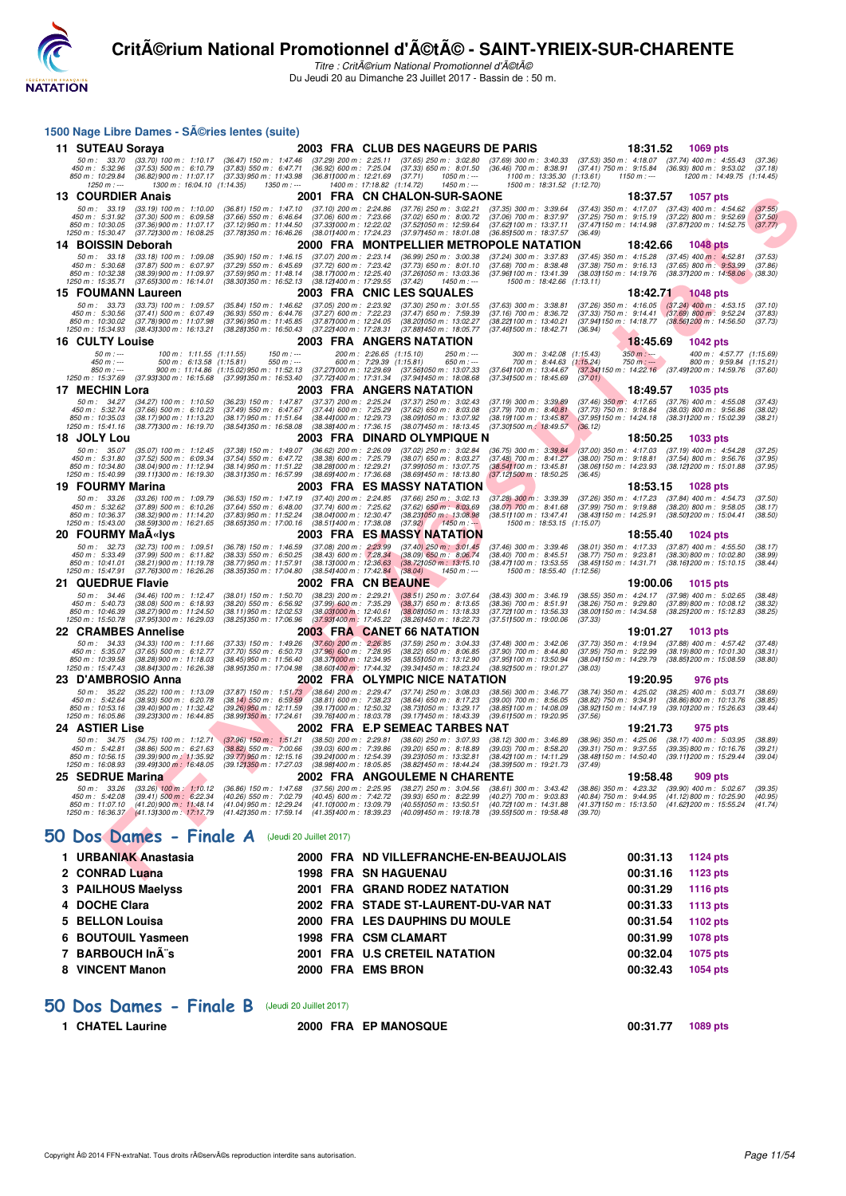# CritÃ©rium National Promotionnel d'Ã©tÃ© - SAINT-YRIEIX-SUR-CHARENTE

*Titre : CritÃ©rium National Promotionnel d'Ã©tÃ©*

Du Jeudi 20 au Dimanche 23 Juillet 2017 - Bassin de : 50 m.

## 1500 Nage Libre Dames - SÃ©ries lentes (suite)

| Place | Nom | Année | Nat. | Club | Temps | Points |
|---|---|---|---|---|---|---|
| 11 | SUTEAU Soraya | 2003 | FRA | CLUB DES NAGEURS DE PARIS | 18:31.52 | 1069 pts |
| 13 | COURDIER Anaïs | 2001 | FRA | CN CHALON-SUR-SAONE | 18:37.57 | 1057 pts |
| 14 | BOISSIN Deborah | 2000 | FRA | MONTPELLIER METROPOLE NATATION | 18:42.66 | 1048 pts |
| 15 | FOUMANN Laureen | 2003 | FRA | CNIC LES SQUALES | 18:42.71 | 1048 pts |
| 16 | CULTY Louise | 2003 | FRA | ANGERS NATATION | 18:45.69 | 1042 pts |
| 17 | MECHIN Lora | 2003 | FRA | ANGERS NATATION | 18:49.57 | 1035 pts |
| 18 | JOLY Lou | 2003 | FRA | DINARD OLYMPIQUE N | 18:50.25 | 1033 pts |
| 19 | FOURMY Marina | 2003 | FRA | ES MASSY NATATION | 18:53.15 | 1028 pts |
| 20 | FOURMY MaÃ«lys | 2003 | FRA | ES MASSY NATATION | 18:55.40 | 1024 pts |
| 21 | QUEDRUE Flavie | 2002 | FRA | CN BEAUNE | 19:00.06 | 1015 pts |
| 22 | CRAMBES Annelise | 2003 | FRA | CANET 66 NATATION | 19:01.27 | 1013 pts |
| 23 | D'AMBROSIO Anna | 2002 | FRA | OLYMPIC NICE NATATION | 19:20.95 | 976 pts |
| 24 | ASTIER Lise | 2002 | FRA | E.P SEMEAC TARBES NAT | 19:21.73 | 975 pts |
| 25 | SEDRUE Marina | 2002 | FRA | ANGOULEME N CHARENTE | 19:58.48 | 909 pts |

## 50 Dos Dames - Finale A (Jeudi 20 Juillet 2017)

| Place | Nom | Année | Nat. | Club | Temps | Points |
|---|---|---|---|---|---|---|
| 1 | URBANIAK Anastasia | 2000 | FRA | ND VILLEFRANCHE-EN-BEAUJOLAIS | 00:31.13 | 1124 pts |
| 2 | CONRAD Luana | 1998 | FRA | SN HAGUENAU | 00:31.16 | 1123 pts |
| 3 | PAILHOUS Maelyss | 2001 | FRA | GRAND RODEZ NATATION | 00:31.29 | 1116 pts |
| 4 | DOCHE Clara | 2002 | FRA | STADE ST-LAURENT-DU-VAR NAT | 00:31.33 | 1113 pts |
| 5 | BELLON Louisa | 2000 | FRA | LES DAUPHINS DU MOULE | 00:31.54 | 1102 pts |
| 6 | BOUTOUIL Yasmeen | 1998 | FRA | CSM CLAMART | 00:31.99 | 1078 pts |
| 7 | BARBOUCH InÃ¨s | 2001 | FRA | U.S CRETEIL NATATION | 00:32.04 | 1075 pts |
| 8 | VINCENT Manon | 2000 | FRA | EMS BRON | 00:32.43 | 1054 pts |

## 50 Dos Dames - Finale B (Jeudi 20 Juillet 2017)

| Place | Nom | Année | Nat. | Club | Temps | Points |
|---|---|---|---|---|---|---|
| 1 | CHATEL Laurine | 2000 | FRA | EP MANOSQUE | 00:31.77 | 1089 pts |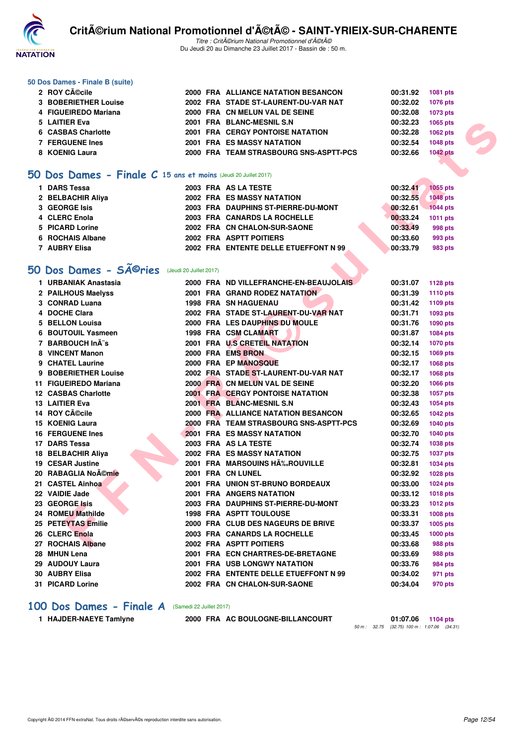### 50 Dos Dames - Finale B (suite)

| | | | | | | |
|---|---|---|---|---|---|---|
| 2 | ROY CÃ©cile | 2000 | FRA | ALLIANCE NATATION BESANCON | 00:31.92 | 1081 pts |
| 3 | BOBERIETHER Louise | 2002 | FRA | STADE ST-LAURENT-DU-VAR NAT | 00:32.02 | 1076 pts |
| 4 | FIGUEIREDO Mariana | 2000 | FRA | CN MELUN VAL DE SEINE | 00:32.08 | 1073 pts |
| 5 | LAITIER Eva | 2001 | FRA | BLANC-MESNIL S.N | 00:32.23 | 1065 pts |
| 6 | CASBAS Charlotte | 2001 | FRA | CERGY PONTOISE NATATION | 00:32.28 | 1062 pts |
| 7 | FERGUENE Ines | 2001 | FRA | ES MASSY NATATION | 00:32.54 | 1048 pts |
| 8 | KOENIG Laura | 2000 | FRA | TEAM STRASBOURG SNS-ASPTT-PCS | 00:32.66 | 1042 pts |

## 50 Dos Dames - Finale C 15 ans et moins (Jeudi 20 Juillet 2017)

| | | | | | | |
|---|---|---|---|---|---|---|
| 1 | DARS Tessa | 2003 | FRA | AS LA TESTE | 00:32.41 | 1055 pts |
| 2 | BELBACHIR Aliya | 2002 | FRA | ES MASSY NATATION | 00:32.55 | 1048 pts |
| 3 | GEORGE Isis | 2003 | FRA | DAUPHINS ST-PIERRE-DU-MONT | 00:32.61 | 1044 pts |
| 4 | CLERC Enola | 2003 | FRA | CANARDS LA ROCHELLE | 00:33.24 | 1011 pts |
| 5 | PICARD Lorine | 2002 | FRA | CN CHALON-SUR-SAONE | 00:33.49 | 998 pts |
| 6 | ROCHAIS Albane | 2002 | FRA | ASPTT POITIERS | 00:33.60 | 993 pts |
| 7 | AUBRY Elisa | 2002 | FRA | ENTENTE DELLE ETUEFFONT N 99 | 00:33.79 | 983 pts |

## 50 Dos Dames - SÃ©ries (Jeudi 20 Juillet 2017)

| | | | | | | |
|---|---|---|---|---|---|---|
| 1 | URBANIAK Anastasia | 2000 | FRA | ND VILLEFRANCHE-EN-BEAUJOLAIS | 00:31.07 | 1128 pts |
| 2 | PAILHOUS Maelyss | 2001 | FRA | GRAND RODEZ NATATION | 00:31.39 | 1110 pts |
| 3 | CONRAD Luana | 1998 | FRA | SN HAGUENAU | 00:31.42 | 1109 pts |
| 4 | DOCHE Clara | 2002 | FRA | STADE ST-LAURENT-DU-VAR NAT | 00:31.71 | 1093 pts |
| 5 | BELLON Louisa | 2000 | FRA | LES DAUPHINS DU MOULE | 00:31.76 | 1090 pts |
| 6 | BOUTOUIL Yasmeen | 1998 | FRA | CSM CLAMART | 00:31.87 | 1084 pts |
| 7 | BARBOUCH InÃ¨s | 2001 | FRA | U.S CRETEIL NATATION | 00:32.14 | 1070 pts |
| 8 | VINCENT Manon | 2000 | FRA | EMS BRON | 00:32.15 | 1069 pts |
| 9 | CHATEL Laurine | 2000 | FRA | EP MANOSQUE | 00:32.17 | 1068 pts |
| 9 | BOBERIETHER Louise | 2002 | FRA | STADE ST-LAURENT-DU-VAR NAT | 00:32.17 | 1068 pts |
| 11 | FIGUEIREDO Mariana | 2000 | FRA | CN MELUN VAL DE SEINE | 00:32.20 | 1066 pts |
| 12 | CASBAS Charlotte | 2001 | FRA | CERGY PONTOISE NATATION | 00:32.38 | 1057 pts |
| 13 | LAITIER Eva | 2001 | FRA | BLANC-MESNIL S.N | 00:32.43 | 1054 pts |
| 14 | ROY CÃ©cile | 2000 | FRA | ALLIANCE NATATION BESANCON | 00:32.65 | 1042 pts |
| 15 | KOENIG Laura | 2000 | FRA | TEAM STRASBOURG SNS-ASPTT-PCS | 00:32.69 | 1040 pts |
| 16 | FERGUENE Ines | 2001 | FRA | ES MASSY NATATION | 00:32.70 | 1040 pts |
| 17 | DARS Tessa | 2003 | FRA | AS LA TESTE | 00:32.74 | 1038 pts |
| 18 | BELBACHIR Aliya | 2002 | FRA | ES MASSY NATATION | 00:32.75 | 1037 pts |
| 19 | CESAR Justine | 2001 | FRA | MARSOUINS HÃ‰ROUVILLE | 00:32.81 | 1034 pts |
| 20 | RABAGLIA NoÃ©mie | 2001 | FRA | CN LUNEL | 00:32.92 | 1028 pts |
| 21 | CASTEL Ainhoa | 2001 | FRA | UNION ST-BRUNO BORDEAUX | 00:33.00 | 1024 pts |
| 22 | VAIDIE Jade | 2001 | FRA | ANGERS NATATION | 00:33.12 | 1018 pts |
| 23 | GEORGE Isis | 2003 | FRA | DAUPHINS ST-PIERRE-DU-MONT | 00:33.23 | 1012 pts |
| 24 | ROMEU Mathilde | 1998 | FRA | ASPTT TOULOUSE | 00:33.31 | 1008 pts |
| 25 | PETEYTAS Emilie | 2000 | FRA | CLUB DES NAGEURS DE BRIVE | 00:33.37 | 1005 pts |
| 26 | CLERC Enola | 2003 | FRA | CANARDS LA ROCHELLE | 00:33.45 | 1000 pts |
| 27 | ROCHAIS Albane | 2002 | FRA | ASPTT POITIERS | 00:33.68 | 988 pts |
| 28 | MHUN Lena | 2001 | FRA | ECN CHARTRES-DE-BRETAGNE | 00:33.69 | 988 pts |
| 29 | AUDOUY Laura | 2001 | FRA | USB LONGWY NATATION | 00:33.76 | 984 pts |
| 30 | AUBRY Elisa | 2002 | FRA | ENTENTE DELLE ETUEFFONT N 99 | 00:34.02 | 971 pts |
| 31 | PICARD Lorine | 2002 | FRA | CN CHALON-SUR-SAONE | 00:34.04 | 970 pts |

## 100 Dos Dames - Finale A (Samedi 22 Juillet 2017)

| | | | | | | |
|---|---|---|---|---|---|---|
| 1 | HAJDER-NAEYE Tamlyne | 2000 | FRA | AC BOULOGNE-BILLANCOURT | 01:07.06 | 1104 pts |

50 m : 32.75 (32.75) 100 m : 1:07.06 (34.31)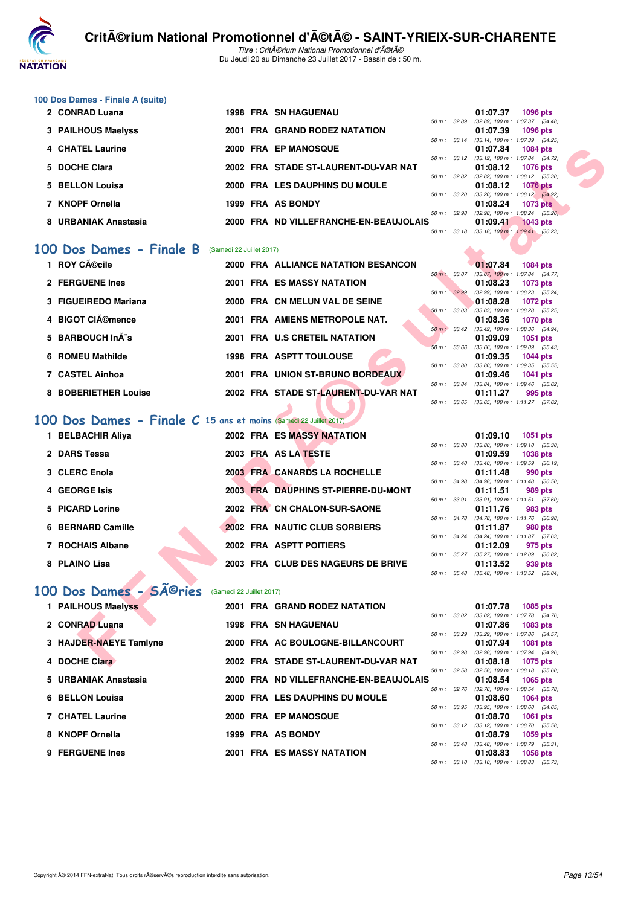### 100 Dos Dames - Finale A (suite)

| Place | Nom | Année | Nat | Club | Temps | Points | Splits |
|---|---|---|---|---|---|---|---|
| 2 | CONRAD Luana | 1998 | FRA | SN HAGUENAU | 01:07.37 | 1096 pts | 50 m : 32.89 (32.89) 100 m : 1:07.37 (34.48) |
| 3 | PAILHOUS Maelyss | 2001 | FRA | GRAND RODEZ NATATION | 01:07.39 | 1096 pts | 50 m : 33.14 (33.14) 100 m : 1:07.39 (34.25) |
| 4 | CHATEL Laurine | 2000 | FRA | EP MANOSQUE | 01:07.84 | 1084 pts | 50 m : 33.12 (33.12) 100 m : 1:07.84 (34.72) |
| 5 | DOCHE Clara | 2002 | FRA | STADE ST-LAURENT-DU-VAR NAT | 01:08.12 | 1076 pts | 50 m : 32.82 (32.82) 100 m : 1:08.12 (35.30) |
| 5 | BELLON Louisa | 2000 | FRA | LES DAUPHINS DU MOULE | 01:08.12 | 1076 pts | 50 m : 33.20 (33.20) 100 m : 1:08.12 (34.92) |
| 7 | KNOPF Ornella | 1999 | FRA | AS BONDY | 01:08.24 | 1073 pts | 50 m : 32.98 (32.98) 100 m : 1:08.24 (35.26) |
| 8 | URBANIAK Anastasia | 2000 | FRA | ND VILLEFRANCHE-EN-BEAUJOLAIS | 01:09.41 | 1043 pts | 50 m : 33.18 (33.18) 100 m : 1:09.41 (36.23) |

## 100 Dos Dames - Finale B (Samedi 22 Juillet 2017)

| Place | Nom | Année | Nat | Club | Temps | Points | Splits |
|---|---|---|---|---|---|---|---|
| 1 | ROY CÃ©cile | 2000 | FRA | ALLIANCE NATATION BESANCON | 01:07.84 | 1084 pts | 50 m : 33.07 (33.07) 100 m : 1:07.84 (34.77) |
| 2 | FERGUENE Ines | 2001 | FRA | ES MASSY NATATION | 01:08.23 | 1073 pts | 50 m : 32.99 (32.99) 100 m : 1:08.23 (35.24) |
| 3 | FIGUEIREDO Mariana | 2000 | FRA | CN MELUN VAL DE SEINE | 01:08.28 | 1072 pts | 50 m : 33.03 (33.03) 100 m : 1:08.28 (35.25) |
| 4 | BIGOT CIÃ©mence | 2001 | FRA | AMIENS METROPOLE NAT. | 01:08.36 | 1070 pts | 50 m : 33.42 (33.42) 100 m : 1:08.36 (34.94) |
| 5 | BARBOUCH InÃ¨s | 2001 | FRA | U.S CRETEIL NATATION | 01:09.09 | 1051 pts | 50 m : 33.66 (33.66) 100 m : 1:09.09 (35.43) |
| 6 | ROMEU Mathilde | 1998 | FRA | ASPTT TOULOUSE | 01:09.35 | 1044 pts | 50 m : 33.80 (33.80) 100 m : 1:09.35 (35.55) |
| 7 | CASTEL Ainhoa | 2001 | FRA | UNION ST-BRUNO BORDEAUX | 01:09.46 | 1041 pts | 50 m : 33.84 (33.84) 100 m : 1:09.46 (35.62) |
| 8 | BOBERIETHER Louise | 2002 | FRA | STADE ST-LAURENT-DU-VAR NAT | 01:11.27 | 995 pts | 50 m : 33.65 (33.65) 100 m : 1:11.27 (37.62) |

## 100 Dos Dames - Finale C 15 ans et moins (Samedi 22 Juillet 2017)

| Place | Nom | Année | Nat | Club | Temps | Points | Splits |
|---|---|---|---|---|---|---|---|
| 1 | BELBACHIR Aliya | 2002 | FRA | ES MASSY NATATION | 01:09.10 | 1051 pts | 50 m : 33.80 (33.80) 100 m : 1:09.10 (35.30) |
| 2 | DARS Tessa | 2003 | FRA | AS LA TESTE | 01:09.59 | 1038 pts | 50 m : 33.40 (33.40) 100 m : 1:09.59 (36.19) |
| 3 | CLERC Enola | 2003 | FRA | CANARDS LA ROCHELLE | 01:11.48 | 990 pts | 50 m : 34.98 (34.98) 100 m : 1:11.48 (36.50) |
| 4 | GEORGE Isis | 2003 | FRA | DAUPHINS ST-PIERRE-DU-MONT | 01:11.51 | 989 pts | 50 m : 33.91 (33.91) 100 m : 1:11.51 (37.60) |
| 5 | PICARD Lorine | 2002 | FRA | CN CHALON-SUR-SAONE | 01:11.76 | 983 pts | 50 m : 34.78 (34.78) 100 m : 1:11.76 (36.98) |
| 6 | BERNARD Camille | 2002 | FRA | NAUTIC CLUB SORBIERS | 01:11.87 | 980 pts | 50 m : 34.24 (34.24) 100 m : 1:11.87 (37.63) |
| 7 | ROCHAIS Albane | 2002 | FRA | ASPTT POITIERS | 01:12.09 | 975 pts | 50 m : 35.27 (35.27) 100 m : 1:12.09 (36.82) |
| 8 | PLAINO Lisa | 2003 | FRA | CLUB DES NAGEURS DE BRIVE | 01:13.52 | 939 pts | 50 m : 35.48 (35.48) 100 m : 1:13.52 (38.04) |

## 100 Dos Dames - SÃ©ries (Samedi 22 Juillet 2017)

| Place | Nom | Année | Nat | Club | Temps | Points | Splits |
|---|---|---|---|---|---|---|---|
| 1 | PAILHOUS Maelyss | 2001 | FRA | GRAND RODEZ NATATION | 01:07.78 | 1085 pts | 50 m : 33.02 (33.02) 100 m : 1:07.78 (34.76) |
| 2 | CONRAD Luana | 1998 | FRA | SN HAGUENAU | 01:07.86 | 1083 pts | 50 m : 33.29 (33.29) 100 m : 1:07.86 (34.57) |
| 3 | HAJDER-NAEYE Tamlyne | 2000 | FRA | AC BOULOGNE-BILLANCOURT | 01:07.94 | 1081 pts | 50 m : 32.98 (32.98) 100 m : 1:07.94 (34.96) |
| 4 | DOCHE Clara | 2002 | FRA | STADE ST-LAURENT-DU-VAR NAT | 01:08.18 | 1075 pts | 50 m : 32.58 (32.58) 100 m : 1:08.18 (35.60) |
| 5 | URBANIAK Anastasia | 2000 | FRA | ND VILLEFRANCHE-EN-BEAUJOLAIS | 01:08.54 | 1065 pts | 50 m : 32.76 (32.76) 100 m : 1:08.54 (35.78) |
| 6 | BELLON Louisa | 2000 | FRA | LES DAUPHINS DU MOULE | 01:08.60 | 1064 pts | 50 m : 33.95 (33.95) 100 m : 1:08.60 (34.65) |
| 7 | CHATEL Laurine | 2000 | FRA | EP MANOSQUE | 01:08.70 | 1061 pts | 50 m : 33.12 (33.12) 100 m : 1:08.70 (35.58) |
| 8 | KNOPF Ornella | 1999 | FRA | AS BONDY | 01:08.79 | 1059 pts | 50 m : 33.48 (33.48) 100 m : 1:08.79 (35.31) |
| 9 | FERGUENE Ines | 2001 | FRA | ES MASSY NATATION | 01:08.83 | 1058 pts | 50 m : 33.10 (33.10) 100 m : 1:08.83 (35.73) |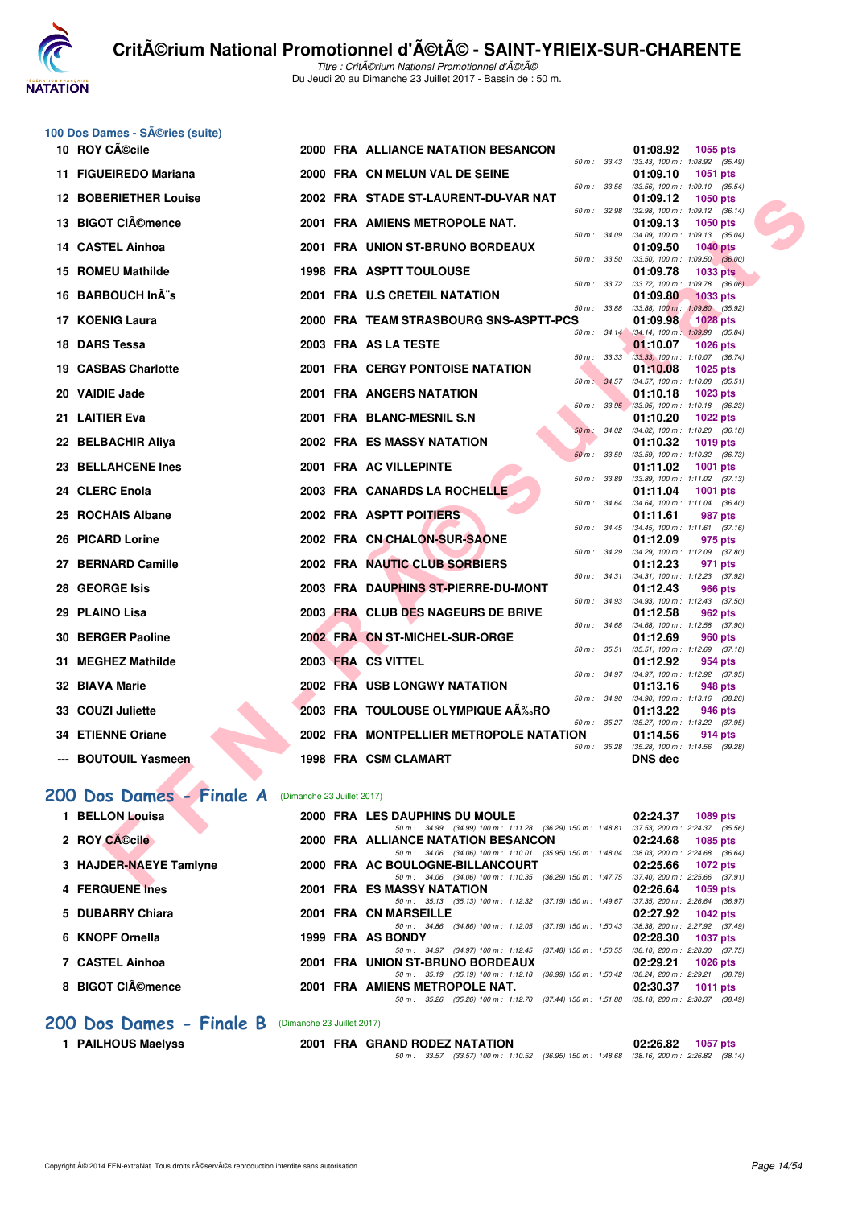## 100 Dos Dames - SÃ©ries (suite)

| Rg | Nom | Année | Nat | Club | Temps | Pts | Splits |
|---|---|---|---|---|---|---|---|
| 10 | ROY CÃ©cile | 2000 | FRA | ALLIANCE NATATION BESANCON | 01:08.92 | 1055 pts | 50 m : 33.43 (33.43) 100 m : 1:08.92 (35.49) |
| 11 | FIGUEIREDO Mariana | 2000 | FRA | CN MELUN VAL DE SEINE | 01:09.10 | 1051 pts | 50 m : 33.56 (33.56) 100 m : 1:09.10 (35.54) |
| 12 | BOBERIETHER Louise | 2002 | FRA | STADE ST-LAURENT-DU-VAR NAT | 01:09.12 | 1050 pts | 50 m : 32.98 (32.98) 100 m : 1:09.12 (36.14) |
| 13 | BIGOT ClÃ©mence | 2001 | FRA | AMIENS METROPOLE NAT. | 01:09.13 | 1050 pts | 50 m : 34.09 (34.09) 100 m : 1:09.13 (35.04) |
| 14 | CASTEL Aïnhoa | 2001 | FRA | UNION ST-BRUNO BORDEAUX | 01:09.50 | 1040 pts | 50 m : 33.50 (33.50) 100 m : 1:09.50 (36.00) |
| 15 | ROMEU Mathilde | 1998 | FRA | ASPTT TOULOUSE | 01:09.78 | 1033 pts | 50 m : 33.72 (33.72) 100 m : 1:09.78 (36.06) |
| 16 | BARBOUCH InÃ¨s | 2001 | FRA | U.S CRETEIL NATATION | 01:09.80 | 1033 pts | 50 m : 33.88 (33.88) 100 m : 1:09.80 (35.92) |
| 17 | KOENIG Laura | 2000 | FRA | TEAM STRASBOURG SNS-ASPTT-PCS | 01:09.98 | 1028 pts | 50 m : 34.14 (34.14) 100 m : 1:09.98 (35.84) |
| 18 | DARS Tessa | 2003 | FRA | AS LA TESTE | 01:10.07 | 1026 pts | 50 m : 33.33 (33.33) 100 m : 1:10.07 (36.74) |
| 19 | CASBAS Charlotte | 2001 | FRA | CERGY PONTOISE NATATION | 01:10.08 | 1025 pts | 50 m : 34.57 (34.57) 100 m : 1:10.08 (35.51) |
| 20 | VAIDIE Jade | 2001 | FRA | ANGERS NATATION | 01:10.18 | 1023 pts | 50 m : 33.95 (33.95) 100 m : 1:10.18 (36.23) |
| 21 | LAITIER Eva | 2001 | FRA | BLANC-MESNIL S.N | 01:10.20 | 1022 pts | 50 m : 34.02 (34.02) 100 m : 1:10.20 (36.18) |
| 22 | BELBACHIR Aliya | 2002 | FRA | ES MASSY NATATION | 01:10.32 | 1019 pts | 50 m : 33.59 (33.59) 100 m : 1:10.32 (36.73) |
| 23 | BELLAHCENE Ines | 2001 | FRA | AC VILLEPINTE | 01:11.02 | 1001 pts | 50 m : 33.89 (33.89) 100 m : 1:11.02 (37.13) |
| 24 | CLERC Enola | 2003 | FRA | CANARDS LA ROCHELLE | 01:11.04 | 1001 pts | 50 m : 34.64 (34.64) 100 m : 1:11.04 (36.40) |
| 25 | ROCHAIS Albane | 2002 | FRA | ASPTT POITIERS | 01:11.61 | 987 pts | 50 m : 34.45 (34.45) 100 m : 1:11.61 (37.16) |
| 26 | PICARD Lorine | 2002 | FRA | CN CHALON-SUR-SAONE | 01:12.09 | 975 pts | 50 m : 34.29 (34.29) 100 m : 1:12.09 (37.80) |
| 27 | BERNARD Camille | 2002 | FRA | NAUTIC CLUB SORBIERS | 01:12.23 | 971 pts | 50 m : 34.31 (34.31) 100 m : 1:12.23 (37.92) |
| 28 | GEORGE Isis | 2003 | FRA | DAUPHINS ST-PIERRE-DU-MONT | 01:12.43 | 966 pts | 50 m : 34.93 (34.93) 100 m : 1:12.43 (37.50) |
| 29 | PLAINO Lisa | 2003 | FRA | CLUB DES NAGEURS DE BRIVE | 01:12.58 | 962 pts | 50 m : 34.68 (34.68) 100 m : 1:12.58 (37.90) |
| 30 | BERGER Paoline | 2002 | FRA | CN ST-MICHEL-SUR-ORGE | 01:12.69 | 960 pts | 50 m : 35.51 (35.51) 100 m : 1:12.69 (37.18) |
| 31 | MEGHEZ Mathilde | 2003 | FRA | CS VITTEL | 01:12.92 | 954 pts | 50 m : 34.97 (34.97) 100 m : 1:12.92 (37.95) |
| 32 | BIAVA Marie | 2002 | FRA | USB LONGWY NATATION | 01:13.16 | 948 pts | 50 m : 34.90 (34.90) 100 m : 1:13.16 (38.26) |
| 33 | COUZI Juliette | 2003 | FRA | TOULOUSE OLYMPIQUE AÃ‰RO | 01:13.22 | 946 pts | 50 m : 35.27 (35.27) 100 m : 1:13.22 (37.95) |
| 34 | ETIENNE Oriane | 2002 | FRA | MONTPELLIER METROPOLE NATATION | 01:14.56 | 914 pts | 50 m : 35.28 (35.28) 100 m : 1:14.56 (39.28) |
| --- | BOUTOUIL Yasmeen | 1998 | FRA | CSM CLAMART | DNS dec | | |

## 200 Dos Dames - Finale A (Dimanche 23 Juillet 2017)

| Rg | Nom | Année | Nat | Club | Temps | Pts | Splits |
|---|---|---|---|---|---|---|---|
| 1 | BELLON Louisa | 2000 | FRA | LES DAUPHINS DU MOULE | 02:24.37 | 1089 pts | 50 m : 34.99 (34.99) 100 m : 1:11.28 (36.29) 150 m : 1:48.81 (37.53) 200 m : 2:24.37 (35.56) |
| 2 | ROY CÃ©cile | 2000 | FRA | ALLIANCE NATATION BESANCON | 02:24.68 | 1085 pts | 50 m : 34.06 (34.06) 100 m : 1:10.01 (35.95) 150 m : 1:48.04 (38.03) 200 m : 2:24.68 (36.64) |
| 3 | HAJDER-NAEYE Tamlyne | 2000 | FRA | AC BOULOGNE-BILLANCOURT | 02:25.66 | 1072 pts | 50 m : 34.06 (34.06) 100 m : 1:10.35 (36.29) 150 m : 1:47.75 (37.40) 200 m : 2:25.66 (37.91) |
| 4 | FERGUENE Ines | 2001 | FRA | ES MASSY NATATION | 02:26.64 | 1059 pts | 50 m : 35.13 (35.13) 100 m : 1:12.32 (37.19) 150 m : 1:49.67 (37.35) 200 m : 2:26.64 (36.97) |
| 5 | DUBARRY Chiara | 2001 | FRA | CN MARSEILLE | 02:27.92 | 1042 pts | 50 m : 34.86 (34.86) 100 m : 1:12.05 (37.19) 150 m : 1:50.43 (38.38) 200 m : 2:27.92 (37.49) |
| 6 | KNOPF Ornella | 1999 | FRA | AS BONDY | 02:28.30 | 1037 pts | 50 m : 34.97 (34.97) 100 m : 1:12.45 (37.48) 150 m : 1:50.55 (38.10) 200 m : 2:28.30 (37.75) |
| 7 | CASTEL Aïnhoa | 2001 | FRA | UNION ST-BRUNO BORDEAUX | 02:29.21 | 1026 pts | 50 m : 35.19 (35.19) 100 m : 1:12.18 (36.99) 150 m : 1:50.42 (38.24) 200 m : 2:29.21 (38.79) |
| 8 | BIGOT ClÃ©mence | 2001 | FRA | AMIENS METROPOLE NAT. | 02:30.37 | 1011 pts | 50 m : 35.26 (35.26) 100 m : 1:12.70 (37.44) 150 m : 1:51.88 (39.18) 200 m : 2:30.37 (38.49) |

## 200 Dos Dames - Finale B (Dimanche 23 Juillet 2017)

| Rg | Nom | Année | Nat | Club | Temps | Pts | Splits |
|---|---|---|---|---|---|---|---|
| 1 | PAILHOUS Maelyss | 2001 | FRA | GRAND RODEZ NATATION | 02:26.82 | 1057 pts | 50 m : 33.57 (33.57) 100 m : 1:10.52 (36.95) 150 m : 1:48.68 (38.16) 200 m : 2:26.82 (38.14) |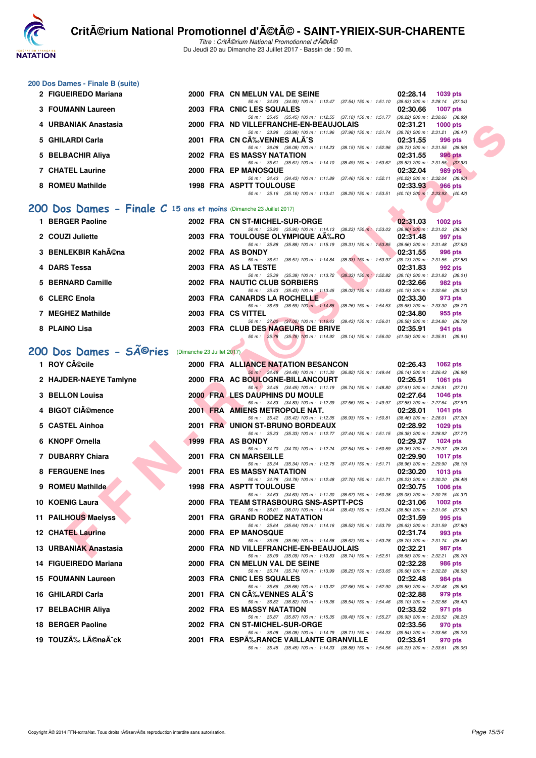## 200 Dos Dames - Finale B (suite)

| Rg | Nom | Année | Nat | Club | Temps | Points |
|---|---|---|---|---|---|---|
| 2 | FIGUEIREDO Mariana | 2000 | FRA | CN MELUN VAL DE SEINE | 02:28.14 | 1039 pts |
| | 50 m : 34.93 (34.93) 100 m : 1:12.47 (37.54) 150 m : 1:51.10 (38.63) 200 m : 2:28.14 (37.04) | | | | | |
| 3 | FOUMANN Laureen | 2003 | FRA | CNIC LES SQUALES | 02:30.66 | 1007 pts |
| | 50 m : 35.45 (35.45) 100 m : 1:12.55 (37.10) 150 m : 1:51.77 (39.22) 200 m : 2:30.66 (38.89) | | | | | |
| 4 | URBANIAK Anastasia | 2000 | FRA | ND VILLEFRANCHE-EN-BEAUJOLAIS | 02:31.21 | 1000 pts |
| | 50 m : 33.98 (33.98) 100 m : 1:11.96 (37.98) 150 m : 1:51.74 (39.78) 200 m : 2:31.21 (39.47) | | | | | |
| 5 | GHILARDI Carla | 2001 | FRA | CN CÃ‰VENNES ALÃˆS | 02:31.55 | 996 pts |
| | 50 m : 36.08 (36.08) 100 m : 1:14.23 (38.15) 150 m : 1:52.96 (38.73) 200 m : 2:31.55 (38.59) | | | | | |
| 5 | BELBACHIR Aliya | 2002 | FRA | ES MASSY NATATION | 02:31.55 | 996 pts |
| | 50 m : 35.61 (35.61) 100 m : 1:14.10 (38.49) 150 m : 1:53.62 (39.52) 200 m : 2:31.55 (37.93) | | | | | |
| 7 | CHATEL Laurine | 2000 | FRA | EP MANOSQUE | 02:32.04 | 989 pts |
| | 50 m : 34.43 (34.43) 100 m : 1:11.89 (37.46) 150 m : 1:52.11 (40.22) 200 m : 2:32.04 (39.93) | | | | | |
| 8 | ROMEU Mathilde | 1998 | FRA | ASPTT TOULOUSE | 02:33.93 | 966 pts |
| | 50 m : 35.16 (35.16) 100 m : 1:13.41 (38.25) 150 m : 1:53.51 (40.10) 200 m : 2:33.93 (40.42) | | | | | |

## 200 Dos Dames - Finale C 15 ans et moins (Dimanche 23 Juillet 2017)

| Rg | Nom | Année | Nat | Club | Temps | Points |
|---|---|---|---|---|---|---|
| 1 | BERGER Paoline | 2002 | FRA | CN ST-MICHEL-SUR-ORGE | 02:31.03 | 1002 pts |
| | 50 m : 35.90 (35.90) 100 m : 1:14.13 (38.23) 150 m : 1:53.03 (38.90) 200 m : 2:31.03 (38.00) | | | | | |
| 2 | COUZI Juliette | 2003 | FRA | TOULOUSE OLYMPIQUE AÃ‰RO | 02:31.48 | 997 pts |
| | 50 m : 35.88 (35.88) 100 m : 1:15.19 (39.31) 150 m : 1:53.85 (38.66) 200 m : 2:31.48 (37.63) | | | | | |
| 3 | BENLEKBIR KahÃ©na | 2002 | FRA | AS BONDY | 02:31.55 | 996 pts |
| | 50 m : 36.51 (36.51) 100 m : 1:14.84 (38.33) 150 m : 1:53.97 (39.13) 200 m : 2:31.55 (37.58) | | | | | |
| 4 | DARS Tessa | 2003 | FRA | AS LA TESTE | 02:31.83 | 992 pts |
| | 50 m : 35.39 (35.39) 100 m : 1:13.72 (38.33) 150 m : 1:52.82 (39.10) 200 m : 2:31.83 (39.01) | | | | | |
| 5 | BERNARD Camille | 2002 | FRA | NAUTIC CLUB SORBIERS | 02:32.66 | 982 pts |
| | 50 m : 35.43 (35.43) 100 m : 1:13.45 (38.02) 150 m : 1:53.63 (40.18) 200 m : 2:32.66 (39.03) | | | | | |
| 6 | CLERC Enola | 2003 | FRA | CANARDS LA ROCHELLE | 02:33.30 | 973 pts |
| | 50 m : 36.59 (36.59) 100 m : 1:14.85 (38.26) 150 m : 1:54.53 (39.68) 200 m : 2:33.30 (38.77) | | | | | |
| 7 | MEGHEZ Mathilde | 2003 | FRA | CS VITTEL | 02:34.80 | 955 pts |
| | 50 m : 37.00 (37.00) 100 m : 1:16.43 (39.43) 150 m : 1:56.01 (39.58) 200 m : 2:34.80 (38.79) | | | | | |
| 8 | PLAINO Lisa | 2003 | FRA | CLUB DES NAGEURS DE BRIVE | 02:35.91 | 941 pts |
| | 50 m : 35.78 (35.78) 100 m : 1:14.92 (39.14) 150 m : 1:56.00 (41.08) 200 m : 2:35.91 (39.91) | | | | | |

## 200 Dos Dames - SÃ©ries (Dimanche 23 Juillet 2017)

| Rg | Nom | Année | Nat | Club | Temps | Points |
|---|---|---|---|---|---|---|
| 1 | ROY CÃ©cile | 2000 | FRA | ALLIANCE NATATION BESANCON | 02:26.43 | 1062 pts |
| | 50 m : 34.48 (34.48) 100 m : 1:11.30 (36.82) 150 m : 1:49.44 (38.14) 200 m : 2:26.43 (36.99) | | | | | |
| 2 | HAJDER-NAEYE Tamlyne | 2000 | FRA | AC BOULOGNE-BILLANCOURT | 02:26.51 | 1061 pts |
| | 50 m : 34.45 (34.45) 100 m : 1:11.19 (36.74) 150 m : 1:48.80 (37.61) 200 m : 2:26.51 (37.71) | | | | | |
| 3 | BELLON Louisa | 2000 | FRA | LES DAUPHINS DU MOULE | 02:27.64 | 1046 pts |
| | 50 m : 34.83 (34.83) 100 m : 1:12.39 (37.56) 150 m : 1:49.97 (37.58) 200 m : 2:27.64 (37.67) | | | | | |
| 4 | BIGOT CIÃ©mence | 2001 | FRA | AMIENS METROPOLE NAT. | 02:28.01 | 1041 pts |
| | 50 m : 35.42 (35.42) 100 m : 1:12.35 (36.93) 150 m : 1:50.81 (38.46) 200 m : 2:28.01 (37.20) | | | | | |
| 5 | CASTEL Ainhoa | 2001 | FRA | UNION ST-BRUNO BORDEAUX | 02:28.92 | 1029 pts |
| | 50 m : 35.33 (35.33) 100 m : 1:12.77 (37.44) 150 m : 1:51.15 (38.38) 200 m : 2:28.92 (37.77) | | | | | |
| 6 | KNOPF Ornella | 1999 | FRA | AS BONDY | 02:29.37 | 1024 pts |
| | 50 m : 34.70 (34.70) 100 m : 1:12.24 (37.54) 150 m : 1:50.59 (38.35) 200 m : 2:29.37 (38.78) | | | | | |
| 7 | DUBARRY Chiara | 2001 | FRA | CN MARSEILLE | 02:29.90 | 1017 pts |
| | 50 m : 35.34 (35.34) 100 m : 1:12.75 (37.41) 150 m : 1:51.71 (38.96) 200 m : 2:29.90 (38.19) | | | | | |
| 8 | FERGUENE Ines | 2001 | FRA | ES MASSY NATATION | 02:30.20 | 1013 pts |
| | 50 m : 34.78 (34.78) 100 m : 1:12.48 (37.70) 150 m : 1:51.71 (39.23) 200 m : 2:30.20 (38.49) | | | | | |
| 9 | ROMEU Mathilde | 1998 | FRA | ASPTT TOULOUSE | 02:30.75 | 1006 pts |
| | 50 m : 34.63 (34.63) 100 m : 1:11.30 (36.67) 150 m : 1:50.38 (39.08) 200 m : 2:30.75 (40.37) | | | | | |
| 10 | KOENIG Laura | 2000 | FRA | TEAM STRASBOURG SNS-ASPTT-PCS | 02:31.06 | 1002 pts |
| | 50 m : 36.01 (36.01) 100 m : 1:14.44 (38.43) 150 m : 1:53.24 (38.80) 200 m : 2:31.06 (37.82) | | | | | |
| 11 | PAILHOUS Maelyss | 2001 | FRA | GRAND RODEZ NATATION | 02:31.59 | 995 pts |
| | 50 m : 35.64 (35.64) 100 m : 1:14.16 (38.52) 150 m : 1:53.79 (39.63) 200 m : 2:31.59 (37.80) | | | | | |
| 12 | CHATEL Laurine | 2000 | FRA | EP MANOSQUE | 02:31.74 | 993 pts |
| | 50 m : 35.96 (35.96) 100 m : 1:14.58 (38.62) 150 m : 1:53.28 (38.70) 200 m : 2:31.74 (38.46) | | | | | |
| 13 | URBANIAK Anastasia | 2000 | FRA | ND VILLEFRANCHE-EN-BEAUJOLAIS | 02:32.21 | 987 pts |
| | 50 m : 35.09 (35.09) 100 m : 1:13.83 (38.74) 150 m : 1:52.51 (38.68) 200 m : 2:32.21 (39.70) | | | | | |
| 14 | FIGUEIREDO Mariana | 2000 | FRA | CN MELUN VAL DE SEINE | 02:32.28 | 986 pts |
| | 50 m : 35.74 (35.74) 100 m : 1:13.99 (38.25) 150 m : 1:53.65 (39.66) 200 m : 2:32.28 (38.63) | | | | | |
| 15 | FOUMANN Laureen | 2003 | FRA | CNIC LES SQUALES | 02:32.48 | 984 pts |
| | 50 m : 35.66 (35.66) 100 m : 1:13.32 (37.66) 150 m : 1:52.90 (39.58) 200 m : 2:32.48 (39.58) | | | | | |
| 16 | GHILARDI Carla | 2001 | FRA | CN CÃ‰VENNES ALÃˆS | 02:32.88 | 979 pts |
| | 50 m : 36.82 (36.82) 100 m : 1:15.36 (38.54) 150 m : 1:54.46 (39.10) 200 m : 2:32.88 (38.42) | | | | | |
| 17 | BELBACHIR Aliya | 2002 | FRA | ES MASSY NATATION | 02:33.52 | 971 pts |
| | 50 m : 35.87 (35.87) 100 m : 1:15.35 (39.48) 150 m : 1:55.27 (39.92) 200 m : 2:33.52 (38.25) | | | | | |
| 18 | BERGER Paoline | 2002 | FRA | CN ST-MICHEL-SUR-ORGE | 02:33.56 | 970 pts |
| | 50 m : 36.08 (36.08) 100 m : 1:14.79 (38.71) 150 m : 1:54.33 (39.54) 200 m : 2:33.56 (39.23) | | | | | |
| 19 | TOUZÃ‰ LÃ©naÃ¯ck | 2001 | FRA | ESPÃ‰RANCE VAILLANTE GRANVILLE | 02:33.61 | 970 pts |
| | 50 m : 35.45 (35.45) 100 m : 1:14.33 (38.88) 150 m : 1:54.56 (40.23) 200 m : 2:33.61 (39.05) | | | | | |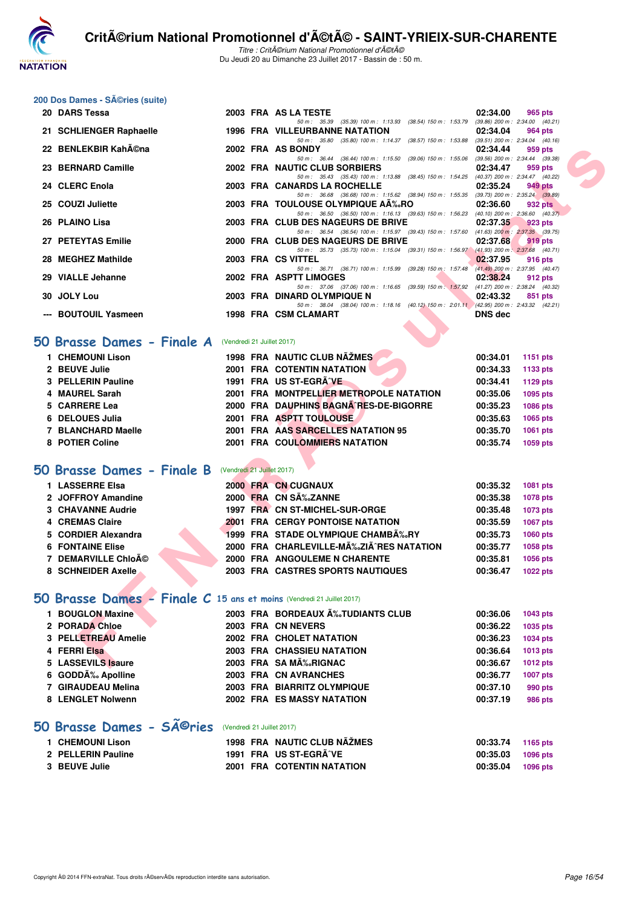## 200 Dos Dames - SÃ©ries (suite)

| | Nom | Année | Nat | Club | Temps | Points |
|---|---|---|---|---|---|---|
| 20 | DARS Tessa | 2003 | FRA | AS LA TESTE | 02:34.00 | 965 pts |
| | | | | 50 m : 35.39 (35.39) 100 m : 1:13.93 (38.54) 150 m : 1:53.79 (39.86) 200 m : 2:34.00 (40.21) | | |
| 21 | SCHLIENGER Raphaelle | 1996 | FRA | VILLEURBANNE NATATION | 02:34.04 | 964 pts |
| | | | | 50 m : 35.80 (35.80) 100 m : 1:14.37 (38.57) 150 m : 1:53.88 (39.51) 200 m : 2:34.04 (40.16) | | |
| 22 | BENLEKBIR KahÃ©na | 2002 | FRA | AS BONDY | 02:34.44 | 959 pts |
| | | | | 50 m : 36.44 (36.44) 100 m : 1:15.50 (39.06) 150 m : 1:55.06 (39.56) 200 m : 2:34.44 (39.38) | | |
| 23 | BERNARD Camille | 2002 | FRA | NAUTIC CLUB SORBIERS | 02:34.47 | 959 pts |
| | | | | 50 m : 35.43 (35.43) 100 m : 1:13.88 (38.45) 150 m : 1:54.25 (40.37) 200 m : 2:34.47 (40.22) | | |
| 24 | CLERC Enola | 2003 | FRA | CANARDS LA ROCHELLE | 02:35.24 | 949 pts |
| | | | | 50 m : 36.68 (36.68) 100 m : 1:15.62 (38.94) 150 m : 1:55.35 (39.73) 200 m : 2:35.24 (39.89) | | |
| 25 | COUZI Juliette | 2003 | FRA | TOULOUSE OLYMPIQUE AÃ‰RO | 02:36.60 | 932 pts |
| | | | | 50 m : 36.50 (36.50) 100 m : 1:16.13 (39.63) 150 m : 1:56.23 (40.10) 200 m : 2:36.60 (40.37) | | |
| 26 | PLAINO Lisa | 2003 | FRA | CLUB DES NAGEURS DE BRIVE | 02:37.35 | 923 pts |
| | | | | 50 m : 36.54 (36.54) 100 m : 1:15.97 (39.43) 150 m : 1:57.60 (41.63) 200 m : 2:37.35 (39.75) | | |
| 27 | PETEYTAS Emilie | 2000 | FRA | CLUB DES NAGEURS DE BRIVE | 02:37.68 | 919 pts |
| | | | | 50 m : 35.73 (35.73) 100 m : 1:15.04 (39.31) 150 m : 1:56.97 (41.93) 200 m : 2:37.68 (40.71) | | |
| 28 | MEGHEZ Mathilde | 2003 | FRA | CS VITTEL | 02:37.95 | 916 pts |
| | | | | 50 m : 36.71 (36.71) 100 m : 1:15.99 (39.28) 150 m : 1:57.48 (41.49) 200 m : 2:37.95 (40.47) | | |
| 29 | VIALLE Jehanne | 2002 | FRA | ASPTT LIMOGES | 02:38.24 | 912 pts |
| | | | | 50 m : 37.06 (37.06) 100 m : 1:16.65 (39.59) 150 m : 1:57.92 (41.27) 200 m : 2:38.24 (40.32) | | |
| 30 | JOLY Lou | 2003 | FRA | DINARD OLYMPIQUE N | 02:43.32 | 851 pts |
| | | | | 50 m : 38.04 (38.04) 100 m : 1:18.16 (40.12) 150 m : 2:01.11 (42.95) 200 m : 2:43.32 (42.21) | | |
| --- | BOUTOUIL Yasmeen | 1998 | FRA | CSM CLAMART | DNS dec | |

## 50 Brasse Dames - Finale A (Vendredi 21 Juillet 2017)

| | Nom | Année | Nat | Club | Temps | Points |
|---|---|---|---|---|---|---|
| 1 | CHEMOUNI Lison | 1998 | FRA | NAUTIC CLUB NÃŽMES | 00:34.01 | 1151 pts |
| 2 | BEUVE Julie | 2001 | FRA | COTENTIN NATATION | 00:34.33 | 1133 pts |
| 3 | PELLERIN Pauline | 1991 | FRA | US ST-EGRÃˆVE | 00:34.41 | 1129 pts |
| 4 | MAUREL Sarah | 2001 | FRA | MONTPELLIER METROPOLE NATATION | 00:35.06 | 1095 pts |
| 5 | CARRERE Lea | 2000 | FRA | DAUPHINS BAGNÃˆRES-DE-BIGORRE | 00:35.23 | 1086 pts |
| 6 | DELOUES Julia | 2001 | FRA | ASPTT TOULOUSE | 00:35.63 | 1065 pts |
| 7 | BLANCHARD Maelle | 2001 | FRA | AAS SARCELLES NATATION 95 | 00:35.70 | 1061 pts |
| 8 | POTIER Coline | 2001 | FRA | COULOMMIERS NATATION | 00:35.74 | 1059 pts |

## 50 Brasse Dames - Finale B (Vendredi 21 Juillet 2017)

| | Nom | Année | Nat | Club | Temps | Points |
|---|---|---|---|---|---|---|
| 1 | LASSERRE Elsa | 2000 | FRA | CN CUGNAUX | 00:35.32 | 1081 pts |
| 2 | JOFFROY Amandine | 2000 | FRA | CN SÃ‰ZANNE | 00:35.38 | 1078 pts |
| 3 | CHAVANNE Audrie | 1997 | FRA | CN ST-MICHEL-SUR-ORGE | 00:35.48 | 1073 pts |
| 4 | CREMAS Claire | 2001 | FRA | CERGY PONTOISE NATATION | 00:35.59 | 1067 pts |
| 5 | CORDIER Alexandra | 1999 | FRA | STADE OLYMPIQUE CHAMBÃ‰RY | 00:35.73 | 1060 pts |
| 6 | FONTAINE Elise | 2000 | FRA | CHARLEVILLE-MÃ‰ZIÃˆRES NATATION | 00:35.77 | 1058 pts |
| 7 | DEMARVILLE ChloÃ© | 2000 | FRA | ANGOULEME N CHARENTE | 00:35.81 | 1056 pts |
| 8 | SCHNEIDER Axelle | 2003 | FRA | CASTRES SPORTS NAUTIQUES | 00:36.47 | 1022 pts |

## 50 Brasse Dames - Finale C 15 ans et moins (Vendredi 21 Juillet 2017)

| | Nom | Année | Nat | Club | Temps | Points |
|---|---|---|---|---|---|---|
| 1 | BOUGLON Maxine | 2003 | FRA | BORDEAUX Ã‰TUDIANTS CLUB | 00:36.06 | 1043 pts |
| 2 | PORADA Chloe | 2003 | FRA | CN NEVERS | 00:36.22 | 1035 pts |
| 3 | PELLETREAU Amelie | 2002 | FRA | CHOLET NATATION | 00:36.23 | 1034 pts |
| 4 | FERRI Elsa | 2003 | FRA | CHASSIEU NATATION | 00:36.64 | 1013 pts |
| 5 | LASSEVILS Isaure | 2003 | FRA | SA MÃ‰RIGNAC | 00:36.67 | 1012 pts |
| 6 | GODDÃ‰ Apolline | 2003 | FRA | CN AVRANCHES | 00:36.77 | 1007 pts |
| 7 | GIRAUDEAU Melina | 2003 | FRA | BIARRITZ OLYMPIQUE | 00:37.10 | 990 pts |
| 8 | LENGLET Nolwenn | 2002 | FRA | ES MASSY NATATION | 00:37.19 | 986 pts |

## 50 Brasse Dames - SÃ©ries (Vendredi 21 Juillet 2017)

| | Nom | Année | Nat | Club | Temps | Points |
|---|---|---|---|---|---|---|
| 1 | CHEMOUNI Lison | 1998 | FRA | NAUTIC CLUB NÃŽMES | 00:33.74 | 1165 pts |
| 2 | PELLERIN Pauline | 1991 | FRA | US ST-EGRÃˆVE | 00:35.03 | 1096 pts |
| 3 | BEUVE Julie | 2001 | FRA | COTENTIN NATATION | 00:35.04 | 1096 pts |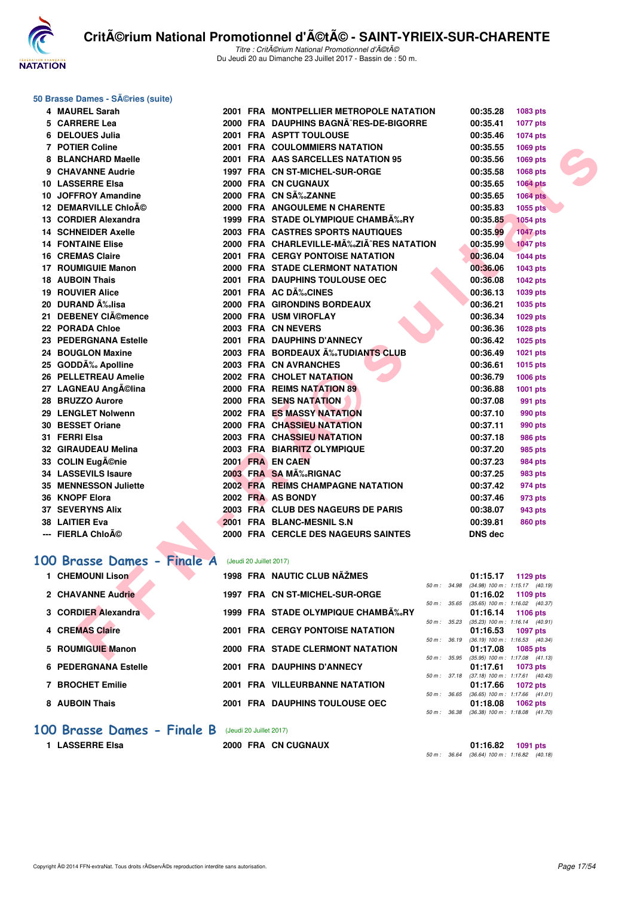### 50 Brasse Dames - SÃ©ries (suite)

| Rang | Nom | Année | Nat | Club | Temps | Points |
|---|---|---|---|---|---|---|
| 4 | MAUREL Sarah | 2001 | FRA | MONTPELLIER METROPOLE NATATION | 00:35.28 | 1083 pts |
| 5 | CARRERE Lea | 2000 | FRA | DAUPHINS BAGNÃˆRES-DE-BIGORRE | 00:35.41 | 1077 pts |
| 6 | DELOUES Julia | 2001 | FRA | ASPTT TOULOUSE | 00:35.46 | 1074 pts |
| 7 | POTIER Coline | 2001 | FRA | COULOMMIERS NATATION | 00:35.55 | 1069 pts |
| 8 | BLANCHARD Maelle | 2001 | FRA | AAS SARCELLES NATATION 95 | 00:35.56 | 1069 pts |
| 9 | CHAVANNE Audrie | 1997 | FRA | CN ST-MICHEL-SUR-ORGE | 00:35.58 | 1068 pts |
| 10 | LASSERRE Elsa | 2000 | FRA | CN CUGNAUX | 00:35.65 | 1064 pts |
| 10 | JOFFROY Amandine | 2000 | FRA | CN SÃ‰ZANNE | 00:35.65 | 1064 pts |
| 12 | DEMARVILLE ChloÃ© | 2000 | FRA | ANGOULEME N CHARENTE | 00:35.83 | 1055 pts |
| 13 | CORDIER Alexandra | 1999 | FRA | STADE OLYMPIQUE CHAMBÃ‰RY | 00:35.85 | 1054 pts |
| 14 | SCHNEIDER Axelle | 2003 | FRA | CASTRES SPORTS NAUTIQUES | 00:35.99 | 1047 pts |
| 14 | FONTAINE Elise | 2000 | FRA | CHARLEVILLE-MÃ‰ZIÃˆRES NATATION | 00:35.99 | 1047 pts |
| 16 | CREMAS Claire | 2001 | FRA | CERGY PONTOISE NATATION | 00:36.04 | 1044 pts |
| 17 | ROUMIGUIE Manon | 2000 | FRA | STADE CLERMONT NATATION | 00:36.06 | 1043 pts |
| 18 | AUBOIN Thais | 2001 | FRA | DAUPHINS TOULOUSE OEC | 00:36.08 | 1042 pts |
| 19 | ROUVIER Alice | 2001 | FRA | AC DÃ‰CINES | 00:36.13 | 1039 pts |
| 20 | DURAND Ã‰lisa | 2000 | FRA | GIRONDINS BORDEAUX | 00:36.21 | 1035 pts |
| 21 | DEBENEY ClÃ©mence | 2000 | FRA | USM VIROFLAY | 00:36.34 | 1029 pts |
| 22 | PORADA Chloe | 2003 | FRA | CN NEVERS | 00:36.36 | 1028 pts |
| 23 | PEDERGNANA Estelle | 2001 | FRA | DAUPHINS D'ANNECY | 00:36.42 | 1025 pts |
| 24 | BOUGLON Maxine | 2003 | FRA | BORDEAUX Ã‰TUDIANTS CLUB | 00:36.49 | 1021 pts |
| 25 | GODDÃ‰ Apolline | 2003 | FRA | CN AVRANCHES | 00:36.61 | 1015 pts |
| 26 | PELLETREAU Amelie | 2002 | FRA | CHOLET NATATION | 00:36.79 | 1006 pts |
| 27 | LAGNEAU AngÃ©lina | 2000 | FRA | REIMS NATATION 89 | 00:36.88 | 1001 pts |
| 28 | BRUZZO Aurore | 2000 | FRA | SENS NATATION | 00:37.08 | 991 pts |
| 29 | LENGLET Nolwenn | 2002 | FRA | ES MASSY NATATION | 00:37.10 | 990 pts |
| 30 | BESSET Oriane | 2000 | FRA | CHASSIEU NATATION | 00:37.11 | 990 pts |
| 31 | FERRI Elsa | 2003 | FRA | CHASSIEU NATATION | 00:37.18 | 986 pts |
| 32 | GIRAUDEAU Melina | 2003 | FRA | BIARRITZ OLYMPIQUE | 00:37.20 | 985 pts |
| 33 | COLIN EugÃ©nie | 2001 | FRA | EN CAEN | 00:37.23 | 984 pts |
| 34 | LASSEVILS Isaure | 2003 | FRA | SA MÃ‰RIGNAC | 00:37.25 | 983 pts |
| 35 | MENNESSON Juliette | 2002 | FRA | REIMS CHAMPAGNE NATATION | 00:37.42 | 974 pts |
| 36 | KNOPF Elora | 2002 | FRA | AS BONDY | 00:37.46 | 973 pts |
| 37 | SEVERYNS Alix | 2003 | FRA | CLUB DES NAGEURS DE PARIS | 00:38.07 | 943 pts |
| 38 | LAITIER Eva | 2001 | FRA | BLANC-MESNIL S.N | 00:39.81 | 860 pts |
| --- | FIERLA ChloÃ© | 2000 | FRA | CERCLE DES NAGEURS SAINTES | DNS dec | |

## 100 Brasse Dames - Finale A (Jeudi 20 Juillet 2017)

| Rang | Nom | Année | Nat | Club | Temps | Points | Splits |
|---|---|---|---|---|---|---|---|
| 1 | CHEMOUNI Lison | 1998 | FRA | NAUTIC CLUB NÃŽMES | 01:15.17 | 1129 pts | 50 m : 34.98 (34.98) 100 m : 1:15.17 (40.19) |
| 2 | CHAVANNE Audrie | 1997 | FRA | CN ST-MICHEL-SUR-ORGE | 01:16.02 | 1109 pts | 50 m : 35.65 (35.65) 100 m : 1:16.02 (40.37) |
| 3 | CORDIER Alexandra | 1999 | FRA | STADE OLYMPIQUE CHAMBÃ‰RY | 01:16.14 | 1106 pts | 50 m : 35.23 (35.23) 100 m : 1:16.14 (40.91) |
| 4 | CREMAS Claire | 2001 | FRA | CERGY PONTOISE NATATION | 01:16.53 | 1097 pts | 50 m : 36.19 (36.19) 100 m : 1:16.53 (40.34) |
| 5 | ROUMIGUIE Manon | 2000 | FRA | STADE CLERMONT NATATION | 01:17.08 | 1085 pts | 50 m : 35.95 (35.95) 100 m : 1:17.08 (41.13) |
| 6 | PEDERGNANA Estelle | 2001 | FRA | DAUPHINS D'ANNECY | 01:17.61 | 1073 pts | 50 m : 37.18 (37.18) 100 m : 1:17.61 (40.43) |
| 7 | BROCHET Emilie | 2001 | FRA | VILLEURBANNE NATATION | 01:17.66 | 1072 pts | 50 m : 36.65 (36.65) 100 m : 1:17.66 (41.01) |
| 8 | AUBOIN Thais | 2001 | FRA | DAUPHINS TOULOUSE OEC | 01:18.08 | 1062 pts | 50 m : 36.38 (36.38) 100 m : 1:18.08 (41.70) |

## 100 Brasse Dames - Finale B (Jeudi 20 Juillet 2017)

| Rang | Nom | Année | Nat | Club | Temps | Points | Splits |
|---|---|---|---|---|---|---|---|
| 1 | LASSERRE Elsa | 2000 | FRA | CN CUGNAUX | 01:16.82 | 1091 pts | 50 m : 36.64 (36.64) 100 m : 1:16.82 (40.18) |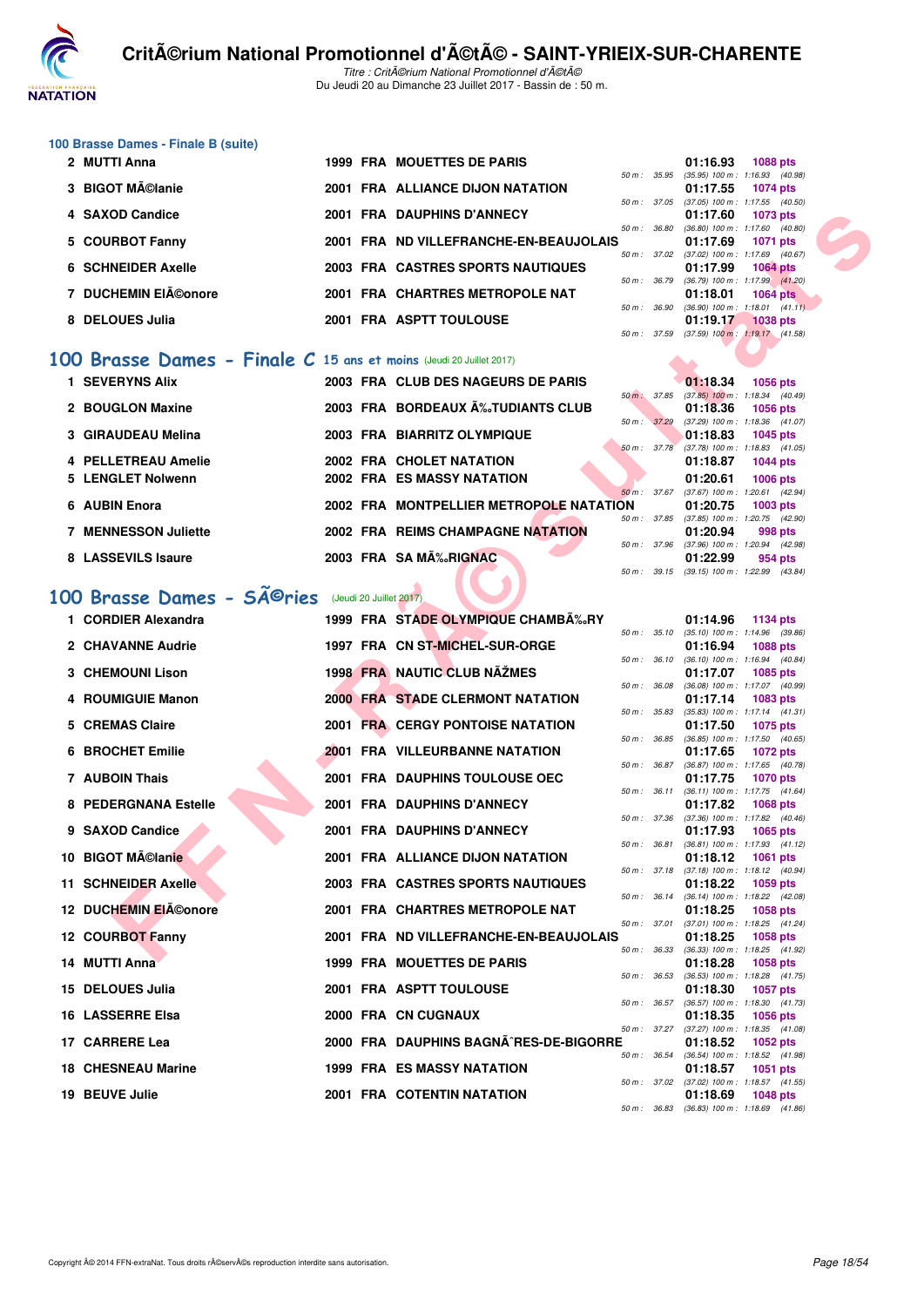### 100 Brasse Dames - Finale B (suite)

| Rang | Nom | Année | Nat | Club | Temps | Points | Splits |
|---|---|---|---|---|---|---|---|
| 2 | MUTTI Anna | 1999 | FRA | MOUETTES DE PARIS | 01:16.93 | 1088 pts | 50 m : 35.95 (35.95) 100 m : 1:16.93 (40.98) |
| 3 | BIGOT MÃ©lanie | 2001 | FRA | ALLIANCE DIJON NATATION | 01:17.55 | 1074 pts | 50 m : 37.05 (37.05) 100 m : 1:17.55 (40.50) |
| 4 | SAXOD Candice | 2001 | FRA | DAUPHINS D'ANNECY | 01:17.60 | 1073 pts | 50 m : 36.80 (36.80) 100 m : 1:17.60 (40.80) |
| 5 | COURBOT Fanny | 2001 | FRA | ND VILLEFRANCHE-EN-BEAUJOLAIS | 01:17.69 | 1071 pts | 50 m : 37.02 (37.02) 100 m : 1:17.69 (40.67) |
| 6 | SCHNEIDER Axelle | 2003 | FRA | CASTRES SPORTS NAUTIQUES | 01:17.99 | 1064 pts | 50 m : 36.79 (36.79) 100 m : 1:17.99 (41.20) |
| 7 | DUCHEMIN EIÃ©onore | 2001 | FRA | CHARTRES METROPOLE NAT | 01:18.01 | 1064 pts | 50 m : 36.90 (36.90) 100 m : 1:18.01 (41.11) |
| 8 | DELOUES Julia | 2001 | FRA | ASPTT TOULOUSE | 01:19.17 | 1038 pts | 50 m : 37.59 (37.59) 100 m : 1:19.17 (41.58) |

## 100 Brasse Dames - Finale C 15 ans et moins (Jeudi 20 Juillet 2017)

| Rang | Nom | Année | Nat | Club | Temps | Points | Splits |
|---|---|---|---|---|---|---|---|
| 1 | SEVERYNS Alix | 2003 | FRA | CLUB DES NAGEURS DE PARIS | 01:18.34 | 1056 pts | 50 m : 37.85 (37.85) 100 m : 1:18.34 (40.49) |
| 2 | BOUGLON Maxine | 2003 | FRA | BORDEAUX Ã‰TUDIANTS CLUB | 01:18.36 | 1056 pts | 50 m : 37.29 (37.29) 100 m : 1:18.36 (41.07) |
| 3 | GIRAUDEAU Melina | 2003 | FRA | BIARRITZ OLYMPIQUE | 01:18.83 | 1045 pts | 50 m : 37.78 (37.78) 100 m : 1:18.83 (41.05) |
| 4 | PELLETREAU Amelie | 2002 | FRA | CHOLET NATATION | 01:18.87 | 1044 pts | |
| 5 | LENGLET Nolwenn | 2002 | FRA | ES MASSY NATATION | 01:20.61 | 1006 pts | 50 m : 37.67 (37.67) 100 m : 1:20.61 (42.94) |
| 6 | AUBIN Enora | 2002 | FRA | MONTPELLIER METROPOLE NATATION | 01:20.75 | 1003 pts | 50 m : 37.85 (37.85) 100 m : 1:20.75 (42.90) |
| 7 | MENNESSON Juliette | 2002 | FRA | REIMS CHAMPAGNE NATATION | 01:20.94 | 998 pts | 50 m : 37.96 (37.96) 100 m : 1:20.94 (42.98) |
| 8 | LASSEVILS Isaure | 2003 | FRA | SA MÃ‰RIGNAC | 01:22.99 | 954 pts | 50 m : 39.15 (39.15) 100 m : 1:22.99 (43.84) |

## 100 Brasse Dames - SÃ©ries (Jeudi 20 Juillet 2017)

| Rang | Nom | Année | Nat | Club | Temps | Points | Splits |
|---|---|---|---|---|---|---|---|
| 1 | CORDIER Alexandra | 1999 | FRA | STADE OLYMPIQUE CHAMBÃ‰RY | 01:14.96 | 1134 pts | 50 m : 35.10 (35.10) 100 m : 1:14.96 (39.86) |
| 2 | CHAVANNE Audrie | 1997 | FRA | CN ST-MICHEL-SUR-ORGE | 01:16.94 | 1088 pts | 50 m : 36.10 (36.10) 100 m : 1:16.94 (40.84) |
| 3 | CHEMOUNI Lison | 1998 | FRA | NAUTIC CLUB NÃŽMES | 01:17.07 | 1085 pts | 50 m : 36.08 (36.08) 100 m : 1:17.07 (40.99) |
| 4 | ROUMIGUIE Manon | 2000 | FRA | STADE CLERMONT NATATION | 01:17.14 | 1083 pts | 50 m : 35.83 (35.83) 100 m : 1:17.14 (41.31) |
| 5 | CREMAS Claire | 2001 | FRA | CERGY PONTOISE NATATION | 01:17.50 | 1075 pts | 50 m : 36.85 (36.85) 100 m : 1:17.50 (40.65) |
| 6 | BROCHET Emilie | 2001 | FRA | VILLEURBANNE NATATION | 01:17.65 | 1072 pts | 50 m : 36.87 (36.87) 100 m : 1:17.65 (40.78) |
| 7 | AUBOIN Thais | 2001 | FRA | DAUPHINS TOULOUSE OEC | 01:17.75 | 1070 pts | 50 m : 36.11 (36.11) 100 m : 1:17.75 (41.64) |
| 8 | PEDERGNANA Estelle | 2001 | FRA | DAUPHINS D'ANNECY | 01:17.82 | 1068 pts | 50 m : 37.36 (37.36) 100 m : 1:17.82 (40.46) |
| 9 | SAXOD Candice | 2001 | FRA | DAUPHINS D'ANNECY | 01:17.93 | 1065 pts | 50 m : 36.81 (36.81) 100 m : 1:17.93 (41.12) |
| 10 | BIGOT MÃ©lanie | 2001 | FRA | ALLIANCE DIJON NATATION | 01:18.12 | 1061 pts | 50 m : 37.18 (37.18) 100 m : 1:18.12 (40.94) |
| 11 | SCHNEIDER Axelle | 2003 | FRA | CASTRES SPORTS NAUTIQUES | 01:18.22 | 1059 pts | 50 m : 36.14 (36.14) 100 m : 1:18.22 (42.08) |
| 12 | DUCHEMIN EIÃ©onore | 2001 | FRA | CHARTRES METROPOLE NAT | 01:18.25 | 1058 pts | 50 m : 37.01 (37.01) 100 m : 1:18.25 (41.24) |
| 12 | COURBOT Fanny | 2001 | FRA | ND VILLEFRANCHE-EN-BEAUJOLAIS | 01:18.25 | 1058 pts | 50 m : 36.33 (36.33) 100 m : 1:18.25 (41.92) |
| 14 | MUTTI Anna | 1999 | FRA | MOUETTES DE PARIS | 01:18.28 | 1058 pts | 50 m : 36.53 (36.53) 100 m : 1:18.28 (41.75) |
| 15 | DELOUES Julia | 2001 | FRA | ASPTT TOULOUSE | 01:18.30 | 1057 pts | 50 m : 36.57 (36.57) 100 m : 1:18.30 (41.73) |
| 16 | LASSERRE Elsa | 2000 | FRA | CN CUGNAUX | 01:18.35 | 1056 pts | 50 m : 37.27 (37.27) 100 m : 1:18.35 (41.08) |
| 17 | CARRERE Lea | 2000 | FRA | DAUPHINS BAGNÃˆRES-DE-BIGORRE | 01:18.52 | 1052 pts | 50 m : 36.54 (36.54) 100 m : 1:18.52 (41.98) |
| 18 | CHESNEAU Marine | 1999 | FRA | ES MASSY NATATION | 01:18.57 | 1051 pts | 50 m : 37.02 (37.02) 100 m : 1:18.57 (41.55) |
| 19 | BEUVE Julie | 2001 | FRA | COTENTIN NATATION | 01:18.69 | 1048 pts | 50 m : 36.83 (36.83) 100 m : 1:18.69 (41.86) |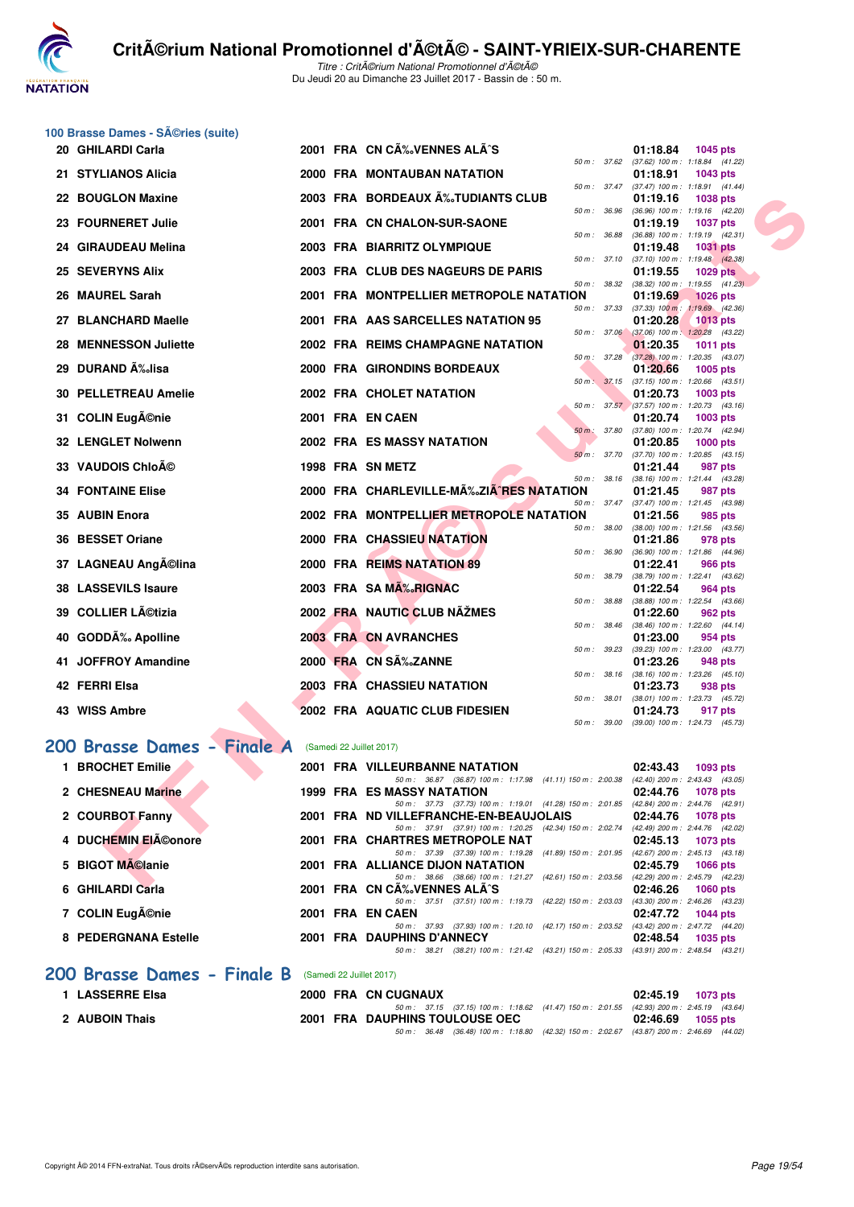### 100 Brasse Dames - SÃ©ries (suite)

| Rang | Nom | Année | Nat | Club | Temps | Points | Splits |
|---|---|---|---|---|---|---|---|
| 20 | GHILARDI Carla | 2001 | FRA | CN CÃ‰VENNES ALÃˆS | 01:18.84 | 1045 pts | 50 m : 37.62 (37.62) 100 m : 1:18.84 (41.22) |
| 21 | STYLIANOS Alicia | 2000 | FRA | MONTAUBAN NATATION | 01:18.91 | 1043 pts | 50 m : 37.47 (37.47) 100 m : 1:18.91 (41.44) |
| 22 | BOUGLON Maxine | 2003 | FRA | BORDEAUX Ã‰TUDIANTS CLUB | 01:19.16 | 1038 pts | 50 m : 36.96 (36.96) 100 m : 1:19.16 (42.20) |
| 23 | FOURNERET Julie | 2001 | FRA | CN CHALON-SUR-SAONE | 01:19.19 | 1037 pts | 50 m : 36.88 (36.88) 100 m : 1:19.19 (42.31) |
| 24 | GIRAUDEAU Melina | 2003 | FRA | BIARRITZ OLYMPIQUE | 01:19.48 | 1031 pts | 50 m : 37.10 (37.10) 100 m : 1:19.48 (42.38) |
| 25 | SEVERYNS Alix | 2003 | FRA | CLUB DES NAGEURS DE PARIS | 01:19.55 | 1029 pts | 50 m : 38.32 (38.32) 100 m : 1:19.55 (41.23) |
| 26 | MAUREL Sarah | 2001 | FRA | MONTPELLIER METROPOLE NATATION | 01:19.69 | 1026 pts | 50 m : 37.33 (37.33) 100 m : 1:19.69 (42.36) |
| 27 | BLANCHARD Maelle | 2001 | FRA | AAS SARCELLES NATATION 95 | 01:20.28 | 1013 pts | 50 m : 37.06 (37.06) 100 m : 1:20.28 (43.22) |
| 28 | MENNESSON Juliette | 2002 | FRA | REIMS CHAMPAGNE NATATION | 01:20.35 | 1011 pts | 50 m : 37.28 (37.28) 100 m : 1:20.35 (43.07) |
| 29 | DURAND Ã‰lisa | 2000 | FRA | GIRONDINS BORDEAUX | 01:20.66 | 1005 pts | 50 m : 37.15 (37.15) 100 m : 1:20.66 (43.51) |
| 30 | PELLETREAU Amelie | 2002 | FRA | CHOLET NATATION | 01:20.73 | 1003 pts | 50 m : 37.57 (37.57) 100 m : 1:20.73 (43.16) |
| 31 | COLIN EugÃ©nie | 2001 | FRA | EN CAEN | 01:20.74 | 1003 pts | 50 m : 37.80 (37.80) 100 m : 1:20.74 (42.94) |
| 32 | LENGLET Nolwenn | 2002 | FRA | ES MASSY NATATION | 01:20.85 | 1000 pts | 50 m : 37.70 (37.70) 100 m : 1:20.85 (43.15) |
| 33 | VAUDOIS ChloÃ© | 1998 | FRA | SN METZ | 01:21.44 | 987 pts | 50 m : 38.16 (38.16) 100 m : 1:21.44 (43.28) |
| 34 | FONTAINE Elise | 2000 | FRA | CHARLEVILLE-MÃ‰ZIÃˆRES NATATION | 01:21.45 | 987 pts | 50 m : 37.47 (37.47) 100 m : 1:21.45 (43.98) |
| 35 | AUBIN Enora | 2002 | FRA | MONTPELLIER METROPOLE NATATION | 01:21.56 | 985 pts | 50 m : 38.00 (38.00) 100 m : 1:21.56 (43.56) |
| 36 | BESSET Oriane | 2000 | FRA | CHASSIEU NATATION | 01:21.86 | 978 pts | 50 m : 36.90 (36.90) 100 m : 1:21.86 (44.96) |
| 37 | LAGNEAU AngÃ©lina | 2000 | FRA | REIMS NATATION 89 | 01:22.41 | 966 pts | 50 m : 38.79 (38.79) 100 m : 1:22.41 (43.62) |
| 38 | LASSEVILS Isaure | 2003 | FRA | SA MÃ‰RIGNAC | 01:22.54 | 964 pts | 50 m : 38.88 (38.88) 100 m : 1:22.54 (43.66) |
| 39 | COLLIER LÃ©tizia | 2002 | FRA | NAUTIC CLUB NÃŽMES | 01:22.60 | 962 pts | 50 m : 38.46 (38.46) 100 m : 1:22.60 (44.14) |
| 40 | GODDÃ‰ Apolline | 2003 | FRA | CN AVRANCHES | 01:23.00 | 954 pts | 50 m : 39.23 (39.23) 100 m : 1:23.00 (43.77) |
| 41 | JOFFROY Amandine | 2000 | FRA | CN SÃ‰ZANNE | 01:23.26 | 948 pts | 50 m : 38.16 (38.16) 100 m : 1:23.26 (45.10) |
| 42 | FERRI Elsa | 2003 | FRA | CHASSIEU NATATION | 01:23.73 | 938 pts | 50 m : 38.01 (38.01) 100 m : 1:23.73 (45.72) |
| 43 | WISS Ambre | 2002 | FRA | AQUATIC CLUB FIDESIEN | 01:24.73 | 917 pts | 50 m : 39.00 (39.00) 100 m : 1:24.73 (45.73) |

## 200 Brasse Dames - Finale A (Samedi 22 Juillet 2017)

| Rang | Nom | Année | Nat | Club | Temps | Points | Splits |
|---|---|---|---|---|---|---|---|
| 1 | BROCHET Emilie | 2001 | FRA | VILLEURBANNE NATATION | 02:43.43 | 1093 pts | 50 m : 36.87 (36.87) 100 m : 1:17.98 (41.11) 150 m : 2:00.38 (42.40) 200 m : 2:43.43 (43.05) |
| 2 | CHESNEAU Marine | 1999 | FRA | ES MASSY NATATION | 02:44.76 | 1078 pts | 50 m : 37.73 (37.73) 100 m : 1:19.01 (41.28) 150 m : 2:01.85 (42.84) 200 m : 2:44.76 (42.91) |
| 2 | COURBOT Fanny | 2001 | FRA | ND VILLEFRANCHE-EN-BEAUJOLAIS | 02:44.76 | 1078 pts | 50 m : 37.91 (37.91) 100 m : 1:20.25 (42.34) 150 m : 2:02.74 (42.49) 200 m : 2:44.76 (42.02) |
| 4 | DUCHEMIN ElÃ©onore | 2001 | FRA | CHARTRES METROPOLE NAT | 02:45.13 | 1073 pts | 50 m : 37.39 (37.39) 100 m : 1:19.28 (41.89) 150 m : 2:01.95 (42.67) 200 m : 2:45.13 (43.18) |
| 5 | BIGOT MÃ©lanie | 2001 | FRA | ALLIANCE DIJON NATATION | 02:45.79 | 1066 pts | 50 m : 38.66 (38.66) 100 m : 1:21.27 (42.61) 150 m : 2:03.56 (42.29) 200 m : 2:45.79 (42.23) |
| 6 | GHILARDI Carla | 2001 | FRA | CN CÃ‰VENNES ALÃˆS | 02:46.26 | 1060 pts | 50 m : 37.51 (37.51) 100 m : 1:19.73 (42.22) 150 m : 2:03.03 (43.30) 200 m : 2:46.26 (43.23) |
| 7 | COLIN EugÃ©nie | 2001 | FRA | EN CAEN | 02:47.72 | 1044 pts | 50 m : 37.93 (37.93) 100 m : 1:20.10 (42.17) 150 m : 2:03.52 (43.42) 200 m : 2:47.72 (44.20) |
| 8 | PEDERGNANA Estelle | 2001 | FRA | DAUPHINS D'ANNECY | 02:48.54 | 1035 pts | 50 m : 38.21 (38.21) 100 m : 1:21.42 (43.21) 150 m : 2:05.33 (43.91) 200 m : 2:48.54 (43.21) |

## 200 Brasse Dames - Finale B (Samedi 22 Juillet 2017)

| Rang | Nom | Année | Nat | Club | Temps | Points | Splits |
|---|---|---|---|---|---|---|---|
| 1 | LASSERRE Elsa | 2000 | FRA | CN CUGNAUX | 02:45.19 | 1073 pts | 50 m : 37.15 (37.15) 100 m : 1:18.62 (41.47) 150 m : 2:01.55 (42.93) 200 m : 2:45.19 (43.64) |
| 2 | AUBOIN Thais | 2001 | FRA | DAUPHINS TOULOUSE OEC | 02:46.69 | 1055 pts | 50 m : 36.48 (36.48) 100 m : 1:18.80 (42.32) 150 m : 2:02.67 (43.87) 200 m : 2:46.69 (44.02) |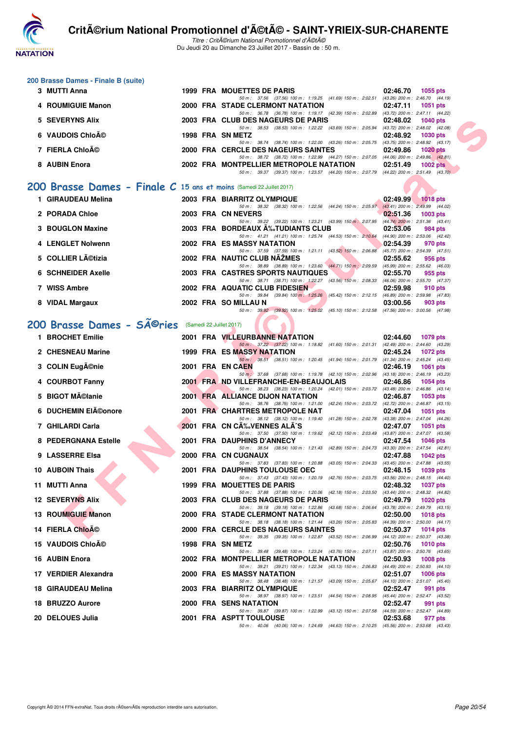## 200 Brasse Dames - Finale B (suite)

| Rang | Nom | Année | Nat | Club | Temps | Points |
|---|---|---|---|---|---|---|
| 3 | MUTTI Anna | 1999 | FRA | MOUETTES DE PARIS | 02:46.70 | 1055 pts |
| | 50 m : 37.56 (37.56) 100 m : 1:19.25 (41.69) 150 m : 2:02.51 (43.26) 200 m : 2:46.70 (44.19) | | | | | |
| 4 | ROUMIGUIE Manon | 2000 | FRA | STADE CLERMONT NATATION | 02:47.11 | 1051 pts |
| | 50 m : 36.78 (36.78) 100 m : 1:19.17 (42.39) 150 m : 2:02.89 (43.72) 200 m : 2:47.11 (44.22) | | | | | |
| 5 | SEVERYNS Alix | 2003 | FRA | CLUB DES NAGEURS DE PARIS | 02:48.02 | 1040 pts |
| | 50 m : 38.53 (38.53) 100 m : 1:22.22 (43.69) 150 m : 2:05.94 (43.72) 200 m : 2:48.02 (42.08) | | | | | |
| 6 | VAUDOIS ChloÃ© | 1998 | FRA | SN METZ | 02:48.92 | 1030 pts |
| | 50 m : 38.74 (38.74) 100 m : 1:22.00 (43.26) 150 m : 2:05.75 (43.75) 200 m : 2:48.92 (43.17) | | | | | |
| 7 | FIERLA ChloÃ© | 2000 | FRA | CERCLE DES NAGEURS SAINTES | 02:49.86 | 1020 pts |
| | 50 m : 38.72 (38.72) 100 m : 1:22.99 (44.27) 150 m : 2:07.05 (44.06) 200 m : 2:49.86 (42.81) | | | | | |
| 8 | AUBIN Enora | 2002 | FRA | MONTPELLIER METROPOLE NATATION | 02:51.49 | 1002 pts |
| | 50 m : 39.37 (39.37) 100 m : 1:23.57 (44.20) 150 m : 2:07.79 (44.22) 200 m : 2:51.49 (43.70) | | | | | |

## 200 Brasse Dames - Finale C 15 ans et moins (Samedi 22 Juillet 2017)

| Rang | Nom | Année | Nat | Club | Temps | Points |
|---|---|---|---|---|---|---|
| 1 | GIRAUDEAU Melina | 2003 | FRA | BIARRITZ OLYMPIQUE | 02:49.99 | 1018 pts |
| | 50 m : 38.32 (38.32) 100 m : 1:22.56 (44.24) 150 m : 2:05.97 (43.41) 200 m : 2:49.99 (44.02) | | | | | |
| 2 | PORADA Chloe | 2003 | FRA | CN NEVERS | 02:51.36 | 1003 pts |
| | 50 m : 39.22 (39.22) 100 m : 1:23.21 (43.99) 150 m : 2:07.95 (44.74) 200 m : 2:51.36 (43.41) | | | | | |
| 3 | BOUGLON Maxine | 2003 | FRA | BORDEAUX Ã‰TUDIANTS CLUB | 02:53.06 | 984 pts |
| | 50 m : 41.21 (41.21) 100 m : 1:25.74 (44.53) 150 m : 2:10.64 (44.90) 200 m : 2:53.06 (42.42) | | | | | |
| 4 | LENGLET Nolwenn | 2002 | FRA | ES MASSY NATATION | 02:54.39 | 970 pts |
| | 50 m : 37.59 (37.59) 100 m : 1:21.11 (43.52) 150 m : 2:06.88 (45.77) 200 m : 2:54.39 (47.51) | | | | | |
| 5 | COLLIER LÃ©tizia | 2002 | FRA | NAUTIC CLUB NÃŽMES | 02:55.62 | 956 pts |
| | 50 m : 38.89 (38.89) 100 m : 1:23.60 (44.71) 150 m : 2:09.59 (45.99) 200 m : 2:55.62 (46.03) | | | | | |
| 6 | SCHNEIDER Axelle | 2003 | FRA | CASTRES SPORTS NAUTIQUES | 02:55.70 | 955 pts |
| | 50 m : 38.71 (38.71) 100 m : 1:22.27 (43.56) 150 m : 2:08.33 (46.06) 200 m : 2:55.70 (47.37) | | | | | |
| 7 | WISS Ambre | 2002 | FRA | AQUATIC CLUB FIDESIEN | 02:59.98 | 910 pts |
| | 50 m : 39.84 (39.84) 100 m : 1:25.26 (45.42) 150 m : 2:12.15 (46.89) 200 m : 2:59.98 (47.83) | | | | | |
| 8 | VIDAL Margaux | 2002 | FRA | SO MILLAU N | 03:00.56 | 903 pts |
| | 50 m : 39.92 (39.92) 100 m : 1:25.02 (45.10) 150 m : 2:12.58 (47.56) 200 m : 3:00.56 (47.98) | | | | | |

## 200 Brasse Dames - SÃ©ries (Samedi 22 Juillet 2017)

| Rang | Nom | Année | Nat | Club | Temps | Points |
|---|---|---|---|---|---|---|
| 1 | BROCHET Emilie | 2001 | FRA | VILLEURBANNE NATATION | 02:44.60 | 1079 pts |
| | 50 m : 37.22 (37.22) 100 m : 1:18.82 (41.60) 150 m : 2:01.31 (42.49) 200 m : 2:44.60 (43.29) | | | | | |
| 2 | CHESNEAU Marine | 1999 | FRA | ES MASSY NATATION | 02:45.24 | 1072 pts |
| | 50 m : 38.51 (38.51) 100 m : 1:20.45 (41.94) 150 m : 2:01.79 (41.34) 200 m : 2:45.24 (43.45) | | | | | |
| 3 | COLIN EugÃ©nie | 2001 | FRA | EN CAEN | 02:46.19 | 1061 pts |
| | 50 m : 37.68 (37.68) 100 m : 1:19.78 (42.10) 150 m : 2:02.96 (43.18) 200 m : 2:46.19 (43.23) | | | | | |
| 4 | COURBOT Fanny | 2001 | FRA | ND VILLEFRANCHE-EN-BEAUJOLAIS | 02:46.86 | 1054 pts |
| | 50 m : 38.23 (38.23) 100 m : 1:20.24 (42.01) 150 m : 2:03.72 (43.48) 200 m : 2:46.86 (43.14) | | | | | |
| 5 | BIGOT MÃ©lanie | 2001 | FRA | ALLIANCE DIJON NATATION | 02:46.87 | 1053 pts |
| | 50 m : 38.76 (38.76) 100 m : 1:21.00 (42.24) 150 m : 2:03.72 (42.72) 200 m : 2:46.87 (43.15) | | | | | |
| 6 | DUCHEMIN EliÃ©onore | 2001 | FRA | CHARTRES METROPOLE NAT | 02:47.04 | 1051 pts |
| | 50 m : 38.12 (38.12) 100 m : 1:19.40 (41.28) 150 m : 2:02.78 (43.38) 200 m : 2:47.04 (44.26) | | | | | |
| 7 | GHILARDI Carla | 2001 | FRA | CN CÃ‰VENNES ALÃˆS | 02:47.07 | 1051 pts |
| | 50 m : 37.50 (37.50) 100 m : 1:19.62 (42.12) 150 m : 2:03.49 (43.87) 200 m : 2:47.07 (43.58) | | | | | |
| 8 | PEDERGNANA Estelle | 2001 | FRA | DAUPHINS D'ANNECY | 02:47.54 | 1046 pts |
| | 50 m : 38.54 (38.54) 100 m : 1:21.43 (42.89) 150 m : 2:04.73 (43.30) 200 m : 2:47.54 (42.81) | | | | | |
| 9 | LASSERRE Elsa | 2000 | FRA | CN CUGNAUX | 02:47.88 | 1042 pts |
| | 50 m : 37.83 (37.83) 100 m : 1:20.88 (43.05) 150 m : 2:04.33 (43.45) 200 m : 2:47.88 (43.55) | | | | | |
| 10 | AUBOIN Thais | 2001 | FRA | DAUPHINS TOULOUSE OEC | 02:48.15 | 1039 pts |
| | 50 m : 37.43 (37.43) 100 m : 1:20.19 (42.76) 150 m : 2:03.75 (43.56) 200 m : 2:48.15 (44.40) | | | | | |
| 11 | MUTTI Anna | 1999 | FRA | MOUETTES DE PARIS | 02:48.32 | 1037 pts |
| | 50 m : 37.88 (37.88) 100 m : 1:20.06 (42.18) 150 m : 2:03.50 (43.44) 200 m : 2:48.32 (44.82) | | | | | |
| 12 | SEVERYNS Alix | 2003 | FRA | CLUB DES NAGEURS DE PARIS | 02:49.79 | 1020 pts |
| | 50 m : 39.18 (39.18) 100 m : 1:22.86 (43.68) 150 m : 2:06.64 (43.78) 200 m : 2:49.79 (43.15) | | | | | |
| 13 | ROUMIGUIE Manon | 2000 | FRA | STADE CLERMONT NATATION | 02:50.00 | 1018 pts |
| | 50 m : 38.18 (38.18) 100 m : 1:21.44 (43.26) 150 m : 2:05.83 (44.39) 200 m : 2:50.00 (44.17) | | | | | |
| 14 | FIERLA ChloÃ© | 2000 | FRA | CERCLE DES NAGEURS SAINTES | 02:50.37 | 1014 pts |
| | 50 m : 39.35 (39.35) 100 m : 1:22.87 (43.52) 150 m : 2:06.99 (44.12) 200 m : 2:50.37 (43.38) | | | | | |
| 15 | VAUDOIS ChloÃ© | 1998 | FRA | SN METZ | 02:50.76 | 1010 pts |
| | 50 m : 39.48 (39.48) 100 m : 1:23.24 (43.76) 150 m : 2:07.11 (43.87) 200 m : 2:50.76 (43.65) | | | | | |
| 16 | AUBIN Enora | 2002 | FRA | MONTPELLIER METROPOLE NATATION | 02:50.93 | 1008 pts |
| | 50 m : 39.21 (39.21) 100 m : 1:22.34 (43.13) 150 m : 2:06.83 (44.49) 200 m : 2:50.93 (44.10) | | | | | |
| 17 | VERDIER Alexandra | 2000 | FRA | ES MASSY NATATION | 02:51.07 | 1006 pts |
| | 50 m : 38.48 (38.48) 100 m : 1:21.57 (43.09) 150 m : 2:05.67 (44.10) 200 m : 2:51.07 (45.40) | | | | | |
| 18 | GIRAUDEAU Melina | 2003 | FRA | BIARRITZ OLYMPIQUE | 02:52.47 | 991 pts |
| | 50 m : 38.97 (38.97) 100 m : 1:23.51 (44.54) 150 m : 2:08.95 (45.44) 200 m : 2:52.47 (43.52) | | | | | |
| 18 | BRUZZO Aurore | 2000 | FRA | SENS NATATION | 02:52.47 | 991 pts |
| | 50 m : 39.87 (39.87) 100 m : 1:22.99 (43.12) 150 m : 2:07.58 (44.59) 200 m : 2:52.47 (44.89) | | | | | |
| 20 | DELOUES Julia | 2001 | FRA | ASPTT TOULOUSE | 02:53.68 | 977 pts |
| | 50 m : 40.06 (40.06) 100 m : 1:24.69 (44.63) 150 m : 2:10.25 (45.56) 200 m : 2:53.68 (43.43) | | | | | |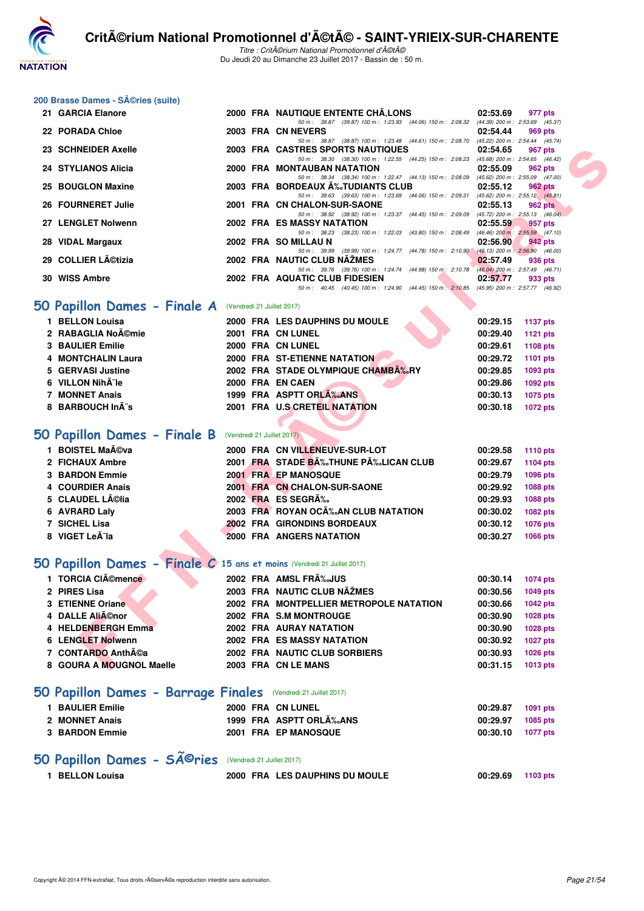## 200 Brasse Dames - SÃ©ries (suite)

| | Nom | Année | Nat | Club | Temps | Points |
|---|---|---|---|---|---|---|
| 21 | GARCIA Elanore | 2000 | FRA | NAUTIQUE ENTENTE CHÃ,LONS | 02:53.69 | 977 pts |
| | | | | 50 m : 39.87 (39.87) 100 m : 1:23.93 (44.06) 150 m : 2:08.32 (44.39) 200 m : 2:53.69 (45.37) | | |
| 22 | PORADA Chloe | 2003 | FRA | CN NEVERS | 02:54.44 | 969 pts |
| | | | | 50 m : 38.87 (38.87) 100 m : 1:23.48 (44.61) 150 m : 2:08.70 (45.22) 200 m : 2:54.44 (45.74) | | |
| 23 | SCHNEIDER Axelle | 2003 | FRA | CASTRES SPORTS NAUTIQUES | 02:54.65 | 967 pts |
| | | | | 50 m : 38.30 (38.30) 100 m : 1:22.55 (44.25) 150 m : 2:08.23 (45.68) 200 m : 2:54.65 (46.42) | | |
| 24 | STYLIANOS Alicia | 2000 | FRA | MONTAUBAN NATATION | 02:55.09 | 962 pts |
| | | | | 50 m : 38.34 (38.34) 100 m : 1:22.47 (44.13) 150 m : 2:08.09 (45.62) 200 m : 2:55.09 (47.00) | | |
| 25 | BOUGLON Maxine | 2003 | FRA | BORDEAUX Ã‰TUDIANTS CLUB | 02:55.12 | 962 pts |
| | | | | 50 m : 39.63 (39.63) 100 m : 1:23.69 (44.06) 150 m : 2:09.31 (45.62) 200 m : 2:55.12 (45.81) | | |
| 26 | FOURNERET Julie | 2001 | FRA | CN CHALON-SUR-SAONE | 02:55.13 | 962 pts |
| | | | | 50 m : 38.92 (38.92) 100 m : 1:23.37 (44.45) 150 m : 2:09.09 (45.72) 200 m : 2:55.13 (46.04) | | |
| 27 | LENGLET Nolwenn | 2002 | FRA | ES MASSY NATATION | 02:55.59 | 957 pts |
| | | | | 50 m : 38.23 (38.23) 100 m : 1:22.03 (43.80) 150 m : 2:08.49 (46.46) 200 m : 2:55.59 (47.10) | | |
| 28 | VIDAL Margaux | 2002 | FRA | SO MILLAU N | 02:56.90 | 942 pts |
| | | | | 50 m : 39.99 (39.99) 100 m : 1:24.77 (44.78) 150 m : 2:10.90 (46.13) 200 m : 2:56.90 (46.00) | | |
| 29 | COLLIER LÃ©tizia | 2002 | FRA | NAUTIC CLUB NÃŽMES | 02:57.49 | 936 pts |
| | | | | 50 m : 39.76 (39.76) 100 m : 1:24.74 (44.98) 150 m : 2:10.78 (46.04) 200 m : 2:57.49 (46.71) | | |
| 30 | WISS Ambre | 2002 | FRA | AQUATIC CLUB FIDESIEN | 02:57.77 | 933 pts |
| | | | | 50 m : 40.45 (40.45) 100 m : 1:24.90 (44.45) 150 m : 2:10.85 (45.95) 200 m : 2:57.77 (46.92) | | |

## 50 Papillon Dames - Finale A (Vendredi 21 Juillet 2017)

| | Nom | Année | Nat | Club | Temps | Points |
|---|---|---|---|---|---|---|
| 1 | BELLON Louisa | 2000 | FRA | LES DAUPHINS DU MOULE | 00:29.15 | 1137 pts |
| 2 | RABAGLIA NoÃ©mie | 2001 | FRA | CN LUNEL | 00:29.40 | 1121 pts |
| 3 | BAULIER Emilie | 2000 | FRA | CN LUNEL | 00:29.61 | 1108 pts |
| 4 | MONTCHALIN Laura | 2000 | FRA | ST-ETIENNE NATATION | 00:29.72 | 1101 pts |
| 5 | GERVASI Justine | 2002 | FRA | STADE OLYMPIQUE CHAMBÃ‰RY | 00:29.85 | 1093 pts |
| 6 | VILLON NihÃ¨le | 2000 | FRA | EN CAEN | 00:29.86 | 1092 pts |
| 7 | MONNET Anais | 1999 | FRA | ASPTT ORLÃ‰ANS | 00:30.13 | 1075 pts |
| 8 | BARBOUCH InÃ¨s | 2001 | FRA | U.S CRETEIL NATATION | 00:30.18 | 1072 pts |

## 50 Papillon Dames - Finale B (Vendredi 21 Juillet 2017)

| | Nom | Année | Nat | Club | Temps | Points |
|---|---|---|---|---|---|---|
| 1 | BOISTEL MaÃ©va | 2000 | FRA | CN VILLENEUVE-SUR-LOT | 00:29.58 | 1110 pts |
| 2 | FICHAUX Ambre | 2001 | FRA | STADE BÃ‰THUNE PÃ‰LICAN CLUB | 00:29.67 | 1104 pts |
| 3 | BARDON Emmie | 2001 | FRA | EP MANOSQUE | 00:29.79 | 1096 pts |
| 4 | COURDIER Anais | 2001 | FRA | CN CHALON-SUR-SAONE | 00:29.92 | 1088 pts |
| 5 | CLAUDEL LÃ©lia | 2002 | FRA | ES SEGRÃ‰ | 00:29.93 | 1088 pts |
| 6 | AVRARD Laly | 2003 | FRA | ROYAN OCÃ‰AN CLUB NATATION | 00:30.02 | 1082 pts |
| 7 | SICHEL Lisa | 2002 | FRA | GIRONDINS BORDEAUX | 00:30.12 | 1076 pts |
| 8 | VIGET LeÃ¯la | 2000 | FRA | ANGERS NATATION | 00:30.27 | 1066 pts |

## 50 Papillon Dames - Finale C 15 ans et moins (Vendredi 21 Juillet 2017)

| | Nom | Année | Nat | Club | Temps | Points |
|---|---|---|---|---|---|---|
| 1 | TORCIA ClÃ©mence | 2002 | FRA | AMSL FRÃ‰JUS | 00:30.14 | 1074 pts |
| 2 | PIRES Lisa | 2003 | FRA | NAUTIC CLUB NÃŽMES | 00:30.56 | 1049 pts |
| 3 | ETIENNE Oriane | 2002 | FRA | MONTPELLIER METROPOLE NATATION | 00:30.66 | 1042 pts |
| 4 | DALLE AliÃ©nor | 2002 | FRA | S.M MONTROUGE | 00:30.90 | 1028 pts |
| 4 | HELDENBERGH Emma | 2002 | FRA | AURAY NATATION | 00:30.90 | 1028 pts |
| 6 | LENGLET Nolwenn | 2002 | FRA | ES MASSY NATATION | 00:30.92 | 1027 pts |
| 7 | CONTARDO AnthÃ©a | 2002 | FRA | NAUTIC CLUB SORBIERS | 00:30.93 | 1026 pts |
| 8 | GOURA A MOUGNOL Maelle | 2003 | FRA | CN LE MANS | 00:31.15 | 1013 pts |

## 50 Papillon Dames - Barrage Finales (Vendredi 21 Juillet 2017)

| | Nom | Année | Nat | Club | Temps | Points |
|---|---|---|---|---|---|---|
| 1 | BAULIER Emilie | 2000 | FRA | CN LUNEL | 00:29.87 | 1091 pts |
| 2 | MONNET Anais | 1999 | FRA | ASPTT ORLÃ‰ANS | 00:29.97 | 1085 pts |
| 3 | BARDON Emmie | 2001 | FRA | EP MANOSQUE | 00:30.10 | 1077 pts |

## 50 Papillon Dames - SÃ©ries (Vendredi 21 Juillet 2017)

| | Nom | Année | Nat | Club | Temps | Points |
|---|---|---|---|---|---|---|
| 1 | BELLON Louisa | 2000 | FRA | LES DAUPHINS DU MOULE | 00:29.69 | 1103 pts |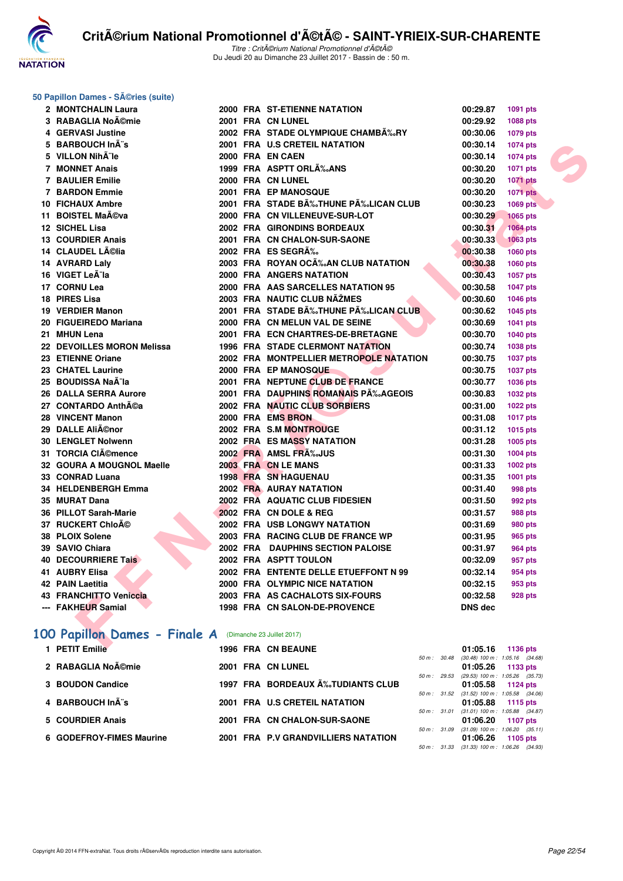## 50 Papillon Dames - SÃ©ries (suite)

| Rang | Nom | Année | Nat | Club | Temps | Points |
|---|---|---|---|---|---|---|
| 2 | MONTCHALIN Laura | 2000 | FRA | ST-ETIENNE NATATION | 00:29.87 | 1091 pts |
| 3 | RABAGLIA NoÃ©mie | 2001 | FRA | CN LUNEL | 00:29.92 | 1088 pts |
| 4 | GERVASI Justine | 2002 | FRA | STADE OLYMPIQUE CHAMBÃ‰RY | 00:30.06 | 1079 pts |
| 5 | BARBOUCH InÃ¨s | 2001 | FRA | U.S CRETEIL NATATION | 00:30.14 | 1074 pts |
| 5 | VILLON NihÃ¨le | 2000 | FRA | EN CAEN | 00:30.14 | 1074 pts |
| 7 | MONNET Anais | 1999 | FRA | ASPTT ORLÃ‰ANS | 00:30.20 | 1071 pts |
| 7 | BAULIER Emilie | 2000 | FRA | CN LUNEL | 00:30.20 | 1071 pts |
| 7 | BARDON Emmie | 2001 | FRA | EP MANOSQUE | 00:30.20 | 1071 pts |
| 10 | FICHAUX Ambre | 2001 | FRA | STADE BÃ‰THUNE PÃ‰LICAN CLUB | 00:30.23 | 1069 pts |
| 11 | BOISTEL MaÃ©va | 2000 | FRA | CN VILLENEUVE-SUR-LOT | 00:30.29 | 1065 pts |
| 12 | SICHEL Lisa | 2002 | FRA | GIRONDINS BORDEAUX | 00:30.31 | 1064 pts |
| 13 | COURDIER Anais | 2001 | FRA | CN CHALON-SUR-SAONE | 00:30.33 | 1063 pts |
| 14 | CLAUDEL LÃ©lia | 2002 | FRA | ES SEGRÃ‰ | 00:30.38 | 1060 pts |
| 14 | AVRARD Laly | 2003 | FRA | ROYAN OCÃ‰AN CLUB NATATION | 00:30.38 | 1060 pts |
| 16 | VIGET LeÃ¯la | 2000 | FRA | ANGERS NATATION | 00:30.43 | 1057 pts |
| 17 | CORNU Lea | 2000 | FRA | AAS SARCELLES NATATION 95 | 00:30.58 | 1047 pts |
| 18 | PIRES Lisa | 2003 | FRA | NAUTIC CLUB NÃŽMES | 00:30.60 | 1046 pts |
| 19 | VERDIER Manon | 2001 | FRA | STADE BÃ‰THUNE PÃ‰LICAN CLUB | 00:30.62 | 1045 pts |
| 20 | FIGUEIREDO Mariana | 2000 | FRA | CN MELUN VAL DE SEINE | 00:30.69 | 1041 pts |
| 21 | MHUN Lena | 2001 | FRA | ECN CHARTRES-DE-BRETAGNE | 00:30.70 | 1040 pts |
| 22 | DEVOILLES MORON Melissa | 1996 | FRA | STADE CLERMONT NATATION | 00:30.74 | 1038 pts |
| 23 | ETIENNE Oriane | 2002 | FRA | MONTPELLIER METROPOLE NATATION | 00:30.75 | 1037 pts |
| 23 | CHATEL Laurine | 2000 | FRA | EP MANOSQUE | 00:30.75 | 1037 pts |
| 25 | BOUDISSA NaÃ¯la | 2001 | FRA | NEPTUNE CLUB DE FRANCE | 00:30.77 | 1036 pts |
| 26 | DALLA SERRA Aurore | 2001 | FRA | DAUPHINS ROMANAIS PÃ‰AGEOIS | 00:30.83 | 1032 pts |
| 27 | CONTARDO AnthÃ©a | 2002 | FRA | NAUTIC CLUB SORBIERS | 00:31.00 | 1022 pts |
| 28 | VINCENT Manon | 2000 | FRA | EMS BRON | 00:31.08 | 1017 pts |
| 29 | DALLE AliÃ©nor | 2002 | FRA | S.M MONTROUGE | 00:31.12 | 1015 pts |
| 30 | LENGLET Nolwenn | 2002 | FRA | ES MASSY NATATION | 00:31.28 | 1005 pts |
| 31 | TORCIA ClÃ©mence | 2002 | FRA | AMSL FRÃ‰JUS | 00:31.30 | 1004 pts |
| 32 | GOURA A MOUGNOL Maelle | 2003 | FRA | CN LE MANS | 00:31.33 | 1002 pts |
| 33 | CONRAD Luana | 1998 | FRA | SN HAGUENAU | 00:31.35 | 1001 pts |
| 34 | HELDENBERGH Emma | 2002 | FRA | AURAY NATATION | 00:31.40 | 998 pts |
| 35 | MURAT Dana | 2002 | FRA | AQUATIC CLUB FIDESIEN | 00:31.50 | 992 pts |
| 36 | PILLOT Sarah-Marie | 2002 | FRA | CN DOLE & REG | 00:31.57 | 988 pts |
| 37 | RUCKERT ChloÃ© | 2002 | FRA | USB LONGWY NATATION | 00:31.69 | 980 pts |
| 38 | PLOIX Solene | 2003 | FRA | RACING CLUB DE FRANCE WP | 00:31.95 | 965 pts |
| 39 | SAVIO Chiara | 2002 | FRA | DAUPHINS SECTION PALOISE | 00:31.97 | 964 pts |
| 40 | DECOURRIERE Tais | 2002 | FRA | ASPTT TOULON | 00:32.09 | 957 pts |
| 41 | AUBRY Elisa | 2002 | FRA | ENTENTE DELLE ETUEFFONT N 99 | 00:32.14 | 954 pts |
| 42 | PAIN Laetitia | 2000 | FRA | OLYMPIC NICE NATATION | 00:32.15 | 953 pts |
| 43 | FRANCHITTO Veniccia | 2003 | FRA | AS CACHALOTS SIX-FOURS | 00:32.58 | 928 pts |
| --- | FAKHEUR Samial | 1998 | FRA | CN SALON-DE-PROVENCE | DNS dec | |

## 100 Papillon Dames - Finale A (Dimanche 23 Juillet 2017)

| Rang | Nom | Année | Nat | Club | Temps | Points | Splits |
|---|---|---|---|---|---|---|---|
| 1 | PETIT Emilie | 1996 | FRA | CN BEAUNE | 01:05.16 | 1136 pts | 50 m : 30.48 (30.48) 100 m : 1:05.16 (34.68) |
| 2 | RABAGLIA NoÃ©mie | 2001 | FRA | CN LUNEL | 01:05.26 | 1133 pts | 50 m : 29.53 (29.53) 100 m : 1:05.26 (35.73) |
| 3 | BOUDON Candice | 1997 | FRA | BORDEAUX Ã‰TUDIANTS CLUB | 01:05.58 | 1124 pts | 50 m : 31.52 (31.52) 100 m : 1:05.58 (34.06) |
| 4 | BARBOUCH InÃ¨s | 2001 | FRA | U.S CRETEIL NATATION | 01:05.88 | 1115 pts | 50 m : 31.01 (31.01) 100 m : 1:05.88 (34.87) |
| 5 | COURDIER Anais | 2001 | FRA | CN CHALON-SUR-SAONE | 01:06.20 | 1107 pts | 50 m : 31.09 (31.09) 100 m : 1:06.20 (35.11) |
| 6 | GODEFROY-FIMES Maurine | 2001 | FRA | P.V GRANDVILLIERS NATATION | 01:06.26 | 1105 pts | 50 m : 31.33 (31.33) 100 m : 1:06.26 (34.93) |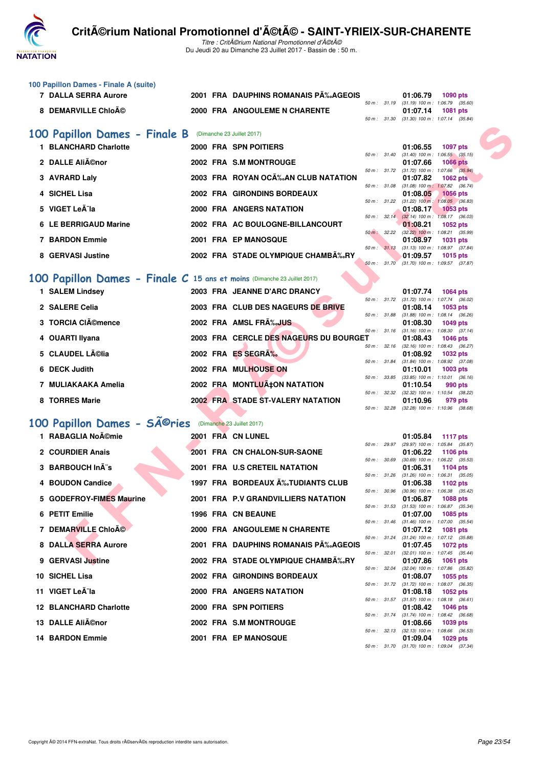## 100 Papillon Dames - Finale A (suite)

| Rang | Nom | Année | Nat. | Club | Temps | Points | Splits |
|---|---|---|---|---|---|---|---|
| 7 | DALLA SERRA Aurore | 2001 | FRA | DAUPHINS ROMANAIS PÃ‰AGEOIS | 01:06.79 | 1090 pts | 50 m : 31.19 (31.19) 100 m : 1:06.79 (35.60) |
| 8 | DEMARVILLE ChloÃ© | 2000 | FRA | ANGOULEME N CHARENTE | 01:07.14 | 1081 pts | 50 m : 31.30 (31.30) 100 m : 1:07.14 (35.84) |

## 100 Papillon Dames - Finale B (Dimanche 23 Juillet 2017)

| Rang | Nom | Année | Nat. | Club | Temps | Points | Splits |
|---|---|---|---|---|---|---|---|
| 1 | BLANCHARD Charlotte | 2000 | FRA | SPN POITIERS | 01:06.55 | 1097 pts | 50 m : 31.40 (31.40) 100 m : 1:06.55 (35.15) |
| 2 | DALLE AliÃ©nor | 2002 | FRA | S.M MONTROUGE | 01:07.66 | 1066 pts | 50 m : 31.72 (31.72) 100 m : 1:07.66 (35.94) |
| 3 | AVRARD Laly | 2003 | FRA | ROYAN OCÃ‰AN CLUB NATATION | 01:07.82 | 1062 pts | 50 m : 31.08 (31.08) 100 m : 1:07.82 (36.74) |
| 4 | SICHEL Lisa | 2002 | FRA | GIRONDINS BORDEAUX | 01:08.05 | 1056 pts | 50 m : 31.22 (31.22) 100 m : 1:08.05 (36.83) |
| 5 | VIGET LeÃ¯la | 2000 | FRA | ANGERS NATATION | 01:08.17 | 1053 pts | 50 m : 32.14 (32.14) 100 m : 1:08.17 (36.03) |
| 6 | LE BERRIGAUD Marine | 2002 | FRA | AC BOULOGNE-BILLANCOURT | 01:08.21 | 1052 pts | 50 m : 32.22 (32.22) 100 m : 1:08.21 (35.99) |
| 7 | BARDON Emmie | 2001 | FRA | EP MANOSQUE | 01:08.97 | 1031 pts | 50 m : 31.13 (31.13) 100 m : 1:08.97 (37.84) |
| 8 | GERVASI Justine | 2002 | FRA | STADE OLYMPIQUE CHAMBÃ‰RY | 01:09.57 | 1015 pts | 50 m : 31.70 (31.70) 100 m : 1:09.57 (37.87) |

## 100 Papillon Dames - Finale C 15 ans et moins (Dimanche 23 Juillet 2017)

| Rang | Nom | Année | Nat. | Club | Temps | Points | Splits |
|---|---|---|---|---|---|---|---|
| 1 | SALEM Lindsey | 2003 | FRA | JEANNE D'ARC DRANCY | 01:07.74 | 1064 pts | 50 m : 31.72 (31.72) 100 m : 1:07.74 (36.02) |
| 2 | SALERE Celia | 2003 | FRA | CLUB DES NAGEURS DE BRIVE | 01:08.14 | 1053 pts | 50 m : 31.88 (31.88) 100 m : 1:08.14 (36.26) |
| 3 | TORCIA ClÃ©mence | 2002 | FRA | AMSL FRÃ‰JUS | 01:08.30 | 1049 pts | 50 m : 31.16 (31.16) 100 m : 1:08.30 (37.14) |
| 4 | OUARTI Ilyana | 2003 | FRA | CERCLE DES NAGEURS DU BOURGET | 01:08.43 | 1046 pts | 50 m : 32.16 (32.16) 100 m : 1:08.43 (36.27) |
| 5 | CLAUDEL LÃ©lia | 2002 | FRA | ES SEGRÃ‰ | 01:08.92 | 1032 pts | 50 m : 31.84 (31.84) 100 m : 1:08.92 (37.08) |
| 6 | DECK Judith | 2002 | FRA | MULHOUSE ON | 01:10.01 | 1003 pts | 50 m : 33.85 (33.85) 100 m : 1:10.01 (36.16) |
| 7 | MULIAKAAKA Amelia | 2002 | FRA | MONTLUÃ‡ON NATATION | 01:10.54 | 990 pts | 50 m : 32.32 (32.32) 100 m : 1:10.54 (38.22) |
| 8 | TORRES Marie | 2002 | FRA | STADE ST-VALERY NATATION | 01:10.96 | 979 pts | 50 m : 32.28 (32.28) 100 m : 1:10.96 (38.68) |

## 100 Papillon Dames - SÃ©ries (Dimanche 23 Juillet 2017)

| Rang | Nom | Année | Nat. | Club | Temps | Points | Splits |
|---|---|---|---|---|---|---|---|
| 1 | RABAGLIA NoÃ©mie | 2001 | FRA | CN LUNEL | 01:05.84 | 1117 pts | 50 m : 29.97 (29.97) 100 m : 1:05.84 (35.87) |
| 2 | COURDIER Anais | 2001 | FRA | CN CHALON-SUR-SAONE | 01:06.22 | 1106 pts | 50 m : 30.69 (30.69) 100 m : 1:06.22 (35.53) |
| 3 | BARBOUCH InÃ¨s | 2001 | FRA | U.S CRETEIL NATATION | 01:06.31 | 1104 pts | 50 m : 31.26 (31.26) 100 m : 1:06.31 (35.05) |
| 4 | BOUDON Candice | 1997 | FRA | BORDEAUX Ã‰TUDIANTS CLUB | 01:06.38 | 1102 pts | 50 m : 30.96 (30.96) 100 m : 1:06.38 (35.42) |
| 5 | GODEFROY-FIMES Maurine | 2001 | FRA | P.V GRANDVILLIERS NATATION | 01:06.87 | 1088 pts | 50 m : 31.53 (31.53) 100 m : 1:06.87 (35.34) |
| 6 | PETIT Emilie | 1996 | FRA | CN BEAUNE | 01:07.00 | 1085 pts | 50 m : 31.46 (31.46) 100 m : 1:07.00 (35.54) |
| 7 | DEMARVILLE ChloÃ© | 2000 | FRA | ANGOULEME N CHARENTE | 01:07.12 | 1081 pts | 50 m : 31.24 (31.24) 100 m : 1:07.12 (35.88) |
| 8 | DALLA SERRA Aurore | 2001 | FRA | DAUPHINS ROMANAIS PÃ‰AGEOIS | 01:07.45 | 1072 pts | 50 m : 32.01 (32.01) 100 m : 1:07.45 (35.44) |
| 9 | GERVASI Justine | 2002 | FRA | STADE OLYMPIQUE CHAMBÃ‰RY | 01:07.86 | 1061 pts | 50 m : 32.04 (32.04) 100 m : 1:07.86 (35.82) |
| 10 | SICHEL Lisa | 2002 | FRA | GIRONDINS BORDEAUX | 01:08.07 | 1055 pts | 50 m : 31.72 (31.72) 100 m : 1:08.07 (36.35) |
| 11 | VIGET LeÃ¯la | 2000 | FRA | ANGERS NATATION | 01:08.18 | 1052 pts | 50 m : 31.57 (31.57) 100 m : 1:08.18 (36.61) |
| 12 | BLANCHARD Charlotte | 2000 | FRA | SPN POITIERS | 01:08.42 | 1046 pts | 50 m : 31.74 (31.74) 100 m : 1:08.42 (36.68) |
| 13 | DALLE AliÃ©nor | 2002 | FRA | S.M MONTROUGE | 01:08.66 | 1039 pts | 50 m : 32.13 (32.13) 100 m : 1:08.66 (36.53) |
| 14 | BARDON Emmie | 2001 | FRA | EP MANOSQUE | 01:09.04 | 1029 pts | 50 m : 31.70 (31.70) 100 m : 1:09.04 (37.34) |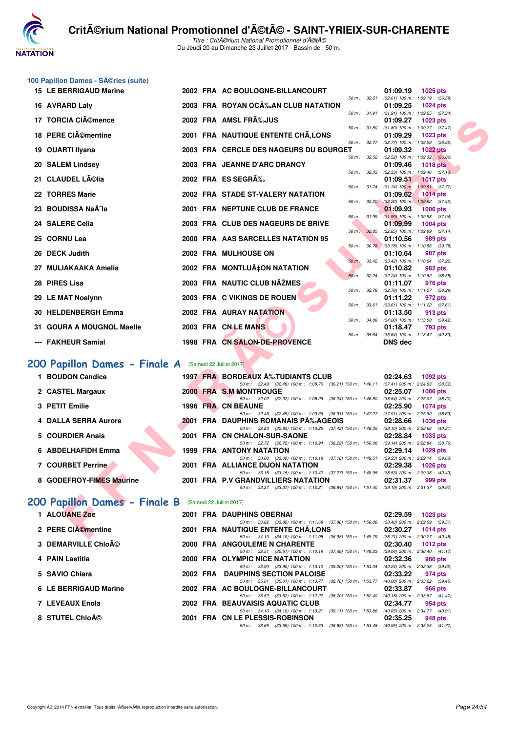## 100 Papillon Dames - SÃ©ries (suite)

| Rang | Nom | Année | Nat | Club | Temps | Points |
|---|---|---|---|---|---|---|
| 15 | LE BERRIGAUD Marine | 2002 | FRA | AC BOULOGNE-BILLANCOURT | 01:09.19 | 1025 pts |
| | | | | 50 m : 32.61 (32.61) 100 m : 1:09.19 (36.58) | | |
| 16 | AVRARD Laly | 2003 | FRA | ROYAN OCÃ‰AN CLUB NATATION | 01:09.25 | 1024 pts |
| | | | | 50 m : 31.91 (31.91) 100 m : 1:09.25 (37.34) | | |
| 17 | TORCIA ClÃ©mence | 2002 | FRA | AMSL FRÃ‰JUS | 01:09.27 | 1023 pts |
| | | | | 50 m : 31.80 (31.80) 100 m : 1:09.27 (37.47) | | |
| 18 | PERE ClÃ©mentine | 2001 | FRA | NAUTIQUE ENTENTE CHÃ‚LONS | 01:09.29 | 1023 pts |
| | | | | 50 m : 32.77 (32.77) 100 m : 1:09.29 (36.52) | | |
| 19 | OUARTI Ilyana | 2003 | FRA | CERCLE DES NAGEURS DU BOURGET | 01:09.32 | 1022 pts |
| | | | | 50 m : 32.52 (32.52) 100 m : 1:09.32 (36.80) | | |
| 20 | SALEM Lindsey | 2003 | FRA | JEANNE D'ARC DRANCY | 01:09.46 | 1018 pts |
| | | | | 50 m : 32.33 (32.33) 100 m : 1:09.46 (37.13) | | |
| 21 | CLAUDEL LÃ©lia | 2002 | FRA | ES SEGRÃ‰ | 01:09.51 | 1017 pts |
| | | | | 50 m : 31.74 (31.74) 100 m : 1:09.51 (37.77) | | |
| 22 | TORRES Marie | 2002 | FRA | STADE ST-VALERY NATATION | 01:09.62 | 1014 pts |
| | | | | 50 m : 32.20 (32.20) 100 m : 1:09.62 (37.42) | | |
| 23 | BOUDISSA NaÃ¯la | 2001 | FRA | NEPTUNE CLUB DE FRANCE | 01:09.93 | 1006 pts |
| | | | | 50 m : 31.99 (31.99) 100 m : 1:09.93 (37.94) | | |
| 24 | SALERE Celia | 2003 | FRA | CLUB DES NAGEURS DE BRIVE | 01:09.99 | 1004 pts |
| | | | | 50 m : 32.85 (32.85) 100 m : 1:09.99 (37.14) | | |
| 25 | CORNU Lea | 2000 | FRA | AAS SARCELLES NATATION 95 | 01:10.56 | 989 pts |
| | | | | 50 m : 30.78 (30.78) 100 m : 1:10.56 (39.78) | | |
| 26 | DECK Judith | 2002 | FRA | MULHOUSE ON | 01:10.64 | 987 pts |
| | | | | 50 m : 33.42 (33.42) 100 m : 1:10.64 (37.22) | | |
| 27 | MULIAKAAKA Amelia | 2002 | FRA | MONTLUÃ‡ON NATATION | 01:10.82 | 982 pts |
| | | | | 50 m : 32.24 (32.24) 100 m : 1:10.82 (38.58) | | |
| 28 | PIRES Lisa | 2003 | FRA | NAUTIC CLUB NÃŽMES | 01:11.07 | 976 pts |
| | | | | 50 m : 32.78 (32.78) 100 m : 1:11.07 (38.29) | | |
| 29 | LE MAT Noelynn | 2003 | FRA | C VIKINGS DE ROUEN | 01:11.22 | 972 pts |
| | | | | 50 m : 33.61 (33.61) 100 m : 1:11.22 (37.61) | | |
| 30 | HELDENBERGH Emma | 2002 | FRA | AURAY NATATION | 01:13.50 | 913 pts |
| | | | | 50 m : 34.08 (34.08) 100 m : 1:13.50 (39.42) | | |
| 31 | GOURA A MOUGNOL Maelle | 2003 | FRA | CN LE MANS | 01:18.47 | 793 pts |
| | | | | 50 m : 35.64 (35.64) 100 m : 1:18.47 (42.83) | | |
| --- | FAKHEUR Samial | 1998 | FRA | CN SALON-DE-PROVENCE | DNS dec | |

## 200 Papillon Dames - Finale A (Samedi 22 Juillet 2017)

| Rang | Nom | Année | Nat | Club | Temps | Points |
|---|---|---|---|---|---|---|
| 1 | BOUDON Candice | 1997 | FRA | BORDEAUX Ã‰TUDIANTS CLUB | 02:24.63 | 1092 pts |
| | | | | 50 m : 32.49 (32.49) 100 m : 1:08.70 (36.21) 150 m : 1:46.11 (37.41) 200 m : 2:24.63 (38.52) | | |
| 2 | CASTEL Margaux | 2000 | FRA | S.M MONTROUGE | 02:25.07 | 1086 pts |
| | | | | 50 m : 32.02 (32.02) 100 m : 1:08.26 (36.24) 150 m : 1:46.80 (38.54) 200 m : 2:25.07 (38.27) | | |
| 3 | PETIT Emilie | 1996 | FRA | CN BEAUNE | 02:25.90 | 1074 pts |
| | | | | 50 m : 32.45 (32.45) 100 m : 1:09.36 (36.91) 150 m : 1:47.27 (37.91) 200 m : 2:25.90 (38.63) | | |
| 4 | DALLA SERRA Aurore | 2001 | FRA | DAUPHINS ROMANAIS PÃ‰AGEOIS | 02:28.66 | 1036 pts |
| | | | | 50 m : 32.83 (32.83) 100 m : 1:10.25 (37.42) 150 m : 1:48.35 (38.10) 200 m : 2:28.66 (40.31) | | |
| 5 | COURDIER Anais | 2001 | FRA | CN CHALON-SUR-SAONE | 02:28.84 | 1033 pts |
| | | | | 50 m : 32.72 (32.72) 100 m : 1:10.94 (38.22) 150 m : 1:50.08 (39.14) 200 m : 2:28.84 (38.76) | | |
| 6 | ABDELHAFIDH Emma | 1999 | FRA | ANTONY NATATION | 02:29.14 | 1029 pts |
| | | | | 50 m : 33.00 (33.00) 100 m : 1:10.18 (37.18) 150 m : 1:49.51 (39.33) 200 m : 2:29.14 (39.63) | | |
| 7 | COURBET Perrine | 2001 | FRA | ALLIANCE DIJON NATATION | 02:29.38 | 1026 pts |
| | | | | 50 m : 33.15 (33.15) 100 m : 1:10.42 (37.27) 150 m : 1:48.95 (38.53) 200 m : 2:29.38 (40.43) | | |
| 8 | GODEFROY-FIMES Maurine | 2001 | FRA | P.V GRANDVILLIERS NATATION | 02:31.37 | 999 pts |
| | | | | 50 m : 33.37 (33.37) 100 m : 1:12.21 (38.84) 150 m : 1:51.40 (39.19) 200 m : 2:31.37 (39.97) | | |

## 200 Papillon Dames - Finale B (Samedi 22 Juillet 2017)

| Rang | Nom | Année | Nat | Club | Temps | Points |
|---|---|---|---|---|---|---|
| 1 | ALOUANE Zoe | 2001 | FRA | DAUPHINS OBERNAI | 02:29.59 | 1023 pts |
| | | | | 50 m : 33.82 (33.82) 100 m : 1:11.68 (37.86) 150 m : 1:50.08 (38.40) 200 m : 2:29.59 (39.51) | | |
| 2 | PERE ClÃ©mentine | 2001 | FRA | NAUTIQUE ENTENTE CHÃ‚LONS | 02:30.27 | 1014 pts |
| | | | | 50 m : 34.10 (34.10) 100 m : 1:11.08 (36.98) 150 m : 1:49.79 (38.71) 200 m : 2:30.27 (40.48) | | |
| 3 | DEMARVILLE ChloÃ© | 2000 | FRA | ANGOULEME N CHARENTE | 02:30.40 | 1012 pts |
| | | | | 50 m : 32.51 (32.51) 100 m : 1:10.19 (37.68) 150 m : 1:49.23 (39.04) 200 m : 2:30.40 (41.17) | | |
| 4 | PAIN Laetitia | 2000 | FRA | OLYMPIC NICE NATATION | 02:32.36 | 986 pts |
| | | | | 50 m : 33.90 (33.90) 100 m : 1:13.10 (39.20) 150 m : 1:53.34 (40.24) 200 m : 2:32.36 (39.02) | | |
| 5 | SAVIO Chiara | 2002 | FRA | DAUPHINS SECTION PALOISE | 02:33.22 | 974 pts |
| | | | | 50 m : 35.01 (35.01) 100 m : 1:13.77 (38.76) 150 m : 1:53.77 (40.00) 200 m : 2:33.22 (39.45) | | |
| 6 | LE BERRIGAUD Marine | 2002 | FRA | AC BOULOGNE-BILLANCOURT | 02:33.87 | 966 pts |
| | | | | 50 m : 33.52 (33.52) 100 m : 1:12.22 (38.70) 150 m : 1:52.40 (40.18) 200 m : 2:33.87 (41.47) | | |
| 7 | LEVEAUX Enola | 2002 | FRA | BEAUVAISIS AQUATIC CLUB | 02:34.77 | 954 pts |
| | | | | 50 m : 34.10 (34.10) 100 m : 1:13.21 (39.11) 150 m : 1:53.86 (40.65) 200 m : 2:34.77 (40.91) | | |
| 8 | STUTEL ChloÃ© | 2001 | FRA | CN LE PLESSIS-ROBINSON | 02:35.25 | 948 pts |
| | | | | 50 m : 33.65 (33.65) 100 m : 1:12.53 (38.88) 150 m : 1:53.48 (40.95) 200 m : 2:35.25 (41.77) | | |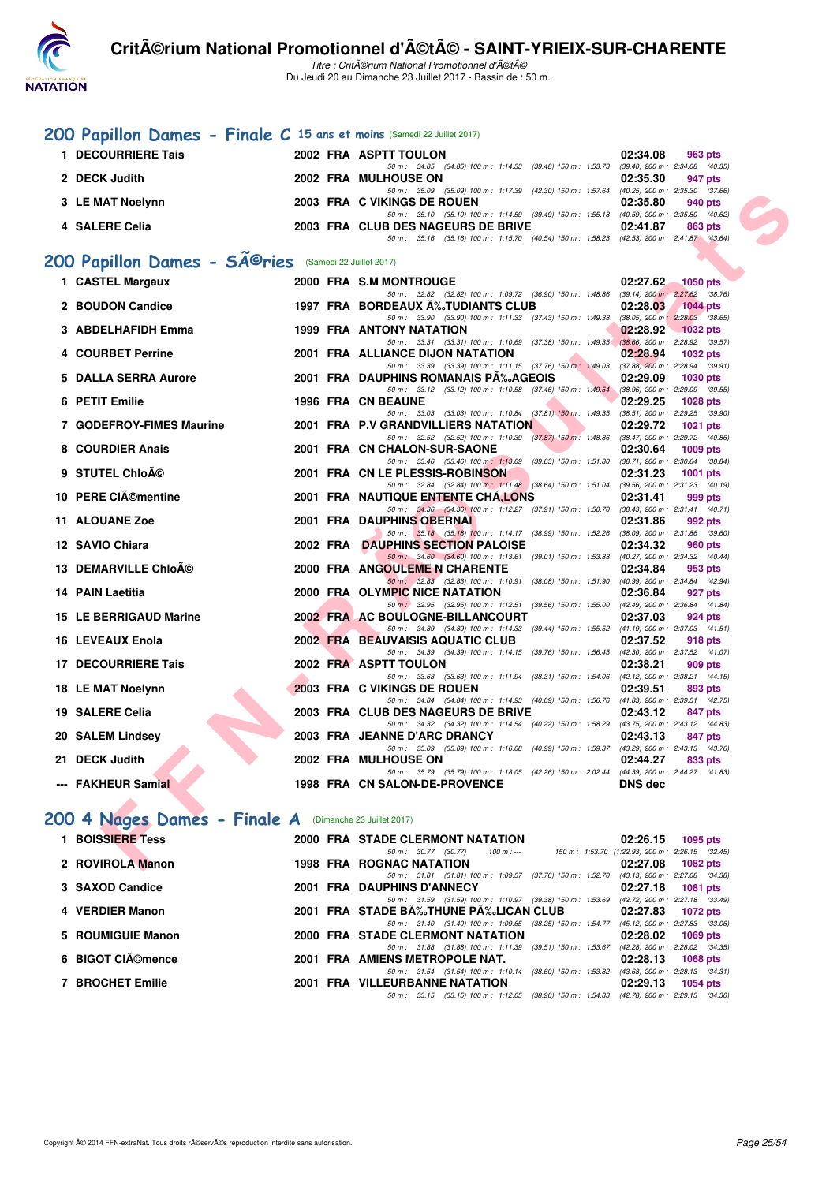# CritÃ©rium National Promotionnel d'Ã©tÃ© - SAINT-YRIEIX-SUR-CHARENTE

*Titre : CritÃ©rium National Promotionnel d'Ã©tÃ©*
Du Jeudi 20 au Dimanche 23 Juillet 2017 - Bassin de : 50 m.

## 200 Papillon Dames - Finale C 15 ans et moins (Samedi 22 Juillet 2017)

| Rang | Nom | Année | Nat. | Club | Temps | Points |
|---|---|---|---|---|---|---|
| 1 | DECOURRIERE Tais | 2002 | FRA | ASPTT TOULON | 02:34.08 | 963 pts |
| | 50 m : 34.85 (34.85) 100 m : 1:14.33 (39.48) 150 m : 1:53.73 (39.40) 200 m : 2:34.08 (40.35) | | | | | |
| 2 | DECK Judith | 2002 | FRA | MULHOUSE ON | 02:35.30 | 947 pts |
| | 50 m : 35.09 (35.09) 100 m : 1:17.39 (42.30) 150 m : 1:57.64 (40.25) 200 m : 2:35.30 (37.66) | | | | | |
| 3 | LE MAT Noelynn | 2003 | FRA | C VIKINGS DE ROUEN | 02:35.80 | 940 pts |
| | 50 m : 35.10 (35.10) 100 m : 1:14.59 (39.49) 150 m : 1:55.18 (40.59) 200 m : 2:35.80 (40.62) | | | | | |
| 4 | SALERE Celia | 2003 | FRA | CLUB DES NAGEURS DE BRIVE | 02:41.87 | 863 pts |
| | 50 m : 35.16 (35.16) 100 m : 1:15.70 (40.54) 150 m : 1:58.23 (42.53) 200 m : 2:41.87 (43.64) | | | | | |

## 200 Papillon Dames - SÃ©ries (Samedi 22 Juillet 2017)

| Rang | Nom | Année | Nat. | Club | Temps | Points |
|---|---|---|---|---|---|---|
| 1 | CASTEL Margaux | 2000 | FRA | S.M MONTROUGE | 02:27.62 | 1050 pts |
| | 50 m : 32.82 (32.82) 100 m : 1:09.72 (36.90) 150 m : 1:48.86 (39.14) 200 m : 2:27.62 (38.76) | | | | | |
| 2 | BOUDON Candice | 1997 | FRA | BORDEAUX Ã‰TUDIANTS CLUB | 02:28.03 | 1044 pts |
| | 50 m : 33.90 (33.90) 100 m : 1:11.33 (37.43) 150 m : 1:49.38 (38.05) 200 m : 2:28.03 (38.65) | | | | | |
| 3 | ABDELHAFIDH Emma | 1999 | FRA | ANTONY NATATION | 02:28.92 | 1032 pts |
| | 50 m : 33.31 (33.31) 100 m : 1:10.69 (37.38) 150 m : 1:49.35 (38.66) 200 m : 2:28.92 (39.57) | | | | | |
| 4 | COURBET Perrine | 2001 | FRA | ALLIANCE DIJON NATATION | 02:28.94 | 1032 pts |
| | 50 m : 33.39 (33.39) 100 m : 1:11.15 (37.76) 150 m : 1:49.03 (37.88) 200 m : 2:28.94 (39.91) | | | | | |
| 5 | DALLA SERRA Aurore | 2001 | FRA | DAUPHINS ROMANAIS PÃ‰AGEOIS | 02:29.09 | 1030 pts |
| | 50 m : 33.12 (33.12) 100 m : 1:10.58 (37.46) 150 m : 1:49.54 (38.96) 200 m : 2:29.09 (39.55) | | | | | |
| 6 | PETIT Emilie | 1996 | FRA | CN BEAUNE | 02:29.25 | 1028 pts |
| | 50 m : 33.03 (33.03) 100 m : 1:10.84 (37.81) 150 m : 1:49.35 (38.51) 200 m : 2:29.25 (39.90) | | | | | |
| 7 | GODEFROY-FIMES Maurine | 2001 | FRA | P.V GRANDVILLIERS NATATION | 02:29.72 | 1021 pts |
| | 50 m : 32.52 (32.52) 100 m : 1:10.39 (37.87) 150 m : 1:48.86 (38.47) 200 m : 2:29.72 (40.86) | | | | | |
| 8 | COURDIER Anais | 2001 | FRA | CN CHALON-SUR-SAONE | 02:30.64 | 1009 pts |
| | 50 m : 33.46 (33.46) 100 m : 1:13.09 (39.63) 150 m : 1:51.80 (38.71) 200 m : 2:30.64 (38.84) | | | | | |
| 9 | STUTEL ChloÃ© | 2001 | FRA | CN LE PLESSIS-ROBINSON | 02:31.23 | 1001 pts |
| | 50 m : 32.84 (32.84) 100 m : 1:11.48 (38.64) 150 m : 1:51.04 (39.56) 200 m : 2:31.23 (40.19) | | | | | |
| 10 | PERE ClÃ©mentine | 2001 | FRA | NAUTIQUE ENTENTE CHÃ‚LONS | 02:31.41 | 999 pts |
| | 50 m : 34.36 (34.36) 100 m : 1:12.27 (37.91) 150 m : 1:50.70 (38.43) 200 m : 2:31.41 (40.71) | | | | | |
| 11 | ALOUANE Zoe | 2001 | FRA | DAUPHINS OBERNAI | 02:31.86 | 992 pts |
| | 50 m : 35.18 (35.18) 100 m : 1:14.17 (38.99) 150 m : 1:52.26 (38.09) 200 m : 2:31.86 (39.60) | | | | | |
| 12 | SAVIO Chiara | 2002 | FRA | DAUPHINS SECTION PALOISE | 02:34.32 | 960 pts |
| | 50 m : 34.60 (34.60) 100 m : 1:13.61 (39.01) 150 m : 1:53.88 (40.27) 200 m : 2:34.32 (40.44) | | | | | |
| 13 | DEMARVILLE ChloÃ© | 2000 | FRA | ANGOULEME N CHARENTE | 02:34.84 | 953 pts |
| | 50 m : 32.83 (32.83) 100 m : 1:10.91 (38.08) 150 m : 1:51.90 (40.99) 200 m : 2:34.84 (42.94) | | | | | |
| 14 | PAIN Laetitia | 2000 | FRA | OLYMPIC NICE NATATION | 02:36.84 | 927 pts |
| | 50 m : 32.95 (32.95) 100 m : 1:12.51 (39.56) 150 m : 1:55.00 (42.49) 200 m : 2:36.84 (41.84) | | | | | |
| 15 | LE BERRIGAUD Marine | 2002 | FRA | AC BOULOGNE-BILLANCOURT | 02:37.03 | 924 pts |
| | 50 m : 34.89 (34.89) 100 m : 1:14.33 (39.44) 150 m : 1:55.52 (41.19) 200 m : 2:37.03 (41.51) | | | | | |
| 16 | LEVEAUX Enola | 2002 | FRA | BEAUVAISIS AQUATIC CLUB | 02:37.52 | 918 pts |
| | 50 m : 34.39 (34.39) 100 m : 1:14.15 (39.76) 150 m : 1:56.45 (42.30) 200 m : 2:37.52 (41.07) | | | | | |
| 17 | DECOURRIERE Tais | 2002 | FRA | ASPTT TOULON | 02:38.21 | 909 pts |
| | 50 m : 33.63 (33.63) 100 m : 1:11.94 (38.31) 150 m : 1:54.06 (42.12) 200 m : 2:38.21 (44.15) | | | | | |
| 18 | LE MAT Noelynn | 2003 | FRA | C VIKINGS DE ROUEN | 02:39.51 | 893 pts |
| | 50 m : 34.84 (34.84) 100 m : 1:14.93 (40.09) 150 m : 1:56.76 (41.83) 200 m : 2:39.51 (42.75) | | | | | |
| 19 | SALERE Celia | 2003 | FRA | CLUB DES NAGEURS DE BRIVE | 02:43.12 | 847 pts |
| | 50 m : 34.32 (34.32) 100 m : 1:14.54 (40.22) 150 m : 1:58.29 (43.75) 200 m : 2:43.12 (44.83) | | | | | |
| 20 | SALEM Lindsey | 2003 | FRA | JEANNE D'ARC DRANCY | 02:43.13 | 847 pts |
| | 50 m : 35.09 (35.09) 100 m : 1:16.08 (40.99) 150 m : 1:59.37 (43.29) 200 m : 2:43.13 (43.76) | | | | | |
| 21 | DECK Judith | 2002 | FRA | MULHOUSE ON | 02:44.27 | 833 pts |
| | 50 m : 35.79 (35.79) 100 m : 1:18.05 (42.26) 150 m : 2:02.44 (44.39) 200 m : 2:44.27 (41.83) | | | | | |
| --- | FAKHEUR Samia | 1998 | FRA | CN SALON-DE-PROVENCE | DNS dec | |

## 200 4 Nages Dames - Finale A (Dimanche 23 Juillet 2017)

| Rang | Nom | Année | Nat. | Club | Temps | Points |
|---|---|---|---|---|---|---|
| 1 | BOISSIERE Tess | 2000 | FRA | STADE CLERMONT NATATION | 02:26.15 | 1095 pts |
| | 50 m : 30.77 (30.77) 100 m : --- 150 m : 1:53.70 (1:22.93) 200 m : 2:26.15 (32.45) | | | | | |
| 2 | ROVIROLA Manon | 1998 | FRA | ROGNAC NATATION | 02:27.08 | 1082 pts |
| | 50 m : 31.81 (31.81) 100 m : 1:09.57 (37.76) 150 m : 1:52.70 (43.13) 200 m : 2:27.08 (34.38) | | | | | |
| 3 | SAXOD Candice | 2001 | FRA | DAUPHINS D'ANNECY | 02:27.18 | 1081 pts |
| | 50 m : 31.59 (31.59) 100 m : 1:10.97 (39.38) 150 m : 1:53.69 (42.72) 200 m : 2:27.18 (33.49) | | | | | |
| 4 | VERDIER Manon | 2001 | FRA | STADE BÃ‰THUNE PÃ‰LICAN CLUB | 02:27.83 | 1072 pts |
| | 50 m : 31.40 (31.40) 100 m : 1:09.65 (38.25) 150 m : 1:54.77 (45.12) 200 m : 2:27.83 (33.06) | | | | | |
| 5 | ROUMIGUIE Manon | 2000 | FRA | STADE CLERMONT NATATION | 02:28.02 | 1069 pts |
| | 50 m : 31.88 (31.88) 100 m : 1:11.39 (39.51) 150 m : 1:53.67 (42.28) 200 m : 2:28.02 (34.35) | | | | | |
| 6 | BIGOT ClÃ©mence | 2001 | FRA | AMIENS METROPOLE NAT. | 02:28.13 | 1068 pts |
| | 50 m : 31.54 (31.54) 100 m : 1:10.14 (38.60) 150 m : 1:53.82 (43.68) 200 m : 2:28.13 (34.31) | | | | | |
| 7 | BROCHET Emilie | 2001 | FRA | VILLEURBANNE NATATION | 02:29.13 | 1054 pts |
| | 50 m : 33.15 (33.15) 100 m : 1:12.05 (38.90) 150 m : 1:54.83 (42.78) 200 m : 2:29.13 (34.30) | | | | | |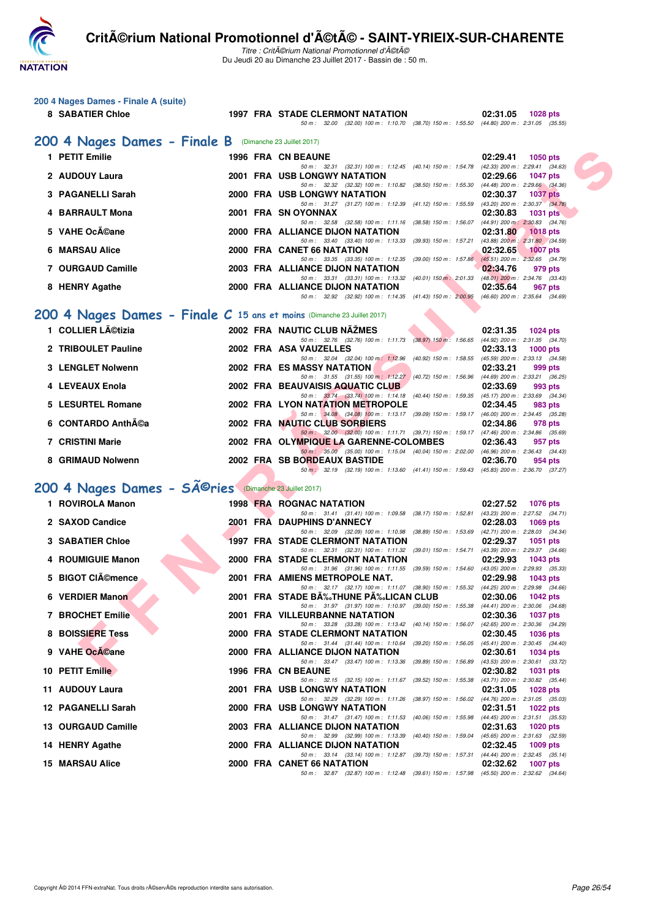## 200 4 Nages Dames - Finale A (suite)

| Rang | Nom | Année | Nat | Club | Temps | Points |
|---|---|---|---|---|---|---|
| 8 | SABATIER Chloe | 1997 | FRA | STADE CLERMONT NATATION | 02:31.05 | 1028 pts |
| | | | | 50 m : 32.00 (32.00) 100 m : 1:10.70 (38.70) 150 m : 1:55.50 (44.80) 200 m : 2:31.05 (35.55) | | |

## 200 4 Nages Dames - Finale B (Dimanche 23 Juillet 2017)

| Rang | Nom | Année | Nat | Club | Temps | Points |
|---|---|---|---|---|---|---|
| 1 | PETIT Emilie | 1996 | FRA | CN BEAUNE | 02:29.41 | 1050 pts |
| | | | | 50 m : 32.31 (32.31) 100 m : 1:12.45 (40.14) 150 m : 1:54.78 (42.33) 200 m : 2:29.41 (34.63) | | |
| 2 | AUDOUY Laura | 2001 | FRA | USB LONGWY NATATION | 02:29.66 | 1047 pts |
| | | | | 50 m : 32.32 (32.32) 100 m : 1:10.82 (38.50) 150 m : 1:55.30 (44.48) 200 m : 2:29.66 (34.36) | | |
| 3 | PAGANELLI Sarah | 2000 | FRA | USB LONGWY NATATION | 02:30.37 | 1037 pts |
| | | | | 50 m : 31.27 (31.27) 100 m : 1:12.39 (41.12) 150 m : 1:55.59 (43.20) 200 m : 2:30.37 (34.78) | | |
| 4 | BARRAULT Mona | 2001 | FRA | SN OYONNAX | 02:30.83 | 1031 pts |
| | | | | 50 m : 32.58 (32.58) 100 m : 1:11.16 (38.58) 150 m : 1:56.07 (44.91) 200 m : 2:30.83 (34.76) | | |
| 5 | VAHE OcÃ©ane | 2000 | FRA | ALLIANCE DIJON NATATION | 02:31.80 | 1018 pts |
| | | | | 50 m : 33.40 (33.40) 100 m : 1:13.33 (39.93) 150 m : 1:57.21 (43.88) 200 m : 2:31.80 (34.59) | | |
| 6 | MARSAU Alice | 2000 | FRA | CANET 66 NATATION | 02:32.65 | 1007 pts |
| | | | | 50 m : 33.35 (33.35) 100 m : 1:12.35 (39.00) 150 m : 1:57.86 (45.51) 200 m : 2:32.65 (34.79) | | |
| 7 | OURGAUD Camille | 2003 | FRA | ALLIANCE DIJON NATATION | 02:34.76 | 979 pts |
| | | | | 50 m : 33.31 (33.31) 100 m : 1:13.32 (40.01) 150 m : 2:01.33 (48.01) 200 m : 2:34.76 (33.43) | | |
| 8 | HENRY Agathe | 2000 | FRA | ALLIANCE DIJON NATATION | 02:35.64 | 967 pts |
| | | | | 50 m : 32.92 (32.92) 100 m : 1:14.35 (41.43) 150 m : 2:00.95 (46.60) 200 m : 2:35.64 (34.69) | | |

## 200 4 Nages Dames - Finale C 15 ans et moins (Dimanche 23 Juillet 2017)

| Rang | Nom | Année | Nat | Club | Temps | Points |
|---|---|---|---|---|---|---|
| 1 | COLLIER LÃ©tizia | 2002 | FRA | NAUTIC CLUB NÃŽMES | 02:31.35 | 1024 pts |
| | | | | 50 m : 32.76 (32.76) 100 m : 1:11.73 (38.97) 150 m : 1:56.65 (44.92) 200 m : 2:31.35 (34.70) | | |
| 2 | TRIBOULET Pauline | 2002 | FRA | ASA VAUZELLES | 02:33.13 | 1000 pts |
| | | | | 50 m : 32.04 (32.04) 100 m : 1:12.96 (40.92) 150 m : 1:58.55 (45.59) 200 m : 2:33.13 (34.58) | | |
| 3 | LENGLET Nolwenn | 2002 | FRA | ES MASSY NATATION | 02:33.21 | 999 pts |
| | | | | 50 m : 31.55 (31.55) 100 m : 1:12.27 (40.72) 150 m : 1:56.96 (44.69) 200 m : 2:33.21 (36.25) | | |
| 4 | LEVEAUX Enola | 2002 | FRA | BEAUVAISIS AQUATIC CLUB | 02:33.69 | 993 pts |
| | | | | 50 m : 33.74 (33.74) 100 m : 1:14.18 (40.44) 150 m : 1:59.35 (45.17) 200 m : 2:33.69 (34.34) | | |
| 5 | LESURTEL Romane | 2002 | FRA | LYON NATATION METROPOLE | 02:34.45 | 983 pts |
| | | | | 50 m : 34.08 (34.08) 100 m : 1:13.17 (39.09) 150 m : 1:59.17 (46.00) 200 m : 2:34.45 (35.28) | | |
| 6 | CONTARDO AnthÃ©a | 2002 | FRA | NAUTIC CLUB SORBIERS | 02:34.86 | 978 pts |
| | | | | 50 m : 32.00 (32.00) 100 m : 1:11.71 (39.71) 150 m : 1:59.17 (47.46) 200 m : 2:34.86 (35.69) | | |
| 7 | CRISTINI Marie | 2002 | FRA | OLYMPIQUE LA GARENNE-COLOMBES | 02:36.43 | 957 pts |
| | | | | 50 m : 35.00 (35.00) 100 m : 1:15.04 (40.04) 150 m : 2:02.00 (46.96) 200 m : 2:36.43 (34.43) | | |
| 8 | GRIMAUD Nolwenn | 2002 | FRA | SB BORDEAUX BASTIDE | 02:36.70 | 954 pts |
| | | | | 50 m : 32.19 (32.19) 100 m : 1:13.60 (41.41) 150 m : 1:59.43 (45.83) 200 m : 2:36.70 (37.27) | | |

## 200 4 Nages Dames - SÃ©ries (Dimanche 23 Juillet 2017)

| Rang | Nom | Année | Nat | Club | Temps | Points |
|---|---|---|---|---|---|---|
| 1 | ROVIROLA Manon | 1998 | FRA | ROGNAC NATATION | 02:27.52 | 1076 pts |
| | | | | 50 m : 31.41 (31.41) 100 m : 1:09.58 (38.17) 150 m : 1:52.81 (43.23) 200 m : 2:27.52 (34.71) | | |
| 2 | SAXOD Candice | 2001 | FRA | DAUPHINS D'ANNECY | 02:28.03 | 1069 pts |
| | | | | 50 m : 32.09 (32.09) 100 m : 1:10.98 (38.89) 150 m : 1:53.69 (42.71) 200 m : 2:28.03 (34.34) | | |
| 3 | SABATIER Chloe | 1997 | FRA | STADE CLERMONT NATATION | 02:29.37 | 1051 pts |
| | | | | 50 m : 32.31 (32.31) 100 m : 1:11.32 (39.01) 150 m : 1:54.71 (43.39) 200 m : 2:29.37 (34.66) | | |
| 4 | ROUMIGUIE Manon | 2000 | FRA | STADE CLERMONT NATATION | 02:29.93 | 1043 pts |
| | | | | 50 m : 31.96 (31.96) 100 m : 1:11.55 (39.59) 150 m : 1:54.60 (43.05) 200 m : 2:29.93 (35.33) | | |
| 5 | BIGOT CIÃ©mence | 2001 | FRA | AMIENS METROPOLE NAT. | 02:29.98 | 1043 pts |
| | | | | 50 m : 32.17 (32.17) 100 m : 1:11.07 (38.90) 150 m : 1:55.32 (44.25) 200 m : 2:29.98 (34.66) | | |
| 6 | VERDIER Manon | 2001 | FRA | STADE BÃ‰THUNE PÃ‰LICAN CLUB | 02:30.06 | 1042 pts |
| | | | | 50 m : 31.97 (31.97) 100 m : 1:10.97 (39.00) 150 m : 1:55.38 (44.41) 200 m : 2:30.06 (34.68) | | |
| 7 | BROCHET Emilie | 2001 | FRA | VILLEURBANNE NATATION | 02:30.36 | 1037 pts |
| | | | | 50 m : 33.28 (33.28) 100 m : 1:13.42 (40.14) 150 m : 1:56.07 (42.65) 200 m : 2:30.36 (34.29) | | |
| 8 | BOISSIERE Tess | 2000 | FRA | STADE CLERMONT NATATION | 02:30.45 | 1036 pts |
| | | | | 50 m : 31.44 (31.44) 100 m : 1:10.64 (39.20) 150 m : 1:56.05 (45.41) 200 m : 2:30.45 (34.40) | | |
| 9 | VAHE OcÃ©ane | 2000 | FRA | ALLIANCE DIJON NATATION | 02:30.61 | 1034 pts |
| | | | | 50 m : 33.47 (33.47) 100 m : 1:13.36 (39.89) 150 m : 1:56.89 (43.53) 200 m : 2:30.61 (33.72) | | |
| 10 | PETIT Emilie | 1996 | FRA | CN BEAUNE | 02:30.82 | 1031 pts |
| | | | | 50 m : 32.15 (32.15) 100 m : 1:11.67 (39.52) 150 m : 1:55.38 (43.71) 200 m : 2:30.82 (35.44) | | |
| 11 | AUDOUY Laura | 2001 | FRA | USB LONGWY NATATION | 02:31.05 | 1028 pts |
| | | | | 50 m : 32.29 (32.29) 100 m : 1:11.26 (38.97) 150 m : 1:56.02 (44.76) 200 m : 2:31.05 (35.03) | | |
| 12 | PAGANELLI Sarah | 2000 | FRA | USB LONGWY NATATION | 02:31.51 | 1022 pts |
| | | | | 50 m : 31.47 (31.47) 100 m : 1:11.53 (40.06) 150 m : 1:55.98 (44.45) 200 m : 2:31.51 (35.53) | | |
| 13 | OURGAUD Camille | 2003 | FRA | ALLIANCE DIJON NATATION | 02:31.63 | 1020 pts |
| | | | | 50 m : 32.99 (32.99) 100 m : 1:13.39 (40.40) 150 m : 1:59.04 (45.65) 200 m : 2:31.63 (32.59) | | |
| 14 | HENRY Agathe | 2000 | FRA | ALLIANCE DIJON NATATION | 02:32.45 | 1009 pts |
| | | | | 50 m : 33.14 (33.14) 100 m : 1:12.87 (39.73) 150 m : 1:57.31 (44.44) 200 m : 2:32.45 (35.14) | | |
| 15 | MARSAU Alice | 2000 | FRA | CANET 66 NATATION | 02:32.62 | 1007 pts |
| | | | | 50 m : 32.87 (32.87) 100 m : 1:12.48 (39.61) 150 m : 1:57.98 (45.50) 200 m : 2:32.62 (34.64) | | |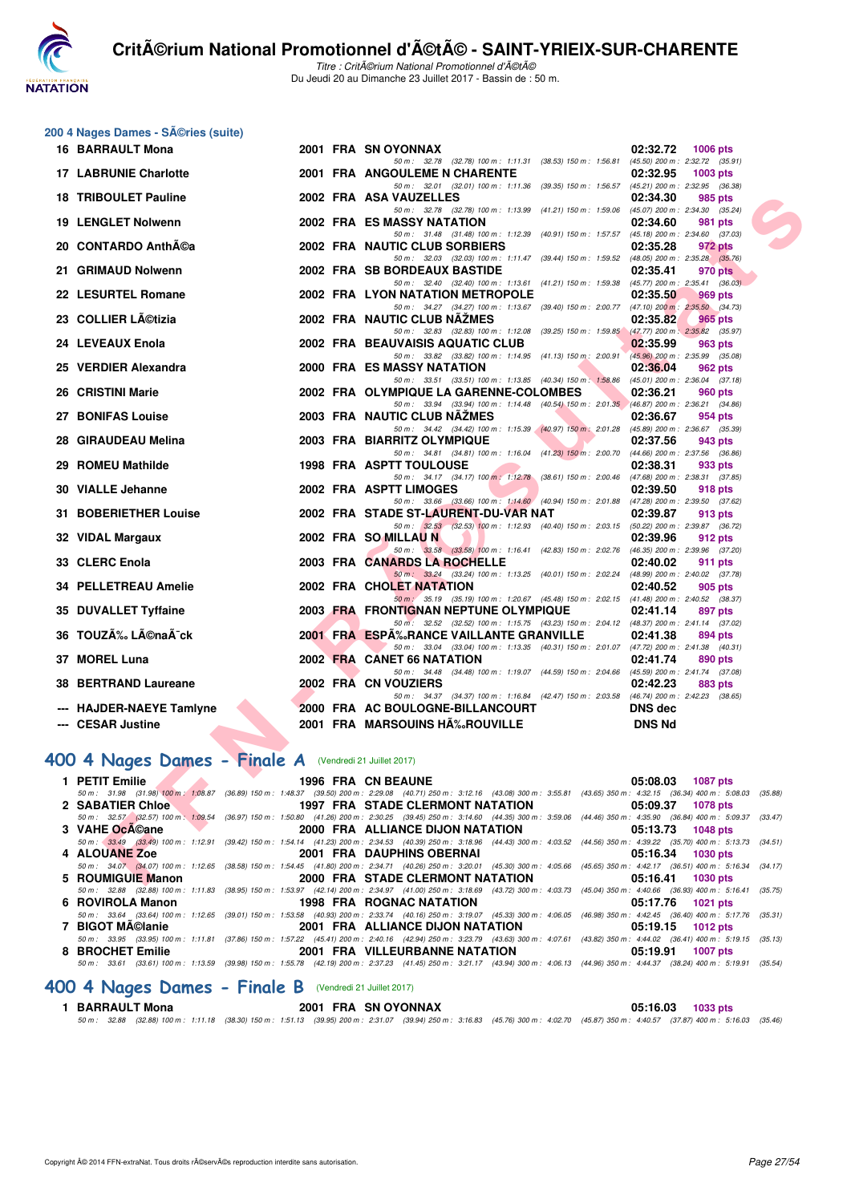# Critérium National Promotionnel d'été - SAINT-YRIEIX-SUR-CHARENTE

*Titre : Critérium National Promotionnel d'été*
Du Jeudi 20 au Dimanche 23 Juillet 2017 - Bassin de : 50 m.

## 200 4 Nages Dames - Séries (suite)

| Rang | Nom | Année | Nat | Club | Temps | Points |
|---|---|---|---|---|---|---|
| 16 | BARRAULT Mona | 2001 | FRA | SN OYONNAX | 02:32.72 | 1006 pts |
| | 50 m : 32.78 (32.78) 100 m : 1:11.31 (38.53) 150 m : 1:56.81 (45.50) 200 m : 2:32.72 (35.91) | | | | | |
| 17 | LABRUNIE Charlotte | 2001 | FRA | ANGOULEME N CHARENTE | 02:32.95 | 1003 pts |
| | 50 m : 32.01 (32.01) 100 m : 1:11.36 (39.35) 150 m : 1:56.57 (45.21) 200 m : 2:32.95 (36.38) | | | | | |
| 18 | TRIBOULET Pauline | 2002 | FRA | ASA VAUZELLES | 02:34.30 | 985 pts |
| | 50 m : 32.78 (32.78) 100 m : 1:13.99 (41.21) 150 m : 1:59.06 (45.07) 200 m : 2:34.30 (35.24) | | | | | |
| 19 | LENGLET Nolwenn | 2002 | FRA | ES MASSY NATATION | 02:34.60 | 981 pts |
| | 50 m : 31.48 (31.48) 100 m : 1:12.39 (40.91) 150 m : 1:57.57 (45.18) 200 m : 2:34.60 (37.03) | | | | | |
| 20 | CONTARDO Anthéa | 2002 | FRA | NAUTIC CLUB SORBIERS | 02:35.28 | 972 pts |
| | 50 m : 32.03 (32.03) 100 m : 1:11.47 (39.44) 150 m : 1:59.52 (48.05) 200 m : 2:35.28 (35.76) | | | | | |
| 21 | GRIMAUD Nolwenn | 2002 | FRA | SB BORDEAUX BASTIDE | 02:35.41 | 970 pts |
| | 50 m : 32.40 (32.40) 100 m : 1:13.61 (41.21) 150 m : 1:59.38 (45.77) 200 m : 2:35.41 (36.03) | | | | | |
| 22 | LESURTEL Romane | 2002 | FRA | LYON NATATION METROPOLE | 02:35.50 | 969 pts |
| | 50 m : 34.27 (34.27) 100 m : 1:13.67 (39.40) 150 m : 2:00.77 (47.10) 200 m : 2:35.50 (34.73) | | | | | |
| 23 | COLLIER Lætizia | 2002 | FRA | NAUTIC CLUB NÎMES | 02:35.82 | 965 pts |
| | 50 m : 32.83 (32.83) 100 m : 1:12.08 (39.25) 150 m : 1:59.85 (47.77) 200 m : 2:35.82 (35.97) | | | | | |
| 24 | LEVEAUX Enola | 2002 | FRA | BEAUVAISIS AQUATIC CLUB | 02:35.99 | 963 pts |
| | 50 m : 33.82 (33.82) 100 m : 1:14.95 (41.13) 150 m : 2:00.91 (45.96) 200 m : 2:35.99 (35.08) | | | | | |
| 25 | VERDIER Alexandra | 2000 | FRA | ES MASSY NATATION | 02:36.04 | 962 pts |
| | 50 m : 33.51 (33.51) 100 m : 1:13.85 (40.34) 150 m : 1:58.86 (45.01) 200 m : 2:36.04 (37.18) | | | | | |
| 26 | CRISTINI Marie | 2002 | FRA | OLYMPIQUE LA GARENNE-COLOMBES | 02:36.21 | 960 pts |
| | 50 m : 33.94 (33.94) 100 m : 1:14.48 (40.54) 150 m : 2:01.35 (46.87) 200 m : 2:36.21 (34.86) | | | | | |
| 27 | BONIFAS Louise | 2003 | FRA | NAUTIC CLUB NÎMES | 02:36.67 | 954 pts |
| | 50 m : 34.42 (34.42) 100 m : 1:15.39 (40.97) 150 m : 2:01.28 (45.89) 200 m : 2:36.67 (35.39) | | | | | |
| 28 | GIRAUDEAU Melina | 2003 | FRA | BIARRITZ OLYMPIQUE | 02:37.56 | 943 pts |
| | 50 m : 34.81 (34.81) 100 m : 1:16.04 (41.23) 150 m : 2:00.70 (44.66) 200 m : 2:37.56 (36.86) | | | | | |
| 29 | ROMEU Mathilde | 1998 | FRA | ASPTT TOULOUSE | 02:38.31 | 933 pts |
| | 50 m : 34.17 (34.17) 100 m : 1:12.78 (38.61) 150 m : 2:00.46 (47.68) 200 m : 2:38.31 (37.85) | | | | | |
| 30 | VIALLE Jehanne | 2002 | FRA | ASPTT LIMOGES | 02:39.50 | 918 pts |
| | 50 m : 33.66 (33.66) 100 m : 1:14.60 (40.94) 150 m : 2:01.88 (47.28) 200 m : 2:39.50 (37.62) | | | | | |
| 31 | BOBERIETHER Louise | 2002 | FRA | STADE ST-LAURENT-DU-VAR NAT | 02:39.87 | 913 pts |
| | 50 m : 32.53 (32.53) 100 m : 1:12.93 (40.40) 150 m : 2:03.15 (50.22) 200 m : 2:39.87 (36.72) | | | | | |
| 32 | VIDAL Margaux | 2002 | FRA | SO MILLAU N | 02:39.96 | 912 pts |
| | 50 m : 33.58 (33.58) 100 m : 1:16.41 (42.83) 150 m : 2:02.76 (46.35) 200 m : 2:39.96 (37.20) | | | | | |
| 33 | CLERC Enola | 2003 | FRA | CANARDS LA ROCHELLE | 02:40.02 | 911 pts |
| | 50 m : 33.24 (33.24) 100 m : 1:13.25 (40.01) 150 m : 2:02.24 (48.99) 200 m : 2:40.02 (37.78) | | | | | |
| 34 | PELLETREAU Amelie | 2002 | FRA | CHOLET NATATION | 02:40.52 | 905 pts |
| | 50 m : 35.19 (35.19) 100 m : 1:20.67 (45.48) 150 m : 2:02.15 (41.48) 200 m : 2:40.52 (38.37) | | | | | |
| 35 | DUVALLET Tyffaine | 2003 | FRA | FRONTIGNAN NEPTUNE OLYMPIQUE | 02:41.14 | 897 pts |
| | 50 m : 32.52 (32.52) 100 m : 1:15.75 (43.23) 150 m : 2:04.12 (48.37) 200 m : 2:41.14 (37.02) | | | | | |
| 36 | TOUZÉ Léonaïck | 2001 | FRA | ESPÉRANCE VAILLANTE GRANVILLE | 02:41.38 | 894 pts |
| | 50 m : 33.04 (33.04) 100 m : 1:13.35 (40.31) 150 m : 2:01.07 (47.72) 200 m : 2:41.38 (40.31) | | | | | |
| 37 | MOREL Luna | 2002 | FRA | CANET 66 NATATION | 02:41.74 | 890 pts |
| | 50 m : 34.48 (34.48) 100 m : 1:19.07 (44.59) 150 m : 2:04.66 (45.59) 200 m : 2:41.74 (37.08) | | | | | |
| 38 | BERTRAND Laureane | 2002 | FRA | CN VOUZIERS | 02:42.23 | 883 pts |
| | 50 m : 34.37 (34.37) 100 m : 1:16.84 (42.47) 150 m : 2:03.58 (46.74) 200 m : 2:42.23 (38.65) | | | | | |
| --- | HAJDER-NAEYE Tamlyne | 2000 | FRA | AC BOULOGNE-BILLANCOURT | DNS dec | |
| --- | CESAR Justine | 2001 | FRA | MARSOUINS HÉROUVILLE | DNS Nd | |

## 400 4 Nages Dames - Finale A (Vendredi 21 Juillet 2017)

| Rang | Nom | Année | Nat | Club | Temps | Points |
|---|---|---|---|---|---|---|
| 1 | PETIT Emilie | 1996 | FRA | CN BEAUNE | 05:08.03 | 1087 pts |
| | 50 m : 31.98 (31.98) 100 m : 1:08.87 (36.89) 150 m : 1:48.37 (39.50) 200 m : 2:29.08 (40.71) 250 m : 3:12.16 (43.08) 300 m : 3:55.81 (43.65) 350 m : 4:32.15 (36.34) 400 m : 5:08.03 (35.88) | | | | | |
| 2 | SABATIER Chloe | 1997 | FRA | STADE CLERMONT NATATION | 05:09.37 | 1078 pts |
| | 50 m : 32.57 (32.57) 100 m : 1:09.54 (36.97) 150 m : 1:50.80 (41.26) 200 m : 2:30.25 (39.45) 250 m : 3:14.60 (44.35) 300 m : 3:59.06 (44.46) 350 m : 4:35.90 (36.84) 400 m : 5:09.37 (33.47) | | | | | |
| 3 | VAHE Océane | 2000 | FRA | ALLIANCE DIJON NATATION | 05:13.73 | 1048 pts |
| | 50 m : 33.49 (33.49) 100 m : 1:12.91 (39.42) 150 m : 1:54.14 (41.23) 200 m : 2:34.53 (40.39) 250 m : 3:18.96 (44.43) 300 m : 4:03.52 (44.56) 350 m : 4:39.22 (35.70) 400 m : 5:13.73 (34.51) | | | | | |
| 4 | ALOUANE Zoe | 2001 | FRA | DAUPHINS OBERNAI | 05:16.34 | 1030 pts |
| | 50 m : 34.07 (34.07) 100 m : 1:12.65 (38.58) 150 m : 1:54.45 (41.80) 200 m : 2:34.71 (40.26) 250 m : 3:20.01 (45.30) 300 m : 4:05.66 (45.65) 350 m : 4:42.17 (36.51) 400 m : 5:16.34 (34.17) | | | | | |
| 5 | ROUMIGUIE Manon | 2000 | FRA | STADE CLERMONT NATATION | 05:16.41 | 1030 pts |
| | 50 m : 32.88 (32.88) 100 m : 1:11.83 (38.95) 150 m : 1:53.97 (42.14) 200 m : 2:34.97 (41.00) 250 m : 3:18.69 (43.72) 300 m : 4:03.73 (45.04) 350 m : 4:40.66 (36.93) 400 m : 5:16.41 (35.75) | | | | | |
| 6 | ROVIROLA Manon | 1998 | FRA | ROGNAC NATATION | 05:17.76 | 1021 pts |
| | 50 m : 33.64 (33.64) 100 m : 1:12.65 (39.01) 150 m : 1:53.58 (40.93) 200 m : 2:33.74 (40.16) 250 m : 3:19.07 (45.33) 300 m : 4:06.05 (46.98) 350 m : 4:42.45 (36.40) 400 m : 5:17.76 (35.31) | | | | | |
| 7 | BIGOT Mélanie | 2001 | FRA | ALLIANCE DIJON NATATION | 05:19.15 | 1012 pts |
| | 50 m : 33.95 (33.95) 100 m : 1:11.81 (37.86) 150 m : 1:57.22 (45.41) 200 m : 2:40.16 (42.94) 250 m : 3:23.79 (43.63) 300 m : 4:07.61 (43.82) 350 m : 4:44.02 (36.41) 400 m : 5:19.15 (35.13) | | | | | |
| 8 | BROCHET Emilie | 2001 | FRA | VILLEURBANNE NATATION | 05:19.91 | 1007 pts |
| | 50 m : 33.61 (33.61) 100 m : 1:13.59 (39.98) 150 m : 1:55.78 (42.19) 200 m : 2:37.23 (41.45) 250 m : 3:21.17 (43.94) 300 m : 4:06.13 (44.96) 350 m : 4:44.37 (38.24) 400 m : 5:19.91 (35.54) | | | | | |

## 400 4 Nages Dames - Finale B (Vendredi 21 Juillet 2017)

| Rang | Nom | Année | Nat | Club | Temps | Points |
|---|---|---|---|---|---|---|
| 1 | BARRAULT Mona | 2001 | FRA | SN OYONNAX | 05:16.03 | 1033 pts |
| | 50 m : 32.88 (32.88) 100 m : 1:11.18 (38.30) 150 m : 1:51.13 (39.95) 200 m : 2:31.07 (39.94) 250 m : 3:16.83 (45.76) 300 m : 4:02.70 (45.87) 350 m : 4:40.57 (37.87) 400 m : 5:16.03 (35.46) | | | | | |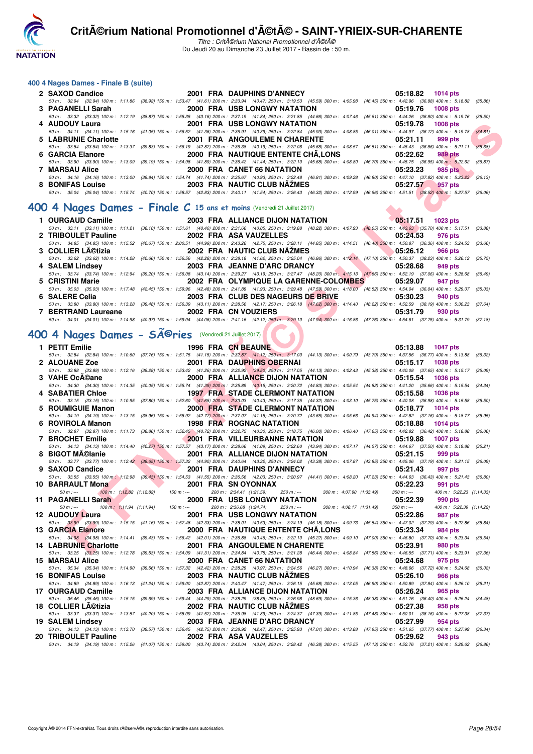## 400 4 Nages Dames - Finale B (suite)

| Rang | Nom | Année | Nat | Club | Temps | Points |
|---|---|---|---|---|---|---|
| 2 | SAXOD Candice | 2001 | FRA | DAUPHINS D'ANNECY | 05:18.82 | 1014 pts |
| | 50 m : 32.94 (32.94) 100 m : 1:11.86 (38.92) 150 m : 1:53.47 (41.61) 200 m : 2:33.94 (40.47) 250 m : 3:19.53 (45.59) 300 m : 4:05.98 (46.45) 350 m : 4:42.96 (36.98) 400 m : 5:18.82 (35.86) | | | | | |
| 3 | PAGANELLI Sarah | 2000 | FRA | USB LONGWY NATATION | 05:19.76 | 1008 pts |
| | 50 m : 33.32 (33.32) 100 m : 1:12.19 (38.87) 150 m : 1:55.35 (43.16) 200 m : 2:37.19 (41.84) 250 m : 3:21.85 (44.66) 300 m : 4:07.46 (45.61) 350 m : 4:44.26 (36.80) 400 m : 5:19.76 (35.50) | | | | | |
| 4 | AUDOUY Laura | 2001 | FRA | USB LONGWY NATATION | 05:19.78 | 1008 pts |
| | 50 m : 34.11 (34.11) 100 m : 1:15.16 (41.05) 150 m : 1:56.52 (41.36) 200 m : 2:36.91 (40.39) 250 m : 3:22.84 (45.93) 300 m : 4:08.85 (46.01) 350 m : 4:44.97 (36.12) 400 m : 5:19.78 (34.81) | | | | | |
| 5 | LABRUNIE Charlotte | 2001 | FRA | ANGOULEME N CHARENTE | 05:21.11 | 999 pts |
| | 50 m : 33.54 (33.54) 100 m : 1:13.37 (39.83) 150 m : 1:56.19 (42.82) 200 m : 2:36.38 (40.19) 250 m : 3:22.06 (45.68) 300 m : 4:08.57 (46.51) 350 m : 4:45.43 (36.86) 400 m : 5:21.11 (35.68) | | | | | |
| 6 | GARCIA Elanore | 2000 | FRA | NAUTIQUE ENTENTE CHÃ‚LONS | 05:22.62 | 989 pts |
| | 50 m : 33.90 (33.90) 100 m : 1:13.09 (39.19) 150 m : 1:54.98 (41.89) 200 m : 2:36.42 (41.44) 250 m : 3:22.10 (45.68) 300 m : 4:08.80 (46.70) 350 m : 4:45.75 (36.95) 400 m : 5:22.62 (36.87) | | | | | |
| 7 | MARSAU Alice | 2000 | FRA | CANET 66 NATATION | 05:23.23 | 985 pts |
| | 50 m : 34.16 (34.16) 100 m : 1:13.00 (38.84) 150 m : 1:54.74 (41.74) 200 m : 2:35.67 (40.93) 250 m : 3:22.48 (46.81) 300 m : 4:09.28 (46.80) 350 m : 4:47.10 (37.82) 400 m : 5:23.23 (36.13) | | | | | |
| 8 | BONIFAS Louise | 2003 | FRA | NAUTIC CLUB NÃŽMES | 05:27.57 | 957 pts |
| | 50 m : 35.04 (35.04) 100 m : 1:15.74 (40.70) 150 m : 1:58.57 (42.83) 200 m : 2:40.11 (41.54) 250 m : 3:26.43 (46.32) 300 m : 4:12.99 (46.56) 350 m : 4:51.51 (38.52) 400 m : 5:27.57 (36.06) | | | | | |

## 400 4 Nages Dames - Finale C 15 ans et moins (Vendredi 21 Juillet 2017)

| Rang | Nom | Année | Nat | Club | Temps | Points |
|---|---|---|---|---|---|---|
| 1 | OURGAUD Camille | 2003 | FRA | ALLIANCE DIJON NATATION | 05:17.51 | 1023 pts |
| | 50 m : 33.11 (33.11) 100 m : 1:11.21 (38.10) 150 m : 1:51.61 (40.40) 200 m : 2:31.66 (40.05) 250 m : 3:19.88 (48.22) 300 m : 4:07.93 (48.05) 350 m : 4:43.63 (35.70) 400 m : 5:17.51 (33.88) | | | | | |
| 2 | TRIBOULET Pauline | 2002 | FRA | ASA VAUZELLES | 05:24.53 | 976 pts |
| | 50 m : 34.85 (34.85) 100 m : 1:15.52 (40.67) 150 m : 2:00.51 (44.99) 200 m : 2:43.26 (42.75) 250 m : 3:28.11 (44.85) 300 m : 4:14.51 (46.40) 350 m : 4:50.87 (36.36) 400 m : 5:24.53 (33.66) | | | | | |
| 3 | COLLIER LÃ©tizia | 2002 | FRA | NAUTIC CLUB NÃŽMES | 05:26.12 | 966 pts |
| | 50 m : 33.62 (33.62) 100 m : 1:14.28 (40.66) 150 m : 1:56.56 (42.28) 200 m : 2:38.18 (41.62) 250 m : 3:25.04 (46.86) 300 m : 4:12.14 (47.10) 350 m : 4:50.37 (38.23) 400 m : 5:26.12 (35.75) | | | | | |
| 4 | SALEM Lindsey | 2003 | FRA | JEANNE D'ARC DRANCY | 05:28.68 | 949 pts |
| | 50 m : 33.74 (33.74) 100 m : 1:12.94 (39.20) 150 m : 1:56.08 (43.14) 200 m : 2:39.27 (43.19) 250 m : 3:27.47 (48.20) 300 m : 4:15.13 (47.66) 350 m : 4:52.19 (37.06) 400 m : 5:28.68 (36.49) | | | | | |
| 5 | CRISTINI Marie | 2002 | FRA | OLYMPIQUE LA GARENNE-COLOMBES | 05:29.07 | 947 pts |
| | 50 m : 35.03 (35.03) 100 m : 1:17.48 (42.45) 150 m : 1:59.96 (42.48) 200 m : 2:41.89 (41.93) 250 m : 3:29.48 (47.59) 300 m : 4:18.00 (48.52) 350 m : 4:54.04 (36.04) 400 m : 5:29.07 (35.03) | | | | | |
| 6 | SALERE Celia | 2003 | FRA | CLUB DES NAGEURS DE BRIVE | 05:30.23 | 940 pts |
| | 50 m : 33.80 (33.80) 100 m : 1:13.28 (39.48) 150 m : 1:56.39 (43.11) 200 m : 2:38.56 (42.17) 250 m : 3:26.18 (47.62) 300 m : 4:14.40 (48.22) 350 m : 4:52.59 (38.19) 400 m : 5:30.23 (37.64) | | | | | |
| 7 | BERTRAND Laureane | 2002 | FRA | CN VOUZIERS | 05:31.79 | 930 pts |
| | 50 m : 34.01 (34.01) 100 m : 1:14.98 (40.97) 150 m : 1:59.04 (44.06) 200 m : 2:41.16 (42.12) 250 m : 3:29.10 (47.94) 300 m : 4:16.86 (47.76) 350 m : 4:54.61 (37.75) 400 m : 5:31.79 (37.18) | | | | | |

## 400 4 Nages Dames - SÃ©ries (Vendredi 21 Juillet 2017)

| Rang | Nom | Année | Nat | Club | Temps | Points |
|---|---|---|---|---|---|---|
| 1 | PETIT Emilie | 1996 | FRA | CN BEAUNE | 05:13.88 | 1047 pts |
| | 50 m : 32.84 (32.84) 100 m : 1:10.60 (37.76) 150 m : 1:51.75 (41.15) 200 m : 2:32.87 (41.12) 250 m : 3:17.00 (44.13) 300 m : 4:00.79 (43.79) 350 m : 4:37.56 (36.77) 400 m : 5:13.88 (36.32) | | | | | |
| 2 | ALOUANE Zoe | 2001 | FRA | DAUPHINS OBERNAI | 05:15.17 | 1038 pts |
| | 50 m : 33.88 (33.88) 100 m : 1:12.16 (38.28) 150 m : 1:53.42 (41.26) 200 m : 2:32.92 (39.50) 250 m : 3:17.05 (44.13) 300 m : 4:02.43 (45.38) 350 m : 4:40.08 (37.65) 400 m : 5:15.17 (35.09) | | | | | |
| 3 | VAHE OcÃ©ane | 2000 | FRA | ALLIANCE DIJON NATATION | 05:15.54 | 1036 pts |
| | 50 m : 34.30 (34.30) 100 m : 1:14.35 (40.05) 150 m : 1:55.74 (41.39) 200 m : 2:35.89 (40.15) 250 m : 3:20.72 (44.83) 300 m : 4:05.54 (44.82) 350 m : 4:41.20 (35.66) 400 m : 5:15.54 (34.34) | | | | | |
| 4 | SABATIER Chloe | 1997 | FRA | STADE CLERMONT NATATION | 05:15.58 | 1036 pts |
| | 50 m : 33.15 (33.15) 100 m : 1:10.95 (37.80) 150 m : 1:52.60 (41.65) 200 m : 2:33.03 (40.43) 250 m : 3:17.35 (44.32) 300 m : 4:03.10 (45.75) 350 m : 4:40.08 (36.98) 400 m : 5:15.58 (35.50) | | | | | |
| 5 | ROUMIGUIE Manon | 2000 | FRA | STADE CLERMONT NATATION | 05:18.77 | 1014 pts |
| | 50 m : 34.19 (34.19) 100 m : 1:13.15 (38.96) 150 m : 1:55.92 (42.77) 200 m : 2:37.07 (41.15) 250 m : 3:20.72 (43.65) 300 m : 4:05.66 (44.94) 350 m : 4:42.82 (37.16) 400 m : 5:18.77 (35.95) | | | | | |
| 6 | ROVIROLA Manon | 1998 | FRA | ROGNAC NATATION | 05:18.88 | 1014 pts |
| | 50 m : 32.87 (32.87) 100 m : 1:11.73 (38.86) 150 m : 1:52.45 (40.72) 200 m : 2:32.75 (40.30) 250 m : 3:18.75 (46.00) 300 m : 4:06.40 (47.65) 350 m : 4:42.82 (36.42) 400 m : 5:18.88 (36.06) | | | | | |
| 7 | BROCHET Emilie | 2001 | FRA | VILLEURBANNE NATATION | 05:19.88 | 1007 pts |
| | 50 m : 34.13 (34.13) 100 m : 1:14.40 (40.27) 150 m : 1:57.57 (43.17) 200 m : 2:38.66 (41.09) 250 m : 3:22.60 (43.94) 300 m : 4:07.17 (44.57) 350 m : 4:44.67 (37.50) 400 m : 5:19.88 (35.21) | | | | | |
| 8 | BIGOT MÃ©lanie | 2001 | FRA | ALLIANCE DIJON NATATION | 05:21.15 | 999 pts |
| | 50 m : 33.77 (33.77) 100 m : 1:12.42 (38.65) 150 m : 1:57.32 (44.90) 200 m : 2:40.64 (43.32) 250 m : 3:24.02 (43.38) 300 m : 4:07.87 (43.85) 350 m : 4:45.06 (37.19) 400 m : 5:21.15 (36.09) | | | | | |
| 9 | SAXOD Candice | 2001 | FRA | DAUPHINS D'ANNECY | 05:21.43 | 997 pts |
| | 50 m : 33.55 (33.55) 100 m : 1:12.98 (39.43) 150 m : 1:54.53 (41.55) 200 m : 2:36.56 (42.03) 250 m : 3:20.97 (44.41) 300 m : 4:08.20 (47.23) 350 m : 4:44.63 (36.43) 400 m : 5:21.43 (36.80) | | | | | |
| 10 | BARRAULT Mona | 2001 | FRA | SN OYONNAX | 05:22.23 | 991 pts |
| | 50 m : --- 100 m : 1:12.82 (1:12.82) 150 m : --- 200 m : 2:34.41 (1:21.59) 250 m : --- 300 m : 4:07.90 (1:33.49) 350 m : --- 400 m : 5:22.23 (1:14.33) | | | | | |
| 11 | PAGANELLI Sarah | 2000 | FRA | USB LONGWY NATATION | 05:22.39 | 990 pts |
| | 50 m : --- 100 m : 1:11.94 (1:11.94) 150 m : --- 200 m : 2:36.68 (1:24.74) 250 m : --- 300 m : 4:08.17 (1:31.49) 350 m : --- 400 m : 5:22.39 (1:14.22) | | | | | |
| 12 | AUDOUY Laura | 2001 | FRA | USB LONGWY NATATION | 05:22.86 | 987 pts |
| | 50 m : 33.99 (33.99) 100 m : 1:15.15 (41.16) 150 m : 1:57.48 (42.33) 200 m : 2:38.01 (40.53) 250 m : 3:24.19 (46.18) 300 m : 4:09.73 (45.54) 350 m : 4:47.02 (37.29) 400 m : 5:22.86 (35.84) | | | | | |
| 13 | GARCIA Elanore | 2000 | FRA | NAUTIQUE ENTENTE CHÃ‚LONS | 05:23.34 | 984 pts |
| | 50 m : 34.98 (34.98) 100 m : 1:14.41 (39.43) 150 m : 1:56.42 (42.01) 200 m : 2:36.88 (40.46) 250 m : 3:22.10 (45.22) 300 m : 4:09.10 (47.00) 350 m : 4:46.80 (37.70) 400 m : 5:23.34 (36.54) | | | | | |
| 14 | LABRUNIE Charlotte | 2001 | FRA | ANGOULEME N CHARENTE | 05:23.91 | 980 pts |
| | 50 m : 33.25 (33.25) 100 m : 1:12.78 (39.53) 150 m : 1:54.09 (41.31) 200 m : 2:34.84 (40.75) 250 m : 3:21.28 (46.44) 300 m : 4:08.84 (47.56) 350 m : 4:46.55 (37.71) 400 m : 5:23.91 (37.36) | | | | | |
| 15 | MARSAU Alice | 2000 | FRA | CANET 66 NATATION | 05:24.68 | 975 pts |
| | 50 m : 35.34 (35.34) 100 m : 1:14.90 (39.56) 150 m : 1:57.32 (42.42) 200 m : 2:38.29 (40.97) 250 m : 3:24.56 (46.27) 300 m : 4:10.94 (46.38) 350 m : 4:48.66 (37.72) 400 m : 5:24.68 (36.02) | | | | | |
| 16 | BONIFAS Louise | 2003 | FRA | NAUTIC CLUB NÃŽMES | 05:26.10 | 966 pts |
| | 50 m : 34.89 (34.89) 100 m : 1:16.13 (41.24) 150 m : 1:59.00 (42.87) 200 m : 2:40.47 (41.47) 250 m : 3:26.15 (45.68) 300 m : 4:13.05 (46.90) 350 m : 4:50.89 (37.84) 400 m : 5:26.10 (35.21) | | | | | |
| 17 | OURGAUD Camille | 2003 | FRA | ALLIANCE DIJON NATATION | 05:26.24 | 965 pts |
| | 50 m : 35.46 (35.46) 100 m : 1:15.15 (39.69) 150 m : 1:59.44 (44.29) 200 m : 2:38.29 (38.85) 250 m : 3:26.98 (48.69) 300 m : 4:15.36 (48.38) 350 m : 4:51.76 (36.40) 400 m : 5:26.24 (34.48) | | | | | |
| 18 | COLLIER LÃ©tizia | 2002 | FRA | NAUTIC CLUB NÃŽMES | 05:27.38 | 958 pts |
| | 50 m : 33.37 (33.37) 100 m : 1:13.57 (40.20) 150 m : 1:55.09 (41.52) 200 m : 2:36.98 (41.89) 250 m : 3:24.37 (47.39) 300 m : 4:11.85 (47.48) 350 m : 4:50.01 (38.16) 400 m : 5:27.38 (37.37) | | | | | |
| 19 | SALEM Lindsey | 2003 | FRA | JEANNE D'ARC DRANCY | 05:27.99 | 954 pts |
| | 50 m : 34.13 (34.13) 100 m : 1:13.70 (39.57) 150 m : 1:56.45 (42.75) 200 m : 2:38.92 (42.47) 250 m : 3:25.93 (47.01) 300 m : 4:13.88 (47.95) 350 m : 4:51.65 (37.77) 400 m : 5:27.99 (36.34) | | | | | |
| 20 | TRIBOULET Pauline | 2002 | FRA | ASA VAUZELLES | 05:29.62 | 943 pts |
| | 50 m : 34.19 (34.19) 100 m : 1:15.26 (41.07) 150 m : 1:59.00 (43.74) 200 m : 2:42.04 (43.04) 250 m : 3:28.42 (46.38) 300 m : 4:15.55 (47.13) 350 m : 4:52.76 (37.21) 400 m : 5:29.62 (36.86) | | | | | |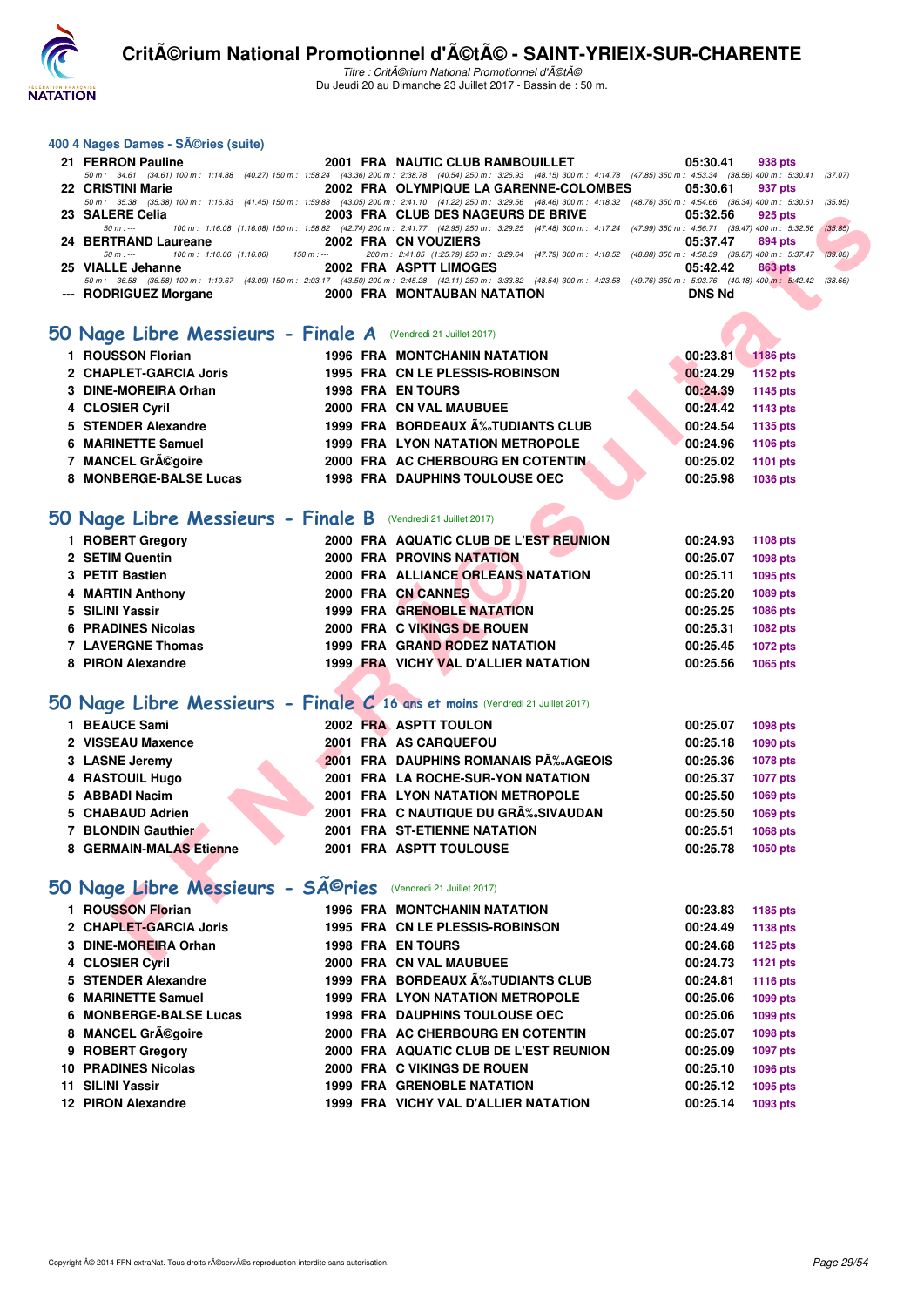## 400 4 Nages Dames - SÃ©ries (suite)

| | Nom | Année | Nat | Club | Temps | Points |
|---|---|---|---|---|---|---|
| 21 | FERRON Pauline | 2001 | FRA | NAUTIC CLUB RAMBOUILLET | 05:30.41 | 938 pts |
| | 50 m : 34.61 (34.61) 100 m : 1:14.88 (40.27) 150 m : 1:58.24 (43.36) 200 m : 2:38.78 (40.54) 250 m : 3:26.93 (48.15) 300 m : 4:14.78 (47.85) 350 m : 4:53.34 (38.56) 400 m : 5:30.41 (37.07) | | | | | |
| 22 | CRISTINI Marie | 2002 | FRA | OLYMPIQUE LA GARENNE-COLOMBES | 05:30.61 | 937 pts |
| | 50 m : 35.38 (35.38) 100 m : 1:16.83 (41.45) 150 m : 1:59.88 (43.05) 200 m : 2:41.10 (41.22) 250 m : 3:29.56 (48.46) 300 m : 4:18.32 (48.76) 350 m : 4:54.66 (36.34) 400 m : 5:30.61 (35.95) | | | | | |
| 23 | SALERE Celia | 2003 | FRA | CLUB DES NAGEURS DE BRIVE | 05:32.56 | 925 pts |
| | 50 m : --- 100 m : 1:16.08 (1:16.08) 150 m : 1:58.82 (42.74) 200 m : 2:41.77 (42.95) 250 m : 3:29.25 (47.48) 300 m : 4:17.24 (47.99) 350 m : 4:56.71 (39.47) 400 m : 5:32.56 (35.85) | | | | | |
| 24 | BERTRAND Laureane | 2002 | FRA | CN VOUZIERS | 05:37.47 | 894 pts |
| | 50 m : --- 100 m : 1:16.06 (1:16.06) 150 m : --- 200 m : 2:41.85 (1:25.79) 250 m : 3:29.64 (47.79) 300 m : 4:18.52 (48.88) 350 m : 4:58.39 (39.87) 400 m : 5:37.47 (39.08) | | | | | |
| 25 | VIALLE Jehanne | 2002 | FRA | ASPTT LIMOGES | 05:42.42 | 863 pts |
| | 50 m : 36.58 (36.58) 100 m : 1:19.67 (43.09) 150 m : 2:03.17 (43.50) 200 m : 2:45.28 (42.11) 250 m : 3:33.82 (48.54) 300 m : 4:23.58 (49.76) 350 m : 5:03.76 (40.18) 400 m : 5:42.42 (38.66) | | | | | |
| --- | RODRIGUEZ Morgane | 2000 | FRA | MONTAUBAN NATATION | DNS Nd | |

## 50 Nage Libre Messieurs - Finale A (Vendredi 21 Juillet 2017)

| | Nom | Année | Nat | Club | Temps | Points |
|---|---|---|---|---|---|---|
| 1 | ROUSSON Florian | 1996 | FRA | MONTCHANIN NATATION | 00:23.81 | 1186 pts |
| 2 | CHAPLET-GARCIA Joris | 1995 | FRA | CN LE PLESSIS-ROBINSON | 00:24.29 | 1152 pts |
| 3 | DINE-MOREIRA Orhan | 1998 | FRA | EN TOURS | 00:24.39 | 1145 pts |
| 4 | CLOSIER Cyril | 2000 | FRA | CN VAL MAUBUEE | 00:24.42 | 1143 pts |
| 5 | STENDER Alexandre | 1999 | FRA | BORDEAUX Ã‰TUDIANTS CLUB | 00:24.54 | 1135 pts |
| 6 | MARINETTE Samuel | 1999 | FRA | LYON NATATION METROPOLE | 00:24.96 | 1106 pts |
| 7 | MANCEL GrÃ©goire | 2000 | FRA | AC CHERBOURG EN COTENTIN | 00:25.02 | 1101 pts |
| 8 | MONBERGE-BALSE Lucas | 1998 | FRA | DAUPHINS TOULOUSE OEC | 00:25.98 | 1036 pts |

## 50 Nage Libre Messieurs - Finale B (Vendredi 21 Juillet 2017)

| | Nom | Année | Nat | Club | Temps | Points |
|---|---|---|---|---|---|---|
| 1 | ROBERT Gregory | 2000 | FRA | AQUATIC CLUB DE L'EST REUNION | 00:24.93 | 1108 pts |
| 2 | SETIM Quentin | 2000 | FRA | PROVINS NATATION | 00:25.07 | 1098 pts |
| 3 | PETIT Bastien | 2000 | FRA | ALLIANCE ORLEANS NATATION | 00:25.11 | 1095 pts |
| 4 | MARTIN Anthony | 2000 | FRA | CN CANNES | 00:25.20 | 1089 pts |
| 5 | SILINI Yassir | 1999 | FRA | GRENOBLE NATATION | 00:25.25 | 1086 pts |
| 6 | PRADINES Nicolas | 2000 | FRA | C VIKINGS DE ROUEN | 00:25.31 | 1082 pts |
| 7 | LAVERGNE Thomas | 1999 | FRA | GRAND RODEZ NATATION | 00:25.45 | 1072 pts |
| 8 | PIRON Alexandre | 1999 | FRA | VICHY VAL D'ALLIER NATATION | 00:25.56 | 1065 pts |

## 50 Nage Libre Messieurs - Finale C 16 ans et moins (Vendredi 21 Juillet 2017)

| | Nom | Année | Nat | Club | Temps | Points |
|---|---|---|---|---|---|---|
| 1 | BEAUCE Sami | 2002 | FRA | ASPTT TOULON | 00:25.07 | 1098 pts |
| 2 | VISSEAU Maxence | 2001 | FRA | AS CARQUEFOU | 00:25.18 | 1090 pts |
| 3 | LASNE Jeremy | 2001 | FRA | DAUPHINS ROMANAIS PÃ‰AGEOIS | 00:25.36 | 1078 pts |
| 4 | RASTOUIL Hugo | 2001 | FRA | LA ROCHE-SUR-YON NATATION | 00:25.37 | 1077 pts |
| 5 | ABBADI Nacim | 2001 | FRA | LYON NATATION METROPOLE | 00:25.50 | 1069 pts |
| 5 | CHABAUD Adrien | 2001 | FRA | C NAUTIQUE DU GRÃ‰SIVAUDAN | 00:25.50 | 1069 pts |
| 7 | BLONDIN Gauthier | 2001 | FRA | ST-ETIENNE NATATION | 00:25.51 | 1068 pts |
| 8 | GERMAIN-MALAS Etienne | 2001 | FRA | ASPTT TOULOUSE | 00:25.78 | 1050 pts |

## 50 Nage Libre Messieurs - SÃ©ries (Vendredi 21 Juillet 2017)

| | Nom | Année | Nat | Club | Temps | Points |
|---|---|---|---|---|---|---|
| 1 | ROUSSON Florian | 1996 | FRA | MONTCHANIN NATATION | 00:23.83 | 1185 pts |
| 2 | CHAPLET-GARCIA Joris | 1995 | FRA | CN LE PLESSIS-ROBINSON | 00:24.49 | 1138 pts |
| 3 | DINE-MOREIRA Orhan | 1998 | FRA | EN TOURS | 00:24.68 | 1125 pts |
| 4 | CLOSIER Cyril | 2000 | FRA | CN VAL MAUBUEE | 00:24.73 | 1121 pts |
| 5 | STENDER Alexandre | 1999 | FRA | BORDEAUX Ã‰TUDIANTS CLUB | 00:24.81 | 1116 pts |
| 6 | MARINETTE Samuel | 1999 | FRA | LYON NATATION METROPOLE | 00:25.06 | 1099 pts |
| 6 | MONBERGE-BALSE Lucas | 1998 | FRA | DAUPHINS TOULOUSE OEC | 00:25.06 | 1099 pts |
| 8 | MANCEL GrÃ©goire | 2000 | FRA | AC CHERBOURG EN COTENTIN | 00:25.07 | 1098 pts |
| 9 | ROBERT Gregory | 2000 | FRA | AQUATIC CLUB DE L'EST REUNION | 00:25.09 | 1097 pts |
| 10 | PRADINES Nicolas | 2000 | FRA | C VIKINGS DE ROUEN | 00:25.10 | 1096 pts |
| 11 | SILINI Yassir | 1999 | FRA | GRENOBLE NATATION | 00:25.12 | 1095 pts |
| 12 | PIRON Alexandre | 1999 | FRA | VICHY VAL D'ALLIER NATATION | 00:25.14 | 1093 pts |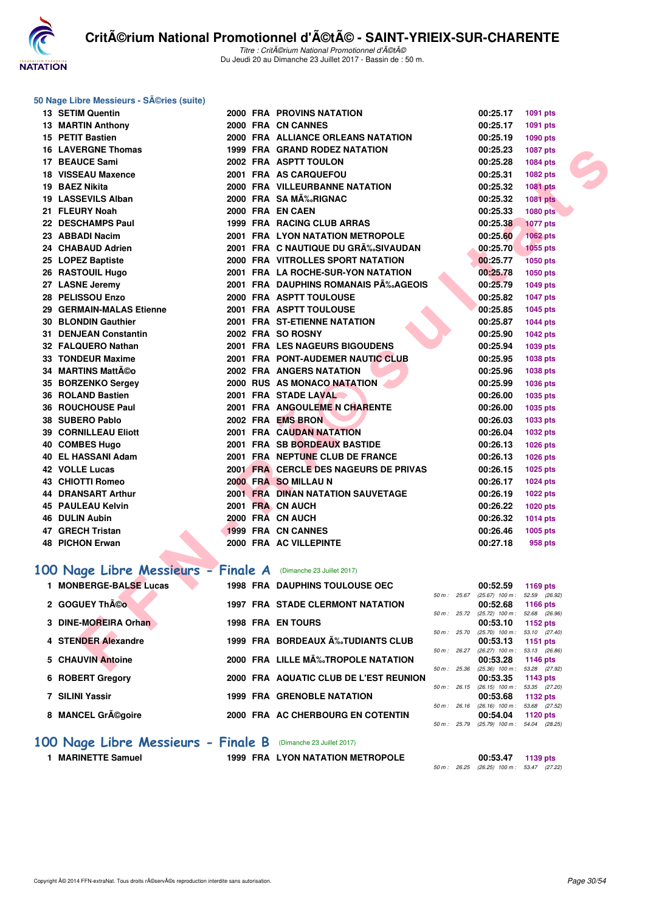### 50 Nage Libre Messieurs - SÃ©ries (suite)

| Rang | Nom | Année | Nat | Club | Temps | Points |
|---|---|---|---|---|---|---|
| 13 | SETIM Quentin | 2000 | FRA | PROVINS NATATION | 00:25.17 | 1091 pts |
| 13 | MARTIN Anthony | 2000 | FRA | CN CANNES | 00:25.17 | 1091 pts |
| 15 | PETIT Bastien | 2000 | FRA | ALLIANCE ORLEANS NATATION | 00:25.19 | 1090 pts |
| 16 | LAVERGNE Thomas | 1999 | FRA | GRAND RODEZ NATATION | 00:25.23 | 1087 pts |
| 17 | BEAUCE Sami | 2002 | FRA | ASPTT TOULON | 00:25.28 | 1084 pts |
| 18 | VISSEAU Maxence | 2001 | FRA | AS CARQUEFOU | 00:25.31 | 1082 pts |
| 19 | BAEZ Nikita | 2000 | FRA | VILLEURBANNE NATATION | 00:25.32 | 1081 pts |
| 19 | LASSEVILS Alban | 2000 | FRA | SA MÃ‰RIGNAC | 00:25.32 | 1081 pts |
| 21 | FLEURY Noah | 2000 | FRA | EN CAEN | 00:25.33 | 1080 pts |
| 22 | DESCHAMPS Paul | 1999 | FRA | RACING CLUB ARRAS | 00:25.38 | 1077 pts |
| 23 | ABBADI Nacim | 2001 | FRA | LYON NATATION METROPOLE | 00:25.60 | 1062 pts |
| 24 | CHABAUD Adrien | 2001 | FRA | C NAUTIQUE DU GRÃ‰SIVAUDAN | 00:25.70 | 1055 pts |
| 25 | LOPEZ Baptiste | 2000 | FRA | VITROLLES SPORT NATATION | 00:25.77 | 1050 pts |
| 26 | RASTOUIL Hugo | 2001 | FRA | LA ROCHE-SUR-YON NATATION | 00:25.78 | 1050 pts |
| 27 | LASNE Jeremy | 2001 | FRA | DAUPHINS ROMANAIS PÃ‰AGEOIS | 00:25.79 | 1049 pts |
| 28 | PELISSOU Enzo | 2000 | FRA | ASPTT TOULOUSE | 00:25.82 | 1047 pts |
| 29 | GERMAIN-MALAS Etienne | 2001 | FRA | ASPTT TOULOUSE | 00:25.85 | 1045 pts |
| 30 | BLONDIN Gauthier | 2001 | FRA | ST-ETIENNE NATATION | 00:25.87 | 1044 pts |
| 31 | DENJEAN Constantin | 2002 | FRA | SO ROSNY | 00:25.90 | 1042 pts |
| 32 | FALQUERO Nathan | 2001 | FRA | LES NAGEURS BIGOUDENS | 00:25.94 | 1039 pts |
| 33 | TONDEUR Maxime | 2001 | FRA | PONT-AUDEMER NAUTIC CLUB | 00:25.95 | 1038 pts |
| 34 | MARTINS MattÃ©o | 2002 | FRA | ANGERS NATATION | 00:25.96 | 1038 pts |
| 35 | BORZENKO Sergey | 2000 | RUS | AS MONACO NATATION | 00:25.99 | 1036 pts |
| 36 | ROLAND Bastien | 2001 | FRA | STADE LAVAL | 00:26.00 | 1035 pts |
| 36 | ROUCHOUSE Paul | 2001 | FRA | ANGOULEME N CHARENTE | 00:26.00 | 1035 pts |
| 38 | SUBERO Pablo | 2002 | FRA | EMS BRON | 00:26.03 | 1033 pts |
| 39 | CORNILLEAU Eliott | 2001 | FRA | CAUDAN NATATION | 00:26.04 | 1032 pts |
| 40 | COMBES Hugo | 2001 | FRA | SB BORDEAUX BASTIDE | 00:26.13 | 1026 pts |
| 40 | EL HASSANI Adam | 2001 | FRA | NEPTUNE CLUB DE FRANCE | 00:26.13 | 1026 pts |
| 42 | VOLLE Lucas | 2001 | FRA | CERCLE DES NAGEURS DE PRIVAS | 00:26.15 | 1025 pts |
| 43 | CHIOTTI Romeo | 2000 | FRA | SO MILLAU N | 00:26.17 | 1024 pts |
| 44 | DRANSART Arthur | 2001 | FRA | DINAN NATATION SAUVETAGE | 00:26.19 | 1022 pts |
| 45 | PAULEAU Kelvin | 2001 | FRA | CN AUCH | 00:26.22 | 1020 pts |
| 46 | DULIN Aubin | 2000 | FRA | CN AUCH | 00:26.32 | 1014 pts |
| 47 | GRECH Tristan | 1999 | FRA | CN CANNES | 00:26.46 | 1005 pts |
| 48 | PICHON Erwan | 2000 | FRA | AC VILLEPINTE | 00:27.18 | 958 pts |

## 100 Nage Libre Messieurs - Finale A (Dimanche 23 Juillet 2017)

| Rang | Nom | Année | Nat | Club | Temps | Points | Splits |
|---|---|---|---|---|---|---|---|
| 1 | MONBERGE-BALSE Lucas | 1998 | FRA | DAUPHINS TOULOUSE OEC | 00:52.59 | 1169 pts | 50 m : 25.67 (25.67) 100 m : 52.59 (26.92) |
| 2 | GOGUEY ThÃ©o | 1997 | FRA | STADE CLERMONT NATATION | 00:52.68 | 1166 pts | 50 m : 25.72 (25.72) 100 m : 52.68 (26.96) |
| 3 | DINE-MOREIRA Orhan | 1998 | FRA | EN TOURS | 00:53.10 | 1152 pts | 50 m : 25.70 (25.70) 100 m : 53.10 (27.40) |
| 4 | STENDER Alexandre | 1999 | FRA | BORDEAUX Ã‰TUDIANTS CLUB | 00:53.13 | 1151 pts | 50 m : 26.27 (26.27) 100 m : 53.13 (26.86) |
| 5 | CHAUVIN Antoine | 2000 | FRA | LILLE MÃ‰TROPOLE NATATION | 00:53.28 | 1146 pts | 50 m : 25.36 (25.36) 100 m : 53.28 (27.92) |
| 6 | ROBERT Gregory | 2000 | FRA | AQUATIC CLUB DE L'EST REUNION | 00:53.35 | 1143 pts | 50 m : 26.15 (26.15) 100 m : 53.35 (27.20) |
| 7 | SILINI Yassir | 1999 | FRA | GRENOBLE NATATION | 00:53.68 | 1132 pts | 50 m : 26.16 (26.16) 100 m : 53.68 (27.52) |
| 8 | MANCEL GrÃ©goire | 2000 | FRA | AC CHERBOURG EN COTENTIN | 00:54.04 | 1120 pts | 50 m : 25.79 (25.79) 100 m : 54.04 (28.25) |

## 100 Nage Libre Messieurs - Finale B (Dimanche 23 Juillet 2017)

| Rang | Nom | Année | Nat | Club | Temps | Points | Splits |
|---|---|---|---|---|---|---|---|
| 1 | MARINETTE Samuel | 1999 | FRA | LYON NATATION METROPOLE | 00:53.47 | 1139 pts | 50 m : 26.25 (26.25) 100 m : 53.47 (27.22) |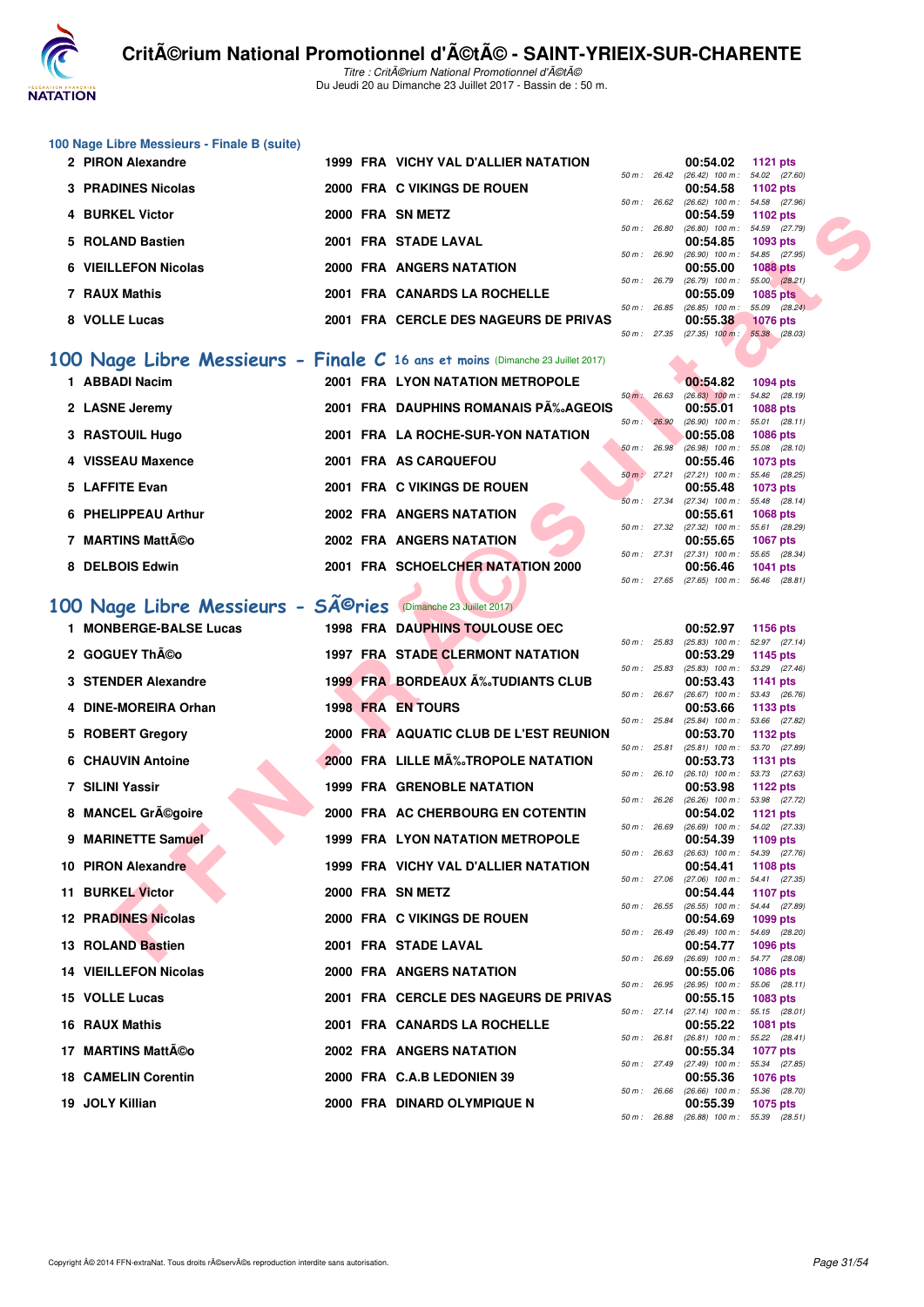### 100 Nage Libre Messieurs - Finale B (suite)

| Rang | Nom | Année | Nat | Club | 50 m | 100 m | Temps | Points |
|---|---|---|---|---|---|---|---|---|
| 2 | PIRON Alexandre | 1999 | FRA | VICHY VAL D'ALLIER NATATION | 26.42 | (26.42) 54.02 (27.60) | 00:54.02 | 1121 pts |
| 3 | PRADINES Nicolas | 2000 | FRA | C VIKINGS DE ROUEN | 26.62 | (26.62) 54.58 (27.96) | 00:54.58 | 1102 pts |
| 4 | BURKEL Victor | 2000 | FRA | SN METZ | 26.80 | (26.80) 54.59 (27.79) | 00:54.59 | 1102 pts |
| 5 | ROLAND Bastien | 2001 | FRA | STADE LAVAL | 26.90 | (26.90) 54.85 (27.95) | 00:54.85 | 1093 pts |
| 6 | VIEILLEFON Nicolas | 2000 | FRA | ANGERS NATATION | 26.79 | (26.79) 55.00 (28.21) | 00:55.00 | 1088 pts |
| 7 | RAUX Mathis | 2001 | FRA | CANARDS LA ROCHELLE | 26.85 | (26.85) 55.09 (28.24) | 00:55.09 | 1085 pts |
| 8 | VOLLE Lucas | 2001 | FRA | CERCLE DES NAGEURS DE PRIVAS | 27.35 | (27.35) 55.38 (28.03) | 00:55.38 | 1076 pts |

## 100 Nage Libre Messieurs - Finale C 16 ans et moins (Dimanche 23 Juillet 2017)

| Rang | Nom | Année | Nat | Club | 50 m | 100 m | Temps | Points |
|---|---|---|---|---|---|---|---|---|
| 1 | ABBADI Nacim | 2001 | FRA | LYON NATATION METROPOLE | 26.63 | (26.63) 54.82 (28.19) | 00:54.82 | 1094 pts |
| 2 | LASNE Jeremy | 2001 | FRA | DAUPHINS ROMANAIS PÃ‰AGEOIS | 26.90 | (26.90) 55.01 (28.11) | 00:55.01 | 1088 pts |
| 3 | RASTOUIL Hugo | 2001 | FRA | LA ROCHE-SUR-YON NATATION | 26.98 | (26.98) 55.08 (28.10) | 00:55.08 | 1086 pts |
| 4 | VISSEAU Maxence | 2001 | FRA | AS CARQUEFOU | 27.21 | (27.21) 55.46 (28.25) | 00:55.46 | 1073 pts |
| 5 | LAFFITE Evan | 2001 | FRA | C VIKINGS DE ROUEN | 27.34 | (27.34) 55.48 (28.14) | 00:55.48 | 1073 pts |
| 6 | PHELIPPEAU Arthur | 2002 | FRA | ANGERS NATATION | 27.32 | (27.32) 55.61 (28.29) | 00:55.61 | 1068 pts |
| 7 | MARTINS MattÃ©o | 2002 | FRA | ANGERS NATATION | 27.31 | (27.31) 55.65 (28.34) | 00:55.65 | 1067 pts |
| 8 | DELBOIS Edwin | 2001 | FRA | SCHOELCHER NATATION 2000 | 27.65 | (27.65) 56.46 (28.81) | 00:56.46 | 1041 pts |

## 100 Nage Libre Messieurs - SÃ©ries (Dimanche 23 Juillet 2017)

| Rang | Nom | Année | Nat | Club | 50 m | 100 m | Temps | Points |
|---|---|---|---|---|---|---|---|---|
| 1 | MONBERGE-BALSE Lucas | 1998 | FRA | DAUPHINS TOULOUSE OEC | 25.83 | (25.83) 52.97 (27.14) | 00:52.97 | 1156 pts |
| 2 | GOGUEY ThÃ©o | 1997 | FRA | STADE CLERMONT NATATION | 25.83 | (25.83) 53.29 (27.46) | 00:53.29 | 1145 pts |
| 3 | STENDER Alexandre | 1999 | FRA | BORDEAUX Ã‰TUDIANTS CLUB | 26.67 | (26.67) 53.43 (26.76) | 00:53.43 | 1141 pts |
| 4 | DINE-MOREIRA Orhan | 1998 | FRA | EN TOURS | 25.84 | (25.84) 53.66 (27.82) | 00:53.66 | 1133 pts |
| 5 | ROBERT Gregory | 2000 | FRA | AQUATIC CLUB DE L'EST REUNION | 25.81 | (25.81) 53.70 (27.89) | 00:53.70 | 1132 pts |
| 6 | CHAUVIN Antoine | 2000 | FRA | LILLE MÃ‰TROPOLE NATATION | 26.10 | (26.10) 53.73 (27.63) | 00:53.73 | 1131 pts |
| 7 | SILINI Yassir | 1999 | FRA | GRENOBLE NATATION | 26.26 | (26.26) 53.98 (27.72) | 00:53.98 | 1122 pts |
| 8 | MANCEL GrÃ©goire | 2000 | FRA | AC CHERBOURG EN COTENTIN | 26.69 | (26.69) 54.02 (27.33) | 00:54.02 | 1121 pts |
| 9 | MARINETTE Samuel | 1999 | FRA | LYON NATATION METROPOLE | 26.63 | (26.63) 54.39 (27.76) | 00:54.39 | 1109 pts |
| 10 | PIRON Alexandre | 1999 | FRA | VICHY VAL D'ALLIER NATATION | 27.06 | (27.06) 54.41 (27.35) | 00:54.41 | 1108 pts |
| 11 | BURKEL Victor | 2000 | FRA | SN METZ | 26.55 | (26.55) 54.44 (27.89) | 00:54.44 | 1107 pts |
| 12 | PRADINES Nicolas | 2000 | FRA | C VIKINGS DE ROUEN | 26.49 | (26.49) 54.69 (28.20) | 00:54.69 | 1099 pts |
| 13 | ROLAND Bastien | 2001 | FRA | STADE LAVAL | 26.69 | (26.69) 54.77 (28.08) | 00:54.77 | 1096 pts |
| 14 | VIEILLEFON Nicolas | 2000 | FRA | ANGERS NATATION | 26.95 | (26.95) 55.06 (28.11) | 00:55.06 | 1086 pts |
| 15 | VOLLE Lucas | 2001 | FRA | CERCLE DES NAGEURS DE PRIVAS | 27.14 | (27.14) 55.15 (28.01) | 00:55.15 | 1083 pts |
| 16 | RAUX Mathis | 2001 | FRA | CANARDS LA ROCHELLE | 26.81 | (26.81) 55.22 (28.41) | 00:55.22 | 1081 pts |
| 17 | MARTINS MattÃ©o | 2002 | FRA | ANGERS NATATION | 27.49 | (27.49) 55.34 (27.85) | 00:55.34 | 1077 pts |
| 18 | CAMELIN Corentin | 2000 | FRA | C.A.B LEDONIEN 39 | 26.66 | (26.66) 55.36 (28.70) | 00:55.36 | 1076 pts |
| 19 | JOLY Killian | 2000 | FRA | DINARD OLYMPIQUE N | 26.88 | (26.88) 55.39 (28.51) | 00:55.39 | 1075 pts |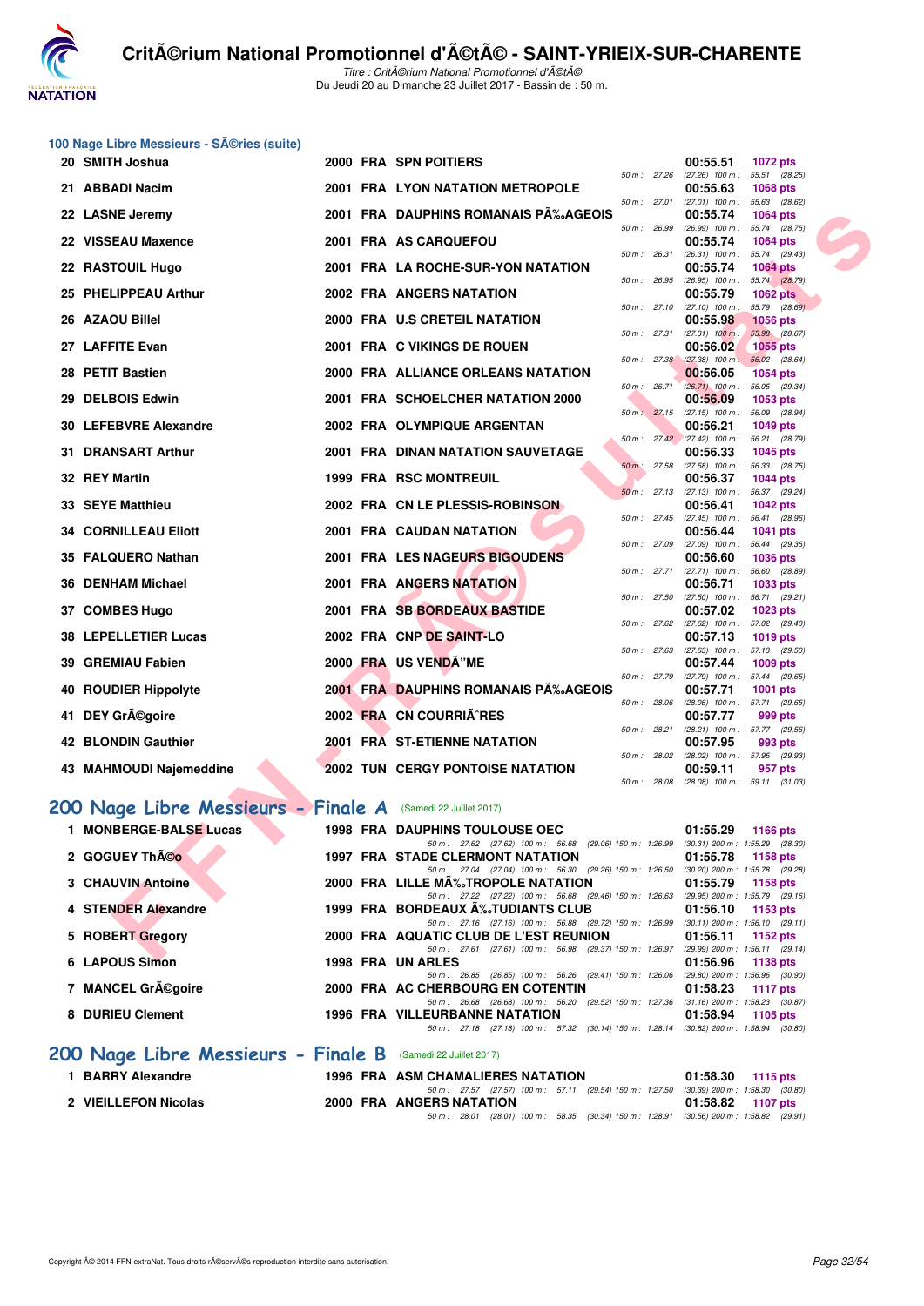## 100 Nage Libre Messieurs - SÃ©ries (suite)

| Rang | Nom | Année | Nat | Club | 50 m | Temps | Points | 100 m |
|---|---|---|---|---|---|---|---|---|
| 20 | SMITH Joshua | 2000 | FRA | SPN POITIERS | 50 m : 27.26 | 00:55.51 | 1072 pts | (27.26) 100 m : 55.51 (28.25) |
| 21 | ABBADI Nacim | 2001 | FRA | LYON NATATION METROPOLE | 50 m : 27.01 | 00:55.63 | 1068 pts | (27.01) 100 m : 55.63 (28.62) |
| 22 | LASNE Jeremy | 2001 | FRA | DAUPHINS ROMANAIS PÃ‰AGEOIS | 50 m : 26.99 | 00:55.74 | 1064 pts | (26.99) 100 m : 55.74 (28.75) |
| 22 | VISSEAU Maxence | 2001 | FRA | AS CARQUEFOU | 50 m : 26.31 | 00:55.74 | 1064 pts | (26.31) 100 m : 55.74 (29.43) |
| 22 | RASTOUIL Hugo | 2001 | FRA | LA ROCHE-SUR-YON NATATION | 50 m : 26.95 | 00:55.74 | 1064 pts | (26.95) 100 m : 55.74 (28.79) |
| 25 | PHELIPPEAU Arthur | 2002 | FRA | ANGERS NATATION | 50 m : 27.10 | 00:55.79 | 1062 pts | (27.10) 100 m : 55.79 (28.69) |
| 26 | AZAOU Billel | 2000 | FRA | U.S CRETEIL NATATION | 50 m : 27.31 | 00:55.98 | 1056 pts | (27.31) 100 m : 55.98 (28.67) |
| 27 | LAFFITE Evan | 2001 | FRA | C VIKINGS DE ROUEN | 50 m : 27.38 | 00:56.02 | 1055 pts | (27.38) 100 m : 56.02 (28.64) |
| 28 | PETIT Bastien | 2000 | FRA | ALLIANCE ORLEANS NATATION | 50 m : 26.71 | 00:56.05 | 1054 pts | (26.71) 100 m : 56.05 (29.34) |
| 29 | DELBOIS Edwin | 2001 | FRA | SCHOELCHER NATATION 2000 | 50 m : 27.15 | 00:56.09 | 1053 pts | (27.15) 100 m : 56.09 (28.94) |
| 30 | LEFEBVRE Alexandre | 2002 | FRA | OLYMPIQUE ARGENTAN | 50 m : 27.42 | 00:56.21 | 1049 pts | (27.42) 100 m : 56.21 (28.79) |
| 31 | DRANSART Arthur | 2001 | FRA | DINAN NATATION SAUVETAGE | 50 m : 27.58 | 00:56.33 | 1045 pts | (27.58) 100 m : 56.33 (28.75) |
| 32 | REY Martin | 1999 | FRA | RSC MONTREUIL | 50 m : 27.13 | 00:56.37 | 1044 pts | (27.13) 100 m : 56.37 (29.24) |
| 33 | SEYE Matthieu | 2002 | FRA | CN LE PLESSIS-ROBINSON | 50 m : 27.45 | 00:56.41 | 1042 pts | (27.45) 100 m : 56.41 (28.96) |
| 34 | CORNILLEAU Eliott | 2001 | FRA | CAUDAN NATATION | 50 m : 27.09 | 00:56.44 | 1041 pts | (27.09) 100 m : 56.44 (29.35) |
| 35 | FALQUERO Nathan | 2001 | FRA | LES NAGEURS BIGOUDENS | 50 m : 27.71 | 00:56.60 | 1036 pts | (27.71) 100 m : 56.60 (28.89) |
| 36 | DENHAM Michael | 2001 | FRA | ANGERS NATATION | 50 m : 27.50 | 00:56.71 | 1033 pts | (27.50) 100 m : 56.71 (29.21) |
| 37 | COMBES Hugo | 2001 | FRA | SB BORDEAUX BASTIDE | 50 m : 27.62 | 00:57.02 | 1023 pts | (27.62) 100 m : 57.02 (29.40) |
| 38 | LEPELLETIER Lucas | 2002 | FRA | CNP DE SAINT-LO | 50 m : 27.63 | 00:57.13 | 1019 pts | (27.63) 100 m : 57.13 (29.50) |
| 39 | GREMIAU Fabien | 2000 | FRA | US VENDÃ”ME | 50 m : 27.79 | 00:57.44 | 1009 pts | (27.79) 100 m : 57.44 (29.65) |
| 40 | ROUDIER Hippolyte | 2001 | FRA | DAUPHINS ROMANAIS PÃ‰AGEOIS | 50 m : 28.06 | 00:57.71 | 1001 pts | (28.06) 100 m : 57.71 (29.65) |
| 41 | DEY GrÃ©goire | 2002 | FRA | CN COURRIÃˆRES | 50 m : 28.21 | 00:57.77 | 999 pts | (28.21) 100 m : 57.77 (29.56) |
| 42 | BLONDIN Gauthier | 2001 | FRA | ST-ETIENNE NATATION | 50 m : 28.02 | 00:57.95 | 993 pts | (28.02) 100 m : 57.95 (29.93) |
| 43 | MAHMOUDI Najemeddine | 2002 | TUN | CERGY PONTOISE NATATION | 50 m : 28.08 | 00:59.11 | 957 pts | (28.08) 100 m : 59.11 (31.03) |

## 200 Nage Libre Messieurs - Finale A (Samedi 22 Juillet 2017)

| Rang | Nom | Année | Nat | Club | Temps | Points |
|---|---|---|---|---|---|---|
| 1 | MONBERGE-BALSE Lucas | 1998 | FRA | DAUPHINS TOULOUSE OEC | 01:55.29 | 1166 pts |
| | 50 m : 27.62 (27.62) 100 m : 56.68 (29.06) 150 m : 1:26.99 (30.31) 200 m : 1:55.29 (28.30) | | | | | |
| 2 | GOGUEY ThÃ©o | 1997 | FRA | STADE CLERMONT NATATION | 01:55.78 | 1158 pts |
| | 50 m : 27.04 (27.04) 100 m : 56.30 (29.26) 150 m : 1:26.50 (30.20) 200 m : 1:55.78 (29.28) | | | | | |
| 3 | CHAUVIN Antoine | 2000 | FRA | LILLE MÃ‰TROPOLE NATATION | 01:55.79 | 1158 pts |
| | 50 m : 27.22 (27.22) 100 m : 56.68 (29.46) 150 m : 1:26.63 (29.95) 200 m : 1:55.79 (29.16) | | | | | |
| 4 | STENDER Alexandre | 1999 | FRA | BORDEAUX Ã‰TUDIANTS CLUB | 01:56.10 | 1153 pts |
| | 50 m : 27.16 (27.16) 100 m : 56.88 (29.72) 150 m : 1:26.99 (30.11) 200 m : 1:56.10 (29.11) | | | | | |
| 5 | ROBERT Gregory | 2000 | FRA | AQUATIC CLUB DE L'EST REUNION | 01:56.11 | 1152 pts |
| | 50 m : 27.61 (27.61) 100 m : 56.98 (29.37) 150 m : 1:26.97 (29.99) 200 m : 1:56.11 (29.14) | | | | | |
| 6 | LAPOUS Simon | 1998 | FRA | UN ARLES | 01:56.96 | 1138 pts |
| | 50 m : 26.85 (26.85) 100 m : 56.26 (29.41) 150 m : 1:26.06 (29.80) 200 m : 1:56.96 (30.90) | | | | | |
| 7 | MANCEL GrÃ©goire | 2000 | FRA | AC CHERBOURG EN COTENTIN | 01:58.23 | 1117 pts |
| | 50 m : 26.68 (26.68) 100 m : 56.20 (29.52) 150 m : 1:27.36 (31.16) 200 m : 1:58.23 (30.87) | | | | | |
| 8 | DURIEU Clement | 1996 | FRA | VILLEURBANNE NATATION | 01:58.94 | 1105 pts |
| | 50 m : 27.18 (27.18) 100 m : 57.32 (30.14) 150 m : 1:28.14 (30.82) 200 m : 1:58.94 (30.80) | | | | | |

## 200 Nage Libre Messieurs - Finale B (Samedi 22 Juillet 2017)

| Rang | Nom | Année | Nat | Club | Temps | Points |
|---|---|---|---|---|---|---|
| 1 | BARRY Alexandre | 1996 | FRA | ASM CHAMALIERES NATATION | 01:58.30 | 1115 pts |
| | 50 m : 27.57 (27.57) 100 m : 57.11 (29.54) 150 m : 1:27.50 (30.39) 200 m : 1:58.30 (30.80) | | | | | |
| 2 | VIEILLEFON Nicolas | 2000 | FRA | ANGERS NATATION | 01:58.82 | 1107 pts |
| | 50 m : 28.01 (28.01) 100 m : 58.35 (30.34) 150 m : 1:28.91 (30.56) 200 m : 1:58.82 (29.91) | | | | | |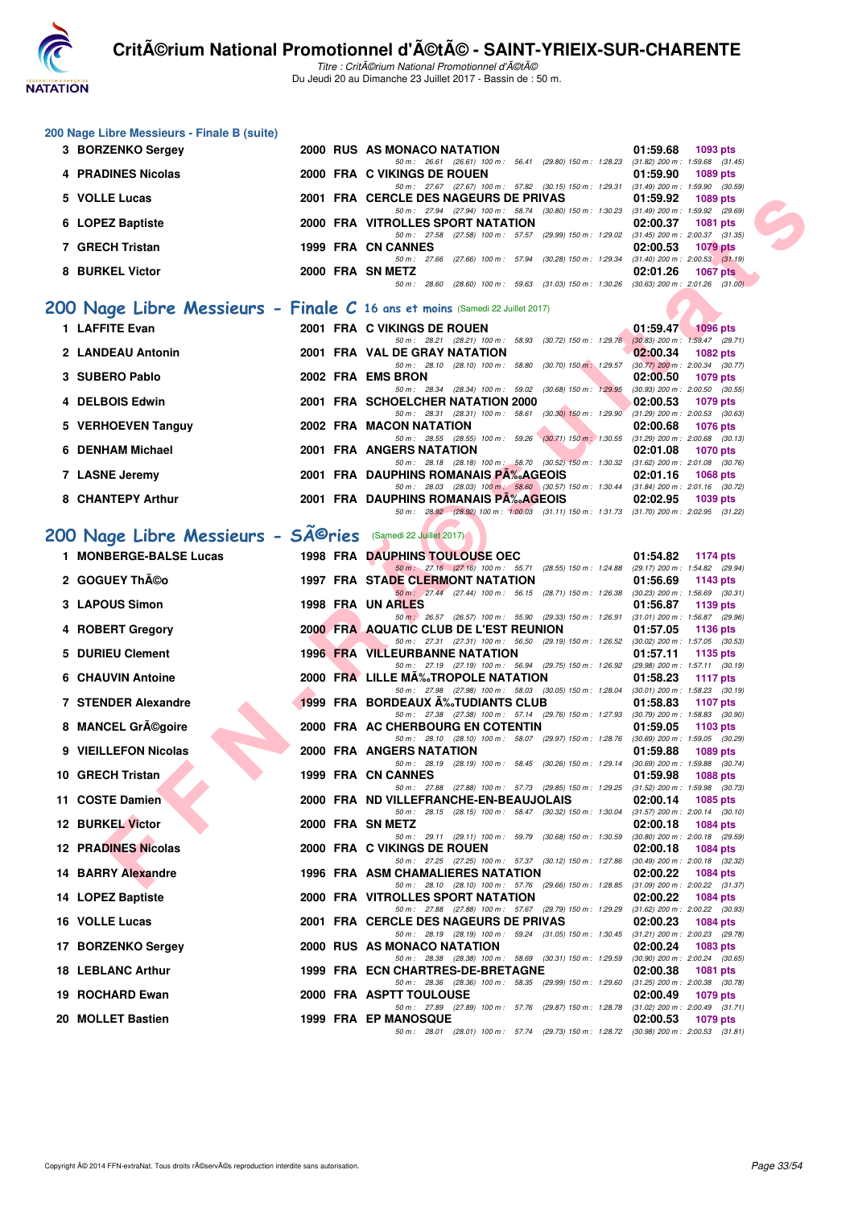## 200 Nage Libre Messieurs - Finale B (suite)

| Rang | Nom | Année | Nat | Club | Temps | Points |
|---|---|---|---|---|---|---|
| 3 | BORZENKO Sergey | 2000 | RUS | AS MONACO NATATION | 01:59.68 | 1093 pts |
| | | | | 50 m : 26.61 (26.61) 100 m : 56.41 (29.80) 150 m : 1:28.23 (31.82) 200 m : 1:59.68 (31.45) | | |
| 4 | PRADINES Nicolas | 2000 | FRA | C VIKINGS DE ROUEN | 01:59.90 | 1089 pts |
| | | | | 50 m : 27.67 (27.67) 100 m : 57.82 (30.15) 150 m : 1:29.31 (31.49) 200 m : 1:59.90 (30.59) | | |
| 5 | VOLLE Lucas | 2001 | FRA | CERCLE DES NAGEURS DE PRIVAS | 01:59.92 | 1089 pts |
| | | | | 50 m : 27.94 (27.94) 100 m : 58.74 (30.80) 150 m : 1:30.23 (31.49) 200 m : 1:59.92 (29.69) | | |
| 6 | LOPEZ Baptiste | 2000 | FRA | VITROLLES SPORT NATATION | 02:00.37 | 1081 pts |
| | | | | 50 m : 27.58 (27.58) 100 m : 57.57 (29.99) 150 m : 1:29.02 (31.45) 200 m : 2:00.37 (31.35) | | |
| 7 | GRECH Tristan | 1999 | FRA | CN CANNES | 02:00.53 | 1079 pts |
| | | | | 50 m : 27.66 (27.66) 100 m : 57.94 (30.28) 150 m : 1:29.34 (31.40) 200 m : 2:00.53 (31.19) | | |
| 8 | BURKEL Victor | 2000 | FRA | SN METZ | 02:01.26 | 1067 pts |
| | | | | 50 m : 28.60 (28.60) 100 m : 59.63 (31.03) 150 m : 1:30.26 (30.63) 200 m : 2:01.26 (31.00) | | |

## 200 Nage Libre Messieurs - Finale C 16 ans et moins (Samedi 22 Juillet 2017)

| Rang | Nom | Année | Nat | Club | Temps | Points |
|---|---|---|---|---|---|---|
| 1 | LAFFITE Evan | 2001 | FRA | C VIKINGS DE ROUEN | 01:59.47 | 1096 pts |
| | | | | 50 m : 28.21 (28.21) 100 m : 58.93 (30.72) 150 m : 1:29.76 (30.83) 200 m : 1:59.47 (29.71) | | |
| 2 | LANDEAU Antonin | 2001 | FRA | VAL DE GRAY NATATION | 02:00.34 | 1082 pts |
| | | | | 50 m : 28.10 (28.10) 100 m : 58.80 (30.70) 150 m : 1:29.57 (30.77) 200 m : 2:00.34 (30.77) | | |
| 3 | SUBERO Pablo | 2002 | FRA | EMS BRON | 02:00.50 | 1079 pts |
| | | | | 50 m : 28.34 (28.34) 100 m : 59.02 (30.68) 150 m : 1:29.95 (30.93) 200 m : 2:00.50 (30.55) | | |
| 4 | DELBOIS Edwin | 2001 | FRA | SCHOELCHER NATATION 2000 | 02:00.53 | 1079 pts |
| | | | | 50 m : 28.31 (28.31) 100 m : 58.61 (30.30) 150 m : 1:29.90 (31.29) 200 m : 2:00.53 (30.63) | | |
| 5 | VERHOEVEN Tanguy | 2002 | FRA | MACON NATATION | 02:00.68 | 1076 pts |
| | | | | 50 m : 28.55 (28.55) 100 m : 59.26 (30.71) 150 m : 1:30.55 (31.29) 200 m : 2:00.68 (30.13) | | |
| 6 | DENHAM Michael | 2001 | FRA | ANGERS NATATION | 02:01.08 | 1070 pts |
| | | | | 50 m : 28.18 (28.18) 100 m : 58.70 (30.52) 150 m : 1:30.32 (31.62) 200 m : 2:01.08 (30.76) | | |
| 7 | LASNE Jeremy | 2001 | FRA | DAUPHINS ROMANAIS PÃ‰AGEOIS | 02:01.16 | 1068 pts |
| | | | | 50 m : 28.03 (28.03) 100 m : 58.60 (30.57) 150 m : 1:30.44 (31.84) 200 m : 2:01.16 (30.72) | | |
| 8 | CHANTEPY Arthur | 2001 | FRA | DAUPHINS ROMANAIS PÃ‰AGEOIS | 02:02.95 | 1039 pts |
| | | | | 50 m : 28.92 (28.92) 100 m : 1:00.03 (31.11) 150 m : 1:31.73 (31.70) 200 m : 2:02.95 (31.22) | | |

## 200 Nage Libre Messieurs - SÃ©ries (Samedi 22 Juillet 2017)

| Rang | Nom | Année | Nat | Club | Temps | Points |
|---|---|---|---|---|---|---|
| 1 | MONBERGE-BALSE Lucas | 1998 | FRA | DAUPHINS TOULOUSE OEC | 01:54.82 | 1174 pts |
| | | | | 50 m : 27.16 (27.16) 100 m : 55.71 (28.55) 150 m : 1:24.88 (29.17) 200 m : 1:54.82 (29.94) | | |
| 2 | GOGUEY ThÃ©o | 1997 | FRA | STADE CLERMONT NATATION | 01:56.69 | 1143 pts |
| | | | | 50 m : 27.44 (27.44) 100 m : 56.15 (28.71) 150 m : 1:26.38 (30.23) 200 m : 1:56.69 (30.31) | | |
| 3 | LAPOUS Simon | 1998 | FRA | UN ARLES | 01:56.87 | 1139 pts |
| | | | | 50 m : 26.57 (26.57) 100 m : 55.90 (29.33) 150 m : 1:26.91 (31.01) 200 m : 1:56.87 (29.96) | | |
| 4 | ROBERT Gregory | 2000 | FRA | AQUATIC CLUB DE L'EST REUNION | 01:57.05 | 1136 pts |
| | | | | 50 m : 27.31 (27.31) 100 m : 56.50 (29.19) 150 m : 1:26.52 (30.02) 200 m : 1:57.05 (30.53) | | |
| 5 | DURIEU Clement | 1996 | FRA | VILLEURBANNE NATATION | 01:57.11 | 1135 pts |
| | | | | 50 m : 27.19 (27.19) 100 m : 56.94 (29.75) 150 m : 1:26.92 (29.98) 200 m : 1:57.11 (30.19) | | |
| 6 | CHAUVIN Antoine | 2000 | FRA | LILLE MÃ‰TROPOLE NATATION | 01:58.23 | 1117 pts |
| | | | | 50 m : 27.98 (27.98) 100 m : 58.03 (30.05) 150 m : 1:28.04 (30.01) 200 m : 1:58.23 (30.19) | | |
| 7 | STENDER Alexandre | 1999 | FRA | BORDEAUX Ã‰TUDIANTS CLUB | 01:58.83 | 1107 pts |
| | | | | 50 m : 27.38 (27.38) 100 m : 57.14 (29.76) 150 m : 1:27.93 (30.79) 200 m : 1:58.83 (30.90) | | |
| 8 | MANCEL GrÃ©goire | 2000 | FRA | AC CHERBOURG EN COTENTIN | 01:59.05 | 1103 pts |
| | | | | 50 m : 28.10 (28.10) 100 m : 58.07 (29.97) 150 m : 1:28.76 (30.69) 200 m : 1:59.05 (30.29) | | |
| 9 | VIEILLEFON Nicolas | 2000 | FRA | ANGERS NATATION | 01:59.88 | 1089 pts |
| | | | | 50 m : 28.19 (28.19) 100 m : 58.45 (30.26) 150 m : 1:29.14 (30.69) 200 m : 1:59.88 (30.74) | | |
| 10 | GRECH Tristan | 1999 | FRA | CN CANNES | 01:59.98 | 1088 pts |
| | | | | 50 m : 27.88 (27.88) 100 m : 57.73 (29.85) 150 m : 1:29.25 (31.52) 200 m : 1:59.98 (30.73) | | |
| 11 | COSTE Damien | 2000 | FRA | ND VILLEFRANCHE-EN-BEAUJOLAIS | 02:00.14 | 1085 pts |
| | | | | 50 m : 28.15 (28.15) 100 m : 58.47 (30.32) 150 m : 1:30.04 (31.57) 200 m : 2:00.14 (30.10) | | |
| 12 | BURKEL Victor | 2000 | FRA | SN METZ | 02:00.18 | 1084 pts |
| | | | | 50 m : 29.11 (29.11) 100 m : 59.79 (30.68) 150 m : 1:30.59 (30.80) 200 m : 2:00.18 (29.59) | | |
| 12 | PRADINES Nicolas | 2000 | FRA | C VIKINGS DE ROUEN | 02:00.18 | 1084 pts |
| | | | | 50 m : 27.25 (27.25) 100 m : 57.37 (30.12) 150 m : 1:27.86 (30.49) 200 m : 2:00.18 (32.32) | | |
| 14 | BARRY Alexandre | 1996 | FRA | ASM CHAMALIERES NATATION | 02:00.22 | 1084 pts |
| | | | | 50 m : 28.10 (28.10) 100 m : 57.76 (29.66) 150 m : 1:28.85 (31.09) 200 m : 2:00.22 (31.37) | | |
| 14 | LOPEZ Baptiste | 2000 | FRA | VITROLLES SPORT NATATION | 02:00.22 | 1084 pts |
| | | | | 50 m : 27.88 (27.88) 100 m : 57.67 (29.79) 150 m : 1:29.29 (31.62) 200 m : 2:00.22 (30.93) | | |
| 16 | VOLLE Lucas | 2001 | FRA | CERCLE DES NAGEURS DE PRIVAS | 02:00.23 | 1084 pts |
| | | | | 50 m : 28.19 (28.19) 100 m : 59.24 (31.05) 150 m : 1:30.45 (31.21) 200 m : 2:00.23 (29.78) | | |
| 17 | BORZENKO Sergey | 2000 | RUS | AS MONACO NATATION | 02:00.24 | 1083 pts |
| | | | | 50 m : 28.38 (28.38) 100 m : 58.69 (30.31) 150 m : 1:29.59 (30.90) 200 m : 2:00.24 (30.65) | | |
| 18 | LEBLANC Arthur | 1999 | FRA | ECN CHARTRES-DE-BRETAGNE | 02:00.38 | 1081 pts |
| | | | | 50 m : 28.36 (28.36) 100 m : 58.35 (29.99) 150 m : 1:29.60 (31.25) 200 m : 2:00.38 (30.78) | | |
| 19 | ROCHARD Ewan | 2000 | FRA | ASPTT TOULOUSE | 02:00.49 | 1079 pts |
| | | | | 50 m : 27.89 (27.89) 100 m : 57.76 (29.87) 150 m : 1:28.78 (31.02) 200 m : 2:00.49 (31.71) | | |
| 20 | MOLLET Bastien | 1999 | FRA | EP MANOSQUE | 02:00.53 | 1079 pts |
| | | | | 50 m : 28.01 (28.01) 100 m : 57.74 (29.73) 150 m : 1:28.72 (30.98) 200 m : 2:00.53 (31.81) | | |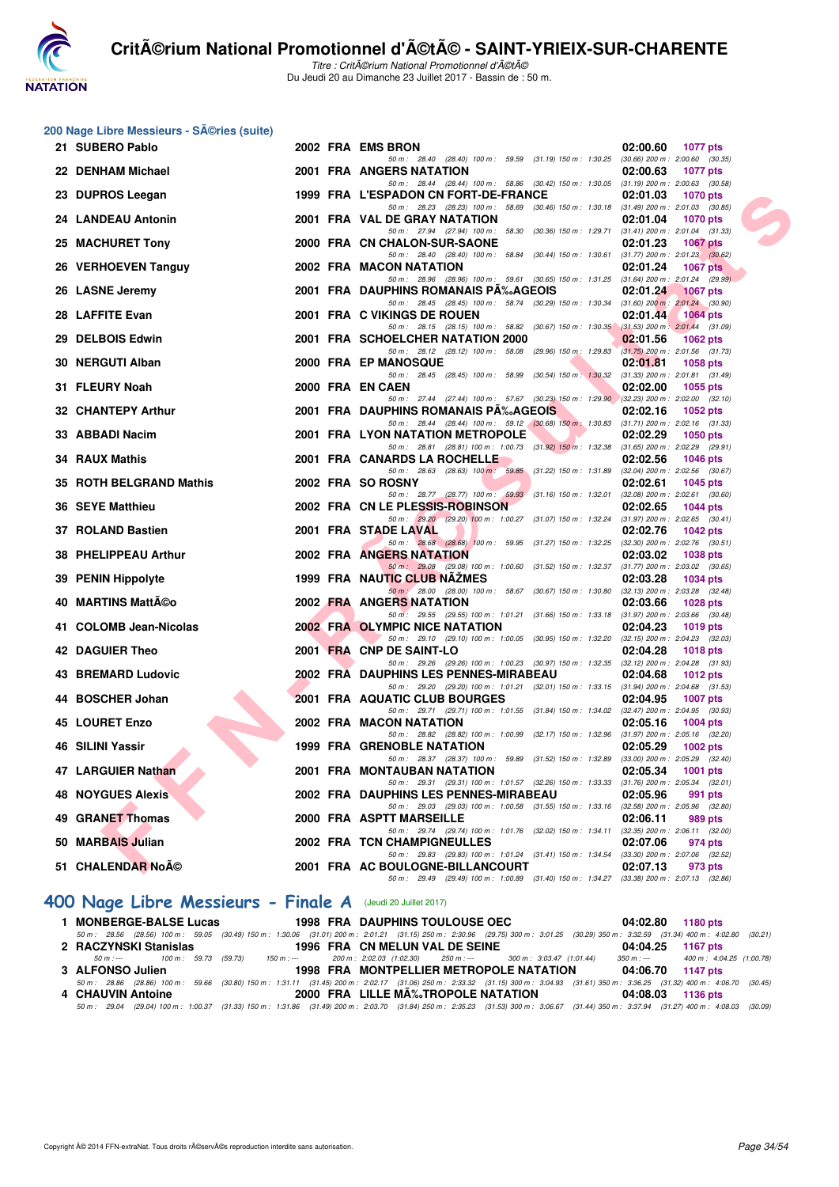## 200 Nage Libre Messieurs - SÃ©ries (suite)

| Rang | Nom | Année | Nat | Club | Temps | Points |
|---|---|---|---|---|---|---|
| 21 | SUBERO Pablo | 2002 | FRA | EMS BRON | 02:00.60 | 1077 pts |
| | 50 m : 28.40 (28.40) 100 m : 59.59 (31.19) 150 m : 1:30.25 (30.66) 200 m : 2:00.60 (30.35) | | | | | |
| 22 | DENHAM Michael | 2001 | FRA | ANGERS NATATION | 02:00.63 | 1077 pts |
| | 50 m : 28.44 (28.44) 100 m : 58.86 (30.42) 150 m : 1:30.05 (31.19) 200 m : 2:00.63 (30.58) | | | | | |
| 23 | DUPROS Leegan | 1999 | FRA | L'ESPADON CN FORT-DE-FRANCE | 02:01.03 | 1070 pts |
| | 50 m : 28.23 (28.23) 100 m : 58.69 (30.46) 150 m : 1:30.18 (31.49) 200 m : 2:01.03 (30.85) | | | | | |
| 24 | LANDEAU Antonin | 2001 | FRA | VAL DE GRAY NATATION | 02:01.04 | 1070 pts |
| | 50 m : 27.94 (27.94) 100 m : 58.30 (30.36) 150 m : 1:29.71 (31.41) 200 m : 2:01.04 (31.33) | | | | | |
| 25 | MACHURET Tony | 2000 | FRA | CN CHALON-SUR-SAONE | 02:01.23 | 1067 pts |
| | 50 m : 28.40 (28.40) 100 m : 58.84 (30.44) 150 m : 1:30.61 (31.77) 200 m : 2:01.23 (30.62) | | | | | |
| 26 | VERHOEVEN Tanguy | 2002 | FRA | MACON NATATION | 02:01.24 | 1067 pts |
| | 50 m : 28.96 (28.96) 100 m : 59.61 (30.65) 150 m : 1:31.25 (31.64) 200 m : 2:01.24 (29.99) | | | | | |
| 26 | LASNE Jeremy | 2001 | FRA | DAUPHINS ROMANAIS PÃ‰AGEOIS | 02:01.24 | 1067 pts |
| | 50 m : 28.45 (28.45) 100 m : 58.74 (30.29) 150 m : 1:30.34 (31.60) 200 m : 2:01.24 (30.90) | | | | | |
| 28 | LAFFITE Evan | 2001 | FRA | C VIKINGS DE ROUEN | 02:01.44 | 1064 pts |
| | 50 m : 28.15 (28.15) 100 m : 58.82 (30.67) 150 m : 1:30.35 (31.53) 200 m : 2:01.44 (31.09) | | | | | |
| 29 | DELBOIS Edwin | 2001 | FRA | SCHOELCHER NATATION 2000 | 02:01.56 | 1062 pts |
| | 50 m : 28.12 (28.12) 100 m : 58.08 (29.96) 150 m : 1:29.83 (31.75) 200 m : 2:01.56 (31.73) | | | | | |
| 30 | NERGUTI Alban | 2000 | FRA | EP MANOSQUE | 02:01.81 | 1058 pts |
| | 50 m : 28.45 (28.45) 100 m : 58.99 (30.54) 150 m : 1:30.32 (31.33) 200 m : 2:01.81 (31.49) | | | | | |
| 31 | FLEURY Noah | 2000 | FRA | EN CAEN | 02:02.00 | 1055 pts |
| | 50 m : 27.44 (27.44) 100 m : 57.67 (30.23) 150 m : 1:29.90 (32.23) 200 m : 2:02.00 (32.10) | | | | | |
| 32 | CHANTEPY Arthur | 2001 | FRA | DAUPHINS ROMANAIS PÃ‰AGEOIS | 02:02.16 | 1052 pts |
| | 50 m : 28.44 (28.44) 100 m : 59.12 (30.68) 150 m : 1:30.83 (31.71) 200 m : 2:02.16 (31.33) | | | | | |
| 33 | ABBADI Nacim | 2001 | FRA | LYON NATATION METROPOLE | 02:02.29 | 1050 pts |
| | 50 m : 28.81 (28.81) 100 m : 1:00.73 (31.92) 150 m : 1:32.38 (31.65) 200 m : 2:02.29 (29.91) | | | | | |
| 34 | RAUX Mathis | 2001 | FRA | CANARDS LA ROCHELLE | 02:02.56 | 1046 pts |
| | 50 m : 28.63 (28.63) 100 m : 59.85 (31.22) 150 m : 1:31.89 (32.04) 200 m : 2:02.56 (30.67) | | | | | |
| 35 | ROTH BELGRAND Mathis | 2002 | FRA | SO ROSNY | 02:02.61 | 1045 pts |
| | 50 m : 28.77 (28.77) 100 m : 59.93 (31.16) 150 m : 1:32.01 (32.08) 200 m : 2:02.61 (30.60) | | | | | |
| 36 | SEYE Matthieu | 2002 | FRA | CN LE PLESSIS-ROBINSON | 02:02.65 | 1044 pts |
| | 50 m : 29.20 (29.20) 100 m : 1:00.27 (31.07) 150 m : 1:32.24 (31.97) 200 m : 2:02.65 (30.41) | | | | | |
| 37 | ROLAND Bastien | 2001 | FRA | STADE LAVAL | 02:02.76 | 1042 pts |
| | 50 m : 28.68 (28.68) 100 m : 59.95 (31.27) 150 m : 1:32.25 (32.30) 200 m : 2:02.76 (30.51) | | | | | |
| 38 | PHELIPPEAU Arthur | 2002 | FRA | ANGERS NATATION | 02:03.02 | 1038 pts |
| | 50 m : 29.08 (29.08) 100 m : 1:00.60 (31.52) 150 m : 1:32.37 (31.77) 200 m : 2:03.02 (30.65) | | | | | |
| 39 | PENIN Hippolyte | 1999 | FRA | NAUTIC CLUB NÃŽMES | 02:03.28 | 1034 pts |
| | 50 m : 28.00 (28.00) 100 m : 58.67 (30.67) 150 m : 1:30.80 (32.13) 200 m : 2:03.28 (32.48) | | | | | |
| 40 | MARTINS MattÃ©o | 2002 | FRA | ANGERS NATATION | 02:03.66 | 1028 pts |
| | 50 m : 29.55 (29.55) 100 m : 1:01.21 (31.66) 150 m : 1:33.18 (31.97) 200 m : 2:03.66 (30.48) | | | | | |
| 41 | COLOMB Jean-Nicolas | 2002 | FRA | OLYMPIC NICE NATATION | 02:04.23 | 1019 pts |
| | 50 m : 29.10 (29.10) 100 m : 1:00.05 (30.95) 150 m : 1:32.20 (32.15) 200 m : 2:04.23 (32.03) | | | | | |
| 42 | DAGUIER Theo | 2001 | FRA | CNP DE SAINT-LO | 02:04.28 | 1018 pts |
| | 50 m : 29.26 (29.26) 100 m : 1:00.23 (30.97) 150 m : 1:32.35 (32.12) 200 m : 2:04.28 (31.93) | | | | | |
| 43 | BREMARD Ludovic | 2002 | FRA | DAUPHINS LES PENNES-MIRABEAU | 02:04.68 | 1012 pts |
| | 50 m : 29.20 (29.20) 100 m : 1:01.21 (32.01) 150 m : 1:33.15 (31.94) 200 m : 2:04.68 (31.53) | | | | | |
| 44 | BOSCHER Johan | 2001 | FRA | AQUATIC CLUB BOURGES | 02:04.95 | 1007 pts |
| | 50 m : 29.71 (29.71) 100 m : 1:01.55 (31.84) 150 m : 1:34.02 (32.47) 200 m : 2:04.95 (30.93) | | | | | |
| 45 | LOURET Enzo | 2002 | FRA | MACON NATATION | 02:05.16 | 1004 pts |
| | 50 m : 28.82 (28.82) 100 m : 1:00.99 (32.17) 150 m : 1:32.96 (31.97) 200 m : 2:05.16 (32.20) | | | | | |
| 46 | SILINI Yassir | 1999 | FRA | GRENOBLE NATATION | 02:05.29 | 1002 pts |
| | 50 m : 28.37 (28.37) 100 m : 59.89 (31.52) 150 m : 1:32.89 (33.00) 200 m : 2:05.29 (32.40) | | | | | |
| 47 | LARGUIER Nathan | 2001 | FRA | MONTAUBAN NATATION | 02:05.34 | 1001 pts |
| | 50 m : 29.31 (29.31) 100 m : 1:01.57 (32.26) 150 m : 1:33.33 (31.76) 200 m : 2:05.34 (32.01) | | | | | |
| 48 | NOYGUES Alexis | 2002 | FRA | DAUPHINS LES PENNES-MIRABEAU | 02:05.96 | 991 pts |
| | 50 m : 29.03 (29.03) 100 m : 1:00.58 (31.55) 150 m : 1:33.16 (32.58) 200 m : 2:05.96 (32.80) | | | | | |
| 49 | GRANET Thomas | 2000 | FRA | ASPTT MARSEILLE | 02:06.11 | 989 pts |
| | 50 m : 29.74 (29.74) 100 m : 1:01.76 (32.02) 150 m : 1:34.11 (32.35) 200 m : 2:06.11 (32.00) | | | | | |
| 50 | MARBAIS Julian | 2002 | FRA | TCN CHAMPIGNEULLES | 02:07.06 | 974 pts |
| | 50 m : 29.83 (29.83) 100 m : 1:01.24 (31.41) 150 m : 1:34.54 (33.30) 200 m : 2:07.06 (32.52) | | | | | |
| 51 | CHALENDAR NoÃ© | 2001 | FRA | AC BOULOGNE-BILLANCOURT | 02:07.13 | 973 pts |
| | 50 m : 29.49 (29.49) 100 m : 1:00.89 (31.40) 150 m : 1:34.27 (33.38) 200 m : 2:07.13 (32.86) | | | | | |

## 400 Nage Libre Messieurs - Finale A (Jeudi 20 Juillet 2017)

| Rang | Nom | Année | Nat | Club | Temps | Points |
|---|---|---|---|---|---|---|
| 1 | MONBERGE-BALSE Lucas | 1998 | FRA | DAUPHINS TOULOUSE OEC | 04:02.80 | 1180 pts |
| | 50 m : 28.56 (28.56) 100 m : 59.05 (30.49) 150 m : 1:30.06 (31.01) 200 m : 2:01.21 (31.15) 250 m : 2:30.96 (29.75) 300 m : 3:01.25 (30.29) 350 m : 3:32.59 (31.34) 400 m : 4:02.80 (30.21) | | | | | |
| 2 | RACZYNSKI Stanislas | 1996 | FRA | CN MELUN VAL DE SEINE | 04:04.25 | 1167 pts |
| | 50 m : --- 100 m : 59.73 (59.73) 150 m : --- 200 m : 2:02.03 (1:02.30) 250 m : --- 300 m : 3:03.47 (1:01.44) 350 m : --- 400 m : 4:04.25 (1:00.78) | | | | | |
| 3 | ALFONSO Julien | 1998 | FRA | MONTPELLIER METROPOLE NATATION | 04:06.70 | 1147 pts |
| | 50 m : 28.86 (28.86) 100 m : 59.66 (30.80) 150 m : 1:31.11 (31.45) 200 m : 2:02.17 (31.06) 250 m : 2:33.32 (31.15) 300 m : 3:04.93 (31.61) 350 m : 3:36.25 (31.32) 400 m : 4:06.70 (30.45) | | | | | |
| 4 | CHAUVIN Antoine | 2000 | FRA | LILLE MÃ‰TROPOLE NATATION | 04:08.03 | 1136 pts |
| | 50 m : 29.04 (29.04) 100 m : 1:00.37 (31.33) 150 m : 1:31.86 (31.49) 200 m : 2:03.70 (31.84) 250 m : 2:35.23 (31.53) 300 m : 3:06.67 (31.44) 350 m : 3:37.94 (31.27) 400 m : 4:08.03 (30.09) | | | | | |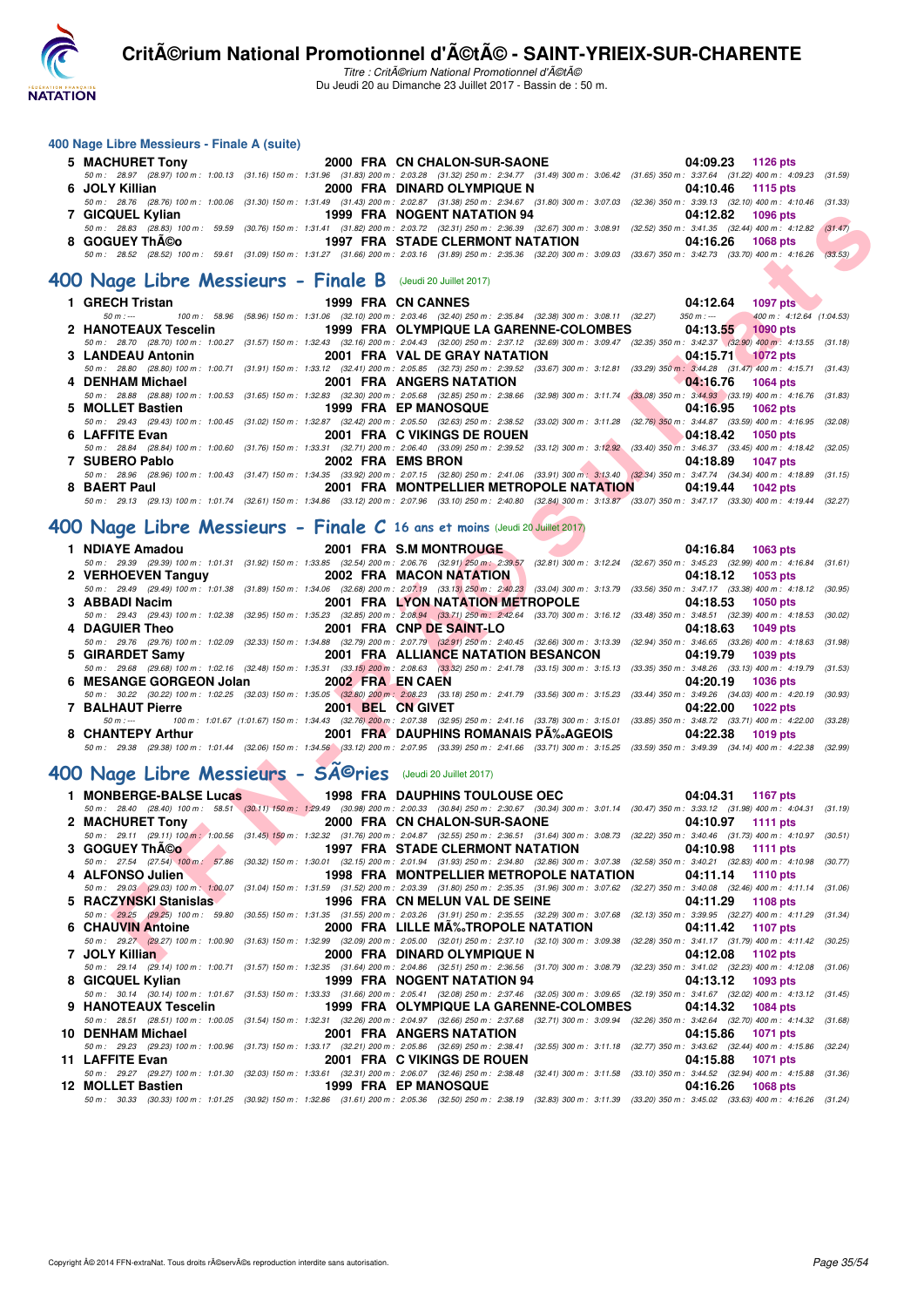## 400 Nage Libre Messieurs - Finale A (suite)

| Rang | Nom | Année | Nat | Club | Temps | Points |
|---|---|---|---|---|---|---|
| 5 | MACHURET Tony | 2000 | FRA | CN CHALON-SUR-SAONE | 04:09.23 | 1126 pts |

50 m : 28.97 (28.97) 100 m : 1:00.13 (31.16) 150 m : 1:31.96 (31.83) 200 m : 2:03.28 (31.32) 250 m : 2:34.77 (31.49) 300 m : 3:06.42 (31.65) 350 m : 3:37.64 (31.22) 400 m : 4:09.23 (31.59)

| Rang | Nom | Année | Nat | Club | Temps | Points |
|---|---|---|---|---|---|---|
| 6 | JOLY Killian | 2000 | FRA | DINARD OLYMPIQUE N | 04:10.46 | 1115 pts |

50 m : 28.76 (28.76) 100 m : 1:00.06 (31.30) 150 m : 1:31.49 (31.43) 200 m : 2:02.87 (31.38) 250 m : 2:34.67 (31.80) 300 m : 3:07.03 (32.36) 350 m : 3:39.13 (32.10) 400 m : 4:10.46 (31.33)

| Rang | Nom | Année | Nat | Club | Temps | Points |
|---|---|---|---|---|---|---|
| 7 | GICQUEL Kylian | 1999 | FRA | NOGENT NATATION 94 | 04:12.82 | 1096 pts |

50 m : 28.83 (28.83) 100 m : 59.59 (30.76) 150 m : 1:31.41 (31.82) 200 m : 2:03.72 (32.31) 250 m : 2:36.39 (32.67) 300 m : 3:08.91 (32.52) 350 m : 3:41.35 (32.44) 400 m : 4:12.82 (31.47)

| Rang | Nom | Année | Nat | Club | Temps | Points |
|---|---|---|---|---|---|---|
| 8 | GOGUEY ThÃ©o | 1997 | FRA | STADE CLERMONT NATATION | 04:16.26 | 1068 pts |

50 m : 28.52 (28.52) 100 m : 59.61 (31.09) 150 m : 1:31.27 (31.66) 200 m : 2:03.16 (31.89) 250 m : 2:35.36 (32.20) 300 m : 3:09.03 (33.67) 350 m : 3:42.73 (33.70) 400 m : 4:16.26 (33.53)

## 400 Nage Libre Messieurs - Finale B (Jeudi 20 Juillet 2017)

| Rang | Nom | Année | Nat | Club | Temps | Points |
|---|---|---|---|---|---|---|
| 1 | GRECH Tristan | 1999 | FRA | CN CANNES | 04:12.64 | 1097 pts |

50 m : --- 100 m : 58.96 (58.96) 150 m : 1:31.06 (32.10) 200 m : 2:03.46 (32.40) 250 m : 2:35.84 (32.38) 300 m : 3:08.11 (32.27) 350 m : --- 400 m : 4:12.64 (1:04.53)

| Rang | Nom | Année | Nat | Club | Temps | Points |
|---|---|---|---|---|---|---|
| 2 | HANOTEAUX Tescelin | 1999 | FRA | OLYMPIQUE LA GARENNE-COLOMBES | 04:13.55 | 1090 pts |

50 m : 28.70 (28.70) 100 m : 1:00.27 (31.57) 150 m : 1:32.43 (32.16) 200 m : 2:04.43 (32.00) 250 m : 2:37.12 (32.69) 300 m : 3:09.47 (32.35) 350 m : 3:42.37 (32.90) 400 m : 4:13.55 (31.18)

| Rang | Nom | Année | Nat | Club | Temps | Points |
|---|---|---|---|---|---|---|
| 3 | LANDEAU Antonin | 2001 | FRA | VAL DE GRAY NATATION | 04:15.71 | 1072 pts |

50 m : 28.80 (28.80) 100 m : 1:00.71 (31.91) 150 m : 1:33.12 (32.41) 200 m : 2:05.85 (32.73) 250 m : 2:39.52 (33.67) 300 m : 3:12.81 (33.29) 350 m : 3:44.28 (31.47) 400 m : 4:15.71 (31.43)

| Rang | Nom | Année | Nat | Club | Temps | Points |
|---|---|---|---|---|---|---|
| 4 | DENHAM Michael | 2001 | FRA | ANGERS NATATION | 04:16.76 | 1064 pts |

50 m : 28.88 (28.88) 100 m : 1:00.53 (31.65) 150 m : 1:32.83 (32.30) 200 m : 2:05.68 (32.85) 250 m : 2:38.66 (32.98) 300 m : 3:11.74 (33.08) 350 m : 3:44.93 (33.19) 400 m : 4:16.76 (31.83)

| Rang | Nom | Année | Nat | Club | Temps | Points |
|---|---|---|---|---|---|---|
| 5 | MOLLET Bastien | 1999 | FRA | EP MANOSQUE | 04:16.95 | 1062 pts |

50 m : 29.43 (29.43) 100 m : 1:00.45 (31.02) 150 m : 1:32.87 (32.42) 200 m : 2:05.50 (32.63) 250 m : 2:38.52 (33.02) 300 m : 3:11.28 (32.76) 350 m : 3:44.87 (33.59) 400 m : 4:16.95 (32.08)

| Rang | Nom | Année | Nat | Club | Temps | Points |
|---|---|---|---|---|---|---|
| 6 | LAFFITE Evan | 2001 | FRA | C VIKINGS DE ROUEN | 04:18.42 | 1050 pts |

50 m : 28.84 (28.84) 100 m : 1:00.60 (31.76) 150 m : 1:33.31 (32.71) 200 m : 2:06.40 (33.09) 250 m : 2:39.52 (33.12) 300 m : 3:12.92 (33.40) 350 m : 3:46.37 (33.45) 400 m : 4:18.42 (32.05)

| Rang | Nom | Année | Nat | Club | Temps | Points |
|---|---|---|---|---|---|---|
| 7 | SUBERO Pablo | 2002 | FRA | EMS BRON | 04:18.89 | 1047 pts |

50 m : 28.96 (28.96) 100 m : 1:00.43 (31.47) 150 m : 1:34.35 (33.92) 200 m : 2:07.15 (32.80) 250 m : 2:41.06 (33.91) 300 m : 3:13.40 (32.34) 350 m : 3:47.74 (34.34) 400 m : 4:18.89 (31.15)

| Rang | Nom | Année | Nat | Club | Temps | Points |
|---|---|---|---|---|---|---|
| 8 | BAERT Paul | 2001 | FRA | MONTPELLIER METROPOLE NATATION | 04:19.44 | 1042 pts |

50 m : 29.13 (29.13) 100 m : 1:01.74 (32.61) 150 m : 1:34.86 (33.12) 200 m : 2:07.96 (33.10) 250 m : 2:40.80 (32.84) 300 m : 3:13.87 (33.07) 350 m : 3:47.17 (33.30) 400 m : 4:19.44 (32.27)

## 400 Nage Libre Messieurs - Finale C 16 ans et moins (Jeudi 20 Juillet 2017)

| Rang | Nom | Année | Nat | Club | Temps | Points |
|---|---|---|---|---|---|---|
| 1 | NDIAYE Amadou | 2001 | FRA | S.M MONTROUGE | 04:16.84 | 1063 pts |

50 m : 29.39 (29.39) 100 m : 1:01.31 (31.92) 150 m : 1:33.85 (32.54) 200 m : 2:06.76 (32.91) 250 m : 2:39.57 (32.81) 300 m : 3:12.24 (32.67) 350 m : 3:45.23 (32.99) 400 m : 4:16.84 (31.61)

| Rang | Nom | Année | Nat | Club | Temps | Points |
|---|---|---|---|---|---|---|
| 2 | VERHOEVEN Tanguy | 2002 | FRA | MACON NATATION | 04:18.12 | 1053 pts |

50 m : 29.49 (29.49) 100 m : 1:01.38 (31.89) 150 m : 1:34.06 (32.68) 200 m : 2:07.19 (33.13) 250 m : 2:40.23 (33.04) 300 m : 3:13.79 (33.56) 350 m : 3:47.17 (33.38) 400 m : 4:18.12 (30.95)

| Rang | Nom | Année | Nat | Club | Temps | Points |
|---|---|---|---|---|---|---|
| 3 | ABBADI Nacim | 2001 | FRA | LYON NATATION METROPOLE | 04:18.53 | 1050 pts |

50 m : 29.43 (29.43) 100 m : 1:02.38 (32.95) 150 m : 1:35.23 (32.85) 200 m : 2:08.94 (33.71) 250 m : 2:42.64 (33.70) 300 m : 3:16.12 (33.48) 350 m : 3:48.51 (32.39) 400 m : 4:18.53 (30.02)

| Rang | Nom | Année | Nat | Club | Temps | Points |
|---|---|---|---|---|---|---|
| 4 | DAGUIER Theo | 2001 | FRA | CNP DE SAINT-LO | 04:18.63 | 1049 pts |

50 m : 29.76 (29.76) 100 m : 1:02.09 (32.33) 150 m : 1:34.88 (32.79) 200 m : 2:07.79 (32.91) 250 m : 2:40.45 (32.66) 300 m : 3:13.39 (32.94) 350 m : 3:46.65 (33.26) 400 m : 4:18.63 (31.98)

| Rang | Nom | Année | Nat | Club | Temps | Points |
|---|---|---|---|---|---|---|
| 5 | GIRARDET Samy | 2001 | FRA | ALLIANCE NATATION BESANCON | 04:19.79 | 1039 pts |

50 m : 29.68 (29.68) 100 m : 1:02.16 (32.48) 150 m : 1:35.31 (33.15) 200 m : 2:08.63 (33.32) 250 m : 2:41.78 (33.15) 300 m : 3:15.13 (33.35) 350 m : 3:48.26 (33.13) 400 m : 4:19.79 (31.53)

| Rang | Nom | Année | Nat | Club | Temps | Points |
|---|---|---|---|---|---|---|
| 6 | MESANGE GORGEON Jolan | 2002 | FRA | EN CAEN | 04:20.19 | 1036 pts |

50 m : 30.22 (30.22) 100 m : 1:02.25 (32.03) 150 m : 1:35.05 (32.80) 200 m : 2:08.23 (33.18) 250 m : 2:41.79 (33.56) 300 m : 3:15.23 (33.44) 350 m : 3:49.26 (34.03) 400 m : 4:20.19 (30.93)

| Rang | Nom | Année | Nat | Club | Temps | Points |
|---|---|---|---|---|---|---|
| 7 | BALHAUT Pierre | 2001 | BEL | CN GIVET | 04:22.00 | 1022 pts |

50 m : --- 100 m : 1:01.67 (1:01.67) 150 m : 1:34.43 (32.76) 200 m : 2:07.38 (32.95) 250 m : 2:41.16 (33.78) 300 m : 3:15.01 (33.85) 350 m : 3:48.72 (33.71) 400 m : 4:22.00 (33.28)

| Rang | Nom | Année | Nat | Club | Temps | Points |
|---|---|---|---|---|---|---|
| 8 | CHANTEPY Arthur | 2001 | FRA | DAUPHINS ROMANAIS PÃ‰AGEOIS | 04:22.38 | 1019 pts |

50 m : 29.38 (29.38) 100 m : 1:01.44 (32.06) 150 m : 1:34.56 (33.12) 200 m : 2:07.95 (33.39) 250 m : 2:41.66 (33.71) 300 m : 3:15.25 (33.59) 350 m : 3:49.39 (34.14) 400 m : 4:22.38 (32.99)

## 400 Nage Libre Messieurs - SÃ©ries (Jeudi 20 Juillet 2017)

| Rang | Nom | Année | Nat | Club | Temps | Points |
|---|---|---|---|---|---|---|
| 1 | MONBERGE-BALSE Lucas | 1998 | FRA | DAUPHINS TOULOUSE OEC | 04:04.31 | 1167 pts |

50 m : 28.40 (28.40) 100 m : 58.51 (30.11) 150 m : 1:29.49 (30.98) 200 m : 2:00.33 (30.84) 250 m : 2:30.67 (30.34) 300 m : 3:01.14 (30.47) 350 m : 3:33.12 (31.98) 400 m : 4:04.31 (31.19)

| Rang | Nom | Année | Nat | Club | Temps | Points |
|---|---|---|---|---|---|---|
| 2 | MACHURET Tony | 2000 | FRA | CN CHALON-SUR-SAONE | 04:10.97 | 1111 pts |

50 m : 29.11 (29.11) 100 m : 1:00.56 (31.45) 150 m : 1:32.32 (31.76) 200 m : 2:04.87 (32.55) 250 m : 2:36.51 (31.64) 300 m : 3:08.73 (32.22) 350 m : 3:40.46 (31.73) 400 m : 4:10.97 (30.51)

| Rang | Nom | Année | Nat | Club | Temps | Points |
|---|---|---|---|---|---|---|
| 3 | GOGUEY ThÃ©o | 1997 | FRA | STADE CLERMONT NATATION | 04:10.98 | 1111 pts |

50 m : 27.54 (27.54) 100 m : 57.86 (30.32) 150 m : 1:30.01 (32.15) 200 m : 2:01.94 (31.93) 250 m : 2:34.80 (32.86) 300 m : 3:07.38 (32.58) 350 m : 3:40.21 (32.83) 400 m : 4:10.98 (30.77)

| Rang | Nom | Année | Nat | Club | Temps | Points |
|---|---|---|---|---|---|---|
| 4 | ALFONSO Julien | 1998 | FRA | MONTPELLIER METROPOLE NATATION | 04:11.14 | 1110 pts |

50 m : 29.03 (29.03) 100 m : 1:00.07 (31.04) 150 m : 1:31.59 (31.52) 200 m : 2:03.39 (31.80) 250 m : 2:35.35 (31.96) 300 m : 3:07.62 (32.27) 350 m : 3:40.08 (32.46) 400 m : 4:11.14 (31.06)

| Rang | Nom | Année | Nat | Club | Temps | Points |
|---|---|---|---|---|---|---|
| 5 | RACZYNSKI Stanislas | 1996 | FRA | CN MELUN VAL DE SEINE | 04:11.29 | 1108 pts |

50 m : 29.25 (29.25) 100 m : 59.80 (30.55) 150 m : 1:31.35 (31.55) 200 m : 2:03.26 (31.91) 250 m : 2:35.55 (32.29) 300 m : 3:07.68 (32.13) 350 m : 3:39.95 (32.27) 400 m : 4:11.29 (31.34)

| Rang | Nom | Année | Nat | Club | Temps | Points |
|---|---|---|---|---|---|---|
| 6 | CHAUVIN Antoine | 2000 | FRA | LILLE MÃ‰TROPOLE NATATION | 04:11.42 | 1107 pts |

50 m : 29.27 (29.27) 100 m : 1:00.90 (31.63) 150 m : 1:32.99 (32.09) 200 m : 2:05.00 (32.01) 250 m : 2:37.10 (32.10) 300 m : 3:09.38 (32.28) 350 m : 3:41.17 (31.79) 400 m : 4:11.42 (30.25)

| Rang | Nom | Année | Nat | Club | Temps | Points |
|---|---|---|---|---|---|---|
| 7 | JOLY Killian | 2000 | FRA | DINARD OLYMPIQUE N | 04:12.08 | 1102 pts |

50 m : 29.14 (29.14) 100 m : 1:00.71 (31.57) 150 m : 1:32.35 (31.64) 200 m : 2:04.86 (32.51) 250 m : 2:36.56 (31.70) 300 m : 3:08.79 (32.23) 350 m : 3:41.02 (32.23) 400 m : 4:12.08 (31.06)

| Rang | Nom | Année | Nat | Club | Temps | Points |
|---|---|---|---|---|---|---|
| 8 | GICQUEL Kylian | 1999 | FRA | NOGENT NATATION 94 | 04:13.12 | 1093 pts |

50 m : 30.14 (30.14) 100 m : 1:01.67 (31.53) 150 m : 1:33.33 (31.66) 200 m : 2:05.41 (32.08) 250 m : 2:37.46 (32.05) 300 m : 3:09.65 (32.19) 350 m : 3:41.67 (32.02) 400 m : 4:13.12 (31.45)

| Rang | Nom | Année | Nat | Club | Temps | Points |
|---|---|---|---|---|---|---|
| 9 | HANOTEAUX Tescelin | 1999 | FRA | OLYMPIQUE LA GARENNE-COLOMBES | 04:14.32 | 1084 pts |

50 m : 28.51 (28.51) 100 m : 1:00.05 (31.54) 150 m : 1:32.31 (32.26) 200 m : 2:04.97 (32.66) 250 m : 2:37.68 (32.71) 300 m : 3:09.94 (32.26) 350 m : 3:42.64 (32.70) 400 m : 4:14.32 (31.68)

| Rang | Nom | Année | Nat | Club | Temps | Points |
|---|---|---|---|---|---|---|
| 10 | DENHAM Michael | 2001 | FRA | ANGERS NATATION | 04:15.86 | 1071 pts |

50 m : 29.23 (29.23) 100 m : 1:00.96 (31.73) 150 m : 1:33.17 (32.21) 200 m : 2:05.86 (32.69) 250 m : 2:38.41 (32.55) 300 m : 3:11.18 (32.77) 350 m : 3:43.62 (32.44) 400 m : 4:15.86 (32.24)

| Rang | Nom | Année | Nat | Club | Temps | Points |
|---|---|---|---|---|---|---|
| 11 | LAFFITE Evan | 2001 | FRA | C VIKINGS DE ROUEN | 04:15.88 | 1071 pts |

50 m : 29.27 (29.27) 100 m : 1:01.30 (32.03) 150 m : 1:33.61 (32.31) 200 m : 2:06.07 (32.46) 250 m : 2:38.48 (32.41) 300 m : 3:11.58 (33.10) 350 m : 3:44.52 (32.94) 400 m : 4:15.88 (31.36)

| Rang | Nom | Année | Nat | Club | Temps | Points |
|---|---|---|---|---|---|---|
| 12 | MOLLET Bastien | 1999 | FRA | EP MANOSQUE | 04:16.26 | 1068 pts |

50 m : 30.33 (30.33) 100 m : 1:01.25 (30.92) 150 m : 1:32.86 (31.61) 200 m : 2:05.36 (32.50) 250 m : 2:38.19 (32.83) 300 m : 3:11.39 (33.20) 350 m : 3:45.02 (33.63) 400 m : 4:16.26 (31.24)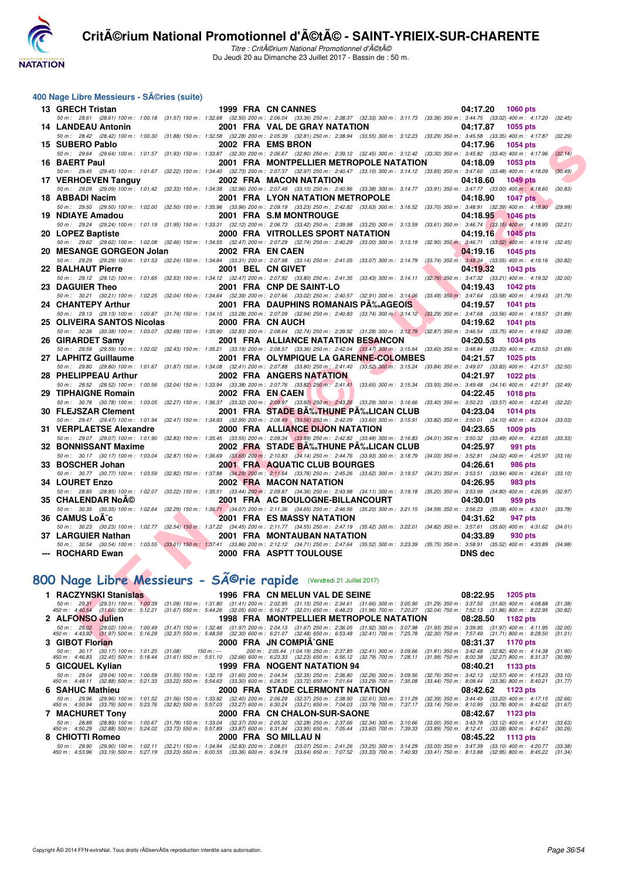# Critérium National Promotionnel d'Été - SAINT-YRIEIX-SUR-CHARENTE

*Titre : Critérium National Promotionnel d'Été*
Du Jeudi 20 au Dimanche 23 Juillet 2017 - Bassin de : 50 m.

## 400 Nage Libre Messieurs - Séries (suite)

| Rg | Nom | Année | Nat | Club | Temps | Points |
|---|---|---|---|---|---|---|
| 13 | GRECH Tristan | 1999 | FRA | CN CANNES | 04:17.20 | 1060 pts |
| | 50 m : 28.61 (28.61) 100 m : 1:00.18 (31.57) 150 m : 1:32.68 (32.50) 200 m : 2:06.04 (33.36) 250 m : 2:38.37 (32.33) 300 m : 3:11.73 (33.36) 350 m : 3:44.75 (33.02) 400 m : 4:17.20 (32.45) | | | | | |
| 14 | LANDEAU Antonin | 2001 | FRA | VAL DE GRAY NATATION | 04:17.87 | 1055 pts |
| | 50 m : 28.42 (28.42) 100 m : 1:00.30 (31.88) 150 m : 1:32.58 (32.28) 200 m : 2:05.39 (32.81) 250 m : 2:38.94 (33.55) 300 m : 3:12.23 (33.29) 350 m : 3:45.58 (33.35) 400 m : 4:17.87 (32.29) | | | | | |
| 15 | SUBERO Pablo | 2002 | FRA | EMS BRON | 04:17.96 | 1054 pts |
| | 50 m : 29.64 (29.64) 100 m : 1:01.57 (31.93) 150 m : 1:33.87 (32.30) 200 m : 2:06.67 (32.80) 250 m : 2:39.12 (32.45) 300 m : 3:12.42 (33.30) 350 m : 3:45.82 (33.40) 400 m : 4:17.96 (32.14) | | | | | |
| 16 | BAERT Paul | 2001 | FRA | MONTPELLIER METROPOLE NATATION | 04:18.09 | 1053 pts |
| | 50 m : 29.45 (29.45) 100 m : 1:01.67 (32.22) 150 m : 1:34.40 (32.73) 200 m : 2:07.37 (32.97) 250 m : 2:40.47 (33.10) 300 m : 3:14.12 (33.65) 350 m : 3:47.60 (33.48) 400 m : 4:18.09 (30.49) | | | | | |
| 17 | VERHOEVEN Tanguy | 2002 | FRA | MACON NATATION | 04:18.60 | 1049 pts |
| | 50 m : 29.09 (29.09) 100 m : 1:01.42 (32.33) 150 m : 1:34.38 (32.96) 200 m : 2:07.48 (33.10) 250 m : 2:40.86 (33.38) 300 m : 3:14.77 (33.91) 350 m : 3:47.77 (33.00) 400 m : 4:18.60 (30.83) | | | | | |
| 18 | ABBADI Nacim | 2001 | FRA | LYON NATATION METROPOLE | 04:18.90 | 1047 pts |
| | 50 m : 29.50 (29.50) 100 m : 1:02.00 (32.50) 150 m : 1:35.96 (33.96) 200 m : 2:09.19 (33.23) 250 m : 2:42.82 (33.63) 300 m : 3:16.52 (33.70) 350 m : 3:48.91 (32.39) 400 m : 4:18.90 (29.99) | | | | | |
| 19 | NDIAYE Amadou | 2001 | FRA | S.M MONTROUGE | 04:18.95 | 1046 pts |
| | 50 m : 29.24 (29.24) 100 m : 1:01.19 (31.95) 150 m : 1:33.31 (32.12) 200 m : 2:06.73 (33.42) 250 m : 2:39.98 (33.25) 300 m : 3:13.59 (33.61) 350 m : 3:46.74 (33.15) 400 m : 4:18.95 (32.21) | | | | | |
| 20 | LOPEZ Baptiste | 2000 | FRA | VITROLLES SPORT NATATION | 04:19.16 | 1045 pts |
| | 50 m : 29.62 (29.62) 100 m : 1:02.08 (32.46) 150 m : 1:34.55 (32.47) 200 m : 2:07.29 (32.74) 250 m : 2:40.29 (33.00) 300 m : 3:13.19 (32.90) 350 m : 3:46.71 (33.52) 400 m : 4:19.16 (32.45) | | | | | |
| 20 | MESANGE GORGEON Jolan | 2002 | FRA | EN CAEN | 04:19.16 | 1045 pts |
| | 50 m : 29.29 (29.29) 100 m : 1:01.53 (32.24) 150 m : 1:34.84 (33.31) 200 m : 2:07.98 (33.14) 250 m : 2:41.05 (33.07) 300 m : 3:14.79 (33.74) 350 m : 3:48.34 (33.55) 400 m : 4:19.16 (30.82) | | | | | |
| 22 | BALHAUT Pierre | 2001 | BEL | CN GIVET | 04:19.32 | 1043 pts |
| | 50 m : 29.12 (29.12) 100 m : 1:01.65 (32.53) 150 m : 1:34.12 (32.47) 200 m : 2:07.92 (33.80) 250 m : 2:41.35 (33.43) 300 m : 3:14.11 (32.76) 350 m : 3:47.32 (33.21) 400 m : 4:19.32 (32.00) | | | | | |
| 23 | DAGUIER Theo | 2001 | FRA | CNP DE SAINT-LO | 04:19.43 | 1042 pts |
| | 50 m : 30.21 (30.21) 100 m : 1:02.25 (32.04) 150 m : 1:34.64 (32.39) 200 m : 2:07.66 (33.02) 250 m : 2:40.57 (32.91) 300 m : 3:14.06 (33.49) 350 m : 3:47.64 (33.58) 400 m : 4:19.43 (31.79) | | | | | |
| 24 | CHANTEPY Arthur | 2001 | FRA | DAUPHINS ROMANAIS PÉAGEOIS | 04:19.57 | 1041 pts |
| | 50 m : 29.13 (29.13) 100 m : 1:00.87 (31.74) 150 m : 1:34.15 (33.28) 200 m : 2:07.09 (32.94) 250 m : 2:40.83 (33.74) 300 m : 3:14.12 (33.29) 350 m : 3:47.68 (33.56) 400 m : 4:19.57 (31.89) | | | | | |
| 25 | OLIVEIRA SANTOS Nicolas | 2000 | FRA | CN AUCH | 04:19.62 | 1041 pts |
| | 50 m : 30.38 (30.38) 100 m : 1:03.07 (32.69) 150 m : 1:35.90 (32.83) 200 m : 2:08.64 (32.74) 250 m : 2:39.92 (31.28) 300 m : 3:12.79 (32.87) 350 m : 3:46.54 (33.75) 400 m : 4:19.62 (33.08) | | | | | |
| 26 | GIRARDET Samy | 2001 | FRA | ALLIANCE NATATION BESANCON | 04:20.53 | 1034 pts |
| | 50 m : 29.59 (29.59) 100 m : 1:02.02 (32.43) 150 m : 1:35.21 (33.19) 200 m : 2:08.57 (33.36) 250 m : 2:42.04 (33.47) 300 m : 3:15.64 (33.60) 350 m : 3:48.84 (33.20) 400 m : 4:20.53 (31.69) | | | | | |
| 27 | LAPHITZ Guillaume | 2001 | FRA | OLYMPIQUE LA GARENNE-COLOMBES | 04:21.57 | 1025 pts |
| | 50 m : 29.80 (29.80) 100 m : 1:01.67 (31.87) 150 m : 1:34.08 (32.41) 200 m : 2:07.88 (33.80) 250 m : 2:41.40 (33.52) 300 m : 3:15.24 (33.84) 350 m : 3:49.07 (33.83) 400 m : 4:21.57 (32.50) | | | | | |
| 28 | PHELIPPEAU Arthur | 2002 | FRA | ANGERS NATATION | 04:21.97 | 1022 pts |
| | 50 m : 28.52 (28.52) 100 m : 1:00.56 (32.04) 150 m : 1:33.94 (33.38) 200 m : 2:07.76 (33.82) 250 m : 2:41.41 (33.65) 300 m : 3:15.34 (33.93) 350 m : 3:49.48 (34.14) 400 m : 4:21.97 (32.49) | | | | | |
| 29 | TIPHAIGNE Romain | 2002 | FRA | EN CAEN | 04:22.45 | 1018 pts |
| | 50 m : 30.78 (30.78) 100 m : 1:03.05 (32.27) 150 m : 1:36.37 (33.32) 200 m : 2:09.97 (33.60) 250 m : 2:43.26 (33.29) 300 m : 3:16.66 (33.40) 350 m : 3:50.23 (33.57) 400 m : 4:22.45 (32.22) | | | | | |
| 30 | FLEJSZAR Clement | 2001 | FRA | STADE BÉTHUNE PÉLICAN CLUB | 04:23.04 | 1014 pts |
| | 50 m : 29.47 (29.47) 100 m : 1:01.94 (32.47) 150 m : 1:34.93 (32.99) 200 m : 2:08.49 (33.56) 250 m : 2:42.09 (33.60) 300 m : 3:15.91 (33.82) 350 m : 3:50.01 (34.10) 400 m : 4:23.04 (33.03) | | | | | |
| 31 | VERPLAETSE Alexandre | 2000 | FRA | ALLIANCE DIJON NATATION | 04:23.65 | 1009 pts |
| | 50 m : 29.07 (29.07) 100 m : 1:01.90 (32.83) 150 m : 1:35.45 (33.55) 200 m : 2:09.34 (33.89) 250 m : 2:42.82 (33.48) 300 m : 3:16.83 (34.01) 350 m : 3:50.32 (33.49) 400 m : 4:23.65 (33.33) | | | | | |
| 32 | BONNISSANT Maxime | 2002 | FRA | STADE BÉTHUNE PÉLICAN CLUB | 04:25.97 | 991 pts |
| | 50 m : 30.17 (30.17) 100 m : 1:03.04 (32.87) 150 m : 1:36.69 (33.65) 200 m : 2:10.83 (34.14) 250 m : 2:44.76 (33.93) 300 m : 3:18.79 (34.03) 350 m : 3:52.81 (34.02) 400 m : 4:25.97 (33.16) | | | | | |
| 33 | BOSCHER Johan | 2001 | FRA | AQUATIC CLUB BOURGES | 04:26.61 | 986 pts |
| | 50 m : 30.77 (30.77) 100 m : 1:03.59 (32.82) 150 m : 1:37.88 (34.29) 200 m : 2:11.64 (33.76) 250 m : 2:45.26 (33.62) 300 m : 3:19.57 (34.31) 350 m : 3:53.51 (33.94) 400 m : 4:26.61 (33.10) | | | | | |
| 34 | LOURET Enzo | 2002 | FRA | MACON NATATION | 04:26.95 | 983 pts |
| | 50 m : 28.85 (28.85) 100 m : 1:02.07 (33.22) 150 m : 1:35.51 (33.44) 200 m : 2:09.87 (34.36) 250 m : 2:43.98 (34.11) 300 m : 3:19.18 (35.20) 350 m : 3:53.98 (34.80) 400 m : 4:26.95 (32.97) | | | | | |
| 35 | CHALENDAR Noé | 2001 | FRA | AC BOULOGNE-BILLANCOURT | 04:30.01 | 959 pts |
| | 50 m : 30.35 (30.35) 100 m : 1:02.64 (32.29) 150 m : 1:36.71 (34.07) 200 m : 2:11.36 (34.65) 250 m : 2:46.56 (35.20) 300 m : 3:21.15 (34.59) 350 m : 3:56.23 (35.08) 400 m : 4:30.01 (33.78) | | | | | |
| 36 | CAMUS Loïc | 2001 | FRA | ES MASSY NATATION | 04:31.62 | 947 pts |
| | 50 m : 30.23 (30.23) 100 m : 1:02.77 (32.54) 150 m : 1:37.22 (34.45) 200 m : 2:11.77 (34.55) 250 m : 2:47.19 (35.42) 300 m : 3:22.01 (34.82) 350 m : 3:57.61 (35.60) 400 m : 4:31.62 (34.01) | | | | | |
| 37 | LARGUIER Nathan | 2001 | FRA | MONTAUBAN NATATION | 04:33.89 | 930 pts |
| | 50 m : 30.54 (30.54) 100 m : 1:03.55 (33.01) 150 m : 1:37.41 (33.86) 200 m : 2:12.12 (34.71) 250 m : 2:47.64 (35.52) 300 m : 3:23.39 (35.75) 350 m : 3:58.91 (35.52) 400 m : 4:33.89 (34.98) | | | | | |
| --- | ROCHARD Ewan | 2000 | FRA | ASPTT TOULOUSE | DNS dec | |

## 800 Nage Libre Messieurs - Série rapide (Vendredi 21 Juillet 2017)

| Rg | Nom | Année | Nat | Club | Temps | Points |
|---|---|---|---|---|---|---|
| 1 | RACZYNSKI Stanislas | 1996 | FRA | CN MELUN VAL DE SEINE | 08:22.95 | 1205 pts |
| | 50 m : 29.31 (29.31) 100 m : 1:00.39 (31.08) 150 m : 1:31.80 (31.41) 200 m : 2:02.95 (31.15) 250 m : 2:34.61 (31.66) 300 m : 3:05.90 (31.29) 350 m : 3:37.50 (31.60) 400 m : 4:08.88 (31.38) 450 m : 4:40.54 (31.66) 500 m : 5:12.21 (31.67) 550 m : 5:44.26 (32.05) 600 m : 6:16.27 (32.01) 650 m : 6:48.23 (31.96) 700 m : 7:20.27 (32.04) 750 m : 7:52.13 (31.86) 800 m : 8:22.95 (30.82) | | | | | |
| 2 | ALFONSO Julien | 1998 | FRA | MONTPELLIER METROPOLE NATATION | 08:28.50 | 1182 pts |
| | 50 m : 29.02 (29.02) 100 m : 1:00.49 (31.47) 150 m : 1:32.46 (31.97) 200 m : 2:04.13 (31.67) 250 m : 2:36.05 (31.92) 300 m : 3:07.98 (31.93) 350 m : 3:39.95 (31.97) 400 m : 4:11.95 (32.00) 450 m : 4:43.92 (31.97) 500 m : 5:16.29 (32.37) 550 m : 5:48.59 (32.30) 600 m : 6:21.07 (32.48) 650 m : 6:53.48 (32.41) 700 m : 7:25.78 (32.30) 750 m : 7:57.49 (31.71) 800 m : 8:28.50 (31.01) | | | | | |
| 3 | GIBOT Florian | 2000 | FRA | JN COMPIÈGNE | 08:31.37 | 1170 pts |
| | 50 m : 30.17 (30.17) 100 m : 1:01.25 (31.08) 150 m : --- 200 m : 2:05.44 (1:04.19) 250 m : 2:37.85 (32.41) 300 m : 3:09.66 (31.81) 350 m : 3:42.48 (32.82) 400 m : 4:14.38 (31.90) 450 m : 4:46.83 (32.45) 500 m : 5:18.44 (31.61) 550 m : 5:51.10 (32.66) 600 m : 6:23.33 (32.23) 650 m : 6:56.12 (32.79) 700 m : 7:28.11 (31.99) 750 m : 8:00.38 (32.27) 800 m : 8:31.37 (30.99) | | | | | |
| 5 | GICQUEL Kylian | 1999 | FRA | NOGENT NATATION 94 | 08:40.21 | 1133 pts |
| | 50 m : 29.04 (29.04) 100 m : 1:00.59 (31.55) 150 m : 1:32.19 (31.60) 200 m : 2:04.54 (32.35) 250 m : 2:36.80 (32.26) 300 m : 3:09.56 (32.76) 350 m : 3:42.13 (32.57) 400 m : 4:15.23 (33.10) 450 m : 4:48.11 (32.88) 500 m : 5:21.33 (33.22) 550 m : 5:54.63 (33.30) 600 m : 6:28.35 (33.72) 650 m : 7:01.64 (33.29) 700 m : 7:35.08 (33.44) 750 m : 8:08.44 (33.36) 800 m : 8:40.21 (31.77) | | | | | |
| 6 | SAHUC Mathieu | 2000 | FRA | STADE CLERMONT NATATION | 08:42.62 | 1123 pts |
| | 50 m : 29.96 (29.96) 100 m : 1:01.52 (31.56) 150 m : 1:33.92 (32.40) 200 m : 2:06.29 (32.37) 250 m : 2:38.90 (32.61) 300 m : 3:11.29 (32.39) 350 m : 3:44.49 (33.20) 400 m : 4:17.15 (32.66) 450 m : 4:50.94 (33.79) 500 m : 5:23.76 (32.82) 550 m : 5:57.03 (33.27) 600 m : 6:30.24 (33.21) 650 m : 7:04.03 (33.79) 700 m : 7:37.17 (33.14) 750 m : 8:10.95 (33.78) 800 m : 8:42.62 (31.67) | | | | | |
| 7 | MACHURET Tony | 2000 | FRA | CN CHALON-SUR-SAONE | 08:42.67 | 1123 pts |
| | 50 m : 28.89 (28.89) 100 m : 1:00.67 (31.78) 150 m : 1:33.04 (32.37) 200 m : 2:05.32 (32.28) 250 m : 2:37.66 (32.34) 300 m : 3:10.66 (33.00) 350 m : 3:43.78 (33.12) 400 m : 4:17.41 (33.63) 450 m : 4:50.29 (32.88) 500 m : 5:24.02 (33.73) 550 m : 5:57.89 (33.87) 600 m : 6:31.84 (33.95) 650 m : 7:05.44 (33.60) 700 m : 7:39.33 (33.89) 750 m : 8:12.41 (33.08) 800 m : 8:42.67 (30.26) | | | | | |
| 8 | CHIOTTI Romeo | 2000 | FRA | SO MILLAU N | 08:45.22 | 1113 pts |
| | 50 m : 29.90 (29.90) 100 m : 1:02.11 (32.21) 150 m : 1:34.94 (32.83) 200 m : 2:08.01 (33.07) 250 m : 2:41.26 (33.25) 300 m : 3:14.29 (33.03) 350 m : 3:47.39 (33.10) 400 m : 4:20.77 (33.38) 450 m : 4:53.96 (33.19) 500 m : 5:27.19 (33.23) 550 m : 6:00.55 (33.36) 600 m : 6:34.19 (33.64) 650 m : 7:07.52 (33.33) 700 m : 7:40.93 (33.41) 750 m : 8:13.88 (32.95) 800 m : 8:45.22 (31.34) | | | | | |

Copyright © 2014 FFN-extraNat. Tous droits réservés reproduction interdite sans autorisation.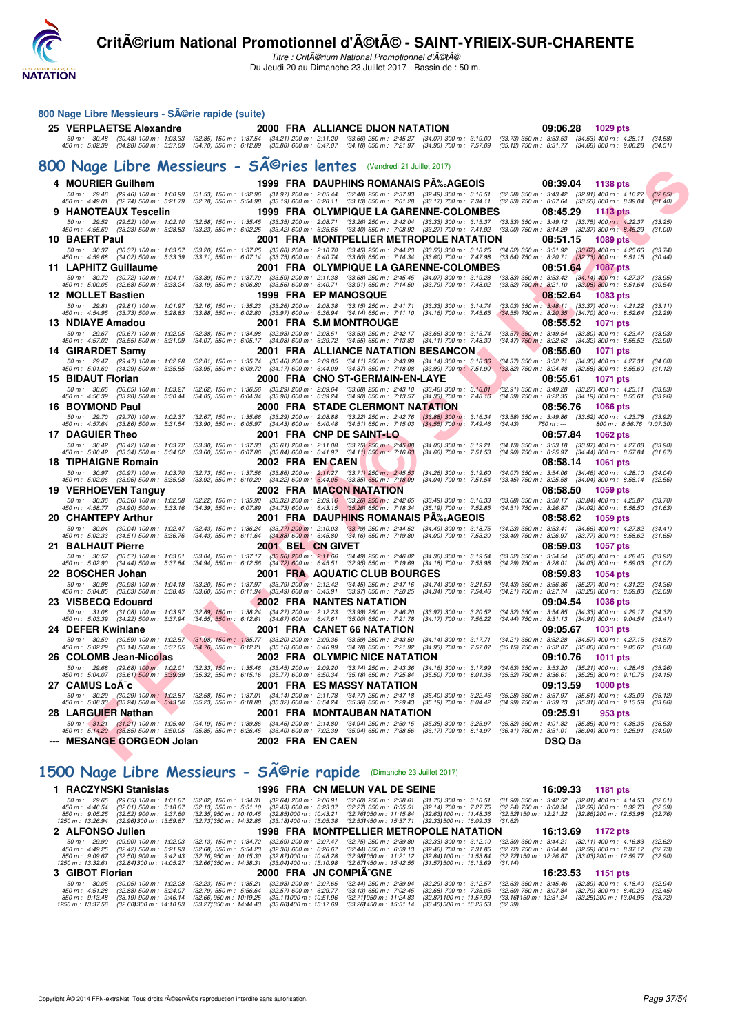# CritÃ©rium National Promotionnel d'Ã©tÃ© - SAINT-YRIEIX-SUR-CHARENTE

*Titre : CritÃ©rium National Promotionnel d'Ã©tÃ©*
Du Jeudi 20 au Dimanche 23 Juillet 2017 - Bassin de : 50 m.

## 800 Nage Libre Messieurs - SÃ©rie rapide (suite)

**25 VERPLAETSE Alexandre** 2000 FRA ALLIANCE DIJON NATATION 09:06.28 1029 pts
50 m : 30.48 (30.48) 100 m : 1:03.33 (32.85) 150 m : 1:37.54 (34.21) 200 m : 2:11.20 (33.66) 250 m : 2:45.27 (34.07) 300 m : 3:19.00 (33.73) 350 m : 3:53.53 (34.53) 400 m : 4:28.11 (34.58)
450 m : 5:02.39 (34.28) 500 m : 5:37.09 (34.70) 550 m : 6:12.89 (35.80) 600 m : 6:47.07 (34.18) 650 m : 7:21.97 (34.90) 700 m : 7:57.09 (35.12) 750 m : 8:31.77 (34.68) 800 m : 9:06.28 (34.51)

## 800 Nage Libre Messieurs - SÃ©ries lentes (Vendredi 21 Juillet 2017)

**4 MOURIER Guilhem** 1999 FRA DAUPHINS ROMANAIS PÃ‰AGEOIS 08:39.04 1138 pts
50 m : 29.46 (29.46) 100 m : 1:00.99 (31.53) 150 m : 1:32.96 (31.97) 200 m : 2:05.44 (32.48) 250 m : 2:37.93 (32.49) 300 m : 3:10.51 (32.58) 350 m : 3:43.42 (32.91) 400 m : 4:16.27 (32.85)
450 m : 4:49.01 (32.74) 500 m : 5:21.79 (32.78) 550 m : 5:54.98 (33.19) 600 m : 6:28.11 (33.13) 650 m : 7:01.28 (33.17) 700 m : 7:34.11 (32.83) 750 m : 8:07.64 (33.53) 800 m : 8:39.04 (31.40)

**9 HANOTEAUX Tescelin** 1999 FRA OLYMPIQUE LA GARENNE-COLOMBES 08:45.29 1113 pts
50 m : 29.52 (29.52) 100 m : 1:02.10 (32.58) 150 m : 1:35.45 (33.35) 200 m : 2:08.71 (33.26) 250 m : 2:42.04 (33.33) 300 m : 3:15.37 (33.33) 350 m : 3:49.12 (33.75) 400 m : 4:22.37 (33.25)
450 m : 4:55.60 (33.23) 500 m : 5:28.83 (33.23) 550 m : 6:02.25 (33.42) 600 m : 6:35.65 (33.40) 650 m : 7:08.92 (33.27) 700 m : 7:41.92 (33.00) 750 m : 8:14.29 (32.37) 800 m : 8:45.29 (31.00)

**10 BAERT Paul** 2001 FRA MONTPELLIER METROPOLE NATATION 08:51.15 1089 pts
50 m : 30.37 (30.37) 100 m : 1:03.57 (33.20) 150 m : 1:37.25 (33.68) 200 m : 2:10.70 (33.45) 250 m : 2:44.23 (33.53) 300 m : 3:18.25 (34.02) 350 m : 3:51.92 (33.67) 400 m : 4:25.66 (33.74)
450 m : 4:59.68 (34.02) 500 m : 5:33.39 (33.71) 550 m : 6:07.14 (33.75) 600 m : 6:40.74 (33.60) 650 m : 7:14.34 (33.60) 700 m : 7:47.98 (33.64) 750 m : 8:20.71 (32.73) 800 m : 8:51.15 (30.44)

**11 LAPHITZ Guillaume** 2001 FRA OLYMPIQUE LA GARENNE-COLOMBES 08:51.64 1087 pts
50 m : 30.72 (30.72) 100 m : 1:04.11 (33.39) 150 m : 1:37.70 (33.59) 200 m : 2:11.38 (33.68) 250 m : 2:45.45 (34.07) 300 m : 3:19.28 (33.83) 350 m : 3:53.42 (34.14) 400 m : 4:27.37 (33.95)
450 m : 5:00.05 (32.68) 500 m : 5:33.24 (33.19) 550 m : 6:06.80 (33.56) 600 m : 6:40.71 (33.91) 650 m : 7:14.50 (33.79) 700 m : 7:48.02 (33.52) 750 m : 8:21.10 (33.08) 800 m : 8:51.64 (30.54)

**12 MOLLET Bastien** 1999 FRA EP MANOSQUE 08:52.64 1083 pts
50 m : 29.81 (29.81) 100 m : 1:01.97 (32.16) 150 m : 1:35.23 (33.26) 200 m : 2:08.38 (33.15) 250 m : 2:41.71 (33.33) 300 m : 3:14.74 (33.03) 350 m : 3:48.11 (33.37) 400 m : 4:21.22 (33.11)
450 m : 4:54.95 (33.73) 500 m : 5:28.83 (33.88) 550 m : 6:02.80 (33.97) 600 m : 6:36.94 (34.14) 650 m : 7:11.10 (34.16) 700 m : 7:45.65 (34.55) 750 m : 8:20.35 (34.70) 800 m : 8:52.64 (32.29)

**13 NDIAYE Amadou** 2001 FRA S.M MONTROUGE 08:55.52 1071 pts
50 m : 29.67 (29.67) 100 m : 1:02.05 (32.38) 150 m : 1:34.98 (32.93) 200 m : 2:08.51 (33.53) 250 m : 2:42.17 (33.66) 300 m : 3:15.74 (33.57) 350 m : 3:49.54 (33.80) 400 m : 4:23.47 (33.93)
450 m : 4:57.02 (33.55) 500 m : 5:31.09 (34.07) 550 m : 6:05.17 (34.08) 600 m : 6:39.72 (34.55) 650 m : 7:13.83 (34.11) 700 m : 7:48.30 (34.47) 750 m : 8:22.62 (34.32) 800 m : 8:55.52 (32.90)

**14 GIRARDET Samy** 2001 FRA ALLIANCE NATATION BESANCON 08:55.60 1071 pts
50 m : 29.47 (29.47) 100 m : 1:02.28 (32.81) 150 m : 1:35.74 (33.46) 200 m : 2:09.85 (34.11) 250 m : 2:43.99 (34.14) 300 m : 3:18.36 (34.37) 350 m : 3:52.71 (34.35) 400 m : 4:27.31 (34.60)
450 m : 5:01.60 (34.29) 500 m : 5:35.55 (33.95) 550 m : 6:09.72 (34.17) 600 m : 6:44.09 (34.37) 650 m : 7:18.08 (33.99) 700 m : 7:51.90 (33.82) 750 m : 8:24.48 (32.58) 800 m : 8:55.60 (31.12)

**15 BIDAUT Florian** 2000 FRA CNO ST-GERMAIN-EN-LAYE 08:55.61 1071 pts
50 m : 30.65 (30.65) 100 m : 1:03.27 (32.62) 150 m : 1:36.56 (33.29) 200 m : 2:09.64 (33.08) 250 m : 2:43.10 (33.46) 300 m : 3:16.01 (32.91) 350 m : 3:49.28 (33.27) 400 m : 4:23.11 (33.83)
450 m : 4:56.39 (33.28) 500 m : 5:30.44 (34.05) 550 m : 6:04.34 (33.90) 600 m : 6:39.24 (34.90) 650 m : 7:13.57 (34.33) 700 m : 7:48.16 (34.59) 750 m : 8:22.35 (34.19) 800 m : 8:55.61 (33.26)

**16 BOYMOND Paul** 2000 FRA STADE CLERMONT NATATION 08:56.76 1066 pts
50 m : 29.70 (29.70) 100 m : 1:02.37 (32.67) 150 m : 1:35.66 (33.29) 200 m : 2:08.88 (33.22) 250 m : 2:42.76 (33.88) 300 m : 3:16.34 (33.58) 350 m : 3:49.86 (33.52) 400 m : 4:23.78 (33.92)
450 m : 4:57.64 (33.86) 500 m : 5:31.54 (33.90) 550 m : 6:05.97 (34.43) 600 m : 6:40.48 (34.51) 650 m : 7:15.03 (34.55) 700 m : 7:49.46 (34.43) 750 m : --- 800 m : 8:56.76 (1:07.30)

**17 DAGUIER Theo** 2001 FRA CNP DE SAINT-LO 08:57.84 1062 pts
50 m : 30.42 (30.42) 100 m : 1:03.72 (33.30) 150 m : 1:37.33 (33.61) 200 m : 2:11.08 (33.75) 250 m : 2:45.08 (34.00) 300 m : 3:19.21 (34.13) 350 m : 3:53.18 (33.97) 400 m : 4:27.08 (33.90)
450 m : 5:00.42 (33.34) 500 m : 5:34.02 (33.60) 550 m : 6:07.86 (33.84) 600 m : 6:41.97 (34.11) 650 m : 7:16.63 (34.66) 700 m : 7:51.53 (34.90) 750 m : 8:25.97 (34.44) 800 m : 8:57.84 (31.87)

**18 TIPHAIGNE Romain** 2002 FRA EN CAEN 08:58.14 1061 pts
50 m : 30.97 (30.97) 100 m : 1:03.70 (32.73) 150 m : 1:37.56 (33.86) 200 m : 2:11.27 (33.71) 250 m : 2:45.53 (34.26) 300 m : 3:19.60 (34.07) 350 m : 3:54.06 (34.46) 400 m : 4:28.10 (34.04)
450 m : 5:02.06 (33.96) 500 m : 5:35.98 (33.92) 550 m : 6:10.20 (34.22) 600 m : 6:44.05 (33.85) 650 m : 7:18.09 (34.04) 700 m : 7:51.54 (33.45) 750 m : 8:25.58 (34.04) 800 m : 8:58.14 (32.56)

**19 VERHOEVEN Tanguy** 2002 FRA MACON NATATION 08:58.50 1059 pts
50 m : 30.36 (30.36) 100 m : 1:02.58 (32.22) 150 m : 1:35.90 (33.32) 200 m : 2:09.16 (33.26) 250 m : 2:42.65 (33.49) 300 m : 3:16.33 (33.68) 350 m : 3:50.17 (33.84) 400 m : 4:23.87 (33.70)
450 m : 4:58.77 (34.90) 500 m : 5:33.16 (34.39) 550 m : 6:07.89 (34.73) 600 m : 6:43.15 (35.26) 650 m : 7:18.34 (35.19) 700 m : 7:52.85 (34.51) 750 m : 8:26.87 (34.02) 800 m : 8:58.50 (31.63)

**20 CHANTEPY Arthur** 2001 FRA DAUPHINS ROMANAIS PÃ‰AGEOIS 08:58.62 1059 pts
50 m : 30.04 (30.04) 100 m : 1:02.47 (32.43) 150 m : 1:36.24 (33.77) 200 m : 2:10.03 (33.79) 250 m : 2:44.52 (34.49) 300 m : 3:18.75 (34.23) 350 m : 3:53.41 (34.66) 400 m : 4:27.82 (34.41)
450 m : 5:02.33 (34.51) 500 m : 5:36.76 (34.43) 550 m : 6:11.64 (34.88) 600 m : 6:45.80 (34.16) 650 m : 7:19.80 (34.00) 700 m : 7:53.20 (33.40) 750 m : 8:26.97 (33.77) 800 m : 8:58.62 (31.65)

**21 BALHAUT Pierre** 2001 BEL CN GIVET 08:59.03 1057 pts
50 m : 30.57 (30.57) 100 m : 1:03.61 (33.04) 150 m : 1:37.17 (33.56) 200 m : 2:11.66 (34.49) 250 m : 2:46.02 (34.36) 300 m : 3:19.54 (33.52) 350 m : 3:54.54 (35.00) 400 m : 4:28.46 (33.92)
450 m : 5:02.90 (34.44) 500 m : 5:37.84 (34.94) 550 m : 6:12.56 (34.72) 600 m : 6:45.51 (32.95) 650 m : 7:19.69 (34.18) 700 m : 7:53.98 (34.29) 750 m : 8:28.01 (34.03) 800 m : 8:59.03 (31.02)

**22 BOSCHER Johan** 2001 FRA AQUATIC CLUB BOURGES 08:59.83 1054 pts
50 m : 30.98 (30.98) 100 m : 1:04.18 (33.20) 150 m : 1:37.97 (33.79) 200 m : 2:12.42 (34.45) 250 m : 2:47.16 (34.74) 300 m : 3:21.59 (34.43) 350 m : 3:56.86 (35.27) 400 m : 4:31.22 (34.36)
450 m : 5:04.85 (33.63) 500 m : 5:38.45 (33.60) 550 m : 6:11.94 (33.49) 600 m : 6:45.91 (33.97) 650 m : 7:20.25 (34.34) 700 m : 7:54.46 (34.21) 750 m : 8:27.74 (33.28) 800 m : 8:59.83 (32.09)

**23 VISBECQ Edouard** 2002 FRA NANTES NATATION 09:04.54 1036 pts
50 m : 31.08 (31.08) 100 m : 1:03.97 (32.89) 150 m : 1:38.24 (34.27) 200 m : 2:12.23 (33.99) 250 m : 2:46.20 (33.97) 300 m : 3:20.52 (34.32) 350 m : 3:54.85 (34.33) 400 m : 4:29.17 (34.32)
450 m : 5:03.39 (34.22) 500 m : 5:37.94 (34.55) 550 m : 6:12.61 (34.67) 600 m : 6:47.61 (35.00) 650 m : 7:21.78 (34.17) 700 m : 7:56.22 (34.44) 750 m : 8:31.13 (34.91) 800 m : 9:04.54 (33.41)

**24 DEFER Kwinlane** 2001 FRA CANET 66 NATATION 09:05.67 1031 pts
50 m : 30.59 (30.59) 100 m : 1:02.57 (31.98) 150 m : 1:35.77 (33.20) 200 m : 2:09.36 (33.59) 250 m : 2:43.50 (34.14) 300 m : 3:17.71 (34.21) 350 m : 3:52.28 (34.57) 400 m : 4:27.15 (34.87)
450 m : 5:02.29 (35.14) 500 m : 5:37.05 (34.76) 550 m : 6:12.21 (35.16) 600 m : 6:46.99 (34.78) 650 m : 7:21.92 (34.93) 700 m : 7:57.07 (35.15) 750 m : 8:32.07 (35.00) 800 m : 9:05.67 (33.60)

**26 COLOMB Jean-Nicolas** 2002 FRA OLYMPIC NICE NATATION 09:10.76 1011 pts
50 m : 29.68 (29.68) 100 m : 1:02.01 (32.33) 150 m : 1:35.46 (33.45) 200 m : 2:09.20 (33.74) 250 m : 2:43.36 (34.16) 300 m : 3:17.99 (34.63) 350 m : 3:53.20 (35.21) 400 m : 4:28.46 (35.26)
450 m : 5:04.07 (35.61) 500 m : 5:39.39 (35.32) 550 m : 6:15.16 (35.77) 600 m : 6:50.34 (35.18) 650 m : 7:25.84 (35.50) 700 m : 8:01.36 (35.52) 750 m : 8:36.61 (35.25) 800 m : 9:10.76 (34.15)

**27 CAMUS LoÃ¯c** 2001 FRA ES MASSY NATATION 09:13.59 1000 pts
50 m : 30.29 (30.29) 100 m : 1:02.87 (32.58) 150 m : 1:37.01 (34.14) 200 m : 2:11.78 (34.77) 250 m : 2:47.18 (35.40) 300 m : 3:22.46 (35.28) 350 m : 3:57.97 (35.51) 400 m : 4:33.09 (35.12)
450 m : 5:08.33 (35.24) 500 m : 5:43.56 (35.23) 550 m : 6:18.88 (35.32) 600 m : 6:54.24 (35.36) 650 m : 7:29.43 (35.19) 700 m : 8:04.42 (34.99) 750 m : 8:39.73 (35.31) 800 m : 9:13.59 (33.86)

**28 LARGUIER Nathan** 2001 FRA MONTAUBAN NATATION 09:25.91 953 pts
50 m : 31.21 (31.21) 100 m : 1:05.40 (34.19) 150 m : 1:39.86 (34.46) 200 m : 2:14.80 (34.94) 250 m : 2:50.15 (35.35) 300 m : 3:25.97 (35.82) 350 m : 4:01.82 (35.85) 400 m : 4:38.35 (36.53)
450 m : 5:14.20 (35.85) 500 m : 5:50.05 (35.85) 550 m : 6:26.45 (36.40) 600 m : 7:02.39 (35.94) 650 m : 7:38.56 (36.17) 700 m : 8:14.97 (36.41) 750 m : 8:51.01 (36.04) 800 m : 9:25.91 (34.90)

**--- MESANGE GORGEON Jolan** 2002 FRA EN CAEN DSQ Da

## 1500 Nage Libre Messieurs - SÃ©rie rapide (Dimanche 23 Juillet 2017)

**1 RACZYNSKI Stanislas** 1996 FRA CN MELUN VAL DE SEINE 16:09.33 1181 pts
50 m : 29.65 (29.65) 100 m : 1:01.67 (32.02) 150 m : 1:34.31 (32.64) 200 m : 2:06.91 (32.60) 250 m : 2:38.61 (31.70) 300 m : 3:10.51 (31.90) 350 m : 3:42.52 (32.01) 400 m : 4:14.53 (32.01)
450 m : 4:46.54 (32.01) 500 m : 5:18.67 (32.13) 550 m : 5:51.10 (32.43) 600 m : 6:23.37 (32.27) 650 m : 6:55.51 (32.14) 700 m : 7:27.75 (32.24) 750 m : 8:00.34 (32.59) 800 m : 8:32.73 (32.39)
850 m : 9:05.25 (32.52) 900 m : 9:37.60 (32.35) 950 m : 10:10.45 (32.85) 1000 m : 10:43.21 (32.76) 1050 m : 11:15.84 (32.63) 1100 m : 11:48.36 (32.52) 1150 m : 12:21.22 (32.86) 1200 m : 12:53.98 (32.76)
1250 m : 13:26.94 (32.96) 1300 m : 13:59.67 (32.73) 1350 m : 14:32.85 (33.18) 1400 m : 15:05.38 (32.53) 1450 m : 15:37.71 (32.33) 1500 m : 16:09.33 (31.62)

**2 ALFONSO Julien** 1998 FRA MONTPELLIER METROPOLE NATATION 16:13.69 1172 pts
50 m : 29.90 (29.90) 100 m : 1:02.03 (32.13) 150 m : 1:34.75 (32.72) 200 m : 2:07.47 (32.72) 250 m : 2:39.80 (32.33) 300 m : 3:12.10 (32.30) 350 m : 3:44.21 (32.11) 400 m : 4:16.83 (32.62)
450 m : 4:49.25 (32.42) 500 m : 5:21.93 (32.68) 550 m : 5:54.23 (32.30) 600 m : 6:26.67 (32.44) 650 m : 6:59.13 (32.46) 700 m : 7:31.85 (32.72) 750 m : 8:04.44 (32.59) 800 m : 8:37.17 (32.73)
850 m : 9:09.67 (32.50) 900 m : 9:42.43 (32.76) 950 m : 10:15.30 (32.87) 1000 m : 10:48.28 (32.98) 1050 m : 11:21.12 (32.84) 1100 m : 11:53.84 (32.72) 1150 m : 12:26.87 (33.03) 1200 m : 12:59.77 (32.90)
1250 m : 13:32.61 (32.84) 1300 m : 14:05.27 (32.66) 1350 m : 14:38.31 (33.04) 1400 m : 15:10.98 (32.67) 1450 m : 15:42.55 (31.57) 1500 m : 16:13.69 (31.14)

**3 GIBOT Florian** 2000 FRA JN COMPIÃˆGNE 16:23.53 1151 pts
50 m : 30.05 (30.05) 100 m : 1:02.28 (32.23) 150 m : 1:35.21 (32.93) 200 m : 2:07.65 (32.44) 250 m : 2:39.94 (32.29) 300 m : 3:12.57 (32.63) 350 m : 3:45.46 (32.89) 400 m : 4:18.40 (32.94)
450 m : 4:51.28 (32.88) 500 m : 5:24.07 (32.79) 550 m : 5:56.64 (32.57) 600 m : 6:29.77 (33.13) 650 m : 7:02.45 (32.68) 700 m : 7:35.05 (32.60) 750 m : 8:07.84 (32.79) 800 m : 8:40.29 (32.45)
850 m : 9:13.48 (33.19) 900 m : 9:46.14 (32.66) 950 m : 10:19.25 (33.11) 1000 m : 10:51.96 (32.71) 1050 m : 11:24.83 (32.87) 1100 m : 11:57.99 (33.16) 1150 m : 12:31.24 (33.25) 1200 m : 13:04.96 (33.72)
1250 m : 13:37.56 (32.60) 1300 m : 14:10.83 (33.27) 1350 m : 14:44.43 (33.60) 1400 m : 15:17.69 (33.26) 1450 m : 15:51.14 (33.45) 1500 m : 16:23.53 (32.39)

Copyright Â© 2014 FFN-extraNat. Tous droits rÃ©servÃ©s reproduction interdite sans autorisation.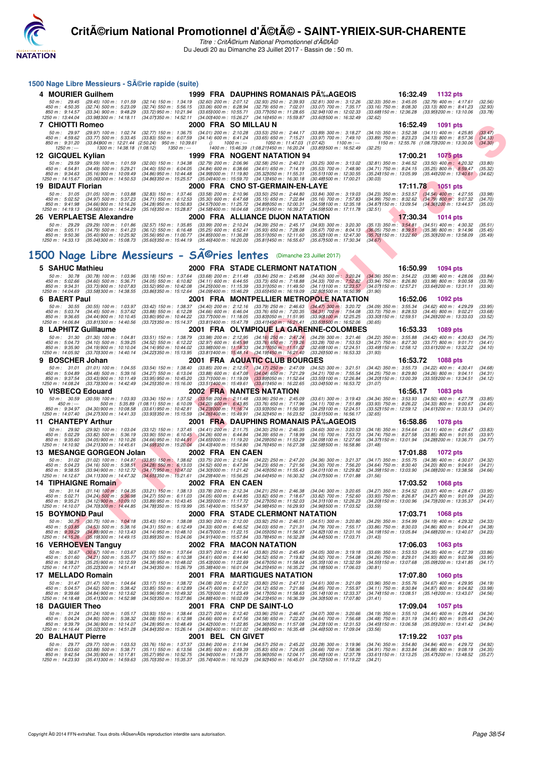## 1500 Nage Libre Messieurs - SÃ©rie rapide (suite)

**4 MOURIER Guilhem** — 1999 FRA DAUPHINS ROMANAIS PÃ‰AGEOIS — 16:32.49 — 1132 pts

50 m : 29.45 (29.45) 100 m : 1:01.59 (32.14) 150 m : 1:34.19 (32.60) 200 m : 2:07.12 (32.93) 250 m : 2:39.93 (32.81) 300 m : 3:12.26 (32.33) 350 m : 3:45.05 (32.79) 400 m : 4:17.61 (32.56)
450 m : 4:50.35 (32.74) 500 m : 5:23.09 (32.74) 550 m : 5:56.15 (33.06) 600 m : 6:28.94 (32.79) 650 m : 7:02.01 (33.07) 700 m : 7:35.17 (33.16) 750 m : 8:08.30 (33.13) 800 m : 8:41.23 (32.93)
850 m : 9:14.57 (33.34) 900 m : 9:48.29 (33.72) 950 m : 10:21.94 (33.65) 1000 m : 10:55.71 (33.77) 1050 m : 11:28.65 (32.94) 1100 m : 12:02.33 (33.68) 1150 m : 12:36.28 (33.95) 1200 m : 13:10.06 (33.78)
1250 m : 13:44.04 (33.98) 1300 m : 14:18.11 (34.07) 1350 m : 14:52.11 (34.00) 1400 m : 15:26.27 (34.16) 1450 m : 15:59.87 (33.60) 1500 m : 16:32.49 (32.62)

**7 CHIOTTI Romeo** — 2000 FRA SO MILLAU N — 16:52.49 — 1091 pts

50 m : 29.97 (29.97) 100 m : 1:02.74 (32.77) 150 m : 1:36.75 (34.01) 200 m : 2:10.28 (33.53) 250 m : 2:44.17 (33.89) 300 m : 3:18.27 (34.10) 350 m : 3:52.38 (34.11) 400 m : 4:25.85 (33.47)
450 m : 4:59.62 (33.77) 500 m : 5:33.45 (33.83) 550 m : 6:07.59 (34.14) 600 m : 6:41.24 (33.65) 650 m : 7:15.21 (33.97) 700 m : 7:49.10 (33.89) 750 m : 8:23.23 (34.13) 800 m : 8:57.36 (34.13)
850 m : 9:31.20 (33.84) 900 m : 12:21.44 (2:50.24) 950 m : 10:39.61 () 1000 m : --- 1050 m : 11:47.03 (1:07.42) 1100 m : --- 1150 m : 12:55.76 (1:08.73) 1200 m : 13:30.06 (34.30)
1250 m : --- 1300 m : 14:38.18 (1:08.12) 1350 m : --- 1400 m : 15:46.39 (1:08.21) 1450 m : 16:20.24 (33.85) 1500 m : 16:52.49 (32.25)

**12 GICQUEL Kylian** — 1999 FRA NOGENT NATATION 94 — 17:00.21 — 1075 pts

50 m : 29.59 (29.59) 100 m : 1:01.59 (32.00) 150 m : 1:34.38 (32.79) 200 m : 2:06.96 (32.58) 250 m : 2:40.21 (33.25) 300 m : 3:13.02 (32.81) 350 m : 3:46.52 (33.50) 400 m : 4:20.32 (33.80)
450 m : 4:54.81 (34.49) 500 m : 5:29.21 (34.40) 550 m : 6:04.05 (34.84) 600 m : 6:38.66 (34.61) 650 m : 7:14.19 (35.53) 700 m : 7:48.90 (34.71) 750 m : 8:24.15 (35.25) 800 m : 8:59.47 (35.32)
850 m : 9:34.63 (35.16) 900 m : 10:09.49 (34.86) 950 m : 10:44.48 (34.99) 1000 m : 11:19.80 (35.32) 1050 m : 11:55.31 (35.51) 1100 m : 12:30.55 (35.24) 1150 m : 13:05.99 (35.44) 1200 m : 13:40.61 (34.62)
1250 m : 14:15.67 (35.06) 1300 m : 14:50.53 (34.86) 1350 m : 15:25.57 (35.04) 1400 m : 15:59.70 (34.13) 1450 m : 16:30.18 (30.48) 1500 m : 17:00.21 (30.03)

**19 BIDAUT Florian** — 2000 FRA CNO ST-GERMAIN-EN-LAYE — 17:11.78 — 1051 pts

50 m : 31.05 (31.05) 100 m : 1:03.88 (32.83) 150 m : 1:37.46 (33.58) 200 m : 2:10.96 (33.50) 250 m : 2:44.80 (33.84) 300 m : 3:19.03 (34.23) 350 m : 3:53.57 (34.54) 400 m : 4:27.55 (33.98)
450 m : 5:02.52 (34.97) 500 m : 5:37.23 (34.71) 550 m : 6:12.53 (35.30) 600 m : 6:47.68 (35.15) 650 m : 7:22.84 (35.16) 700 m : 7:57.83 (34.99) 750 m : 8:32.62 (34.79) 800 m : 9:07.32 (34.70)
850 m : 9:41.98 (34.66) 900 m : 10:16.26 (34.28) 950 m : 10:50.83 (34.57) 1000 m : 11:25.72 (34.89) 1050 m : 12:00.31 (34.59) 1100 m : 12:35.18 (34.87) 1150 m : 13:09.54 (34.36) 1200 m : 13:44.57 (35.03)
1250 m : 14:19.13 (34.56) 1300 m : 14:54.29 (35.16) 1350 m : 15:28.87 (34.58) 1400 m : 16:04.68 (35.81) 1450 m : 16:39.27 (34.59) 1500 m : 17:11.78 (32.51)

**26 VERPLAETSE Alexandre** — 2000 FRA ALLIANCE DIJON NATATION — 17:30.34 — 1014 pts

50 m : 29.29 (29.29) 100 m : 1:01.86 (32.57) 150 m : 1:35.85 (33.99) 200 m : 2:10.24 (34.39) 250 m : 2:45.17 (34.93) 300 m : 3:20.30 (35.13) 350 m : 3:54.81 (34.51) 400 m : 4:30.32 (35.51)
450 m : 5:05.11 (34.79) 500 m : 5:41.23 (36.12) 550 m : 6:16.48 (35.25) 600 m : 6:52.41 (35.93) 650 m : 7:28.08 (35.67) 700 m : 8:04.13 (36.05) 750 m : 8:39.51 (35.38) 800 m : 9:14.96 (35.45)
850 m : 9:50.36 (35.40) 900 m : 10:25.92 (35.56) 950 m : 11:00.77 (34.85) 1000 m : 11:36.28 (35.51) 1050 m : 12:11.60 (35.32) 1100 m : 12:47.30 (35.70) 1150 m : 13:22.60 (35.30) 1200 m : 13:58.09 (35.49)
1250 m : 14:33.13 (35.04) 1300 m : 15:08.73 (35.60) 1350 m : 15:44.19 (35.46) 1400 m : 16:20.00 (35.81) 1450 m : 16:55.67 (35.67) 1500 m : 17:30.34 (34.67)

## 1500 Nage Libre Messieurs - SÃ©ries lentes (Dimanche 23 Juillet 2017)

**5 SAHUC Mathieu** — 2000 FRA STADE CLERMONT NATATION — 16:50.99 — 1094 pts

50 m : 30.78 (30.78) 100 m : 1:03.96 (33.18) 150 m : 1:37.64 (33.68) 200 m : 2:11.48 (33.84) 250 m : 2:45.88 (34.40) 300 m : 3:20.24 (34.36) 350 m : 3:54.22 (33.98) 400 m : 4:28.06 (33.84)
450 m : 5:02.66 (34.60) 500 m : 5:36.71 (34.05) 550 m : 6:10.82 (34.11) 600 m : 6:44.55 (33.73) 650 m : 7:18.88 (34.33) 700 m : 7:52.82 (33.94) 750 m : 8:26.80 (33.98) 800 m : 9:00.58 (33.78)
850 m : 9:34.31 (33.73) 900 m : 10:07.83 (33.52) 950 m : 10:42.08 (34.25) 1000 m : 11:15.39 (33.31) 1050 m : 11:49.50 (34.11) 1100 m : 12:23.57 (34.07) 1150 m : 12:57.21 (33.64) 1200 m : 13:31.11 (33.90)
1250 m : 14:04.69 (33.58) 1300 m : 14:38.55 (33.86) 1350 m : 15:12.64 (34.09) 1400 m : 15:46.29 (33.65) 1450 m : 16:19.09 (32.80) 1500 m : 16:50.99 (31.90)

**6 BAERT Paul** — 2001 FRA MONTPELLIER METROPOLE NATATION — 16:52.06 — 1092 pts

50 m : 30.55 (30.55) 100 m : 1:03.97 (33.42) 150 m : 1:38.37 (34.40) 200 m : 2:12.16 (33.79) 250 m : 2:46.63 (34.47) 300 m : 3:20.72 (34.09) 350 m : 3:55.34 (34.62) 400 m : 4:29.29 (33.95)
450 m : 5:03.74 (34.45) 500 m : 5:37.62 (33.88) 550 m : 6:12.28 (34.66) 600 m : 6:46.04 (33.76) 650 m : 7:20.35 (34.31) 700 m : 7:54.08 (33.73) 750 m : 8:28.53 (34.45) 800 m : 9:02.21 (33.68)
850 m : 9:36.65 (34.44) 900 m : 10:10.45 (33.80) 950 m : 10:44.22 (33.77) 1000 m : 11:18.05 (33.83) 1050 m : 11:51.95 (33.90) 1100 m : 12:25.25 (33.30) 1150 m : 12:59.51 (34.26) 1200 m : 13:33.03 (33.52)
1250 m : 14:06.84 (33.81) 1300 m : 14:40.56 (33.72) 1350 m : 15:14.37 (33.81) 1400 m : 15:47.78 (33.41) 1450 m : 16:21.41 (33.63) 1500 m : 16:52.06 (30.65)

**8 LAPHITZ Guillaume** — 2001 FRA OLYMPIQUE LA GARENNE-COLOMBES — 16:53.33 — 1089 pts

50 m : 31.30 (31.30) 100 m : 1:04.81 (33.51) 150 m : 1:38.79 (33.98) 200 m : 2:12.95 (34.16) 250 m : 2:47.24 (34.29) 300 m : 3:21.46 (34.22) 350 m : 3:55.88 (34.42) 400 m : 4:30.63 (34.75)
450 m : 5:04.73 (34.10) 500 m : 5:39.25 (34.52) 550 m : 6:12.22 (32.97) 600 m : 6:45.98 (33.76) 650 m : 7:19.26 (33.28) 700 m : 7:53.53 (34.27) 750 m : 8:27.30 (33.77) 800 m : 9:01.71 (34.41)
850 m : 9:35.90 (34.19) 900 m : 10:10.04 (34.14) 950 m : 10:44.02 (33.98) 1000 m : 11:18.33 (34.31) 1050 m : 11:51.02 (32.69) 1100 m : 12:24.51 (33.49) 1150 m : 12:58.12 (33.61) 1200 m : 13:32.22 (34.10)
1250 m : 14:05.92 (33.70) 1300 m : 14:40.14 (34.22) 1350 m : 15:13.95 (33.81) 1400 m : 15:48.14 (34.19) 1450 m : 16:21.40 (33.26) 1500 m : 16:53.33 (31.93)

**9 BOSCHER Johan** — 2001 FRA AQUATIC CLUB BOURGES — 16:53.72 — 1088 pts

50 m : 31.01 (31.01) 100 m : 1:04.55 (33.54) 150 m : 1:38.40 (33.85) 200 m : 2:12.57 (34.17) 250 m : 2:47.09 (34.52) 300 m : 3:21.51 (34.42) 350 m : 3:55.73 (34.22) 400 m : 4:30.41 (34.68)
450 m : 5:04.89 (34.48) 500 m : 5:39.16 (34.27) 550 m : 6:13.04 (33.88) 600 m : 6:47.08 (34.04) 650 m : 7:21.29 (34.21) 700 m : 7:55.54 (34.25) 750 m : 8:29.80 (34.26) 800 m : 9:04.11 (34.31)
850 m : 9:37.54 (33.43) 900 m : 10:11.49 (33.95) 950 m : 10:45.20 (33.71) 1000 m : 11:19.09 (33.89) 1050 m : 11:52.64 (33.55) 1100 m : 12:26.84 (34.20) 1150 m : 13:00.39 (33.55) 1200 m : 13:34.51 (34.12)
1250 m : 14:08.24 (33.73) 1300 m : 14:42.49 (34.25) 1350 m : 15:16.00 (33.51) 1400 m : 15:49.61 (33.61) 1450 m : 16:22.65 (33.04) 1500 m : 16:53.72 (31.07)

**10 VISBECQ Edouard** — 2002 FRA NANTES NATATION — 16:56.17 — 1083 pts

50 m : 30.59 (30.59) 100 m : 1:03.93 (33.34) 150 m : 1:37.52 (33.59) 200 m : 2:11.48 (33.96) 250 m : 2:45.09 (33.61) 300 m : 3:19.43 (34.34) 350 m : 3:53.93 (34.50) 400 m : 4:27.78 (33.85)
450 m : --- 500 m : 5:35.89 (1:08.11) 550 m : 6:10.09 (34.20) 600 m : 6:43.85 (33.76) 650 m : 7:17.96 (34.11) 700 m : 7:51.89 (33.93) 750 m : 8:26.22 (34.33) 800 m : 9:00.67 (34.45)
850 m : 9:34.97 (34.30) 900 m : 10:08.58 (33.61) 950 m : 10:42.81 (34.23) 1000 m : 11:16.74 (33.93) 1050 m : 11:50.99 (34.25) 1100 m : 12:24.51 (33.52) 1150 m : 12:59.12 (34.61) 1200 m : 13:33.13 (34.01)
1250 m : 14:07.40 (34.27) 1300 m : 14:41.33 (33.93) 1350 m : 15:15.59 (34.26) 1400 m : 15:49.91 (34.32) 1450 m : 16:23.52 (33.61) 1500 m : 16:56.17 (32.65)

**11 CHANTEPY Arthur** — 2001 FRA DAUPHINS ROMANAIS PÃ‰AGEOIS — 16:58.86 — 1078 pts

50 m : 29.92 (29.92) 100 m : 1:03.04 (33.12) 150 m : 1:37.45 (34.41) 200 m : 2:11.75 (34.30) 250 m : 2:46.35 (34.60) 300 m : 3:20.53 (34.18) 350 m : 3:54.64 (34.11) 400 m : 4:28.47 (33.83)
450 m : 5:02.29 (33.82) 500 m : 5:36.19 (33.90) 550 m : 6:10.45 (34.26) 600 m : 6:44.84 (34.39) 650 m : 7:18.99 (34.15) 700 m : 7:53.73 (34.74) 750 m : 8:27.58 (33.85) 800 m : 9:01.55 (33.97)
850 m : 9:35.60 (34.05) 900 m : 10:10.26 (34.66) 950 m : 10:44.91 (34.65) 1000 m : 11:19.20 (34.29) 1050 m : 11:53.29 (34.09) 1100 m : 12:27.66 (34.37) 1150 m : 13:01.94 (34.28) 1200 m : 13:36.71 (34.77)
1250 m : 14:10.92 (34.21) 1300 m : 14:45.61 (34.69) 1350 m : 15:20.04 (34.43) 1400 m : 15:54.80 (34.76) 1450 m : 16:27.38 (32.58) 1500 m : 16:58.86 (31.48)

**13 MESANGE GORGEON Jolan** — 2002 FRA EN CAEN — 17:01.88 — 1072 pts

50 m : 31.02 (31.02) 100 m : 1:04.87 (33.85) 150 m : 1:38.62 (33.75) 200 m : 2:12.84 (34.22) 250 m : 2:47.20 (34.36) 300 m : 3:21.37 (34.17) 350 m : 3:55.75 (34.38) 400 m : 4:30.07 (34.32)
450 m : 5:04.23 (34.16) 500 m : 5:38.51 (34.28) 550 m : 6:13.03 (34.52) 600 m : 6:47.26 (34.23) 650 m : 7:21.56 (34.30) 700 m : 7:56.20 (34.64) 750 m : 8:30.40 (34.20) 800 m : 9:04.61 (34.21)
850 m : 9:38.55 (33.94) 900 m : 10:12.72 (34.17) 950 m : 10:47.02 (34.30) 1000 m : 11:21.42 (34.40) 1050 m : 11:55.43 (34.01) 1100 m : 12:29.82 (34.39) 1150 m : 13:03.90 (34.08) 1200 m : 13:38.56 (34.66)
1250 m : 14:12.67 (34.11) 1300 m : 14:47.32 (34.65) 1350 m : 15:21.61 (34.29) 1400 m : 15:56.25 (34.64) 1450 m : 16:30.32 (34.07) 1500 m : 17:01.88 (31.56)

**14 TIPHAIGNE Romain** — 2002 FRA EN CAEN — 17:03.52 — 1068 pts

50 m : 31.14 (31.14) 100 m : 1:04.35 (33.21) 150 m : 1:38.13 (33.78) 200 m : 2:12.34 (34.21) 250 m : 2:46.38 (34.04) 300 m : 3:20.65 (34.27) 350 m : 3:54.52 (33.87) 400 m : 4:28.47 (33.95)
450 m : 5:02.71 (34.24) 500 m : 5:36.98 (34.27) 550 m : 6:11.03 (34.05) 600 m : 6:44.85 (33.82) 650 m : 7:18.67 (33.82) 700 m : 7:52.60 (33.93) 750 m : 8:26.87 (34.27) 800 m : 9:01.09 (34.22)
850 m : 9:35.21 (34.12) 900 m : 10:09.10 (33.89) 950 m : 10:43.45 (34.35) 1000 m : 11:17.72 (34.27) 1050 m : 11:52.03 (34.31) 1100 m : 12:26.23 (34.20) 1150 m : 13:00.96 (34.73) 1200 m : 13:35.37 (34.41)
1250 m : 14:10.07 (34.70) 1300 m : 14:44.85 (34.78) 1350 m : 15:19.99 (35.14) 1400 m : 15:54.97 (34.98) 1450 m : 16:29.93 (34.96) 1500 m : 17:03.52 (33.59)

**15 BOYMOND Paul** — 2000 FRA STADE CLERMONT NATATION — 17:03.71 — 1068 pts

50 m : 30.75 (30.75) 100 m : 1:04.18 (33.43) 150 m : 1:38.08 (33.90) 200 m : 2:12.00 (33.92) 250 m : 2:46.51 (34.51) 300 m : 3:20.80 (34.29) 350 m : 3:54.99 (34.19) 400 m : 4:29.32 (34.33)
450 m : 5:03.85 (34.53) 500 m : 5:38.16 (34.31) 550 m : 6:12.49 (34.33) 600 m : 6:46.52 (34.03) 650 m : 7:21.31 (34.79) 700 m : 7:55.17 (33.86) 750 m : 8:30.03 (34.86) 800 m : 9:04.41 (34.38)
850 m : 9:39.29 (34.88) 900 m : 10:13.43 (34.14) 950 m : 10:48.10 (34.67) 1000 m : 11:22.15 (34.05) 1050 m : 11:56.97 (34.82) 1100 m : 12:31.16 (34.19) 1150 m : 13:05.84 (34.68) 1200 m : 13:40.07 (34.23)
1250 m : 14:15.26 (35.19) 1300 m : 14:49.15 (33.89) 1350 m : 15:24.06 (34.91) 1400 m : 15:57.84 (33.78) 1450 m : 16:32.28 (34.44) 1500 m : 17:03.71 (31.43)

**16 VERHOEVEN Tanguy** — 2002 FRA MACON NATATION — 17:06.03 — 1063 pts

50 m : 30.67 (30.67) 100 m : 1:03.67 (33.00) 150 m : 1:37.64 (33.97) 200 m : 2:11.44 (33.80) 250 m : 2:45.49 (34.05) 300 m : 3:19.18 (33.69) 350 m : 3:53.53 (34.35) 400 m : 4:27.39 (33.86)
450 m : 5:01.60 (34.21) 500 m : 5:35.77 (34.17) 550 m : 6:10.38 (34.61) 600 m : 6:44.90 (34.52) 650 m : 7:19.82 (34.92) 700 m : 7:54.08 (34.26) 750 m : 8:29.01 (34.93) 800 m : 9:02.96 (33.95)
850 m : 9:38.21 (35.25) 900 m : 10:12.59 (34.38) 950 m : 10:48.02 (35.43) 1000 m : 11:22.69 (34.67) 1050 m : 11:58.04 (35.35) 1100 m : 12:32.59 (34.55) 1150 m : 13:07.68 (35.09) 1200 m : 13:41.85 (34.17)
1250 m : 14:17.07 (35.22) 1300 m : 14:51.41 (34.34) 1350 m : 15:26.79 (35.38) 1400 m : 16:01.04 (34.25) 1450 m : 16:35.22 (34.18) 1500 m : 17:06.03 (30.81)

**17 MELLADO Romain** — 2001 FRA MARTIGUES NATATION — 17:07.80 — 1060 pts

50 m : 31.47 (31.47) 100 m : 1:04.64 (33.17) 150 m : 1:38.72 (34.08) 200 m : 2:12.52 (33.80) 250 m : 2:47.13 (34.61) 300 m : 3:21.09 (33.96) 350 m : 3:55.76 (34.67) 400 m : 4:29.95 (34.19)
450 m : 5:04.57 (34.62) 500 m : 5:38.42 (33.85) 550 m : 6:12.89 (34.47) 600 m : 6:47.01 (34.12) 650 m : 7:21.86 (34.85) 700 m : 7:55.97 (34.11) 750 m : 8:30.84 (34.87) 800 m : 9:04.82 (33.98)
850 m : 9:39.66 (34.84) 900 m : 10:13.62 (33.96) 950 m : 10:49.32 (35.70) 1000 m : 11:23.49 (34.17) 1050 m : 11:58.63 (35.14) 1100 m : 12:33.37 (34.74) 1150 m : 13:08.51 (35.14) 1200 m : 13:43.07 (34.56)
1250 m : 14:18.48 (35.41) 1300 m : 14:52.98 (34.50) 1350 m : 15:27.86 (34.88) 1400 m : 16:02.09 (34.23) 1450 m : 16:36.39 (34.30) 1500 m : 17:07.80 (31.41)

**18 DAGUIER Theo** — 2001 FRA CNP DE SAINT-LO — 17:09.04 — 1057 pts

50 m : 31.24 (31.24) 100 m : 1:05.17 (33.93) 150 m : 1:38.44 (33.27) 200 m : 2:12.40 (33.96) 250 m : 2:46.47 (34.07) 300 m : 3:20.66 (34.19) 350 m : 3:55.10 (34.44) 400 m : 4:29.44 (34.34)
450 m : 5:04.24 (34.80) 500 m : 5:38.32 (34.08) 550 m : 6:12.98 (34.66) 600 m : 6:47.56 (34.58) 650 m : 7:22.20 (34.64) 700 m : 7:56.68 (34.48) 750 m : 8:31.19 (34.51) 800 m : 9:05.43 (34.24)
850 m : 9:39.79 (34.36) 900 m : 10:14.07 (34.28) 950 m : 10:48.49 (34.42) 1000 m : 11:22.85 (34.36) 1050 m : 11:57.08 (34.23) 1100 m : 12:31.53 (34.45) 1150 m : 13:06.58 (35.05) 1200 m : 13:41.42 (34.84)
1250 m : 14:16.44 (35.02) 1300 m : 14:51.28 (34.84) 1350 m : 15:26.14 (34.86) 1400 m : 16:01.02 (34.88) 1450 m : 16:35.48 (34.46) 1500 m : 17:09.04 (33.56)

**20 BALHAUT Pierre** — 2001 BEL CN GIVET — 17:19.22 — 1037 pts

50 m : 29.77 (29.77) 100 m : 1:03.53 (33.76) 150 m : 1:37.37 (33.84) 200 m : 2:11.94 (34.57) 250 m : 2:45.22 (33.28) 300 m : 3:19.96 (34.74) 350 m : 3:54.80 (34.84) 400 m : 4:29.72 (34.92)
450 m : 5:03.60 (33.88) 500 m : 5:38.71 (35.11) 550 m : 6:13.56 (34.85) 600 m : 6:49.39 (35.83) 650 m : 7:24.05 (34.66) 700 m : 7:58.96 (34.91) 750 m : 8:33.84 (34.88) 800 m : 9:08.19 (34.35)
850 m : 9:42.54 (34.35) 900 m : 10:17.81 (35.27) 950 m : 10:52.75 (34.94) 1000 m : 11:28.71 (35.96) 1050 m : 12:04.17 (35.46) 1100 m : 12:37.78 (33.61) 1150 m : 13:13.25 (35.47) 1200 m : 13:48.52 (35.27)
1250 m : 14:23.93 (35.41) 1300 m : 14:59.63 (35.70) 1350 m : 15:35.37 (35.74) 1400 m : 16:10.29 (34.92) 1450 m : 16:45.01 (34.72) 1500 m : 17:19.22 (34.21)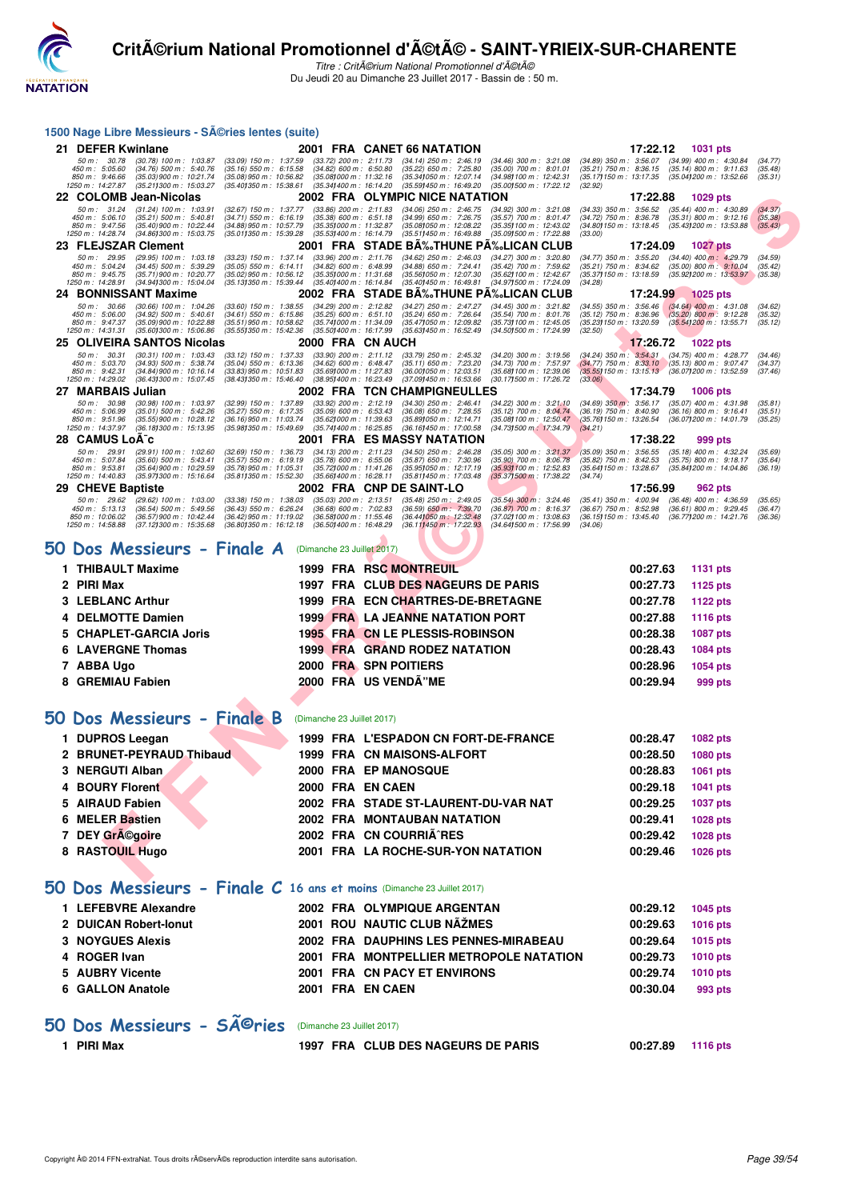# CritÃ©rium National Promotionnel d'Ã©tÃ© - SAINT-YRIEIX-SUR-CHARENTE

*Titre : CritÃ©rium National Promotionnel d'Ã©tÃ©*

Du Jeudi 20 au Dimanche 23 Juillet 2017 - Bassin de : 50 m.

## 1500 Nage Libre Messieurs - SÃ©ries lentes (suite)

| Place | Nom | Année | Nat | Club | Temps | Points |
|---|---|---|---|---|---|---|
| 21 | DEFER Kwinlane | 2001 | FRA | CANET 66 NATATION | 17:22.12 | 1031 pts |

50 m : 30.78 (30.78) 100 m : 1:03.87 (33.09) 150 m : 1:37.59 (33.72) 200 m : 2:11.73 (34.14) 250 m : 2:46.19 (34.46) 300 m : 3:21.08 (34.89) 350 m : 3:56.07 (34.99) 400 m : 4:30.84 (34.77)
450 m : 5:05.60 (34.76) 500 m : 5:40.76 (35.16) 550 m : 6:15.58 (34.82) 600 m : 6:50.80 (35.22) 650 m : 7:25.80 (35.00) 700 m : 8:01.01 (35.21) 750 m : 8:36.15 (35.14) 800 m : 9:11.63 (35.48)
850 m : 9:46.66 (35.03) 900 m : 10:21.74 (35.08) 950 m : 10:56.82 (35.08) 1000 m : 11:32.16 (35.34) 1050 m : 12:07.14 (34.98) 1100 m : 12:42.31 (35.17) 1150 m : 13:17.35 (35.04) 1200 m : 13:52.66 (35.31)
1250 m : 14:27.87 (35.21) 1300 m : 15:03.27 (35.40) 1350 m : 15:38.61 (35.34) 1400 m : 16:14.20 (35.59) 1450 m : 16:49.20 (35.00) 1500 m : 17:22.12 (32.92)

| Place | Nom | Année | Nat | Club | Temps | Points |
|---|---|---|---|---|---|---|
| 22 | COLOMB Jean-Nicolas | 2002 | FRA | OLYMPIC NICE NATATION | 17:22.88 | 1029 pts |

50 m : 31.24 (31.24) 100 m : 1:03.91 (32.67) 150 m : 1:37.77 (33.86) 200 m : 2:11.83 (34.06) 250 m : 2:46.75 (34.92) 300 m : 3:21.08 (34.33) 350 m : 3:56.52 (35.44) 400 m : 4:30.89 (34.37)
450 m : 5:06.10 (35.21) 500 m : 5:40.81 (34.71) 550 m : 6:16.19 (35.38) 600 m : 6:51.18 (34.99) 650 m : 7:26.75 (35.57) 700 m : 8:01.47 (34.72) 750 m : 8:36.78 (35.31) 800 m : 9:12.16 (35.38)
850 m : 9:47.56 (35.40) 900 m : 10:22.44 (34.88) 950 m : 10:57.79 (35.35) 1000 m : 11:32.87 (35.08) 1050 m : 12:08.22 (35.35) 1100 m : 12:43.02 (34.80) 1150 m : 13:18.45 (35.43) 1200 m : 13:53.88 (35.43)
1250 m : 14:28.74 (34.86) 1300 m : 15:03.75 (35.01) 1350 m : 15:39.28 (35.53) 1400 m : 16:14.79 (35.51) 1450 m : 16:49.88 (35.09) 1500 m : 17:22.88 (33.00)

| Place | Nom | Année | Nat | Club | Temps | Points |
|---|---|---|---|---|---|---|
| 23 | FLEJSZAR Clement | 2001 | FRA | STADE BÃ‰THUNE PÃ‰LICAN CLUB | 17:24.09 | 1027 pts |

50 m : 29.95 (29.95) 100 m : 1:03.18 (33.23) 150 m : 1:37.14 (33.96) 200 m : 2:11.76 (34.62) 250 m : 2:46.03 (34.27) 300 m : 3:20.80 (34.77) 350 m : 3:55.20 (34.40) 400 m : 4:29.79 (34.59)
450 m : 5:04.24 (34.45) 500 m : 5:39.29 (35.05) 550 m : 6:14.11 (34.82) 600 m : 6:48.99 (34.88) 650 m : 7:24.41 (35.42) 700 m : 7:59.62 (35.21) 750 m : 8:34.62 (35.00) 800 m : 9:10.04 (35.42)
850 m : 9:45.75 (35.71) 900 m : 10:20.77 (35.02) 950 m : 10:56.12 (35.35) 1000 m : 11:31.68 (35.56) 1050 m : 12:07.30 (35.62) 1100 m : 12:42.67 (35.37) 1150 m : 13:18.59 (35.92) 1200 m : 13:53.97 (35.38)
1250 m : 14:28.91 (34.94) 1300 m : 15:04.04 (35.13) 1350 m : 15:39.44 (35.40) 1400 m : 16:14.84 (35.40) 1450 m : 16:49.81 (34.97) 1500 m : 17:24.09 (34.28)

| Place | Nom | Année | Nat | Club | Temps | Points |
|---|---|---|---|---|---|---|
| 24 | BONNISSANT Maxime | 2002 | FRA | STADE BÃ‰THUNE PÃ‰LICAN CLUB | 17:24.99 | 1025 pts |

50 m : 30.66 (30.66) 100 m : 1:04.26 (33.60) 150 m : 1:38.55 (34.29) 200 m : 2:12.82 (34.27) 250 m : 2:47.27 (34.45) 300 m : 3:21.82 (34.55) 350 m : 3:56.46 (34.64) 400 m : 4:31.08 (34.62)
450 m : 5:06.00 (34.92) 500 m : 5:40.61 (34.61) 550 m : 6:15.86 (35.25) 600 m : 6:51.10 (35.24) 650 m : 7:26.64 (35.54) 700 m : 8:01.76 (35.12) 750 m : 8:36.96 (35.20) 800 m : 9:12.28 (35.32)
850 m : 9:47.37 (35.09) 900 m : 10:22.88 (35.51) 950 m : 10:58.62 (35.74) 1000 m : 11:34.09 (35.47) 1050 m : 12:09.82 (35.73) 1100 m : 12:45.05 (35.23) 1150 m : 13:20.59 (35.54) 1200 m : 13:55.71 (35.12)
1250 m : 14:31.31 (35.60) 1300 m : 15:06.86 (35.55) 1350 m : 15:42.36 (35.50) 1400 m : 16:17.99 (35.63) 1450 m : 16:52.49 (34.50) 1500 m : 17:24.99 (32.50)

| Place | Nom | Année | Nat | Club | Temps | Points |
|---|---|---|---|---|---|---|
| 25 | OLIVEIRA SANTOS Nicolas | 2000 | FRA | CN AUCH | 17:26.72 | 1022 pts |

50 m : 30.31 (30.31) 100 m : 1:03.43 (33.12) 150 m : 1:37.33 (33.90) 200 m : 2:11.12 (33.79) 250 m : 2:45.32 (34.20) 300 m : 3:19.56 (34.24) 350 m : 3:54.31 (34.75) 400 m : 4:28.77 (34.46)
450 m : 5:03.70 (34.93) 500 m : 5:38.74 (35.04) 550 m : 6:13.36 (34.62) 600 m : 6:48.47 (35.11) 650 m : 7:23.20 (34.73) 700 m : 7:57.97 (34.77) 750 m : 8:33.10 (35.13) 800 m : 9:07.47 (34.37)
850 m : 9:42.31 (34.84) 900 m : 10:16.14 (33.83) 950 m : 10:51.83 (35.69) 1000 m : 11:27.83 (36.00) 1050 m : 12:03.51 (35.68) 1100 m : 12:39.06 (35.55) 1150 m : 13:15.13 (36.07) 1200 m : 13:52.59 (37.46)
1250 m : 14:29.02 (36.43) 1300 m : 15:07.45 (38.43) 1350 m : 15:46.40 (38.95) 1400 m : 16:23.49 (37.09) 1450 m : 16:53.66 (30.17) 1500 m : 17:26.72 (33.06)

| Place | Nom | Année | Nat | Club | Temps | Points |
|---|---|---|---|---|---|---|
| 27 | MARBAIS Julian | 2002 | FRA | TCN CHAMPIGNEULLES | 17:34.79 | 1006 pts |

50 m : 30.98 (30.98) 100 m : 1:03.97 (32.99) 150 m : 1:37.89 (33.92) 200 m : 2:12.19 (34.30) 250 m : 2:46.41 (34.22) 300 m : 3:21.10 (34.69) 350 m : 3:56.17 (35.07) 400 m : 4:31.98 (35.81)
450 m : 5:06.99 (35.01) 500 m : 5:42.26 (35.27) 550 m : 6:17.35 (35.09) 600 m : 6:53.43 (36.08) 650 m : 7:28.55 (35.12) 700 m : 8:04.74 (36.19) 750 m : 8:40.90 (36.16) 800 m : 9:16.41 (35.51)
850 m : 9:51.96 (35.55) 900 m : 10:28.12 (36.16) 950 m : 11:03.74 (35.62) 1000 m : 11:39.63 (35.89) 1050 m : 12:14.71 (35.08) 1100 m : 12:50.47 (35.76) 1150 m : 13:26.54 (36.07) 1200 m : 14:01.79 (35.25)
1250 m : 14:37.97 (36.18) 1300 m : 15:13.95 (35.98) 1350 m : 15:49.69 (35.74) 1400 m : 16:25.85 (36.16) 1450 m : 17:00.58 (34.73) 1500 m : 17:34.79 (34.21)

| Place | Nom | Année | Nat | Club | Temps | Points |
|---|---|---|---|---|---|---|
| 28 | CAMUS LoÃ¯c | 2001 | FRA | ES MASSY NATATION | 17:38.22 | 999 pts |

50 m : 29.91 (29.91) 100 m : 1:02.60 (32.69) 150 m : 1:36.73 (34.13) 200 m : 2:11.23 (34.50) 250 m : 2:46.28 (35.05) 300 m : 3:21.37 (35.09) 350 m : 3:56.55 (35.18) 400 m : 4:32.24 (35.69)
450 m : 5:07.84 (35.60) 500 m : 5:43.41 (35.57) 550 m : 6:19.19 (35.78) 600 m : 6:55.06 (35.87) 650 m : 7:30.96 (35.90) 700 m : 8:06.78 (35.82) 750 m : 8:42.53 (35.75) 800 m : 9:18.17 (35.64)
850 m : 9:53.81 (35.64) 900 m : 10:29.59 (35.78) 950 m : 11:05.31 (35.72) 1000 m : 11:41.26 (35.95) 1050 m : 12:17.19 (35.93) 1100 m : 12:52.83 (35.64) 1150 m : 13:28.67 (35.84) 1200 m : 14:04.86 (36.19)
1250 m : 14:40.83 (35.97) 1300 m : 15:16.64 (35.81) 1350 m : 15:52.30 (35.66) 1400 m : 16:28.11 (35.81) 1450 m : 17:03.48 (35.37) 1500 m : 17:38.22 (34.74)

| Place | Nom | Année | Nat | Club | Temps | Points |
|---|---|---|---|---|---|---|
| 29 | CHEVE Baptiste | 2002 | FRA | CNP DE SAINT-LO | 17:56.99 | 962 pts |

50 m : 29.62 (29.62) 100 m : 1:03.00 (33.38) 150 m : 1:38.03 (35.03) 200 m : 2:13.51 (35.48) 250 m : 2:49.05 (35.54) 300 m : 3:24.46 (35.41) 350 m : 4:00.94 (36.48) 400 m : 4:36.59 (35.65)
450 m : 5:13.13 (36.54) 500 m : 5:49.56 (36.43) 550 m : 6:26.24 (36.68) 600 m : 7:02.83 (36.59) 650 m : 7:39.70 (36.87) 700 m : 8:16.37 (36.67) 750 m : 8:52.98 (36.61) 800 m : 9:29.45 (36.47)
850 m : 10:06.02 (36.57) 900 m : 10:42.44 (36.42) 950 m : 11:19.02 (36.58) 1000 m : 11:55.46 (36.44) 1050 m : 12:32.48 (37.02) 1100 m : 13:08.63 (36.15) 1150 m : 13:45.40 (36.77) 1200 m : 14:21.76 (36.36)
1250 m : 14:58.88 (37.12) 1300 m : 15:35.68 (36.80) 1350 m : 16:12.18 (36.50) 1400 m : 16:48.29 (36.11) 1450 m : 17:22.93 (34.64) 1500 m : 17:56.99 (34.06)

## 50 Dos Messieurs - Finale A (Dimanche 23 Juillet 2017)

| Place | Nom | Année | Nat | Club | Temps | Points |
|---|---|---|---|---|---|---|
| 1 | THIBAULT Maxime | 1999 | FRA | RSC MONTREUIL | 00:27.63 | 1131 pts |
| 2 | PIRI Max | 1997 | FRA | CLUB DES NAGEURS DE PARIS | 00:27.73 | 1125 pts |
| 3 | LEBLANC Arthur | 1999 | FRA | ECN CHARTRES-DE-BRETAGNE | 00:27.78 | 1122 pts |
| 4 | DELMOTTE Damien | 1999 | FRA | LA JEANNE NATATION PORT | 00:27.88 | 1116 pts |
| 5 | CHAPLET-GARCIA Joris | 1995 | FRA | CN LE PLESSIS-ROBINSON | 00:28.38 | 1087 pts |
| 6 | LAVERGNE Thomas | 1999 | FRA | GRAND RODEZ NATATION | 00:28.43 | 1084 pts |
| 7 | ABBA Ugo | 2000 | FRA | SPN POITIERS | 00:28.96 | 1054 pts |
| 8 | GREMIAU Fabien | 2000 | FRA | US VENDÃ”ME | 00:29.94 | 999 pts |

## 50 Dos Messieurs - Finale B (Dimanche 23 Juillet 2017)

| Place | Nom | Année | Nat | Club | Temps | Points |
|---|---|---|---|---|---|---|
| 1 | DUPROS Leegan | 1999 | FRA | L'ESPADON CN FORT-DE-FRANCE | 00:28.47 | 1082 pts |
| 2 | BRUNET-PEYRAUD Thibaud | 1999 | FRA | CN MAISONS-ALFORT | 00:28.50 | 1080 pts |
| 3 | NERGUTI Alban | 2000 | FRA | EP MANOSQUE | 00:28.83 | 1061 pts |
| 4 | BOURY Florent | 2000 | FRA | EN CAEN | 00:29.18 | 1041 pts |
| 5 | AIRAUD Fabien | 2002 | FRA | STADE ST-LAURENT-DU-VAR NAT | 00:29.25 | 1037 pts |
| 6 | MELER Bastien | 2002 | FRA | MONTAUBAN NATATION | 00:29.41 | 1028 pts |
| 7 | DEY GrÃ©goire | 2002 | FRA | CN COURRIÃˆRES | 00:29.42 | 1028 pts |
| 8 | RASTOUIL Hugo | 2001 | FRA | LA ROCHE-SUR-YON NATATION | 00:29.46 | 1026 pts |

## 50 Dos Messieurs - Finale C 16 ans et moins (Dimanche 23 Juillet 2017)

| Place | Nom | Année | Nat | Club | Temps | Points |
|---|---|---|---|---|---|---|
| 1 | LEFEBVRE Alexandre | 2002 | FRA | OLYMPIQUE ARGENTAN | 00:29.12 | 1045 pts |
| 2 | DUICAN Robert-Ionut | 2001 | ROU | NAUTIC CLUB NÃŽMES | 00:29.63 | 1016 pts |
| 3 | NOYGUES Alexis | 2002 | FRA | DAUPHINS LES PENNES-MIRABEAU | 00:29.64 | 1015 pts |
| 4 | ROGER Ivan | 2001 | FRA | MONTPELLIER METROPOLE NATATION | 00:29.73 | 1010 pts |
| 5 | AUBRY Vicente | 2001 | FRA | CN PACY ET ENVIRONS | 00:29.74 | 1010 pts |
| 6 | GALLON Anatole | 2001 | FRA | EN CAEN | 00:30.04 | 993 pts |

## 50 Dos Messieurs - SÃ©ries (Dimanche 23 Juillet 2017)

| Place | Nom | Année | Nat | Club | Temps | Points |
|---|---|---|---|---|---|---|
| 1 | PIRI Max | 1997 | FRA | CLUB DES NAGEURS DE PARIS | 00:27.89 | 1116 pts |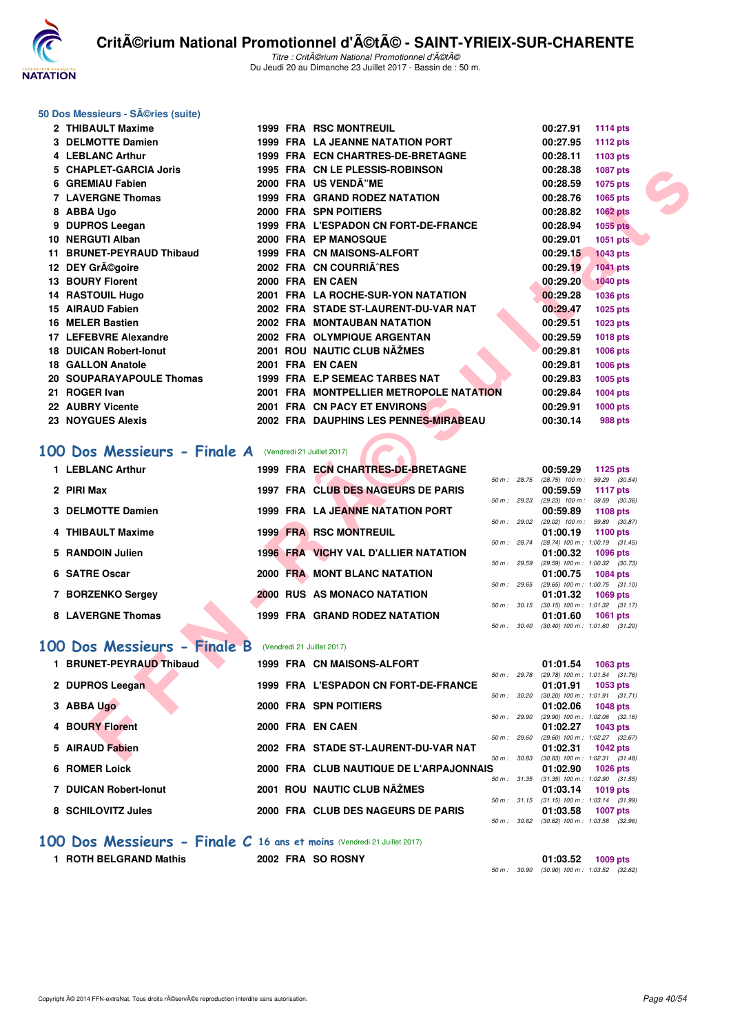## 50 Dos Messieurs - SÃ©ries (suite)

| Rank | Name | Year | Nat | Club | Time | Points |
|---|---|---|---|---|---|---|
| 2 | THIBAULT Maxime | 1999 | FRA | RSC MONTREUIL | 00:27.91 | 1114 pts |
| 3 | DELMOTTE Damien | 1999 | FRA | LA JEANNE NATATION PORT | 00:27.95 | 1112 pts |
| 4 | LEBLANC Arthur | 1999 | FRA | ECN CHARTRES-DE-BRETAGNE | 00:28.11 | 1103 pts |
| 5 | CHAPLET-GARCIA Joris | 1995 | FRA | CN LE PLESSIS-ROBINSON | 00:28.38 | 1087 pts |
| 6 | GREMIAU Fabien | 2000 | FRA | US VENDÃ"ME | 00:28.59 | 1075 pts |
| 7 | LAVERGNE Thomas | 1999 | FRA | GRAND RODEZ NATATION | 00:28.76 | 1065 pts |
| 8 | ABBA Ugo | 2000 | FRA | SPN POITIERS | 00:28.82 | 1062 pts |
| 9 | DUPROS Leegan | 1999 | FRA | L'ESPADON CN FORT-DE-FRANCE | 00:28.94 | 1055 pts |
| 10 | NERGUTI Alban | 2000 | FRA | EP MANOSQUE | 00:29.01 | 1051 pts |
| 11 | BRUNET-PEYRAUD Thibaud | 1999 | FRA | CN MAISONS-ALFORT | 00:29.15 | 1043 pts |
| 12 | DEY GrÃ©goire | 2002 | FRA | CN COURRIÃˆRES | 00:29.19 | 1041 pts |
| 13 | BOURY Florent | 2000 | FRA | EN CAEN | 00:29.20 | 1040 pts |
| 14 | RASTOUIL Hugo | 2001 | FRA | LA ROCHE-SUR-YON NATATION | 00:29.28 | 1036 pts |
| 15 | AIRAUD Fabien | 2002 | FRA | STADE ST-LAURENT-DU-VAR NAT | 00:29.47 | 1025 pts |
| 16 | MELER Bastien | 2002 | FRA | MONTAUBAN NATATION | 00:29.51 | 1023 pts |
| 17 | LEFEBVRE Alexandre | 2002 | FRA | OLYMPIQUE ARGENTAN | 00:29.59 | 1018 pts |
| 18 | DUICAN Robert-Ionut | 2001 | ROU | NAUTIC CLUB NÃŽMES | 00:29.81 | 1006 pts |
| 18 | GALLON Anatole | 2001 | FRA | EN CAEN | 00:29.81 | 1006 pts |
| 20 | SOUPARAYAPOULE Thomas | 1999 | FRA | E.P SEMEAC TARBES NAT | 00:29.83 | 1005 pts |
| 21 | ROGER Ivan | 2001 | FRA | MONTPELLIER METROPOLE NATATION | 00:29.84 | 1004 pts |
| 22 | AUBRY Vicente | 2001 | FRA | CN PACY ET ENVIRONS | 00:29.91 | 1000 pts |
| 23 | NOYGUES Alexis | 2002 | FRA | DAUPHINS LES PENNES-MIRABEAU | 00:30.14 | 988 pts |

## 100 Dos Messieurs - Finale A (Vendredi 21 Juillet 2017)

| Rank | Name | Year | Nat | Club | Time | Points | Splits |
|---|---|---|---|---|---|---|---|
| 1 | LEBLANC Arthur | 1999 | FRA | ECN CHARTRES-DE-BRETAGNE | 00:59.29 | 1125 pts | 50 m : 28.75 (28.75) 100 m : 59.29 (30.54) |
| 2 | PIRI Max | 1997 | FRA | CLUB DES NAGEURS DE PARIS | 00:59.59 | 1117 pts | 50 m : 29.23 (29.23) 100 m : 59.59 (30.36) |
| 3 | DELMOTTE Damien | 1999 | FRA | LA JEANNE NATATION PORT | 00:59.89 | 1108 pts | 50 m : 29.02 (29.02) 100 m : 59.89 (30.87) |
| 4 | THIBAULT Maxime | 1999 | FRA | RSC MONTREUIL | 01:00.19 | 1100 pts | 50 m : 28.74 (28.74) 100 m : 1:00.19 (31.45) |
| 5 | RANDOIN Julien | 1996 | FRA | VICHY VAL D'ALLIER NATATION | 01:00.32 | 1096 pts | 50 m : 29.59 (29.59) 100 m : 1:00.32 (30.73) |
| 6 | SATRE Oscar | 2000 | FRA | MONT BLANC NATATION | 01:00.75 | 1084 pts | 50 m : 29.65 (29.65) 100 m : 1:00.75 (31.10) |
| 7 | BORZENKO Sergey | 2000 | RUS | AS MONACO NATATION | 01:01.32 | 1069 pts | 50 m : 30.15 (30.15) 100 m : 1:01.32 (31.17) |
| 8 | LAVERGNE Thomas | 1999 | FRA | GRAND RODEZ NATATION | 01:01.60 | 1061 pts | 50 m : 30.40 (30.40) 100 m : 1:01.60 (31.20) |

## 100 Dos Messieurs - Finale B (Vendredi 21 Juillet 2017)

| Rank | Name | Year | Nat | Club | Time | Points | Splits |
|---|---|---|---|---|---|---|---|
| 1 | BRUNET-PEYRAUD Thibaud | 1999 | FRA | CN MAISONS-ALFORT | 01:01.54 | 1063 pts | 50 m : 29.78 (29.78) 100 m : 1:01.54 (31.76) |
| 2 | DUPROS Leegan | 1999 | FRA | L'ESPADON CN FORT-DE-FRANCE | 01:01.91 | 1053 pts | 50 m : 30.20 (30.20) 100 m : 1:01.91 (31.71) |
| 3 | ABBA Ugo | 2000 | FRA | SPN POITIERS | 01:02.06 | 1048 pts | 50 m : 29.90 (29.90) 100 m : 1:02.06 (32.16) |
| 4 | BOURY Florent | 2000 | FRA | EN CAEN | 01:02.27 | 1043 pts | 50 m : 29.60 (29.60) 100 m : 1:02.27 (32.67) |
| 5 | AIRAUD Fabien | 2002 | FRA | STADE ST-LAURENT-DU-VAR NAT | 01:02.31 | 1042 pts | 50 m : 30.83 (30.83) 100 m : 1:02.31 (31.48) |
| 6 | ROMER Loick | 2000 | FRA | CLUB NAUTIQUE DE L'ARPAJONNAIS | 01:02.90 | 1026 pts | 50 m : 31.35 (31.35) 100 m : 1:02.90 (31.55) |
| 7 | DUICAN Robert-Ionut | 2001 | ROU | NAUTIC CLUB NÃŽMES | 01:03.14 | 1019 pts | 50 m : 31.15 (31.15) 100 m : 1:03.14 (31.99) |
| 8 | SCHILOVITZ Jules | 2000 | FRA | CLUB DES NAGEURS DE PARIS | 01:03.58 | 1007 pts | 50 m : 30.62 (30.62) 100 m : 1:03.58 (32.96) |

## 100 Dos Messieurs - Finale C 16 ans et moins (Vendredi 21 Juillet 2017)

| Rank | Name | Year | Nat | Club | Time | Points | Splits |
|---|---|---|---|---|---|---|---|
| 1 | ROTH BELGRAND Mathis | 2002 | FRA | SO ROSNY | 01:03.52 | 1009 pts | 50 m : 30.90 (30.90) 100 m : 1:03.52 (32.62) |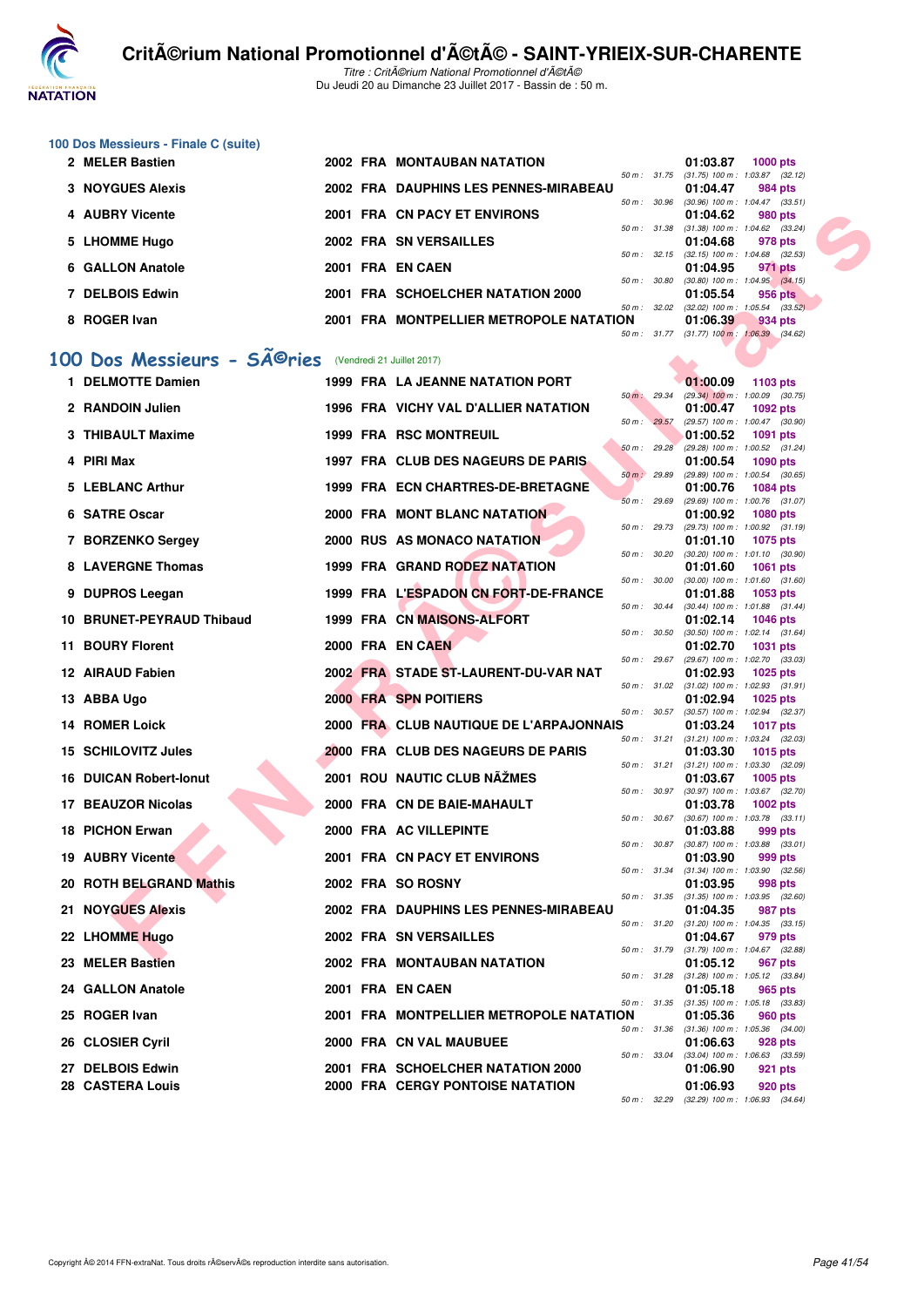### 100 Dos Messieurs - Finale C (suite)

| Rang | Nom | Année | Nat | Club | Temps | Points | Splits |
|---|---|---|---|---|---|---|---|
| 2 | MELER Bastien | 2002 | FRA | MONTAUBAN NATATION | 01:03.87 | 1000 pts | 50 m : 31.75 (31.75) 100 m : 1:03.87 (32.12) |
| 3 | NOYGUES Alexis | 2002 | FRA | DAUPHINS LES PENNES-MIRABEAU | 01:04.47 | 984 pts | 50 m : 30.96 (30.96) 100 m : 1:04.47 (33.51) |
| 4 | AUBRY Vicente | 2001 | FRA | CN PACY ET ENVIRONS | 01:04.62 | 980 pts | 50 m : 31.38 (31.38) 100 m : 1:04.62 (33.24) |
| 5 | LHOMME Hugo | 2002 | FRA | SN VERSAILLES | 01:04.68 | 978 pts | 50 m : 32.15 (32.15) 100 m : 1:04.68 (32.53) |
| 6 | GALLON Anatole | 2001 | FRA | EN CAEN | 01:04.95 | 971 pts | 50 m : 30.80 (30.80) 100 m : 1:04.95 (34.15) |
| 7 | DELBOIS Edwin | 2001 | FRA | SCHOELCHER NATATION 2000 | 01:05.54 | 956 pts | 50 m : 32.02 (32.02) 100 m : 1:05.54 (33.52) |
| 8 | ROGER Ivan | 2001 | FRA | MONTPELLIER METROPOLE NATATION | 01:06.39 | 934 pts | 50 m : 31.77 (31.77) 100 m : 1:06.39 (34.62) |

## 100 Dos Messieurs - SÃ©ries (Vendredi 21 Juillet 2017)

| Rang | Nom | Année | Nat | Club | Temps | Points | Splits |
|---|---|---|---|---|---|---|---|
| 1 | DELMOTTE Damien | 1999 | FRA | LA JEANNE NATATION PORT | 01:00.09 | 1103 pts | 50 m : 29.34 (29.34) 100 m : 1:00.09 (30.75) |
| 2 | RANDOIN Julien | 1996 | FRA | VICHY VAL D'ALLIER NATATION | 01:00.47 | 1092 pts | 50 m : 29.57 (29.57) 100 m : 1:00.47 (30.90) |
| 3 | THIBAULT Maxime | 1999 | FRA | RSC MONTREUIL | 01:00.52 | 1091 pts | 50 m : 29.28 (29.28) 100 m : 1:00.52 (31.24) |
| 4 | PIRI Max | 1997 | FRA | CLUB DES NAGEURS DE PARIS | 01:00.54 | 1090 pts | 50 m : 29.89 (29.89) 100 m : 1:00.54 (30.65) |
| 5 | LEBLANC Arthur | 1999 | FRA | ECN CHARTRES-DE-BRETAGNE | 01:00.76 | 1084 pts | 50 m : 29.69 (29.69) 100 m : 1:00.76 (31.07) |
| 6 | SATRE Oscar | 2000 | FRA | MONT BLANC NATATION | 01:00.92 | 1080 pts | 50 m : 29.73 (29.73) 100 m : 1:00.92 (31.19) |
| 7 | BORZENKO Sergey | 2000 | RUS | AS MONACO NATATION | 01:01.10 | 1075 pts | 50 m : 30.20 (30.20) 100 m : 1:01.10 (30.90) |
| 8 | LAVERGNE Thomas | 1999 | FRA | GRAND RODEZ NATATION | 01:01.60 | 1061 pts | 50 m : 30.00 (30.00) 100 m : 1:01.60 (31.60) |
| 9 | DUPROS Leegan | 1999 | FRA | L'ESPADON CN FORT-DE-FRANCE | 01:01.88 | 1053 pts | 50 m : 30.44 (30.44) 100 m : 1:01.88 (31.44) |
| 10 | BRUNET-PEYRAUD Thibaud | 1999 | FRA | CN MAISONS-ALFORT | 01:02.14 | 1046 pts | 50 m : 30.50 (30.50) 100 m : 1:02.14 (31.64) |
| 11 | BOURY Florent | 2000 | FRA | EN CAEN | 01:02.70 | 1031 pts | 50 m : 29.67 (29.67) 100 m : 1:02.70 (33.03) |
| 12 | AIRAUD Fabien | 2002 | FRA | STADE ST-LAURENT-DU-VAR NAT | 01:02.93 | 1025 pts | 50 m : 31.02 (31.02) 100 m : 1:02.93 (31.91) |
| 13 | ABBA Ugo | 2000 | FRA | SPN POITIERS | 01:02.94 | 1025 pts | 50 m : 30.57 (30.57) 100 m : 1:02.94 (32.37) |
| 14 | ROMER Loick | 2000 | FRA | CLUB NAUTIQUE DE L'ARPAJONNAIS | 01:03.24 | 1017 pts | 50 m : 31.21 (31.21) 100 m : 1:03.24 (32.03) |
| 15 | SCHILOVITZ Jules | 2000 | FRA | CLUB DES NAGEURS DE PARIS | 01:03.30 | 1015 pts | 50 m : 31.21 (31.21) 100 m : 1:03.30 (32.09) |
| 16 | DUICAN Robert-Ionut | 2001 | ROU | NAUTIC CLUB NÃŽMES | 01:03.67 | 1005 pts | 50 m : 30.97 (30.97) 100 m : 1:03.67 (32.70) |
| 17 | BEAUZOR Nicolas | 2000 | FRA | CN DE BAIE-MAHAULT | 01:03.78 | 1002 pts | 50 m : 30.67 (30.67) 100 m : 1:03.78 (33.11) |
| 18 | PICHON Erwan | 2000 | FRA | AC VILLEPINTE | 01:03.88 | 999 pts | 50 m : 30.87 (30.87) 100 m : 1:03.88 (33.01) |
| 19 | AUBRY Vicente | 2001 | FRA | CN PACY ET ENVIRONS | 01:03.90 | 999 pts | 50 m : 31.34 (31.34) 100 m : 1:03.90 (32.56) |
| 20 | ROTH BELGRAND Mathis | 2002 | FRA | SO ROSNY | 01:03.95 | 998 pts | 50 m : 31.35 (31.35) 100 m : 1:03.95 (32.60) |
| 21 | NOYGUES Alexis | 2002 | FRA | DAUPHINS LES PENNES-MIRABEAU | 01:04.35 | 987 pts | 50 m : 31.20 (31.20) 100 m : 1:04.35 (33.15) |
| 22 | LHOMME Hugo | 2002 | FRA | SN VERSAILLES | 01:04.67 | 979 pts | 50 m : 31.79 (31.79) 100 m : 1:04.67 (32.88) |
| 23 | MELER Bastien | 2002 | FRA | MONTAUBAN NATATION | 01:05.12 | 967 pts | 50 m : 31.28 (31.28) 100 m : 1:05.12 (33.84) |
| 24 | GALLON Anatole | 2001 | FRA | EN CAEN | 01:05.18 | 965 pts | 50 m : 31.35 (31.35) 100 m : 1:05.18 (33.83) |
| 25 | ROGER Ivan | 2001 | FRA | MONTPELLIER METROPOLE NATATION | 01:05.36 | 960 pts | 50 m : 31.36 (31.36) 100 m : 1:05.36 (34.00) |
| 26 | CLOSIER Cyril | 2000 | FRA | CN VAL MAUBUEE | 01:06.63 | 928 pts | 50 m : 33.04 (33.04) 100 m : 1:06.63 (33.59) |
| 27 | DELBOIS Edwin | 2001 | FRA | SCHOELCHER NATATION 2000 | 01:06.90 | 921 pts | |
| 28 | CASTERA Louis | 2000 | FRA | CERGY PONTOISE NATATION | 01:06.93 | 920 pts | 50 m : 32.29 (32.29) 100 m : 1:06.93 (34.64) |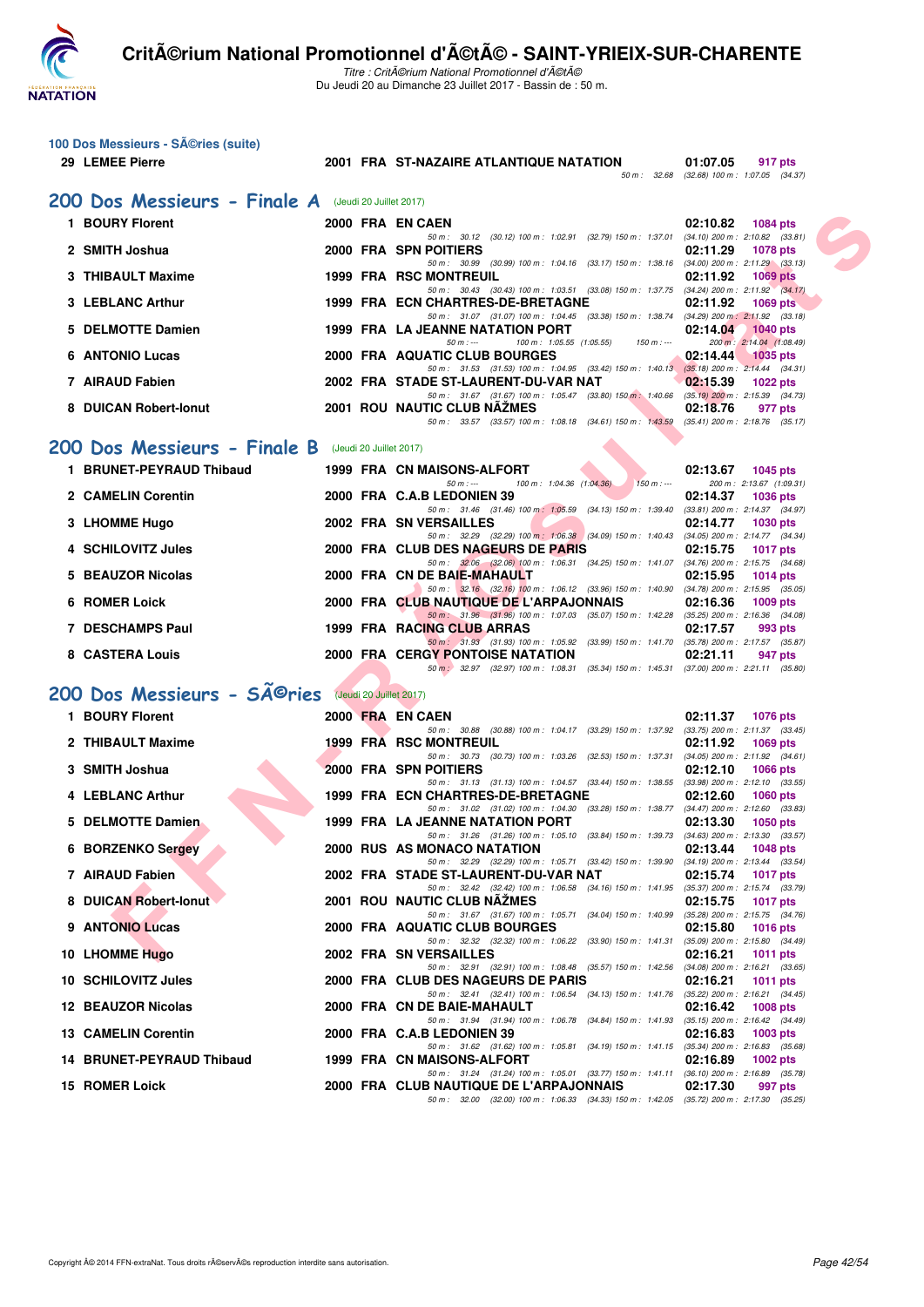## 100 Dos Messieurs - Séries (suite)

| Rang | Nom | Année | Nat | Club | Temps | Points |
|---|---|---|---|---|---|---|
| 29 | LEMEE Pierre | 2001 | FRA | ST-NAZAIRE ATLANTIQUE NATATION | 01:07.05 | 917 pts |
| | 50 m : 32.68 (32.68) 100 m : 1:07.05 (34.37) | | | | | |

## 200 Dos Messieurs - Finale A (Jeudi 20 Juillet 2017)

| Rang | Nom | Année | Nat | Club | Temps | Points |
|---|---|---|---|---|---|---|
| 1 | BOURY Florent | 2000 | FRA | EN CAEN | 02:10.82 | 1084 pts |
| | 50 m : 30.12 (30.12) 100 m : 1:02.91 (32.79) 150 m : 1:37.01 (34.10) 200 m : 2:10.82 (33.81) | | | | | |
| 2 | SMITH Joshua | 2000 | FRA | SPN POITIERS | 02:11.29 | 1078 pts |
| | 50 m : 30.99 (30.99) 100 m : 1:04.16 (33.17) 150 m : 1:38.16 (34.00) 200 m : 2:11.29 (33.13) | | | | | |
| 3 | THIBAULT Maxime | 1999 | FRA | RSC MONTREUIL | 02:11.92 | 1069 pts |
| | 50 m : 30.43 (30.43) 100 m : 1:03.51 (33.08) 150 m : 1:37.75 (34.24) 200 m : 2:11.92 (34.17) | | | | | |
| 3 | LEBLANC Arthur | 1999 | FRA | ECN CHARTRES-DE-BRETAGNE | 02:11.92 | 1069 pts |
| | 50 m : 31.07 (31.07) 100 m : 1:04.45 (33.38) 150 m : 1:38.74 (34.29) 200 m : 2:11.92 (33.18) | | | | | |
| 5 | DELMOTTE Damien | 1999 | FRA | LA JEANNE NATATION PORT | 02:14.04 | 1040 pts |
| | 50 m : --- 100 m : 1:05.55 (1:05.55) 150 m : --- 200 m : 2:14.04 (1:08.49) | | | | | |
| 6 | ANTONIO Lucas | 2000 | FRA | AQUATIC CLUB BOURGES | 02:14.44 | 1035 pts |
| | 50 m : 31.53 (31.53) 100 m : 1:04.95 (33.42) 150 m : 1:40.13 (35.18) 200 m : 2:14.44 (34.31) | | | | | |
| 7 | AIRAUD Fabien | 2002 | FRA | STADE ST-LAURENT-DU-VAR NAT | 02:15.39 | 1022 pts |
| | 50 m : 31.67 (31.67) 100 m : 1:05.47 (33.80) 150 m : 1:40.66 (35.19) 200 m : 2:15.39 (34.73) | | | | | |
| 8 | DUICAN Robert-Ionut | 2001 | ROU | NAUTIC CLUB NÎMES | 02:18.76 | 977 pts |
| | 50 m : 33.57 (33.57) 100 m : 1:08.18 (34.61) 150 m : 1:43.59 (35.41) 200 m : 2:18.76 (35.17) | | | | | |

## 200 Dos Messieurs - Finale B (Jeudi 20 Juillet 2017)

| Rang | Nom | Année | Nat | Club | Temps | Points |
|---|---|---|---|---|---|---|
| 1 | BRUNET-PEYRAUD Thibaud | 1999 | FRA | CN MAISONS-ALFORT | 02:13.67 | 1045 pts |
| | 50 m : --- 100 m : 1:04.36 (1:04.36) 150 m : --- 200 m : 2:13.67 (1:09.31) | | | | | |
| 2 | CAMELIN Corentin | 2000 | FRA | C.A.B LEDONIEN 39 | 02:14.37 | 1036 pts |
| | 50 m : 31.46 (31.46) 100 m : 1:05.59 (34.13) 150 m : 1:39.40 (33.81) 200 m : 2:14.37 (34.97) | | | | | |
| 3 | LHOMME Hugo | 2002 | FRA | SN VERSAILLES | 02:14.77 | 1030 pts |
| | 50 m : 32.29 (32.29) 100 m : 1:06.38 (34.09) 150 m : 1:40.43 (34.05) 200 m : 2:14.77 (34.34) | | | | | |
| 4 | SCHILOVITZ Jules | 2000 | FRA | CLUB DES NAGEURS DE PARIS | 02:15.75 | 1017 pts |
| | 50 m : 32.06 (32.06) 100 m : 1:06.31 (34.25) 150 m : 1:41.07 (34.76) 200 m : 2:15.75 (34.68) | | | | | |
| 5 | BEAUZOR Nicolas | 2000 | FRA | CN DE BAIE-MAHAULT | 02:15.95 | 1014 pts |
| | 50 m : 32.16 (32.16) 100 m : 1:06.12 (33.96) 150 m : 1:40.90 (34.78) 200 m : 2:15.95 (35.05) | | | | | |
| 6 | ROMER Loick | 2000 | FRA | CLUB NAUTIQUE DE L'ARPAJONNAIS | 02:16.36 | 1009 pts |
| | 50 m : 31.96 (31.96) 100 m : 1:07.03 (35.07) 150 m : 1:42.28 (35.25) 200 m : 2:16.36 (34.08) | | | | | |
| 7 | DESCHAMPS Paul | 1999 | FRA | RACING CLUB ARRAS | 02:17.57 | 993 pts |
| | 50 m : 31.93 (31.93) 100 m : 1:05.92 (33.99) 150 m : 1:41.70 (35.78) 200 m : 2:17.57 (35.87) | | | | | |
| 8 | CASTERA Louis | 2000 | FRA | CERGY PONTOISE NATATION | 02:21.11 | 947 pts |
| | 50 m : 32.97 (32.97) 100 m : 1:08.31 (35.34) 150 m : 1:45.31 (37.00) 200 m : 2:21.11 (35.80) | | | | | |

## 200 Dos Messieurs - Séries (Jeudi 20 Juillet 2017)

| Rang | Nom | Année | Nat | Club | Temps | Points |
|---|---|---|---|---|---|---|
| 1 | BOURY Florent | 2000 | FRA | EN CAEN | 02:11.37 | 1076 pts |
| | 50 m : 30.88 (30.88) 100 m : 1:04.17 (33.29) 150 m : 1:37.92 (33.75) 200 m : 2:11.37 (33.45) | | | | | |
| 2 | THIBAULT Maxime | 1999 | FRA | RSC MONTREUIL | 02:11.92 | 1069 pts |
| | 50 m : 30.73 (30.73) 100 m : 1:03.26 (32.53) 150 m : 1:37.31 (34.05) 200 m : 2:11.92 (34.61) | | | | | |
| 3 | SMITH Joshua | 2000 | FRA | SPN POITIERS | 02:12.10 | 1066 pts |
| | 50 m : 31.13 (31.13) 100 m : 1:04.57 (33.44) 150 m : 1:38.55 (33.98) 200 m : 2:12.10 (33.55) | | | | | |
| 4 | LEBLANC Arthur | 1999 | FRA | ECN CHARTRES-DE-BRETAGNE | 02:12.60 | 1060 pts |
| | 50 m : 31.02 (31.02) 100 m : 1:04.30 (33.28) 150 m : 1:38.77 (34.47) 200 m : 2:12.60 (33.83) | | | | | |
| 5 | DELMOTTE Damien | 1999 | FRA | LA JEANNE NATATION PORT | 02:13.30 | 1050 pts |
| | 50 m : 31.26 (31.26) 100 m : 1:05.10 (33.84) 150 m : 1:39.73 (34.63) 200 m : 2:13.30 (33.57) | | | | | |
| 6 | BORZENKO Sergey | 2000 | RUS | AS MONACO NATATION | 02:13.44 | 1048 pts |
| | 50 m : 32.29 (32.29) 100 m : 1:05.71 (33.42) 150 m : 1:39.90 (34.19) 200 m : 2:13.44 (33.54) | | | | | |
| 7 | AIRAUD Fabien | 2002 | FRA | STADE ST-LAURENT-DU-VAR NAT | 02:15.74 | 1017 pts |
| | 50 m : 32.42 (32.42) 100 m : 1:06.58 (34.16) 150 m : 1:41.95 (35.37) 200 m : 2:15.74 (33.79) | | | | | |
| 8 | DUICAN Robert-Ionut | 2001 | ROU | NAUTIC CLUB NÎMES | 02:15.75 | 1017 pts |
| | 50 m : 31.67 (31.67) 100 m : 1:05.71 (34.04) 150 m : 1:40.99 (35.28) 200 m : 2:15.75 (34.76) | | | | | |
| 9 | ANTONIO Lucas | 2000 | FRA | AQUATIC CLUB BOURGES | 02:15.80 | 1016 pts |
| | 50 m : 32.32 (32.32) 100 m : 1:06.22 (33.90) 150 m : 1:41.31 (35.09) 200 m : 2:15.80 (34.49) | | | | | |
| 10 | LHOMME Hugo | 2002 | FRA | SN VERSAILLES | 02:16.21 | 1011 pts |
| | 50 m : 32.91 (32.91) 100 m : 1:08.48 (35.57) 150 m : 1:42.56 (34.08) 200 m : 2:16.21 (33.65) | | | | | |
| 10 | SCHILOVITZ Jules | 2000 | FRA | CLUB DES NAGEURS DE PARIS | 02:16.21 | 1011 pts |
| | 50 m : 32.41 (32.41) 100 m : 1:06.54 (34.13) 150 m : 1:41.76 (35.22) 200 m : 2:16.21 (34.45) | | | | | |
| 12 | BEAUZOR Nicolas | 2000 | FRA | CN DE BAIE-MAHAULT | 02:16.42 | 1008 pts |
| | 50 m : 31.94 (31.94) 100 m : 1:06.78 (34.84) 150 m : 1:41.93 (35.15) 200 m : 2:16.42 (34.49) | | | | | |
| 13 | CAMELIN Corentin | 2000 | FRA | C.A.B LEDONIEN 39 | 02:16.83 | 1003 pts |
| | 50 m : 31.62 (31.62) 100 m : 1:05.81 (34.19) 150 m : 1:41.15 (35.34) 200 m : 2:16.83 (35.68) | | | | | |
| 14 | BRUNET-PEYRAUD Thibaud | 1999 | FRA | CN MAISONS-ALFORT | 02:16.89 | 1002 pts |
| | 50 m : 31.24 (31.24) 100 m : 1:05.01 (33.77) 150 m : 1:41.11 (36.10) 200 m : 2:16.89 (35.78) | | | | | |
| 15 | ROMER Loick | 2000 | FRA | CLUB NAUTIQUE DE L'ARPAJONNAIS | 02:17.30 | 997 pts |
| | 50 m : 32.00 (32.00) 100 m : 1:06.33 (34.33) 150 m : 1:42.05 (35.72) 200 m : 2:17.30 (35.25) | | | | | |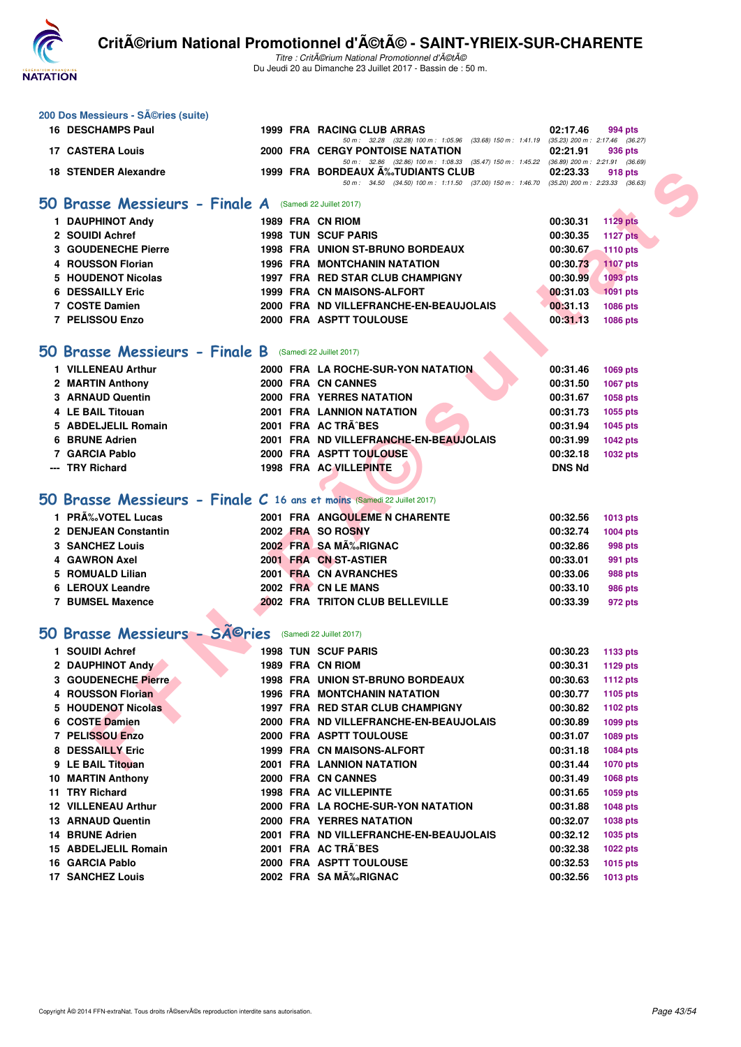## 200 Dos Messieurs - SÃ©ries (suite)

| | | | | | | |
|---|---|---|---|---|---|---|
| 16 | DESCHAMPS Paul | 1999 | FRA | RACING CLUB ARRAS | 02:17.46 | 994 pts |
| | | | | 50 m : 32.28 (32.28) 100 m : 1:05.96 (33.68) 150 m : 1:41.19 (35.23) 200 m : 2:17.46 (36.27) | | |
| 17 | CASTERA Louis | 2000 | FRA | CERGY PONTOISE NATATION | 02:21.91 | 936 pts |
| | | | | 50 m : 32.86 (32.86) 100 m : 1:08.33 (35.47) 150 m : 1:45.22 (36.89) 200 m : 2:21.91 (36.69) | | |
| 18 | STENDER Alexandre | 1999 | FRA | BORDEAUX Ã‰TUDIANTS CLUB | 02:23.33 | 918 pts |
| | | | | 50 m : 34.50 (34.50) 100 m : 1:11.50 (37.00) 150 m : 1:46.70 (35.20) 200 m : 2:23.33 (36.63) | | |

## 50 Brasse Messieurs - Finale A (Samedi 22 Juillet 2017)

| | | | | | | |
|---|---|---|---|---|---|---|
| 1 | DAUPHINOT Andy | 1989 | FRA | CN RIOM | 00:30.31 | 1129 pts |
| 2 | SOUIDI Achref | 1998 | TUN | SCUF PARIS | 00:30.35 | 1127 pts |
| 3 | GOUDENECHE Pierre | 1998 | FRA | UNION ST-BRUNO BORDEAUX | 00:30.67 | 1110 pts |
| 4 | ROUSSON Florian | 1996 | FRA | MONTCHANIN NATATION | 00:30.73 | 1107 pts |
| 5 | HOUDENOT Nicolas | 1997 | FRA | RED STAR CLUB CHAMPIGNY | 00:30.99 | 1093 pts |
| 6 | DESSAILLY Eric | 1999 | FRA | CN MAISONS-ALFORT | 00:31.03 | 1091 pts |
| 7 | COSTE Damien | 2000 | FRA | ND VILLEFRANCHE-EN-BEAUJOLAIS | 00:31.13 | 1086 pts |
| 7 | PELISSOU Enzo | 2000 | FRA | ASPTT TOULOUSE | 00:31.13 | 1086 pts |

## 50 Brasse Messieurs - Finale B (Samedi 22 Juillet 2017)

| | | | | | | |
|---|---|---|---|---|---|---|
| 1 | VILLENEAU Arthur | 2000 | FRA | LA ROCHE-SUR-YON NATATION | 00:31.46 | 1069 pts |
| 2 | MARTIN Anthony | 2000 | FRA | CN CANNES | 00:31.50 | 1067 pts |
| 3 | ARNAUD Quentin | 2000 | FRA | YERRES NATATION | 00:31.67 | 1058 pts |
| 4 | LE BAIL Titouan | 2001 | FRA | LANNION NATATION | 00:31.73 | 1055 pts |
| 5 | ABDELJELIL Romain | 2001 | FRA | AC TRÃˆBES | 00:31.94 | 1045 pts |
| 6 | BRUNE Adrien | 2001 | FRA | ND VILLEFRANCHE-EN-BEAUJOLAIS | 00:31.99 | 1042 pts |
| 7 | GARCIA Pablo | 2000 | FRA | ASPTT TOULOUSE | 00:32.18 | 1032 pts |
| --- | TRY Richard | 1998 | FRA | AC VILLEPINTE | DNS Nd | |

## 50 Brasse Messieurs - Finale C 16 ans et moins (Samedi 22 Juillet 2017)

| | | | | | | |
|---|---|---|---|---|---|---|
| 1 | PRÃ‰VOTEL Lucas | 2001 | FRA | ANGOULEME N CHARENTE | 00:32.56 | 1013 pts |
| 2 | DENJEAN Constantin | 2002 | FRA | SO ROSNY | 00:32.74 | 1004 pts |
| 3 | SANCHEZ Louis | 2002 | FRA | SA MÃ‰RIGNAC | 00:32.86 | 998 pts |
| 4 | GAWRON Axel | 2001 | FRA | CN ST-ASTIER | 00:33.01 | 991 pts |
| 5 | ROMUALD Lilian | 2001 | FRA | CN AVRANCHES | 00:33.06 | 988 pts |
| 6 | LEROUX Leandre | 2002 | FRA | CN LE MANS | 00:33.10 | 986 pts |
| 7 | BUMSEL Maxence | 2002 | FRA | TRITON CLUB BELLEVILLE | 00:33.39 | 972 pts |

## 50 Brasse Messieurs - SÃ©ries (Samedi 22 Juillet 2017)

| | | | | | | |
|---|---|---|---|---|---|---|
| 1 | SOUIDI Achref | 1998 | TUN | SCUF PARIS | 00:30.23 | 1133 pts |
| 2 | DAUPHINOT Andy | 1989 | FRA | CN RIOM | 00:30.31 | 1129 pts |
| 3 | GOUDENECHE Pierre | 1998 | FRA | UNION ST-BRUNO BORDEAUX | 00:30.63 | 1112 pts |
| 4 | ROUSSON Florian | 1996 | FRA | MONTCHANIN NATATION | 00:30.77 | 1105 pts |
| 5 | HOUDENOT Nicolas | 1997 | FRA | RED STAR CLUB CHAMPIGNY | 00:30.82 | 1102 pts |
| 6 | COSTE Damien | 2000 | FRA | ND VILLEFRANCHE-EN-BEAUJOLAIS | 00:30.89 | 1099 pts |
| 7 | PELISSOU Enzo | 2000 | FRA | ASPTT TOULOUSE | 00:31.07 | 1089 pts |
| 8 | DESSAILLY Eric | 1999 | FRA | CN MAISONS-ALFORT | 00:31.18 | 1084 pts |
| 9 | LE BAIL Titouan | 2001 | FRA | LANNION NATATION | 00:31.44 | 1070 pts |
| 10 | MARTIN Anthony | 2000 | FRA | CN CANNES | 00:31.49 | 1068 pts |
| 11 | TRY Richard | 1998 | FRA | AC VILLEPINTE | 00:31.65 | 1059 pts |
| 12 | VILLENEAU Arthur | 2000 | FRA | LA ROCHE-SUR-YON NATATION | 00:31.88 | 1048 pts |
| 13 | ARNAUD Quentin | 2000 | FRA | YERRES NATATION | 00:32.07 | 1038 pts |
| 14 | BRUNE Adrien | 2001 | FRA | ND VILLEFRANCHE-EN-BEAUJOLAIS | 00:32.12 | 1035 pts |
| 15 | ABDELJELIL Romain | 2001 | FRA | AC TRÃˆBES | 00:32.38 | 1022 pts |
| 16 | GARCIA Pablo | 2000 | FRA | ASPTT TOULOUSE | 00:32.53 | 1015 pts |
| 17 | SANCHEZ Louis | 2002 | FRA | SA MÃ‰RIGNAC | 00:32.56 | 1013 pts |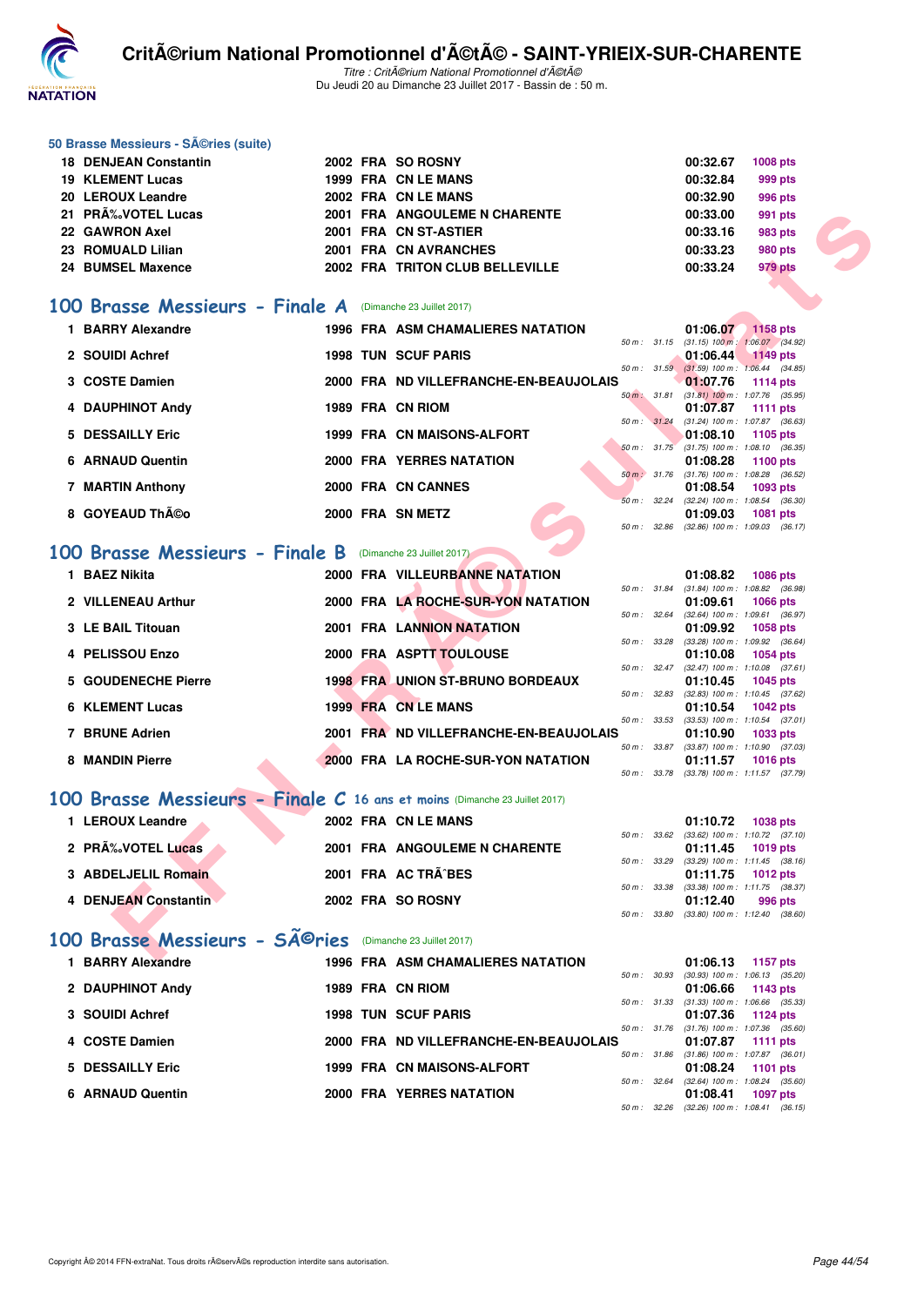### 50 Brasse Messieurs - SÃ©ries (suite)

| | | | | | | |
|---|---|---|---|---|---|---|
| 18 | DENJEAN Constantin | 2002 | FRA | SO ROSNY | 00:32.67 | 1008 pts |
| 19 | KLEMENT Lucas | 1999 | FRA | CN LE MANS | 00:32.84 | 999 pts |
| 20 | LEROUX Leandre | 2002 | FRA | CN LE MANS | 00:32.90 | 996 pts |
| 21 | PRÃ‰VOTEL Lucas | 2001 | FRA | ANGOULEME N CHARENTE | 00:33.00 | 991 pts |
| 22 | GAWRON Axel | 2001 | FRA | CN ST-ASTIER | 00:33.16 | 983 pts |
| 23 | ROMUALD Lilian | 2001 | FRA | CN AVRANCHES | 00:33.23 | 980 pts |
| 24 | BUMSEL Maxence | 2002 | FRA | TRITON CLUB BELLEVILLE | 00:33.24 | 979 pts |

## 100 Brasse Messieurs - Finale A (Dimanche 23 Juillet 2017)

| | | | | | | | |
|---|---|---|---|---|---|---|---|
| 1 | BARRY Alexandre | 1996 | FRA | ASM CHAMALIERES NATATION | 01:06.07 | 1158 pts | 50 m : 31.15 (31.15) 100 m : 1:06.07 (34.92) |
| 2 | SOUIDI Achref | 1998 | TUN | SCUF PARIS | 01:06.44 | 1149 pts | 50 m : 31.59 (31.59) 100 m : 1:06.44 (34.85) |
| 3 | COSTE Damien | 2000 | FRA | ND VILLEFRANCHE-EN-BEAUJOLAIS | 01:07.76 | 1114 pts | 50 m : 31.81 (31.81) 100 m : 1:07.76 (35.95) |
| 4 | DAUPHINOT Andy | 1989 | FRA | CN RIOM | 01:07.87 | 1111 pts | 50 m : 31.24 (31.24) 100 m : 1:07.87 (36.63) |
| 5 | DESSAILLY Eric | 1999 | FRA | CN MAISONS-ALFORT | 01:08.10 | 1105 pts | 50 m : 31.75 (31.75) 100 m : 1:08.10 (36.35) |
| 6 | ARNAUD Quentin | 2000 | FRA | YERRES NATATION | 01:08.28 | 1100 pts | 50 m : 31.76 (31.76) 100 m : 1:08.28 (36.52) |
| 7 | MARTIN Anthony | 2000 | FRA | CN CANNES | 01:08.54 | 1093 pts | 50 m : 32.24 (32.24) 100 m : 1:08.54 (36.30) |
| 8 | GOYEAUD ThÃ©o | 2000 | FRA | SN METZ | 01:09.03 | 1081 pts | 50 m : 32.86 (32.86) 100 m : 1:09.03 (36.17) |

## 100 Brasse Messieurs - Finale B (Dimanche 23 Juillet 2017)

| | | | | | | | |
|---|---|---|---|---|---|---|---|
| 1 | BAEZ Nikita | 2000 | FRA | VILLEURBANNE NATATION | 01:08.82 | 1086 pts | 50 m : 31.84 (31.84) 100 m : 1:08.82 (36.98) |
| 2 | VILLENEAU Arthur | 2000 | FRA | LA ROCHE-SUR-YON NATATION | 01:09.61 | 1066 pts | 50 m : 32.64 (32.64) 100 m : 1:09.61 (36.97) |
| 3 | LE BAIL Titouan | 2001 | FRA | LANNION NATATION | 01:09.92 | 1058 pts | 50 m : 33.28 (33.28) 100 m : 1:09.92 (36.64) |
| 4 | PELISSOU Enzo | 2000 | FRA | ASPTT TOULOUSE | 01:10.08 | 1054 pts | 50 m : 32.47 (32.47) 100 m : 1:10.08 (37.61) |
| 5 | GOUDENECHE Pierre | 1998 | FRA | UNION ST-BRUNO BORDEAUX | 01:10.45 | 1045 pts | 50 m : 32.83 (32.83) 100 m : 1:10.45 (37.62) |
| 6 | KLEMENT Lucas | 1999 | FRA | CN LE MANS | 01:10.54 | 1042 pts | 50 m : 33.53 (33.53) 100 m : 1:10.54 (37.01) |
| 7 | BRUNE Adrien | 2001 | FRA | ND VILLEFRANCHE-EN-BEAUJOLAIS | 01:10.90 | 1033 pts | 50 m : 33.87 (33.87) 100 m : 1:10.90 (37.03) |
| 8 | MANDIN Pierre | 2000 | FRA | LA ROCHE-SUR-YON NATATION | 01:11.57 | 1016 pts | 50 m : 33.78 (33.78) 100 m : 1:11.57 (37.79) |

## 100 Brasse Messieurs - Finale C 16 ans et moins (Dimanche 23 Juillet 2017)

| | | | | | | | |
|---|---|---|---|---|---|---|---|
| 1 | LEROUX Leandre | 2002 | FRA | CN LE MANS | 01:10.72 | 1038 pts | 50 m : 33.62 (33.62) 100 m : 1:10.72 (37.10) |
| 2 | PRÃ‰VOTEL Lucas | 2001 | FRA | ANGOULEME N CHARENTE | 01:11.45 | 1019 pts | 50 m : 33.29 (33.29) 100 m : 1:11.45 (38.16) |
| 3 | ABDELJELIL Romain | 2001 | FRA | AC TRÃˆBES | 01:11.75 | 1012 pts | 50 m : 33.38 (33.38) 100 m : 1:11.75 (38.37) |
| 4 | DENJEAN Constantin | 2002 | FRA | SO ROSNY | 01:12.40 | 996 pts | 50 m : 33.80 (33.80) 100 m : 1:12.40 (38.60) |

## 100 Brasse Messieurs - SÃ©ries (Dimanche 23 Juillet 2017)

| | | | | | | | |
|---|---|---|---|---|---|---|---|
| 1 | BARRY Alexandre | 1996 | FRA | ASM CHAMALIERES NATATION | 01:06.13 | 1157 pts | 50 m : 30.93 (30.93) 100 m : 1:06.13 (35.20) |
| 2 | DAUPHINOT Andy | 1989 | FRA | CN RIOM | 01:06.66 | 1143 pts | 50 m : 31.33 (31.33) 100 m : 1:06.66 (35.33) |
| 3 | SOUIDI Achref | 1998 | TUN | SCUF PARIS | 01:07.36 | 1124 pts | 50 m : 31.76 (31.76) 100 m : 1:07.36 (35.60) |
| 4 | COSTE Damien | 2000 | FRA | ND VILLEFRANCHE-EN-BEAUJOLAIS | 01:07.87 | 1111 pts | 50 m : 31.86 (31.86) 100 m : 1:07.87 (36.01) |
| 5 | DESSAILLY Eric | 1999 | FRA | CN MAISONS-ALFORT | 01:08.24 | 1101 pts | 50 m : 32.64 (32.64) 100 m : 1:08.24 (35.60) |
| 6 | ARNAUD Quentin | 2000 | FRA | YERRES NATATION | 01:08.41 | 1097 pts | 50 m : 32.26 (32.26) 100 m : 1:08.41 (36.15) |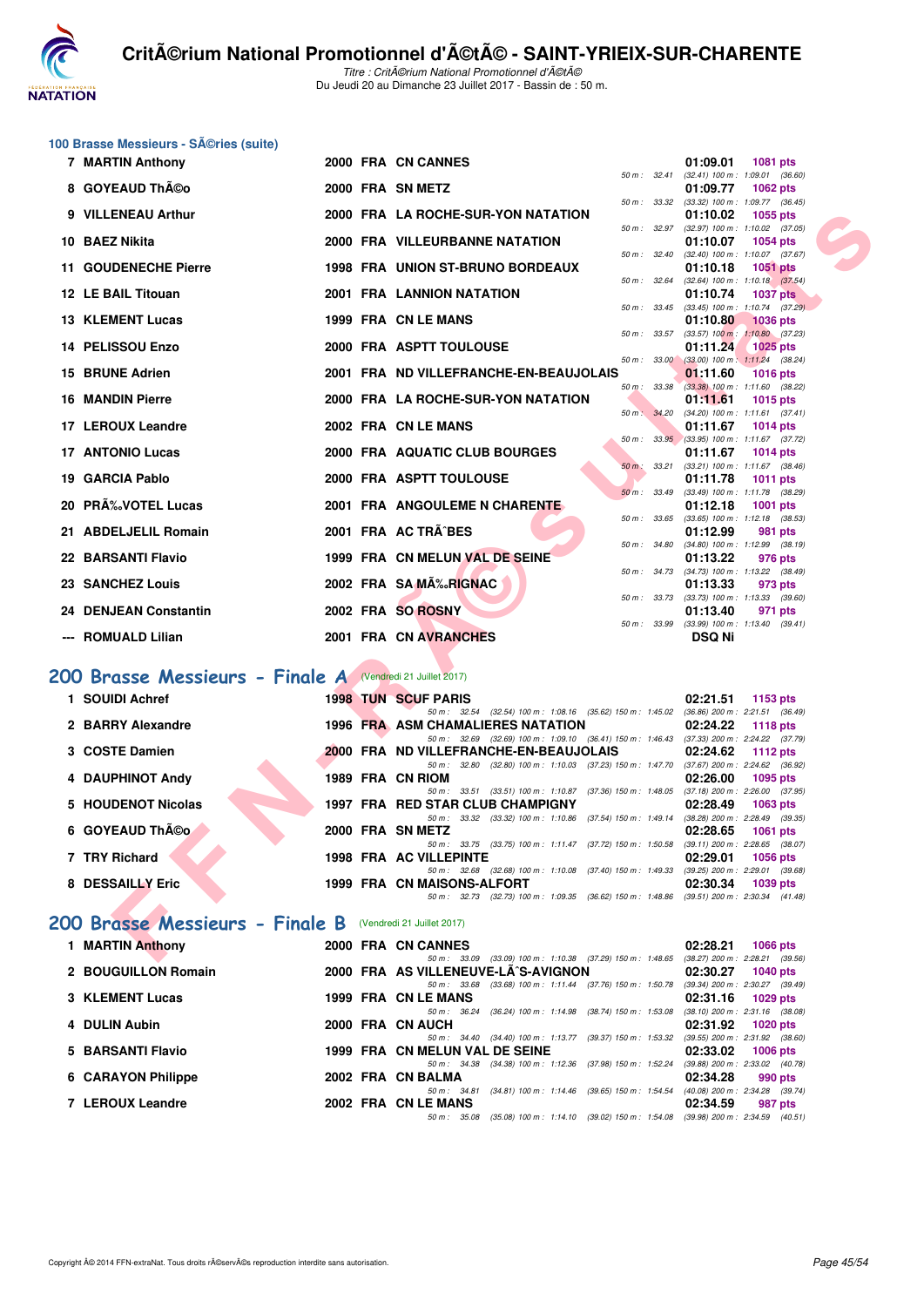### 100 Brasse Messieurs - SÃ©ries (suite)

| Rang | Nom | Année | Nat | Club | Temps | Points | Splits |
|---|---|---|---|---|---|---|---|
| 7 | MARTIN Anthony | 2000 | FRA | CN CANNES | 01:09.01 | 1081 pts | 50 m : 32.41 (32.41) 100 m : 1:09.01 (36.60) |
| 8 | GOYEAUD ThÃ©o | 2000 | FRA | SN METZ | 01:09.77 | 1062 pts | 50 m : 33.32 (33.32) 100 m : 1:09.77 (36.45) |
| 9 | VILLENEAU Arthur | 2000 | FRA | LA ROCHE-SUR-YON NATATION | 01:10.02 | 1055 pts | 50 m : 32.97 (32.97) 100 m : 1:10.02 (37.05) |
| 10 | BAEZ Nikita | 2000 | FRA | VILLEURBANNE NATATION | 01:10.07 | 1054 pts | 50 m : 32.40 (32.40) 100 m : 1:10.07 (37.67) |
| 11 | GOUDENECHE Pierre | 1998 | FRA | UNION ST-BRUNO BORDEAUX | 01:10.18 | 1051 pts | 50 m : 32.64 (32.64) 100 m : 1:10.18 (37.54) |
| 12 | LE BAIL Titouan | 2001 | FRA | LANNION NATATION | 01:10.74 | 1037 pts | 50 m : 33.45 (33.45) 100 m : 1:10.74 (37.29) |
| 13 | KLEMENT Lucas | 1999 | FRA | CN LE MANS | 01:10.80 | 1036 pts | 50 m : 33.57 (33.57) 100 m : 1:10.80 (37.23) |
| 14 | PELISSOU Enzo | 2000 | FRA | ASPTT TOULOUSE | 01:11.24 | 1025 pts | 50 m : 33.00 (33.00) 100 m : 1:11.24 (38.24) |
| 15 | BRUNE Adrien | 2001 | FRA | ND VILLEFRANCHE-EN-BEAUJOLAIS | 01:11.60 | 1016 pts | 50 m : 33.38 (33.38) 100 m : 1:11.60 (38.22) |
| 16 | MANDIN Pierre | 2000 | FRA | LA ROCHE-SUR-YON NATATION | 01:11.61 | 1015 pts | 50 m : 34.20 (34.20) 100 m : 1:11.61 (37.41) |
| 17 | LEROUX Leandre | 2002 | FRA | CN LE MANS | 01:11.67 | 1014 pts | 50 m : 33.95 (33.95) 100 m : 1:11.67 (37.72) |
| 17 | ANTONIO Lucas | 2000 | FRA | AQUATIC CLUB BOURGES | 01:11.67 | 1014 pts | 50 m : 33.21 (33.21) 100 m : 1:11.67 (38.46) |
| 19 | GARCIA Pablo | 2000 | FRA | ASPTT TOULOUSE | 01:11.78 | 1011 pts | 50 m : 33.49 (33.49) 100 m : 1:11.78 (38.29) |
| 20 | PRÃ‰VOTEL Lucas | 2001 | FRA | ANGOULEME N CHARENTE | 01:12.18 | 1001 pts | 50 m : 33.65 (33.65) 100 m : 1:12.18 (38.53) |
| 21 | ABDELJELIL Romain | 2001 | FRA | AC TRÃˆBES | 01:12.99 | 981 pts | 50 m : 34.80 (34.80) 100 m : 1:12.99 (38.19) |
| 22 | BARSANTI Flavio | 1999 | FRA | CN MELUN VAL DE SEINE | 01:13.22 | 976 pts | 50 m : 34.73 (34.73) 100 m : 1:13.22 (38.49) |
| 23 | SANCHEZ Louis | 2002 | FRA | SA MÃ‰RIGNAC | 01:13.33 | 973 pts | 50 m : 33.73 (33.73) 100 m : 1:13.33 (39.60) |
| 24 | DENJEAN Constantin | 2002 | FRA | SO ROSNY | 01:13.40 | 971 pts | 50 m : 33.99 (33.99) 100 m : 1:13.40 (39.41) |
| --- | ROMUALD Lilian | 2001 | FRA | CN AVRANCHES | DSQ Ni | | |

## 200 Brasse Messieurs - Finale A (Vendredi 21 Juillet 2017)

| Rang | Nom | Année | Nat | Club | Temps | Points | Splits |
|---|---|---|---|---|---|---|---|
| 1 | SOUIDI Achref | 1998 | TUN | SCUF PARIS | 02:21.51 | 1153 pts | 50 m : 32.54 (32.54) 100 m : 1:08.16 (35.62) 150 m : 1:45.02 (36.86) 200 m : 2:21.51 (36.49) |
| 2 | BARRY Alexandre | 1996 | FRA | ASM CHAMALIERES NATATION | 02:24.22 | 1118 pts | 50 m : 32.69 (32.69) 100 m : 1:09.10 (36.41) 150 m : 1:46.43 (37.33) 200 m : 2:24.22 (37.79) |
| 3 | COSTE Damien | 2000 | FRA | ND VILLEFRANCHE-EN-BEAUJOLAIS | 02:24.62 | 1112 pts | 50 m : 32.80 (32.80) 100 m : 1:10.03 (37.23) 150 m : 1:47.70 (37.67) 200 m : 2:24.62 (36.92) |
| 4 | DAUPHINOT Andy | 1989 | FRA | CN RIOM | 02:26.00 | 1095 pts | 50 m : 33.51 (33.51) 100 m : 1:10.87 (37.36) 150 m : 1:48.05 (37.18) 200 m : 2:26.00 (37.95) |
| 5 | HOUDENOT Nicolas | 1997 | FRA | RED STAR CLUB CHAMPIGNY | 02:28.49 | 1063 pts | 50 m : 33.32 (33.32) 100 m : 1:10.86 (37.54) 150 m : 1:49.14 (38.28) 200 m : 2:28.49 (39.35) |
| 6 | GOYEAUD ThÃ©o | 2000 | FRA | SN METZ | 02:28.65 | 1061 pts | 50 m : 33.75 (33.75) 100 m : 1:11.47 (37.72) 150 m : 1:50.58 (39.11) 200 m : 2:28.65 (38.07) |
| 7 | TRY Richard | 1998 | FRA | AC VILLEPINTE | 02:29.01 | 1056 pts | 50 m : 32.68 (32.68) 100 m : 1:10.08 (37.40) 150 m : 1:49.33 (39.25) 200 m : 2:29.01 (39.68) |
| 8 | DESSAILLY Eric | 1999 | FRA | CN MAISONS-ALFORT | 02:30.34 | 1039 pts | 50 m : 32.73 (32.73) 100 m : 1:09.35 (36.62) 150 m : 1:48.86 (39.51) 200 m : 2:30.34 (41.48) |

## 200 Brasse Messieurs - Finale B (Vendredi 21 Juillet 2017)

| Rang | Nom | Année | Nat | Club | Temps | Points | Splits |
|---|---|---|---|---|---|---|---|
| 1 | MARTIN Anthony | 2000 | FRA | CN CANNES | 02:28.21 | 1066 pts | 50 m : 33.09 (33.09) 100 m : 1:10.38 (37.29) 150 m : 1:48.65 (38.27) 200 m : 2:28.21 (39.56) |
| 2 | BOUGUILLON Romain | 2000 | FRA | AS VILLENEUVE-LÃˆS-AVIGNON | 02:30.27 | 1040 pts | 50 m : 33.68 (33.68) 100 m : 1:11.44 (37.76) 150 m : 1:50.78 (39.34) 200 m : 2:30.27 (39.49) |
| 3 | KLEMENT Lucas | 1999 | FRA | CN LE MANS | 02:31.16 | 1029 pts | 50 m : 36.24 (36.24) 100 m : 1:14.98 (38.74) 150 m : 1:53.08 (38.10) 200 m : 2:31.16 (38.08) |
| 4 | DULIN Aubin | 2000 | FRA | CN AUCH | 02:31.92 | 1020 pts | 50 m : 34.40 (34.40) 100 m : 1:13.77 (39.37) 150 m : 1:53.32 (39.55) 200 m : 2:31.92 (38.60) |
| 5 | BARSANTI Flavio | 1999 | FRA | CN MELUN VAL DE SEINE | 02:33.02 | 1006 pts | 50 m : 34.38 (34.38) 100 m : 1:12.36 (37.98) 150 m : 1:52.24 (39.88) 200 m : 2:33.02 (40.78) |
| 6 | CARAYON Philippe | 2002 | FRA | CN BALMA | 02:34.28 | 990 pts | 50 m : 34.81 (34.81) 100 m : 1:14.46 (39.65) 150 m : 1:54.54 (40.08) 200 m : 2:34.28 (39.74) |
| 7 | LEROUX Leandre | 2002 | FRA | CN LE MANS | 02:34.59 | 987 pts | 50 m : 35.08 (35.08) 100 m : 1:14.10 (39.02) 150 m : 1:54.08 (39.98) 200 m : 2:34.59 (40.51) |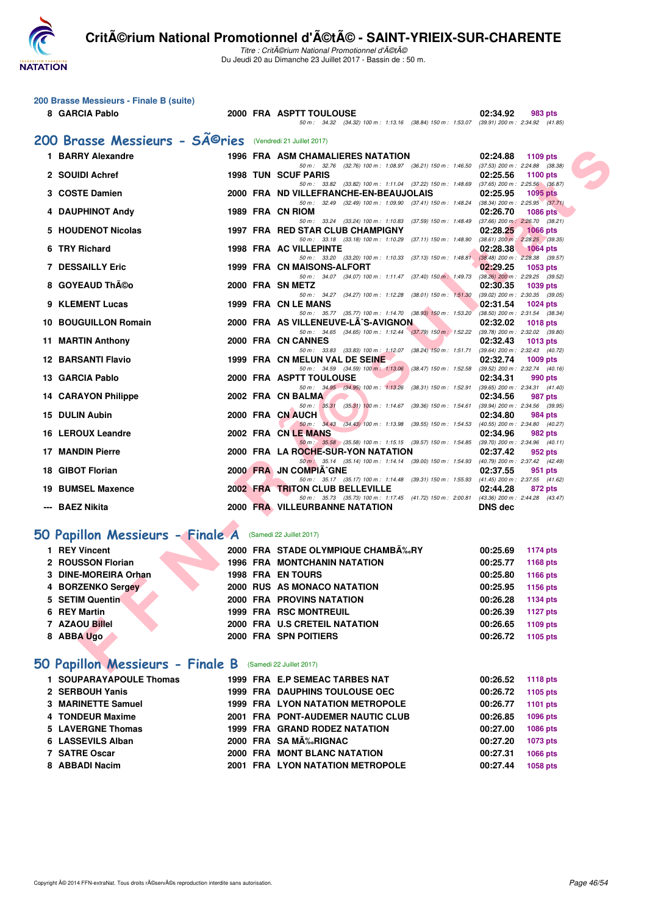### 200 Brasse Messieurs - Finale B (suite)

| Place | Nom | Année | Nat | Club | Temps | Points |
|---|---|---|---|---|---|---|
| 8 | GARCIA Pablo | 2000 | FRA | ASPTT TOULOUSE | 02:34.92 | 983 pts |
| | | | | 50 m : 34.32 (34.32) 100 m : 1:13.16 (38.84) 150 m : 1:53.07 (39.91) 200 m : 2:34.92 (41.85) | | |

## 200 Brasse Messieurs - SÃ©ries (Vendredi 21 Juillet 2017)

| Place | Nom | Année | Nat | Club | Temps | Points |
|---|---|---|---|---|---|---|
| 1 | BARRY Alexandre | 1996 | FRA | ASM CHAMALIERES NATATION | 02:24.88 | 1109 pts |
| | | | | 50 m : 32.76 (32.76) 100 m : 1:08.97 (36.21) 150 m : 1:46.50 (37.53) 200 m : 2:24.88 (38.38) | | |
| 2 | SOUIDI Achref | 1998 | TUN | SCUF PARIS | 02:25.56 | 1100 pts |
| | | | | 50 m : 33.82 (33.82) 100 m : 1:11.04 (37.22) 150 m : 1:48.69 (37.65) 200 m : 2:25.56 (36.87) | | |
| 3 | COSTE Damien | 2000 | FRA | ND VILLEFRANCHE-EN-BEAUJOLAIS | 02:25.95 | 1095 pts |
| | | | | 50 m : 32.49 (32.49) 100 m : 1:09.90 (37.41) 150 m : 1:48.24 (38.34) 200 m : 2:25.95 (37.71) | | |
| 4 | DAUPHINOT Andy | 1989 | FRA | CN RIOM | 02:26.70 | 1086 pts |
| | | | | 50 m : 33.24 (33.24) 100 m : 1:10.83 (37.59) 150 m : 1:48.49 (37.66) 200 m : 2:26.70 (38.21) | | |
| 5 | HOUDENOT Nicolas | 1997 | FRA | RED STAR CLUB CHAMPIGNY | 02:28.25 | 1066 pts |
| | | | | 50 m : 33.18 (33.18) 100 m : 1:10.29 (37.11) 150 m : 1:48.90 (38.61) 200 m : 2:28.25 (39.35) | | |
| 6 | TRY Richard | 1998 | FRA | AC VILLEPINTE | 02:28.38 | 1064 pts |
| | | | | 50 m : 33.20 (33.20) 100 m : 1:10.33 (37.13) 150 m : 1:48.81 (38.48) 200 m : 2:28.38 (39.57) | | |
| 7 | DESSAILLY Eric | 1999 | FRA | CN MAISONS-ALFORT | 02:29.25 | 1053 pts |
| | | | | 50 m : 34.07 (34.07) 100 m : 1:11.47 (37.40) 150 m : 1:49.73 (38.26) 200 m : 2:29.25 (39.52) | | |
| 8 | GOYEAUD ThÃ©o | 2000 | FRA | SN METZ | 02:30.35 | 1039 pts |
| | | | | 50 m : 34.27 (34.27) 100 m : 1:12.28 (38.01) 150 m : 1:51.30 (39.02) 200 m : 2:30.35 (39.05) | | |
| 9 | KLEMENT Lucas | 1999 | FRA | CN LE MANS | 02:31.54 | 1024 pts |
| | | | | 50 m : 35.77 (35.77) 100 m : 1:14.70 (38.93) 150 m : 1:53.20 (38.50) 200 m : 2:31.54 (38.34) | | |
| 10 | BOUGUILLON Romain | 2000 | FRA | AS VILLENEUVE-LÃˆS-AVIGNON | 02:32.02 | 1018 pts |
| | | | | 50 m : 34.65 (34.65) 100 m : 1:12.44 (37.79) 150 m : 1:52.22 (39.78) 200 m : 2:32.02 (39.80) | | |
| 11 | MARTIN Anthony | 2000 | FRA | CN CANNES | 02:32.43 | 1013 pts |
| | | | | 50 m : 33.83 (33.83) 100 m : 1:12.07 (38.24) 150 m : 1:51.71 (39.64) 200 m : 2:32.43 (40.72) | | |
| 12 | BARSANTI Flavio | 1999 | FRA | CN MELUN VAL DE SEINE | 02:32.74 | 1009 pts |
| | | | | 50 m : 34.59 (34.59) 100 m : 1:13.06 (38.47) 150 m : 1:52.58 (39.52) 200 m : 2:32.74 (40.16) | | |
| 13 | GARCIA Pablo | 2000 | FRA | ASPTT TOULOUSE | 02:34.31 | 990 pts |
| | | | | 50 m : 34.95 (34.95) 100 m : 1:13.26 (38.31) 150 m : 1:52.91 (39.65) 200 m : 2:34.31 (41.40) | | |
| 14 | CARAYON Philippe | 2002 | FRA | CN BALMA | 02:34.56 | 987 pts |
| | | | | 50 m : 35.31 (35.31) 100 m : 1:14.67 (39.36) 150 m : 1:54.61 (39.94) 200 m : 2:34.56 (39.95) | | |
| 15 | DULIN Aubin | 2000 | FRA | CN AUCH | 02:34.80 | 984 pts |
| | | | | 50 m : 34.43 (34.43) 100 m : 1:13.98 (39.55) 150 m : 1:54.53 (40.55) 200 m : 2:34.80 (40.27) | | |
| 16 | LEROUX Leandre | 2002 | FRA | CN LE MANS | 02:34.96 | 982 pts |
| | | | | 50 m : 35.58 (35.58) 100 m : 1:15.15 (39.57) 150 m : 1:54.85 (39.70) 200 m : 2:34.96 (40.11) | | |
| 17 | MANDIN Pierre | 2000 | FRA | LA ROCHE-SUR-YON NATATION | 02:37.42 | 952 pts |
| | | | | 50 m : 35.14 (35.14) 100 m : 1:14.14 (39.00) 150 m : 1:54.93 (40.79) 200 m : 2:37.42 (42.49) | | |
| 18 | GIBOT Florian | 2000 | FRA | JN COMPIÃˆGNE | 02:37.55 | 951 pts |
| | | | | 50 m : 35.17 (35.17) 100 m : 1:14.48 (39.31) 150 m : 1:55.93 (41.45) 200 m : 2:37.55 (41.62) | | |
| 19 | BUMSEL Maxence | 2002 | FRA | TRITON CLUB BELLEVILLE | 02:44.28 | 872 pts |
| | | | | 50 m : 35.73 (35.73) 100 m : 1:17.45 (41.72) 150 m : 2:00.81 (43.36) 200 m : 2:44.28 (43.47) | | |
| --- | BAEZ Nikita | 2000 | FRA | VILLEURBANNE NATATION | DNS dec | |

## 50 Papillon Messieurs - Finale A (Samedi 22 Juillet 2017)

| Place | Nom | Année | Nat | Club | Temps | Points |
|---|---|---|---|---|---|---|
| 1 | REY Vincent | 2000 | FRA | STADE OLYMPIQUE CHAMBÃ‰RY | 00:25.69 | 1174 pts |
| 2 | ROUSSON Florian | 1996 | FRA | MONTCHANIN NATATION | 00:25.77 | 1168 pts |
| 3 | DINE-MOREIRA Orhan | 1998 | FRA | EN TOURS | 00:25.80 | 1166 pts |
| 4 | BORZENKO Sergey | 2000 | RUS | AS MONACO NATATION | 00:25.95 | 1156 pts |
| 5 | SETIM Quentin | 2000 | FRA | PROVINS NATATION | 00:26.28 | 1134 pts |
| 6 | REY Martin | 1999 | FRA | RSC MONTREUIL | 00:26.39 | 1127 pts |
| 7 | AZAOU Billel | 2000 | FRA | U.S CRETEIL NATATION | 00:26.65 | 1109 pts |
| 8 | ABBA Ugo | 2000 | FRA | SPN POITIERS | 00:26.72 | 1105 pts |

## 50 Papillon Messieurs - Finale B (Samedi 22 Juillet 2017)

| Place | Nom | Année | Nat | Club | Temps | Points |
|---|---|---|---|---|---|---|
| 1 | SOUPARAYAPOULE Thomas | 1999 | FRA | E.P SEMEAC TARBES NAT | 00:26.52 | 1118 pts |
| 2 | SERBOUH Yanis | 1999 | FRA | DAUPHINS TOULOUSE OEC | 00:26.72 | 1105 pts |
| 3 | MARINETTE Samuel | 1999 | FRA | LYON NATATION METROPOLE | 00:26.77 | 1101 pts |
| 4 | TONDEUR Maxime | 2001 | FRA | PONT-AUDEMER NAUTIC CLUB | 00:26.85 | 1096 pts |
| 5 | LAVERGNE Thomas | 1999 | FRA | GRAND RODEZ NATATION | 00:27.00 | 1086 pts |
| 6 | LASSEVILS Alban | 2000 | FRA | SA MÃ‰RIGNAC | 00:27.20 | 1073 pts |
| 7 | SATRE Oscar | 2000 | FRA | MONT BLANC NATATION | 00:27.31 | 1066 pts |
| 8 | ABBADI Nacim | 2001 | FRA | LYON NATATION METROPOLE | 00:27.44 | 1058 pts |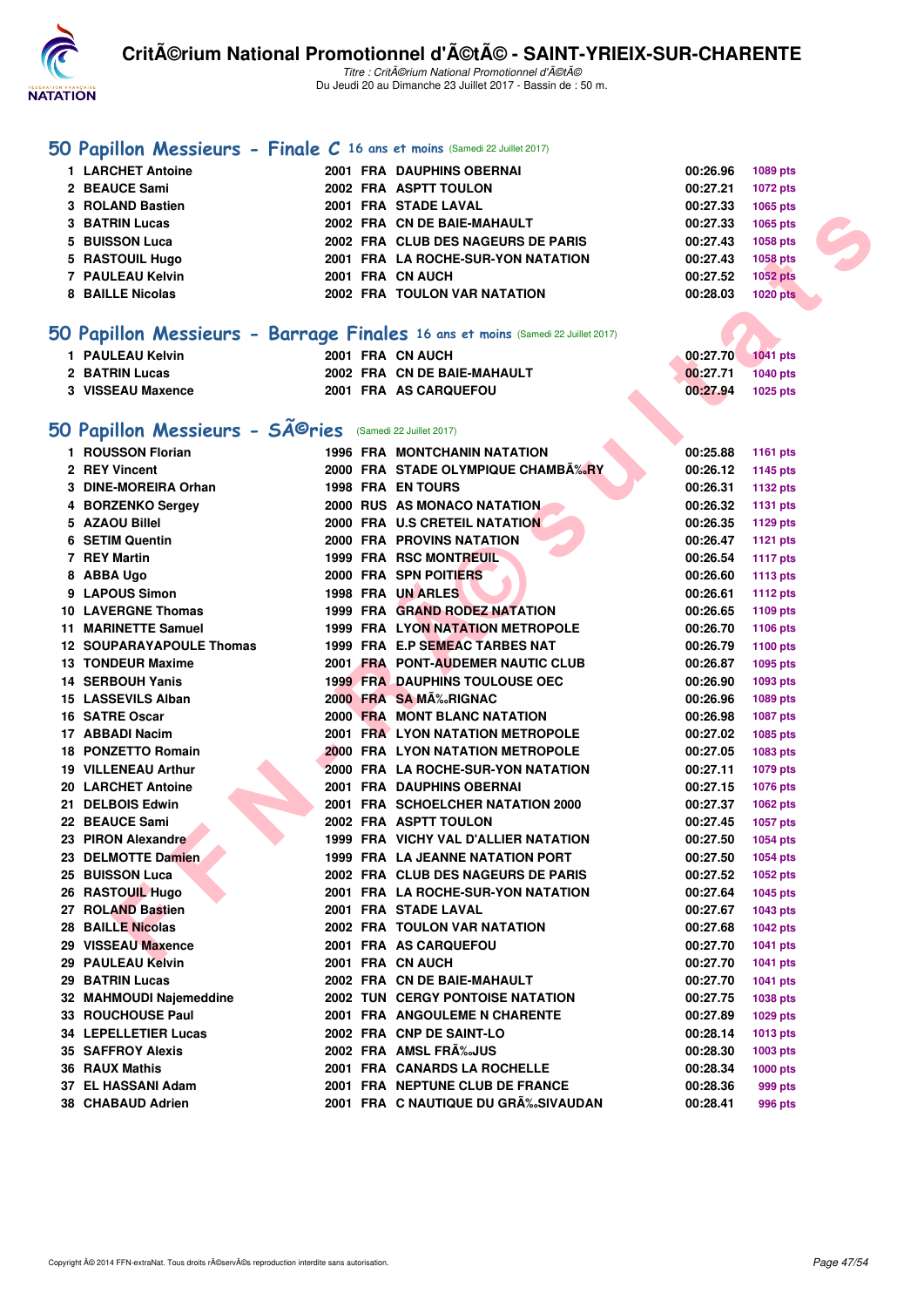## 50 Papillon Messieurs - Finale C 16 ans et moins (Samedi 22 Juillet 2017)

| | | | | | | |
|---|---|---|---|---|---|---|
| 1 | LARCHET Antoine | 2001 | FRA | DAUPHINS OBERNAI | 00:26.96 | 1089 pts |
| 2 | BEAUCE Sami | 2002 | FRA | ASPTT TOULON | 00:27.21 | 1072 pts |
| 3 | ROLAND Bastien | 2001 | FRA | STADE LAVAL | 00:27.33 | 1065 pts |
| 3 | BATRIN Lucas | 2002 | FRA | CN DE BAIE-MAHAULT | 00:27.33 | 1065 pts |
| 5 | BUISSON Luca | 2002 | FRA | CLUB DES NAGEURS DE PARIS | 00:27.43 | 1058 pts |
| 5 | RASTOUIL Hugo | 2001 | FRA | LA ROCHE-SUR-YON NATATION | 00:27.43 | 1058 pts |
| 7 | PAULEAU Kelvin | 2001 | FRA | CN AUCH | 00:27.52 | 1052 pts |
| 8 | BAILLE Nicolas | 2002 | FRA | TOULON VAR NATATION | 00:28.03 | 1020 pts |

## 50 Papillon Messieurs - Barrage Finales 16 ans et moins (Samedi 22 Juillet 2017)

| | | | | | | |
|---|---|---|---|---|---|---|
| 1 | PAULEAU Kelvin | 2001 | FRA | CN AUCH | 00:27.70 | 1041 pts |
| 2 | BATRIN Lucas | 2002 | FRA | CN DE BAIE-MAHAULT | 00:27.71 | 1040 pts |
| 3 | VISSEAU Maxence | 2001 | FRA | AS CARQUEFOU | 00:27.94 | 1025 pts |

## 50 Papillon Messieurs - SÃ©ries (Samedi 22 Juillet 2017)

| | | | | | | |
|---|---|---|---|---|---|---|
| 1 | ROUSSON Florian | 1996 | FRA | MONTCHANIN NATATION | 00:25.88 | 1161 pts |
| 2 | REY Vincent | 2000 | FRA | STADE OLYMPIQUE CHAMBÃ‰RY | 00:26.12 | 1145 pts |
| 3 | DINE-MOREIRA Orhan | 1998 | FRA | EN TOURS | 00:26.31 | 1132 pts |
| 4 | BORZENKO Sergey | 2000 | RUS | AS MONACO NATATION | 00:26.32 | 1131 pts |
| 5 | AZAOU Billel | 2000 | FRA | U.S CRETEIL NATATION | 00:26.35 | 1129 pts |
| 6 | SETIM Quentin | 2000 | FRA | PROVINS NATATION | 00:26.47 | 1121 pts |
| 7 | REY Martin | 1999 | FRA | RSC MONTREUIL | 00:26.54 | 1117 pts |
| 8 | ABBA Ugo | 2000 | FRA | SPN POITIERS | 00:26.60 | 1113 pts |
| 9 | LAPOUS Simon | 1998 | FRA | UN ARLES | 00:26.61 | 1112 pts |
| 10 | LAVERGNE Thomas | 1999 | FRA | GRAND RODEZ NATATION | 00:26.65 | 1109 pts |
| 11 | MARINETTE Samuel | 1999 | FRA | LYON NATATION METROPOLE | 00:26.70 | 1106 pts |
| 12 | SOUPARAYAPOULE Thomas | 1999 | FRA | E.P SEMEAC TARBES NAT | 00:26.79 | 1100 pts |
| 13 | TONDEUR Maxime | 2001 | FRA | PONT-AUDEMER NAUTIC CLUB | 00:26.87 | 1095 pts |
| 14 | SERBOUH Yanis | 1999 | FRA | DAUPHINS TOULOUSE OEC | 00:26.90 | 1093 pts |
| 15 | LASSEVILS Alban | 2000 | FRA | SA MÃ‰RIGNAC | 00:26.96 | 1089 pts |
| 16 | SATRE Oscar | 2000 | FRA | MONT BLANC NATATION | 00:26.98 | 1087 pts |
| 17 | ABBADI Nacim | 2001 | FRA | LYON NATATION METROPOLE | 00:27.02 | 1085 pts |
| 18 | PONZETTO Romain | 2000 | FRA | LYON NATATION METROPOLE | 00:27.05 | 1083 pts |
| 19 | VILLENEAU Arthur | 2000 | FRA | LA ROCHE-SUR-YON NATATION | 00:27.11 | 1079 pts |
| 20 | LARCHET Antoine | 2001 | FRA | DAUPHINS OBERNAI | 00:27.15 | 1076 pts |
| 21 | DELBOIS Edwin | 2001 | FRA | SCHOELCHER NATATION 2000 | 00:27.37 | 1062 pts |
| 22 | BEAUCE Sami | 2002 | FRA | ASPTT TOULON | 00:27.45 | 1057 pts |
| 23 | PIRON Alexandre | 1999 | FRA | VICHY VAL D'ALLIER NATATION | 00:27.50 | 1054 pts |
| 23 | DELMOTTE Damien | 1999 | FRA | LA JEANNE NATATION PORT | 00:27.50 | 1054 pts |
| 25 | BUISSON Luca | 2002 | FRA | CLUB DES NAGEURS DE PARIS | 00:27.52 | 1052 pts |
| 26 | RASTOUIL Hugo | 2001 | FRA | LA ROCHE-SUR-YON NATATION | 00:27.64 | 1045 pts |
| 27 | ROLAND Bastien | 2001 | FRA | STADE LAVAL | 00:27.67 | 1043 pts |
| 28 | BAILLE Nicolas | 2002 | FRA | TOULON VAR NATATION | 00:27.68 | 1042 pts |
| 29 | VISSEAU Maxence | 2001 | FRA | AS CARQUEFOU | 00:27.70 | 1041 pts |
| 29 | PAULEAU Kelvin | 2001 | FRA | CN AUCH | 00:27.70 | 1041 pts |
| 29 | BATRIN Lucas | 2002 | FRA | CN DE BAIE-MAHAULT | 00:27.70 | 1041 pts |
| 32 | MAHMOUDI Najemeddine | 2002 | TUN | CERGY PONTOISE NATATION | 00:27.75 | 1038 pts |
| 33 | ROUCHOUSE Paul | 2001 | FRA | ANGOULEME N CHARENTE | 00:27.89 | 1029 pts |
| 34 | LEPELLETIER Lucas | 2002 | FRA | CNP DE SAINT-LO | 00:28.14 | 1013 pts |
| 35 | SAFFROY Alexis | 2002 | FRA | AMSL FRÃ‰JUS | 00:28.30 | 1003 pts |
| 36 | RAUX Mathis | 2001 | FRA | CANARDS LA ROCHELLE | 00:28.34 | 1000 pts |
| 37 | EL HASSANI Adam | 2001 | FRA | NEPTUNE CLUB DE FRANCE | 00:28.36 | 999 pts |
| 38 | CHABAUD Adrien | 2001 | FRA | C NAUTIQUE DU GRÃ‰SIVAUDAN | 00:28.41 | 996 pts |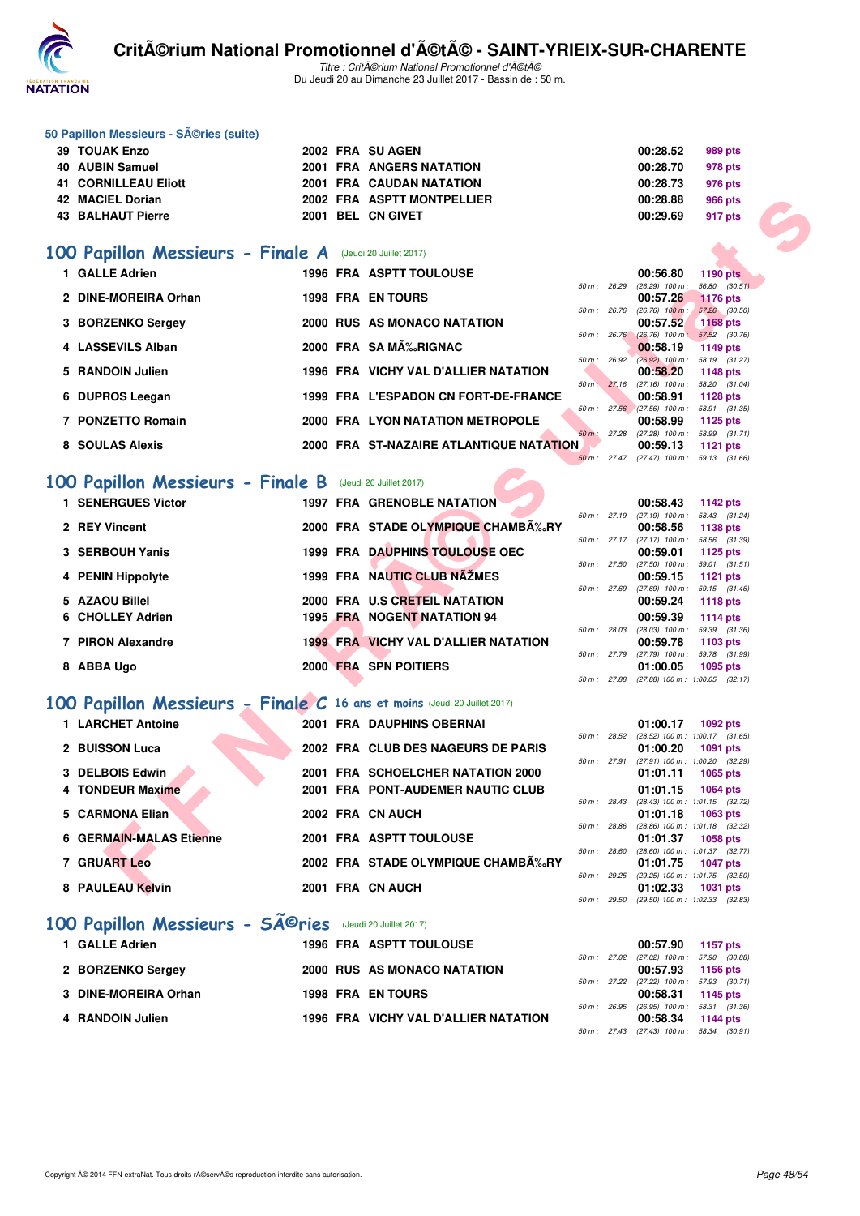### 50 Papillon Messieurs - SÃ©ries (suite)

| | | | | | | |
|---|---|---|---|---|---|---|
| 39 | TOUAK Enzo | 2002 | FRA | SU AGEN | 00:28.52 | 989 pts |
| 40 | AUBIN Samuel | 2001 | FRA | ANGERS NATATION | 00:28.70 | 978 pts |
| 41 | CORNILLEAU Eliott | 2001 | FRA | CAUDAN NATATION | 00:28.73 | 976 pts |
| 42 | MACIEL Dorian | 2002 | FRA | ASPTT MONTPELLIER | 00:28.88 | 966 pts |
| 43 | BALHAUT Pierre | 2001 | BEL | CN GIVET | 00:29.69 | 917 pts |

## 100 Papillon Messieurs - Finale A (Jeudi 20 Juillet 2017)

| | | | | | | | |
|---|---|---|---|---|---|---|---|
| 1 | GALLE Adrien | 1996 | FRA | ASPTT TOULOUSE | 00:56.80 | 1190 pts | 50 m : 26.29 (26.29) 100 m : 56.80 (30.51) |
| 2 | DINE-MOREIRA Orhan | 1998 | FRA | EN TOURS | 00:57.26 | 1176 pts | 50 m : 26.76 (26.76) 100 m : 57.26 (30.50) |
| 3 | BORZENKO Sergey | 2000 | RUS | AS MONACO NATATION | 00:57.52 | 1168 pts | 50 m : 26.76 (26.76) 100 m : 57.52 (30.76) |
| 4 | LASSEVILS Alban | 2000 | FRA | SA MÃ‰RIGNAC | 00:58.19 | 1149 pts | 50 m : 26.92 (26.92) 100 m : 58.19 (31.27) |
| 5 | RANDOIN Julien | 1996 | FRA | VICHY VAL D'ALLIER NATATION | 00:58.20 | 1148 pts | 50 m : 27.16 (27.16) 100 m : 58.20 (31.04) |
| 6 | DUPROS Leegan | 1999 | FRA | L'ESPADON CN FORT-DE-FRANCE | 00:58.91 | 1128 pts | 50 m : 27.56 (27.56) 100 m : 58.91 (31.35) |
| 7 | PONZETTO Romain | 2000 | FRA | LYON NATATION METROPOLE | 00:58.99 | 1125 pts | 50 m : 27.28 (27.28) 100 m : 58.99 (31.71) |
| 8 | SOULAS Alexis | 2000 | FRA | ST-NAZAIRE ATLANTIQUE NATATION | 00:59.13 | 1121 pts | 50 m : 27.47 (27.47) 100 m : 59.13 (31.66) |

## 100 Papillon Messieurs - Finale B (Jeudi 20 Juillet 2017)

| | | | | | | | |
|---|---|---|---|---|---|---|---|
| 1 | SENERGUES Victor | 1997 | FRA | GRENOBLE NATATION | 00:58.43 | 1142 pts | 50 m : 27.19 (27.19) 100 m : 58.43 (31.24) |
| 2 | REY Vincent | 2000 | FRA | STADE OLYMPIQUE CHAMBÃ‰RY | 00:58.56 | 1138 pts | 50 m : 27.17 (27.17) 100 m : 58.56 (31.39) |
| 3 | SERBOUH Yanis | 1999 | FRA | DAUPHINS TOULOUSE OEC | 00:59.01 | 1125 pts | 50 m : 27.50 (27.50) 100 m : 59.01 (31.51) |
| 4 | PENIN Hippolyte | 1999 | FRA | NAUTIC CLUB NÃŽMES | 00:59.15 | 1121 pts | 50 m : 27.69 (27.69) 100 m : 59.15 (31.46) |
| 5 | AZAOU Billel | 2000 | FRA | U.S CRETEIL NATATION | 00:59.24 | 1118 pts | |
| 6 | CHOLLEY Adrien | 1995 | FRA | NOGENT NATATION 94 | 00:59.39 | 1114 pts | 50 m : 28.03 (28.03) 100 m : 59.39 (31.36) |
| 7 | PIRON Alexandre | 1999 | FRA | VICHY VAL D'ALLIER NATATION | 00:59.78 | 1103 pts | 50 m : 27.79 (27.79) 100 m : 59.78 (31.99) |
| 8 | ABBA Ugo | 2000 | FRA | SPN POITIERS | 01:00.05 | 1095 pts | 50 m : 27.88 (27.88) 100 m : 1:00.05 (32.17) |

## 100 Papillon Messieurs - Finale C 16 ans et moins (Jeudi 20 Juillet 2017)

| | | | | | | | |
|---|---|---|---|---|---|---|---|
| 1 | LARCHET Antoine | 2001 | FRA | DAUPHINS OBERNAI | 01:00.17 | 1092 pts | 50 m : 28.52 (28.52) 100 m : 1:00.17 (31.65) |
| 2 | BUISSON Luca | 2002 | FRA | CLUB DES NAGEURS DE PARIS | 01:00.20 | 1091 pts | 50 m : 27.91 (27.91) 100 m : 1:00.20 (32.29) |
| 3 | DELBOIS Edwin | 2001 | FRA | SCHOELCHER NATATION 2000 | 01:01.11 | 1065 pts | |
| 4 | TONDEUR Maxime | 2001 | FRA | PONT-AUDEMER NAUTIC CLUB | 01:01.15 | 1064 pts | 50 m : 28.43 (28.43) 100 m : 1:01.15 (32.72) |
| 5 | CARMONA Elian | 2002 | FRA | CN AUCH | 01:01.18 | 1063 pts | 50 m : 28.86 (28.86) 100 m : 1:01.18 (32.32) |
| 6 | GERMAIN-MALAS Etienne | 2001 | FRA | ASPTT TOULOUSE | 01:01.37 | 1058 pts | 50 m : 28.60 (28.60) 100 m : 1:01.37 (32.77) |
| 7 | GRUART Leo | 2002 | FRA | STADE OLYMPIQUE CHAMBÃ‰RY | 01:01.75 | 1047 pts | 50 m : 29.25 (29.25) 100 m : 1:01.75 (32.50) |
| 8 | PAULEAU Kelvin | 2001 | FRA | CN AUCH | 01:02.33 | 1031 pts | 50 m : 29.50 (29.50) 100 m : 1:02.33 (32.83) |

## 100 Papillon Messieurs - SÃ©ries (Jeudi 20 Juillet 2017)

| | | | | | | | |
|---|---|---|---|---|---|---|---|
| 1 | GALLE Adrien | 1996 | FRA | ASPTT TOULOUSE | 00:57.90 | 1157 pts | 50 m : 27.02 (27.02) 100 m : 57.90 (30.88) |
| 2 | BORZENKO Sergey | 2000 | RUS | AS MONACO NATATION | 00:57.93 | 1156 pts | 50 m : 27.22 (27.22) 100 m : 57.93 (30.71) |
| 3 | DINE-MOREIRA Orhan | 1998 | FRA | EN TOURS | 00:58.31 | 1145 pts | 50 m : 26.95 (26.95) 100 m : 58.31 (31.36) |
| 4 | RANDOIN Julien | 1996 | FRA | VICHY VAL D'ALLIER NATATION | 00:58.34 | 1144 pts | 50 m : 27.43 (27.43) 100 m : 58.34 (30.91) |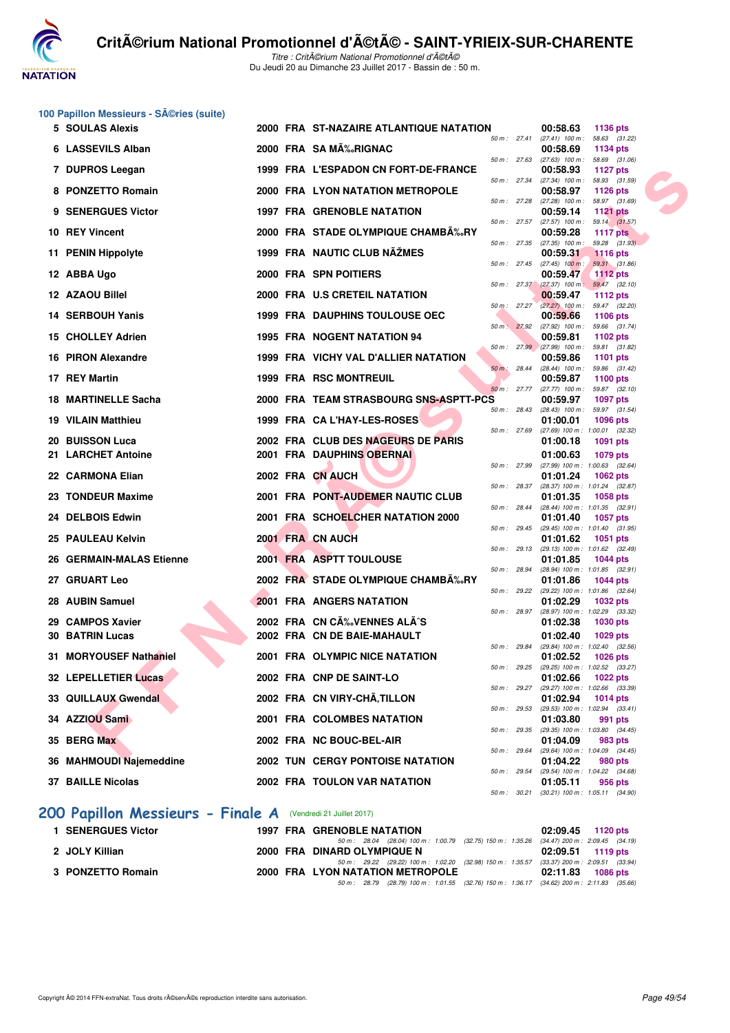## 100 Papillon Messieurs - SÃ©ries (suite)

| Rang | Nom | Année | Nat | Club | Temps | Points | Splits |
|---|---|---|---|---|---|---|---|
| 5 | SOULAS Alexis | 2000 | FRA | ST-NAZAIRE ATLANTIQUE NATATION | 00:58.63 | 1136 pts | 50 m : 27.41 (27.41) 100 m : 58.63 (31.22) |
| 6 | LASSEVILS Alban | 2000 | FRA | SA MÃ‰RIGNAC | 00:58.69 | 1134 pts | 50 m : 27.63 (27.63) 100 m : 58.69 (31.06) |
| 7 | DUPROS Leegan | 1999 | FRA | L'ESPADON CN FORT-DE-FRANCE | 00:58.93 | 1127 pts | 50 m : 27.34 (27.34) 100 m : 58.93 (31.59) |
| 8 | PONZETTO Romain | 2000 | FRA | LYON NATATION METROPOLE | 00:58.97 | 1126 pts | 50 m : 27.28 (27.28) 100 m : 58.97 (31.69) |
| 9 | SENERGUES Victor | 1997 | FRA | GRENOBLE NATATION | 00:59.14 | 1121 pts | 50 m : 27.57 (27.57) 100 m : 59.14 (31.57) |
| 10 | REY Vincent | 2000 | FRA | STADE OLYMPIQUE CHAMBÃ‰RY | 00:59.28 | 1117 pts | 50 m : 27.35 (27.35) 100 m : 59.28 (31.93) |
| 11 | PENIN Hippolyte | 1999 | FRA | NAUTIC CLUB NÃŽMES | 00:59.31 | 1116 pts | 50 m : 27.45 (27.45) 100 m : 59.31 (31.86) |
| 12 | ABBA Ugo | 2000 | FRA | SPN POITIERS | 00:59.47 | 1112 pts | 50 m : 27.37 (27.37) 100 m : 59.47 (32.10) |
| 12 | AZAOU Billel | 2000 | FRA | U.S CRETEIL NATATION | 00:59.47 | 1112 pts | 50 m : 27.27 (27.27) 100 m : 59.47 (32.20) |
| 14 | SERBOUH Yanis | 1999 | FRA | DAUPHINS TOULOUSE OEC | 00:59.66 | 1106 pts | 50 m : 27.92 (27.92) 100 m : 59.66 (31.74) |
| 15 | CHOLLEY Adrien | 1995 | FRA | NOGENT NATATION 94 | 00:59.81 | 1102 pts | 50 m : 27.99 (27.99) 100 m : 59.81 (31.82) |
| 16 | PIRON Alexandre | 1999 | FRA | VICHY VAL D'ALLIER NATATION | 00:59.86 | 1101 pts | 50 m : 28.44 (28.44) 100 m : 59.86 (31.42) |
| 17 | REY Martin | 1999 | FRA | RSC MONTREUIL | 00:59.87 | 1100 pts | 50 m : 27.77 (27.77) 100 m : 59.87 (32.10) |
| 18 | MARTINELLE Sacha | 2000 | FRA | TEAM STRASBOURG SNS-ASPTT-PCS | 00:59.97 | 1097 pts | 50 m : 28.43 (28.43) 100 m : 59.97 (31.54) |
| 19 | VILAIN Matthieu | 1999 | FRA | CA L'HAY-LES-ROSES | 01:00.01 | 1096 pts | 50 m : 27.69 (27.69) 100 m : 1:00.01 (32.32) |
| 20 | BUISSON Luca | 2002 | FRA | CLUB DES NAGEURS DE PARIS | 01:00.18 | 1091 pts | |
| 21 | LARCHET Antoine | 2001 | FRA | DAUPHINS OBERNAI | 01:00.63 | 1079 pts | 50 m : 27.99 (27.99) 100 m : 1:00.63 (32.64) |
| 22 | CARMONA Elian | 2002 | FRA | CN AUCH | 01:01.24 | 1062 pts | 50 m : 28.37 (28.37) 100 m : 1:01.24 (32.87) |
| 23 | TONDEUR Maxime | 2001 | FRA | PONT-AUDEMER NAUTIC CLUB | 01:01.35 | 1058 pts | 50 m : 28.44 (28.44) 100 m : 1:01.35 (32.91) |
| 24 | DELBOIS Edwin | 2001 | FRA | SCHOELCHER NATATION 2000 | 01:01.40 | 1057 pts | 50 m : 29.45 (29.45) 100 m : 1:01.40 (31.95) |
| 25 | PAULEAU Kelvin | 2001 | FRA | CN AUCH | 01:01.62 | 1051 pts | 50 m : 29.13 (29.13) 100 m : 1:01.62 (32.49) |
| 26 | GERMAIN-MALAS Etienne | 2001 | FRA | ASPTT TOULOUSE | 01:01.85 | 1044 pts | 50 m : 28.94 (28.94) 100 m : 1:01.85 (32.91) |
| 27 | GRUART Leo | 2002 | FRA | STADE OLYMPIQUE CHAMBÃ‰RY | 01:01.86 | 1044 pts | 50 m : 29.22 (29.22) 100 m : 1:01.86 (32.64) |
| 28 | AUBIN Samuel | 2001 | FRA | ANGERS NATATION | 01:02.29 | 1032 pts | 50 m : 28.97 (28.97) 100 m : 1:02.29 (33.32) |
| 29 | CAMPOS Xavier | 2002 | FRA | CN CÃ‰VENNES ALÃˆS | 01:02.38 | 1030 pts | |
| 30 | BATRIN Lucas | 2002 | FRA | CN DE BAIE-MAHAULT | 01:02.40 | 1029 pts | 50 m : 29.84 (29.84) 100 m : 1:02.40 (32.56) |
| 31 | MORYOUSEF Nathaniel | 2001 | FRA | OLYMPIC NICE NATATION | 01:02.52 | 1026 pts | 50 m : 29.25 (29.25) 100 m : 1:02.52 (33.27) |
| 32 | LEPELLETIER Lucas | 2002 | FRA | CNP DE SAINT-LO | 01:02.66 | 1022 pts | 50 m : 29.27 (29.27) 100 m : 1:02.66 (33.39) |
| 33 | QUILLAUX Gwendal | 2002 | FRA | CN VIRY-CHÃ‚TILLON | 01:02.94 | 1014 pts | 50 m : 29.53 (29.53) 100 m : 1:02.94 (33.41) |
| 34 | AZZIOU Sami | 2001 | FRA | COLOMBES NATATION | 01:03.80 | 991 pts | 50 m : 29.35 (29.35) 100 m : 1:03.80 (34.45) |
| 35 | BERG Max | 2002 | FRA | NC BOUC-BEL-AIR | 01:04.09 | 983 pts | 50 m : 29.64 (29.64) 100 m : 1:04.09 (34.45) |
| 36 | MAHMOUDI Najemeddine | 2002 | TUN | CERGY PONTOISE NATATION | 01:04.22 | 980 pts | 50 m : 29.54 (29.54) 100 m : 1:04.22 (34.68) |
| 37 | BAILLE Nicolas | 2002 | FRA | TOULON VAR NATATION | 01:05.11 | 956 pts | 50 m : 30.21 (30.21) 100 m : 1:05.11 (34.90) |

## 200 Papillon Messieurs - Finale A (Vendredi 21 Juillet 2017)

| Rang | Nom | Année | Nat | Club | Temps | Points | Splits |
|---|---|---|---|---|---|---|---|
| 1 | SENERGUES Victor | 1997 | FRA | GRENOBLE NATATION | 02:09.45 | 1120 pts | 50 m : 28.04 (28.04) 100 m : 1:00.79 (32.75) 150 m : 1:35.26 (34.47) 200 m : 2:09.45 (34.19) |
| 2 | JOLY Killian | 2000 | FRA | DINARD OLYMPIQUE N | 02:09.51 | 1119 pts | 50 m : 29.22 (29.22) 100 m : 1:02.20 (32.98) 150 m : 1:35.57 (33.37) 200 m : 2:09.51 (33.94) |
| 3 | PONZETTO Romain | 2000 | FRA | LYON NATATION METROPOLE | 02:11.83 | 1086 pts | 50 m : 28.79 (28.79) 100 m : 1:01.55 (32.76) 150 m : 1:36.17 (34.62) 200 m : 2:11.83 (35.66) |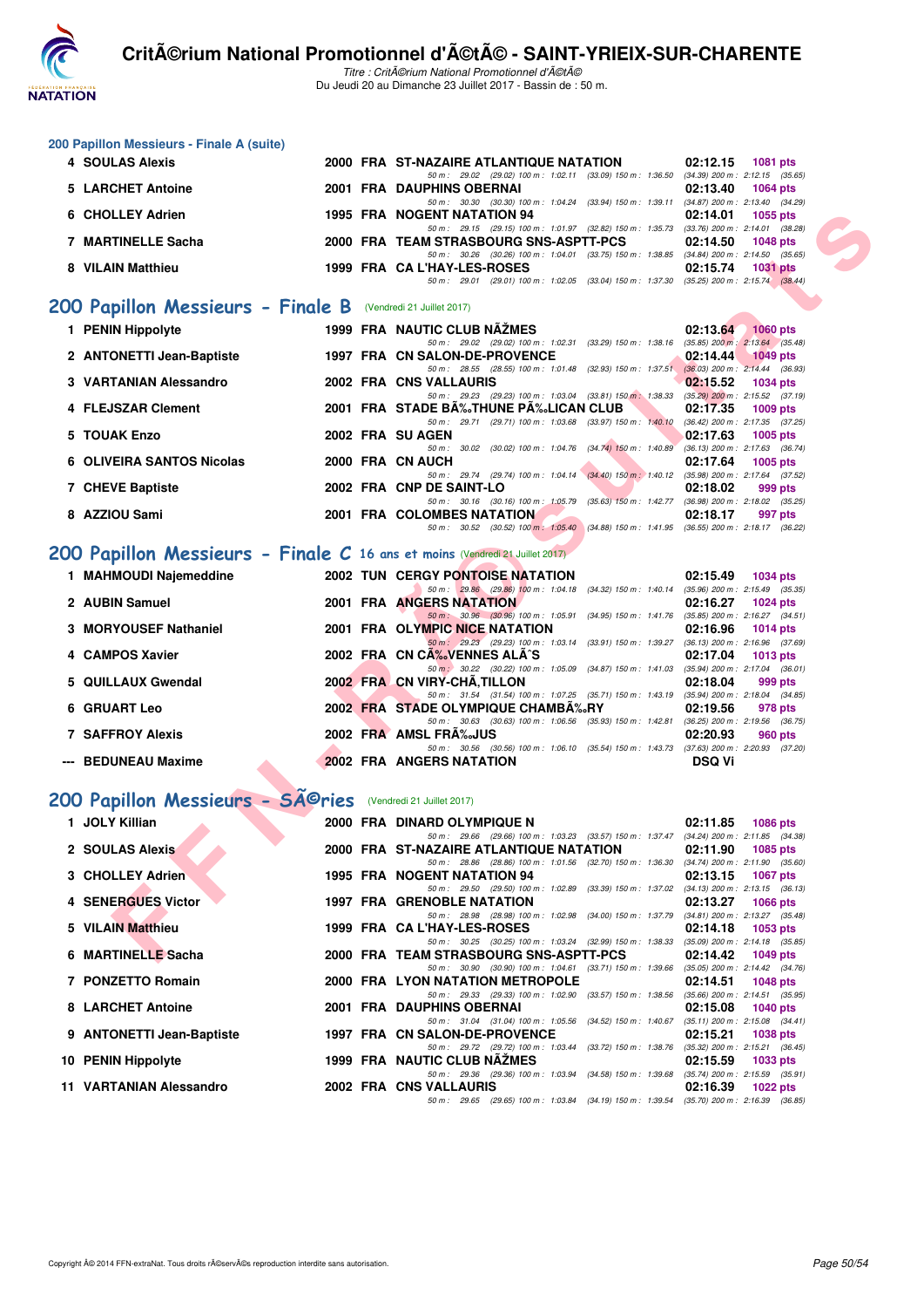## 200 Papillon Messieurs - Finale A (suite)

| Rang | Nom | Année | Nat | Club | Temps | Points |
|---|---|---|---|---|---|---|
| 4 | SOULAS Alexis | 2000 | FRA | ST-NAZAIRE ATLANTIQUE NATATION | 02:12.15 | 1081 pts |
| | 50 m : 29.02 (29.02) 100 m : 1:02.11 (33.09) 150 m : 1:36.50 (34.39) 200 m : 2:12.15 (35.65) | | | | | |
| 5 | LARCHET Antoine | 2001 | FRA | DAUPHINS OBERNAI | 02:13.40 | 1064 pts |
| | 50 m : 30.30 (30.30) 100 m : 1:04.24 (33.94) 150 m : 1:39.11 (34.87) 200 m : 2:13.40 (34.29) | | | | | |
| 6 | CHOLLEY Adrien | 1995 | FRA | NOGENT NATATION 94 | 02:14.01 | 1055 pts |
| | 50 m : 29.15 (29.15) 100 m : 1:01.97 (32.82) 150 m : 1:35.73 (33.76) 200 m : 2:14.01 (38.28) | | | | | |
| 7 | MARTINELLE Sacha | 2000 | FRA | TEAM STRASBOURG SNS-ASPTT-PCS | 02:14.50 | 1048 pts |
| | 50 m : 30.26 (30.26) 100 m : 1:04.01 (33.75) 150 m : 1:38.85 (34.84) 200 m : 2:14.50 (35.65) | | | | | |
| 8 | VILAIN Matthieu | 1999 | FRA | CA L'HAY-LES-ROSES | 02:15.74 | 1031 pts |
| | 50 m : 29.01 (29.01) 100 m : 1:02.05 (33.04) 150 m : 1:37.30 (35.25) 200 m : 2:15.74 (38.44) | | | | | |

## 200 Papillon Messieurs - Finale B (Vendredi 21 Juillet 2017)

| Rang | Nom | Année | Nat | Club | Temps | Points |
|---|---|---|---|---|---|---|
| 1 | PENIN Hippolyte | 1999 | FRA | NAUTIC CLUB NÃŽMES | 02:13.64 | 1060 pts |
| | 50 m : 29.02 (29.02) 100 m : 1:02.31 (33.29) 150 m : 1:38.16 (35.85) 200 m : 2:13.64 (35.48) | | | | | |
| 2 | ANTONETTI Jean-Baptiste | 1997 | FRA | CN SALON-DE-PROVENCE | 02:14.44 | 1049 pts |
| | 50 m : 28.55 (28.55) 100 m : 1:01.48 (32.93) 150 m : 1:37.51 (36.03) 200 m : 2:14.44 (36.93) | | | | | |
| 3 | VARTANIAN Alessandro | 2002 | FRA | CNS VALLAURIS | 02:15.52 | 1034 pts |
| | 50 m : 29.23 (29.23) 100 m : 1:03.04 (33.81) 150 m : 1:38.33 (35.29) 200 m : 2:15.52 (37.19) | | | | | |
| 4 | FLEJSZAR Clement | 2001 | FRA | STADE BÃ‰THUNE PÃ‰LICAN CLUB | 02:17.35 | 1009 pts |
| | 50 m : 29.71 (29.71) 100 m : 1:03.68 (33.97) 150 m : 1:40.10 (36.42) 200 m : 2:17.35 (37.25) | | | | | |
| 5 | TOUAK Enzo | 2002 | FRA | SU AGEN | 02:17.63 | 1005 pts |
| | 50 m : 30.02 (30.02) 100 m : 1:04.76 (34.74) 150 m : 1:40.89 (36.13) 200 m : 2:17.63 (36.74) | | | | | |
| 6 | OLIVEIRA SANTOS Nicolas | 2000 | FRA | CN AUCH | 02:17.64 | 1005 pts |
| | 50 m : 29.74 (29.74) 100 m : 1:04.14 (34.40) 150 m : 1:40.12 (35.98) 200 m : 2:17.64 (37.52) | | | | | |
| 7 | CHEVE Baptiste | 2002 | FRA | CNP DE SAINT-LO | 02:18.02 | 999 pts |
| | 50 m : 30.16 (30.16) 100 m : 1:05.79 (35.63) 150 m : 1:42.77 (36.98) 200 m : 2:18.02 (35.25) | | | | | |
| 8 | AZZIOU Sami | 2001 | FRA | COLOMBES NATATION | 02:18.17 | 997 pts |
| | 50 m : 30.52 (30.52) 100 m : 1:05.40 (34.88) 150 m : 1:41.95 (36.55) 200 m : 2:18.17 (36.22) | | | | | |

## 200 Papillon Messieurs - Finale C 16 ans et moins (Vendredi 21 Juillet 2017)

| Rang | Nom | Année | Nat | Club | Temps | Points |
|---|---|---|---|---|---|---|
| 1 | MAHMOUDI Najemeddine | 2002 | TUN | CERGY PONTOISE NATATION | 02:15.49 | 1034 pts |
| | 50 m : 29.86 (29.86) 100 m : 1:04.18 (34.32) 150 m : 1:40.14 (35.96) 200 m : 2:15.49 (35.35) | | | | | |
| 2 | AUBIN Samuel | 2001 | FRA | ANGERS NATATION | 02:16.27 | 1024 pts |
| | 50 m : 30.96 (30.96) 100 m : 1:05.91 (34.95) 150 m : 1:41.76 (35.85) 200 m : 2:16.27 (34.51) | | | | | |
| 3 | MORYOUSEF Nathaniel | 2001 | FRA | OLYMPIC NICE NATATION | 02:16.96 | 1014 pts |
| | 50 m : 29.23 (29.23) 100 m : 1:03.14 (33.91) 150 m : 1:39.27 (36.13) 200 m : 2:16.96 (37.69) | | | | | |
| 4 | CAMPOS Xavier | 2002 | FRA | CN CÃ‰VENNES ALÃˆS | 02:17.04 | 1013 pts |
| | 50 m : 30.22 (30.22) 100 m : 1:05.09 (34.87) 150 m : 1:41.03 (35.94) 200 m : 2:17.04 (36.01) | | | | | |
| 5 | QUILLAUX Gwendal | 2002 | FRA | CN VIRY-CHÃ‚TILLON | 02:18.04 | 999 pts |
| | 50 m : 31.54 (31.54) 100 m : 1:07.25 (35.71) 150 m : 1:43.19 (35.94) 200 m : 2:18.04 (34.85) | | | | | |
| 6 | GRUART Leo | 2002 | FRA | STADE OLYMPIQUE CHAMBÃ‰RY | 02:19.56 | 978 pts |
| | 50 m : 30.63 (30.63) 100 m : 1:06.56 (35.93) 150 m : 1:42.81 (36.25) 200 m : 2:19.56 (36.75) | | | | | |
| 7 | SAFFROY Alexis | 2002 | FRA | AMSL FRÃ‰JUS | 02:20.93 | 960 pts |
| | 50 m : 30.56 (30.56) 100 m : 1:06.10 (35.54) 150 m : 1:43.73 (37.63) 200 m : 2:20.93 (37.20) | | | | | |
| --- | BEDUNEAU Maxime | 2002 | FRA | ANGERS NATATION | DSQ Vi | |

## 200 Papillon Messieurs - SÃ©ries (Vendredi 21 Juillet 2017)

| Rang | Nom | Année | Nat | Club | Temps | Points |
|---|---|---|---|---|---|---|
| 1 | JOLY Killian | 2000 | FRA | DINARD OLYMPIQUE N | 02:11.85 | 1086 pts |
| | 50 m : 29.66 (29.66) 100 m : 1:03.23 (33.57) 150 m : 1:37.47 (34.24) 200 m : 2:11.85 (34.38) | | | | | |
| 2 | SOULAS Alexis | 2000 | FRA | ST-NAZAIRE ATLANTIQUE NATATION | 02:11.90 | 1085 pts |
| | 50 m : 28.86 (28.86) 100 m : 1:01.56 (32.70) 150 m : 1:36.30 (34.74) 200 m : 2:11.90 (35.60) | | | | | |
| 3 | CHOLLEY Adrien | 1995 | FRA | NOGENT NATATION 94 | 02:13.15 | 1067 pts |
| | 50 m : 29.50 (29.50) 100 m : 1:02.89 (33.39) 150 m : 1:37.02 (34.13) 200 m : 2:13.15 (36.13) | | | | | |
| 4 | SENERGUES Victor | 1997 | FRA | GRENOBLE NATATION | 02:13.27 | 1066 pts |
| | 50 m : 28.98 (28.98) 100 m : 1:02.98 (34.00) 150 m : 1:37.79 (34.81) 200 m : 2:13.27 (35.48) | | | | | |
| 5 | VILAIN Matthieu | 1999 | FRA | CA L'HAY-LES-ROSES | 02:14.18 | 1053 pts |
| | 50 m : 30.25 (30.25) 100 m : 1:03.24 (32.99) 150 m : 1:38.33 (35.09) 200 m : 2:14.18 (35.85) | | | | | |
| 6 | MARTINELLE Sacha | 2000 | FRA | TEAM STRASBOURG SNS-ASPTT-PCS | 02:14.42 | 1049 pts |
| | 50 m : 30.90 (30.90) 100 m : 1:04.61 (33.71) 150 m : 1:39.66 (35.05) 200 m : 2:14.42 (34.76) | | | | | |
| 7 | PONZETTO Romain | 2000 | FRA | LYON NATATION METROPOLE | 02:14.51 | 1048 pts |
| | 50 m : 29.33 (29.33) 100 m : 1:02.90 (33.57) 150 m : 1:38.56 (35.66) 200 m : 2:14.51 (35.95) | | | | | |
| 8 | LARCHET Antoine | 2001 | FRA | DAUPHINS OBERNAI | 02:15.08 | 1040 pts |
| | 50 m : 31.04 (31.04) 100 m : 1:05.56 (34.52) 150 m : 1:40.67 (35.11) 200 m : 2:15.08 (34.41) | | | | | |
| 9 | ANTONETTI Jean-Baptiste | 1997 | FRA | CN SALON-DE-PROVENCE | 02:15.21 | 1038 pts |
| | 50 m : 29.72 (29.72) 100 m : 1:03.44 (33.72) 150 m : 1:38.76 (35.32) 200 m : 2:15.21 (36.45) | | | | | |
| 10 | PENIN Hippolyte | 1999 | FRA | NAUTIC CLUB NÃŽMES | 02:15.59 | 1033 pts |
| | 50 m : 29.36 (29.36) 100 m : 1:03.94 (34.58) 150 m : 1:39.68 (35.74) 200 m : 2:15.59 (35.91) | | | | | |
| 11 | VARTANIAN Alessandro | 2002 | FRA | CNS VALLAURIS | 02:16.39 | 1022 pts |
| | 50 m : 29.65 (29.65) 100 m : 1:03.84 (34.19) 150 m : 1:39.54 (35.70) 200 m : 2:16.39 (36.85) | | | | | |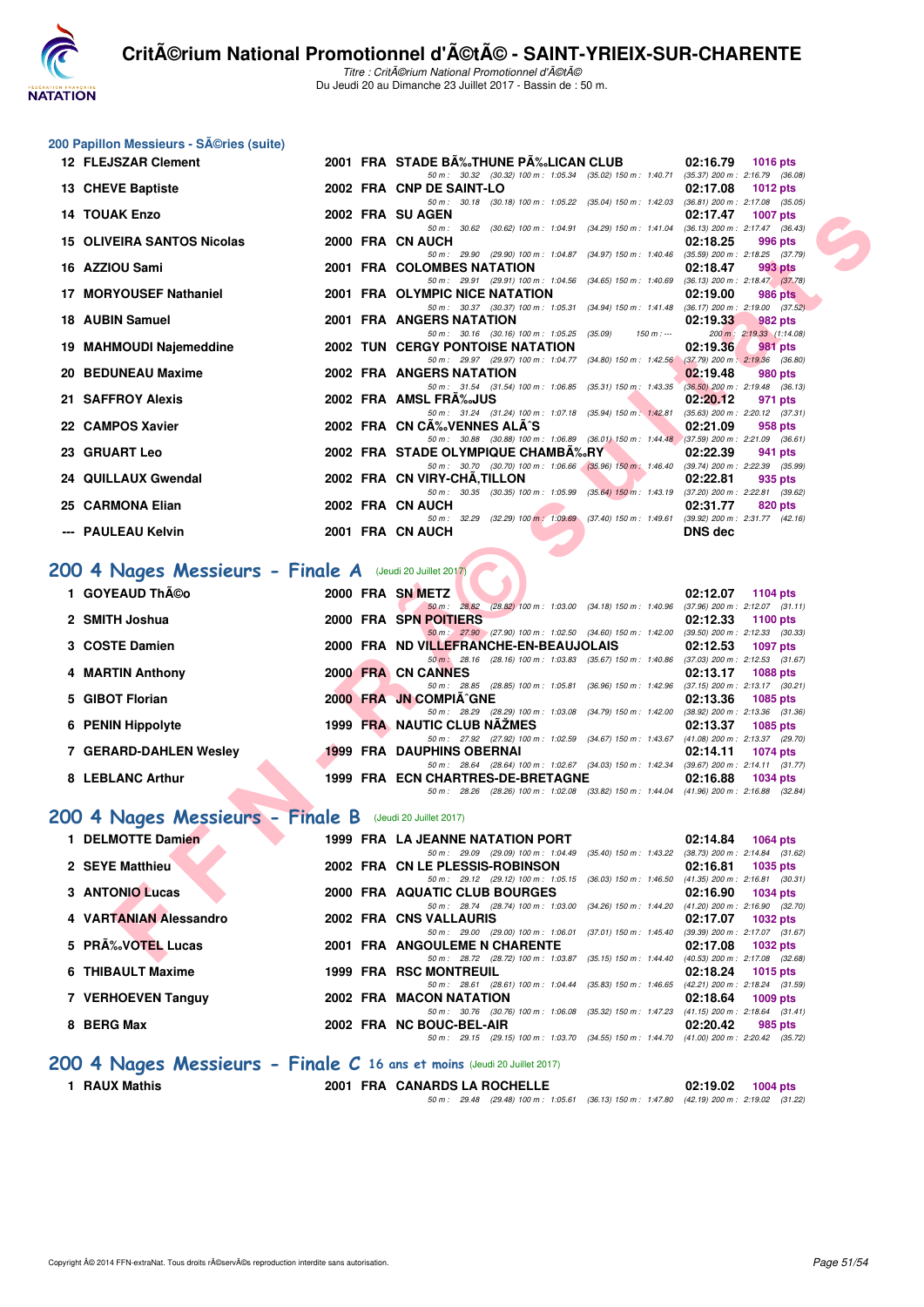## 200 Papillon Messieurs - SÃ©ries (suite)

| Rang | Nom | Année | Nat | Club | Temps | Points |
|---|---|---|---|---|---|---|
| 12 | FLEJSZAR Clement | 2001 | FRA | STADE BÃ‰THUNE PÃ‰LICAN CLUB | 02:16.79 | 1016 pts |
| | 50 m : 30.32 (30.32) 100 m : 1:05.34 (35.02) 150 m : 1:40.71 (35.37) 200 m : 2:16.79 (36.08) | | | | | |
| 13 | CHEVE Baptiste | 2002 | FRA | CNP DE SAINT-LO | 02:17.08 | 1012 pts |
| | 50 m : 30.18 (30.18) 100 m : 1:05.22 (35.04) 150 m : 1:42.03 (36.81) 200 m : 2:17.08 (35.05) | | | | | |
| 14 | TOUAK Enzo | 2002 | FRA | SU AGEN | 02:17.47 | 1007 pts |
| | 50 m : 30.62 (30.62) 100 m : 1:04.91 (34.29) 150 m : 1:41.04 (36.13) 200 m : 2:17.47 (36.43) | | | | | |
| 15 | OLIVEIRA SANTOS Nicolas | 2000 | FRA | CN AUCH | 02:18.25 | 996 pts |
| | 50 m : 29.90 (29.90) 100 m : 1:04.87 (34.97) 150 m : 1:40.46 (35.59) 200 m : 2:18.25 (37.79) | | | | | |
| 16 | AZZIOU Sami | 2001 | FRA | COLOMBES NATATION | 02:18.47 | 993 pts |
| | 50 m : 29.91 (29.91) 100 m : 1:04.56 (34.65) 150 m : 1:40.69 (36.13) 200 m : 2:18.47 (37.78) | | | | | |
| 17 | MORYOUSEF Nathaniel | 2001 | FRA | OLYMPIC NICE NATATION | 02:19.00 | 986 pts |
| | 50 m : 30.37 (30.37) 100 m : 1:05.31 (34.94) 150 m : 1:41.48 (36.17) 200 m : 2:19.00 (37.52) | | | | | |
| 18 | AUBIN Samuel | 2001 | FRA | ANGERS NATATION | 02:19.33 | 982 pts |
| | 50 m : 30.16 (30.16) 100 m : 1:05.25 (35.09) 150 m : --- 200 m : 2:19.33 (1:14.08) | | | | | |
| 19 | MAHMOUDI Najemeddine | 2002 | TUN | CERGY PONTOISE NATATION | 02:19.36 | 981 pts |
| | 50 m : 29.97 (29.97) 100 m : 1:04.77 (34.80) 150 m : 1:42.56 (37.79) 200 m : 2:19.36 (36.80) | | | | | |
| 20 | BEDUNEAU Maxime | 2002 | FRA | ANGERS NATATION | 02:19.48 | 980 pts |
| | 50 m : 31.54 (31.54) 100 m : 1:06.85 (35.31) 150 m : 1:43.35 (36.50) 200 m : 2:19.48 (36.13) | | | | | |
| 21 | SAFFROY Alexis | 2002 | FRA | AMSL FRÃ‰JUS | 02:20.12 | 971 pts |
| | 50 m : 31.24 (31.24) 100 m : 1:07.18 (35.94) 150 m : 1:42.81 (35.63) 200 m : 2:20.12 (37.31) | | | | | |
| 22 | CAMPOS Xavier | 2002 | FRA | CN CÃ‰VENNES ALÃˆS | 02:21.09 | 958 pts |
| | 50 m : 30.88 (30.88) 100 m : 1:06.89 (36.01) 150 m : 1:44.48 (37.59) 200 m : 2:21.09 (36.61) | | | | | |
| 23 | GRUART Leo | 2002 | FRA | STADE OLYMPIQUE CHAMBÃ‰RY | 02:22.39 | 941 pts |
| | 50 m : 30.70 (30.70) 100 m : 1:06.66 (35.96) 150 m : 1:46.40 (39.74) 200 m : 2:22.39 (35.99) | | | | | |
| 24 | QUILLAUX Gwendal | 2002 | FRA | CN VIRY-CHÃ‚TILLON | 02:22.81 | 935 pts |
| | 50 m : 30.35 (30.35) 100 m : 1:05.99 (35.64) 150 m : 1:43.19 (37.20) 200 m : 2:22.81 (39.62) | | | | | |
| 25 | CARMONA Elian | 2002 | FRA | CN AUCH | 02:31.77 | 820 pts |
| | 50 m : 32.29 (32.29) 100 m : 1:09.69 (37.40) 150 m : 1:49.61 (39.92) 200 m : 2:31.77 (42.16) | | | | | |
| --- | PAULEAU Kelvin | 2001 | FRA | CN AUCH | DNS dec | |

## 200 4 Nages Messieurs - Finale A (Jeudi 20 Juillet 2017)

| Rang | Nom | Année | Nat | Club | Temps | Points |
|---|---|---|---|---|---|---|
| 1 | GOYEAUD ThÃ©o | 2000 | FRA | SN METZ | 02:12.07 | 1104 pts |
| | 50 m : 28.82 (28.82) 100 m : 1:03.00 (34.18) 150 m : 1:40.96 (37.96) 200 m : 2:12.07 (31.11) | | | | | |
| 2 | SMITH Joshua | 2000 | FRA | SPN POITIERS | 02:12.33 | 1100 pts |
| | 50 m : 27.90 (27.90) 100 m : 1:02.50 (34.60) 150 m : 1:42.00 (39.50) 200 m : 2:12.33 (30.33) | | | | | |
| 3 | COSTE Damien | 2000 | FRA | ND VILLEFRANCHE-EN-BEAUJOLAIS | 02:12.53 | 1097 pts |
| | 50 m : 28.16 (28.16) 100 m : 1:03.83 (35.67) 150 m : 1:40.86 (37.03) 200 m : 2:12.53 (31.67) | | | | | |
| 4 | MARTIN Anthony | 2000 | FRA | CN CANNES | 02:13.17 | 1088 pts |
| | 50 m : 28.85 (28.85) 100 m : 1:05.81 (36.96) 150 m : 1:42.96 (37.15) 200 m : 2:13.17 (30.21) | | | | | |
| 5 | GIBOT Florian | 2000 | FRA | JN COMPIÃˆGNE | 02:13.36 | 1085 pts |
| | 50 m : 28.29 (28.29) 100 m : 1:03.08 (34.79) 150 m : 1:42.00 (38.92) 200 m : 2:13.36 (31.36) | | | | | |
| 6 | PENIN Hippolyte | 1999 | FRA | NAUTIC CLUB NÃŽMES | 02:13.37 | 1085 pts |
| | 50 m : 27.92 (27.92) 100 m : 1:02.59 (34.67) 150 m : 1:43.67 (41.08) 200 m : 2:13.37 (29.70) | | | | | |
| 7 | GERARD-DAHLEN Wesley | 1999 | FRA | DAUPHINS OBERNAI | 02:14.11 | 1074 pts |
| | 50 m : 28.64 (28.64) 100 m : 1:02.67 (34.03) 150 m : 1:42.34 (39.67) 200 m : 2:14.11 (31.77) | | | | | |
| 8 | LEBLANC Arthur | 1999 | FRA | ECN CHARTRES-DE-BRETAGNE | 02:16.88 | 1034 pts |
| | 50 m : 28.26 (28.26) 100 m : 1:02.08 (33.82) 150 m : 1:44.04 (41.96) 200 m : 2:16.88 (32.84) | | | | | |

## 200 4 Nages Messieurs - Finale B (Jeudi 20 Juillet 2017)

| Rang | Nom | Année | Nat | Club | Temps | Points |
|---|---|---|---|---|---|---|
| 1 | DELMOTTE Damien | 1999 | FRA | LA JEANNE NATATION PORT | 02:14.84 | 1064 pts |
| | 50 m : 29.09 (29.09) 100 m : 1:04.49 (35.40) 150 m : 1:43.22 (38.73) 200 m : 2:14.84 (31.62) | | | | | |
| 2 | SEYE Matthieu | 2002 | FRA | CN LE PLESSIS-ROBINSON | 02:16.81 | 1035 pts |
| | 50 m : 29.12 (29.12) 100 m : 1:05.15 (36.03) 150 m : 1:46.50 (41.35) 200 m : 2:16.81 (30.31) | | | | | |
| 3 | ANTONIO Lucas | 2000 | FRA | AQUATIC CLUB BOURGES | 02:16.90 | 1034 pts |
| | 50 m : 28.74 (28.74) 100 m : 1:03.00 (34.26) 150 m : 1:44.20 (41.20) 200 m : 2:16.90 (32.70) | | | | | |
| 4 | VARTANIAN Alessandro | 2002 | FRA | CNS VALLAURIS | 02:17.07 | 1032 pts |
| | 50 m : 29.00 (29.00) 100 m : 1:06.01 (37.01) 150 m : 1:45.40 (39.39) 200 m : 2:17.07 (31.67) | | | | | |
| 5 | PRÃ‰VOTEL Lucas | 2001 | FRA | ANGOULEME N CHARENTE | 02:17.08 | 1032 pts |
| | 50 m : 28.72 (28.72) 100 m : 1:03.87 (35.15) 150 m : 1:44.40 (40.53) 200 m : 2:17.08 (32.68) | | | | | |
| 6 | THIBAULT Maxime | 1999 | FRA | RSC MONTREUIL | 02:18.24 | 1015 pts |
| | 50 m : 28.61 (28.61) 100 m : 1:04.44 (35.83) 150 m : 1:46.65 (42.21) 200 m : 2:18.24 (31.59) | | | | | |
| 7 | VERHOEVEN Tanguy | 2002 | FRA | MACON NATATION | 02:18.64 | 1009 pts |
| | 50 m : 30.76 (30.76) 100 m : 1:06.08 (35.32) 150 m : 1:47.23 (41.15) 200 m : 2:18.64 (31.41) | | | | | |
| 8 | BERG Max | 2002 | FRA | NC BOUC-BEL-AIR | 02:20.42 | 985 pts |
| | 50 m : 29.15 (29.15) 100 m : 1:03.70 (34.55) 150 m : 1:44.70 (41.00) 200 m : 2:20.42 (35.72) | | | | | |

## 200 4 Nages Messieurs - Finale C 16 ans et moins (Jeudi 20 Juillet 2017)

| Rang | Nom | Année | Nat | Club | Temps | Points |
|---|---|---|---|---|---|---|
| 1 | RAUX Mathis | 2001 | FRA | CANARDS LA ROCHELLE | 02:19.02 | 1004 pts |
| | 50 m : 29.48 (29.48) 100 m : 1:05.61 (36.13) 150 m : 1:47.80 (42.19) 200 m : 2:19.02 (31.22) | | | | | |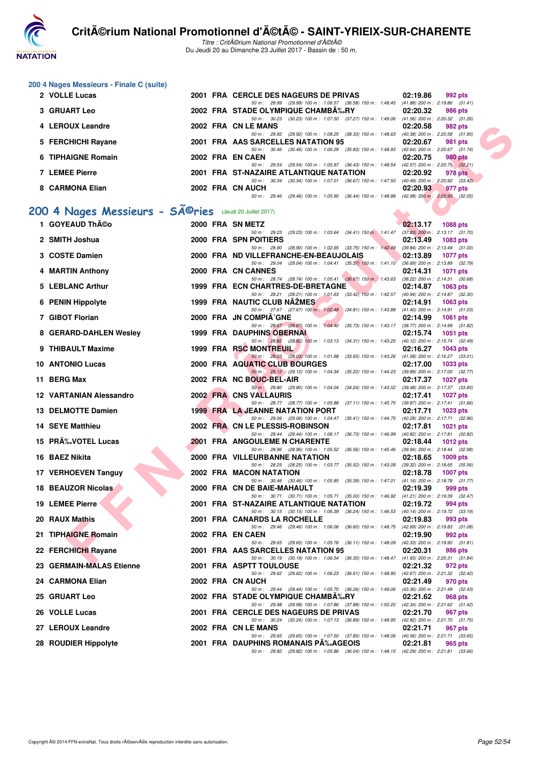### 200 4 Nages Messieurs - Finale C (suite)

| Rang | Nom | Année | Nat | Club | Temps | Points |
|---|---|---|---|---|---|---|
| 2 | VOLLE Lucas | 2001 | FRA | CERCLE DES NAGEURS DE PRIVAS | 02:19.86 | 992 pts |
| | | | | 50 m : 29.99 (29.99) 100 m : 1:06.57 (36.58) 150 m : 1:48.45 (41.88) 200 m : 2:19.86 (31.41) | | |
| 3 | GRUART Leo | 2002 | FRA | STADE OLYMPIQUE CHAMBÃ‰RY | 02:20.32 | 986 pts |
| | | | | 50 m : 30.23 (30.23) 100 m : 1:07.50 (37.27) 150 m : 1:49.06 (41.56) 200 m : 2:20.32 (31.26) | | |
| 4 | LEROUX Leandre | 2002 | FRA | CN LE MANS | 02:20.58 | 982 pts |
| | | | | 50 m : 29.92 (29.92) 100 m : 1:08.25 (38.33) 150 m : 1:48.63 (40.38) 200 m : 2:20.58 (31.95) | | |
| 5 | FERCHICHI Rayane | 2001 | FRA | AAS SARCELLES NATATION 95 | 02:20.67 | 981 pts |
| | | | | 50 m : 30.46 (30.46) 100 m : 1:06.29 (35.83) 150 m : 1:48.93 (42.64) 200 m : 2:20.67 (31.74) | | |
| 6 | TIPHAIGNE Romain | 2002 | FRA | EN CAEN | 02:20.75 | 980 pts |
| | | | | 50 m : 29.54 (29.54) 100 m : 1:05.97 (36.43) 150 m : 1:48.54 (42.57) 200 m : 2:20.75 (32.21) | | |
| 7 | LEMEE Pierre | 2001 | FRA | ST-NAZAIRE ATLANTIQUE NATATION | 02:20.92 | 978 pts |
| | | | | 50 m : 30.34 (30.34) 100 m : 1:07.01 (36.67) 150 m : 1:47.50 (40.49) 200 m : 2:20.92 (33.42) | | |
| 8 | CARMONA Elian | 2002 | FRA | CN AUCH | 02:20.93 | 977 pts |
| | | | | 50 m : 29.46 (29.46) 100 m : 1:05.90 (36.44) 150 m : 1:48.88 (42.98) 200 m : 2:20.93 (32.05) | | |

## 200 4 Nages Messieurs - SÃ©ries (Jeudi 20 Juillet 2017)

| Rang | Nom | Année | Nat | Club | Temps | Points |
|---|---|---|---|---|---|---|
| 1 | GOYEAUD ThÃ©o | 2000 | FRA | SN METZ | 02:13.17 | 1088 pts |
| | | | | 50 m : 29.23 (29.23) 100 m : 1:03.64 (34.41) 150 m : 1:41.47 (37.83) 200 m : 2:13.17 (31.70) | | |
| 2 | SMITH Joshua | 2000 | FRA | SPN POITIERS | 02:13.49 | 1083 pts |
| | | | | 50 m : 28.90 (28.90) 100 m : 1:02.65 (33.75) 150 m : 1:42.49 (39.84) 200 m : 2:13.49 (31.00) | | |
| 3 | COSTE Damien | 2000 | FRA | ND VILLEFRANCHE-EN-BEAUJOLAIS | 02:13.89 | 1077 pts |
| | | | | 50 m : 29.04 (29.04) 100 m : 1:04.41 (35.37) 150 m : 1:41.10 (36.69) 200 m : 2:13.89 (32.79) | | |
| 4 | MARTIN Anthony | 2000 | FRA | CN CANNES | 02:14.31 | 1071 pts |
| | | | | 50 m : 28.74 (28.74) 100 m : 1:05.41 (36.67) 150 m : 1:43.63 (38.22) 200 m : 2:14.31 (30.68) | | |
| 5 | LEBLANC Arthur | 1999 | FRA | ECN CHARTRES-DE-BRETAGNE | 02:14.87 | 1063 pts |
| | | | | 50 m : 28.21 (28.21) 100 m : 1:01.63 (33.42) 150 m : 1:42.57 (40.94) 200 m : 2:14.87 (32.30) | | |
| 6 | PENIN Hippolyte | 1999 | FRA | NAUTIC CLUB NÃŽMES | 02:14.91 | 1063 pts |
| | | | | 50 m : 27.67 (27.67) 100 m : 1:02.48 (34.81) 150 m : 1:43.88 (41.40) 200 m : 2:14.91 (31.03) | | |
| 7 | GIBOT Florian | 2000 | FRA | JN COMPIÃˆGNE | 02:14.99 | 1061 pts |
| | | | | 50 m : 28.67 (28.67) 100 m : 1:04.40 (35.73) 150 m : 1:43.17 (38.77) 200 m : 2:14.99 (31.82) | | |
| 8 | GERARD-DAHLEN Wesley | 1999 | FRA | DAUPHINS OBERNAI | 02:15.74 | 1051 pts |
| | | | | 50 m : 28.82 (28.82) 100 m : 1:03.13 (34.31) 150 m : 1:43.25 (40.12) 200 m : 2:15.74 (32.49) | | |
| 9 | THIBAULT Maxime | 1999 | FRA | RSC MONTREUIL | 02:16.27 | 1043 pts |
| | | | | 50 m : 28.03 (28.03) 100 m : 1:01.68 (33.65) 150 m : 1:43.26 (41.58) 200 m : 2:16.27 (33.01) | | |
| 10 | ANTONIO Lucas | 2000 | FRA | AQUATIC CLUB BOURGES | 02:17.00 | 1033 pts |
| | | | | 50 m : 29.12 (29.12) 100 m : 1:04.34 (35.22) 150 m : 1:44.23 (39.89) 200 m : 2:17.00 (32.77) | | |
| 11 | BERG Max | 2002 | FRA | NC BOUC-BEL-AIR | 02:17.37 | 1027 pts |
| | | | | 50 m : 29.80 (29.80) 100 m : 1:04.04 (34.24) 150 m : 1:43.52 (39.48) 200 m : 2:17.37 (33.85) | | |
| 12 | VARTANIAN Alessandro | 2002 | FRA | CNS VALLAURIS | 02:17.41 | 1027 pts |
| | | | | 50 m : 28.77 (28.77) 100 m : 1:05.88 (37.11) 150 m : 1:45.75 (39.87) 200 m : 2:17.41 (31.66) | | |
| 13 | DELMOTTE Damien | 1999 | FRA | LA JEANNE NATATION PORT | 02:17.71 | 1023 pts |
| | | | | 50 m : 29.06 (29.06) 100 m : 1:04.47 (35.41) 150 m : 1:44.75 (40.28) 200 m : 2:17.71 (32.96) | | |
| 14 | SEYE Matthieu | 2002 | FRA | CN LE PLESSIS-ROBINSON | 02:17.81 | 1021 pts |
| | | | | 50 m : 29.44 (29.44) 100 m : 1:06.17 (36.73) 150 m : 1:46.99 (40.82) 200 m : 2:17.81 (30.82) | | |
| 15 | PRÃ‰VOTEL Lucas | 2001 | FRA | ANGOULEME N CHARENTE | 02:18.44 | 1012 pts |
| | | | | 50 m : 28.96 (28.96) 100 m : 1:05.52 (36.56) 150 m : 1:45.46 (39.94) 200 m : 2:18.44 (32.98) | | |
| 16 | BAEZ Nikita | 2000 | FRA | VILLEURBANNE NATATION | 02:18.65 | 1009 pts |
| | | | | 50 m : 28.25 (28.25) 100 m : 1:03.77 (35.52) 150 m : 1:43.09 (39.32) 200 m : 2:18.65 (35.56) | | |
| 17 | VERHOEVEN Tanguy | 2002 | FRA | MACON NATATION | 02:18.78 | 1007 pts |
| | | | | 50 m : 30.46 (30.46) 100 m : 1:05.85 (35.39) 150 m : 1:47.01 (41.16) 200 m : 2:18.78 (31.77) | | |
| 18 | BEAUZOR Nicolas | 2000 | FRA | CN DE BAIE-MAHAULT | 02:19.39 | 999 pts |
| | | | | 50 m : 30.71 (30.71) 100 m : 1:05.71 (35.00) 150 m : 1:46.92 (41.21) 200 m : 2:19.39 (32.47) | | |
| 19 | LEMEE Pierre | 2001 | FRA | ST-NAZAIRE ATLANTIQUE NATATION | 02:19.72 | 994 pts |
| | | | | 50 m : 30.15 (30.15) 100 m : 1:06.39 (36.24) 150 m : 1:46.53 (40.14) 200 m : 2:19.72 (33.19) | | |
| 20 | RAUX Mathis | 2001 | FRA | CANARDS LA ROCHELLE | 02:19.83 | 993 pts |
| | | | | 50 m : 29.46 (29.46) 100 m : 1:06.06 (36.60) 150 m : 1:48.75 (42.69) 200 m : 2:19.83 (31.08) | | |
| 21 | TIPHAIGNE Romain | 2002 | FRA | EN CAEN | 02:19.90 | 992 pts |
| | | | | 50 m : 29.65 (29.65) 100 m : 1:05.76 (36.11) 150 m : 1:48.09 (42.33) 200 m : 2:19.90 (31.81) | | |
| 22 | FERCHICHI Rayane | 2001 | FRA | AAS SARCELLES NATATION 95 | 02:20.31 | 986 pts |
| | | | | 50 m : 30.19 (30.19) 100 m : 1:06.54 (36.35) 150 m : 1:48.47 (41.93) 200 m : 2:20.31 (31.84) | | |
| 23 | GERMAIN-MALAS Etienne | 2001 | FRA | ASPTT TOULOUSE | 02:21.32 | 972 pts |
| | | | | 50 m : 29.62 (29.62) 100 m : 1:06.23 (36.61) 150 m : 1:48.90 (42.67) 200 m : 2:21.32 (32.42) | | |
| 24 | CARMONA Elian | 2002 | FRA | CN AUCH | 02:21.49 | 970 pts |
| | | | | 50 m : 29.44 (29.44) 100 m : 1:05.70 (36.26) 150 m : 1:49.06 (43.36) 200 m : 2:21.49 (32.43) | | |
| 25 | GRUART Leo | 2002 | FRA | STADE OLYMPIQUE CHAMBÃ‰RY | 02:21.62 | 968 pts |
| | | | | 50 m : 29.98 (29.98) 100 m : 1:07.86 (37.88) 150 m : 1:50.20 (42.34) 200 m : 2:21.62 (31.42) | | |
| 26 | VOLLE Lucas | 2001 | FRA | CERCLE DES NAGEURS DE PRIVAS | 02:21.70 | 967 pts |
| | | | | 50 m : 30.24 (30.24) 100 m : 1:07.13 (36.89) 150 m : 1:49.95 (42.82) 200 m : 2:21.70 (31.75) | | |
| 27 | LEROUX Leandre | 2002 | FRA | CN LE MANS | 02:21.71 | 967 pts |
| | | | | 50 m : 29.65 (29.65) 100 m : 1:07.50 (37.85) 150 m : 1:48.06 (40.56) 200 m : 2:21.71 (33.65) | | |
| 28 | ROUDIER Hippolyte | 2001 | FRA | DAUPHINS ROMANAIS PÃ‰AGEOIS | 02:21.81 | 965 pts |
| | | | | 50 m : 29.82 (29.82) 100 m : 1:05.86 (36.04) 150 m : 1:48.15 (42.29) 200 m : 2:21.81 (33.66) | | |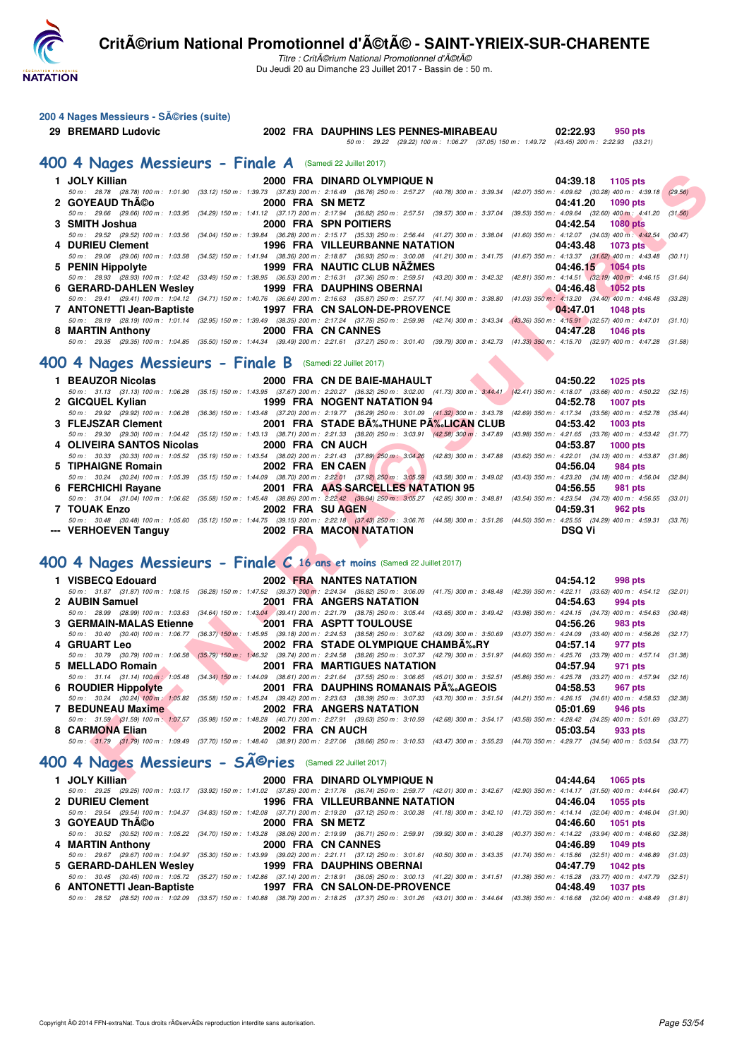# CritÃ©rium National Promotionnel d'Ã©tÃ© - SAINT-YRIEIX-SUR-CHARENTE

*Titre : CritÃ©rium National Promotionnel d'Ã©tÃ©*
Du Jeudi 20 au Dimanche 23 Juillet 2017 - Bassin de : 50 m.

## 200 4 Nages Messieurs - SÃ©ries (suite)

**29 BREMARD Ludovic** 2002 FRA DAUPHINS LES PENNES-MIRABEAU 02:22.93 950 pts
50 m : 29.22 (29.22) 100 m : 1:06.27 (37.05) 150 m : 1:49.72 (43.45) 200 m : 2:22.93 (33.21)

## 400 4 Nages Messieurs - Finale A (Samedi 22 Juillet 2017)

**1 JOLY Killian** 2000 FRA DINARD OLYMPIQUE N 04:39.18 1105 pts
50 m : 28.78 (28.78) 100 m : 1:01.90 (33.12) 150 m : 1:39.73 (37.83) 200 m : 2:16.49 (36.76) 250 m : 2:57.27 (40.78) 300 m : 3:39.34 (42.07) 350 m : 4:09.62 (30.28) 400 m : 4:39.18 (29.56)

**2 GOYEAUD ThÃ©o** 2000 FRA SN METZ 04:41.20 1090 pts
50 m : 29.66 (29.66) 100 m : 1:03.95 (34.29) 150 m : 1:41.12 (37.17) 200 m : 2:17.94 (36.82) 250 m : 2:57.51 (39.57) 300 m : 3:37.04 (39.53) 350 m : 4:09.64 (32.60) 400 m : 4:41.20 (31.56)

**3 SMITH Joshua** 2000 FRA SPN POITIERS 04:42.54 1080 pts
50 m : 29.52 (29.52) 100 m : 1:03.56 (34.04) 150 m : 1:39.84 (36.28) 200 m : 2:15.17 (35.33) 250 m : 2:56.44 (41.27) 300 m : 3:38.04 (41.60) 350 m : 4:12.07 (34.03) 400 m : 4:42.54 (30.47)

**4 DURIEU Clement** 1996 FRA VILLEURBANNE NATATION 04:43.48 1073 pts
50 m : 29.06 (29.06) 100 m : 1:03.58 (34.52) 150 m : 1:41.94 (38.36) 200 m : 2:18.87 (36.93) 250 m : 3:00.08 (41.21) 300 m : 3:41.75 (41.67) 350 m : 4:13.37 (31.62) 400 m : 4:43.48 (30.11)

**5 PENIN Hippolyte** 1999 FRA NAUTIC CLUB NÃŽMES 04:46.15 1054 pts
50 m : 28.93 (28.93) 100 m : 1:02.42 (33.49) 150 m : 1:38.95 (36.53) 200 m : 2:16.31 (37.36) 250 m : 2:59.51 (43.20) 300 m : 3:42.32 (42.81) 350 m : 4:14.51 (32.19) 400 m : 4:46.15 (31.64)

**6 GERARD-DAHLEN Wesley** 1999 FRA DAUPHINS OBERNAI 04:46.48 1052 pts
50 m : 29.41 (29.41) 100 m : 1:04.12 (34.71) 150 m : 1:40.76 (36.64) 200 m : 2:16.63 (35.87) 250 m : 2:57.77 (41.14) 300 m : 3:38.80 (41.03) 350 m : 4:13.20 (34.40) 400 m : 4:46.48 (33.28)

**7 ANTONETTI Jean-Baptiste** 1997 FRA CN SALON-DE-PROVENCE 04:47.01 1048 pts
50 m : 28.19 (28.19) 100 m : 1:01.14 (32.95) 150 m : 1:39.49 (38.35) 200 m : 2:17.24 (37.75) 250 m : 2:59.98 (42.74) 300 m : 3:43.34 (43.36) 350 m : 4:15.91 (32.57) 400 m : 4:47.01 (31.10)

**8 MARTIN Anthony** 2000 FRA CN CANNES 04:47.28 1046 pts
50 m : 29.35 (29.35) 100 m : 1:04.85 (35.50) 150 m : 1:44.34 (39.49) 200 m : 2:21.61 (37.27) 250 m : 3:01.40 (39.79) 300 m : 3:42.73 (41.33) 350 m : 4:15.70 (32.97) 400 m : 4:47.28 (31.58)

## 400 4 Nages Messieurs - Finale B (Samedi 22 Juillet 2017)

**1 BEAUZOR Nicolas** 2000 FRA CN DE BAIE-MAHAULT 04:50.22 1025 pts
50 m : 31.13 (31.13) 100 m : 1:06.28 (35.15) 150 m : 1:43.95 (37.67) 200 m : 2:20.27 (36.32) 250 m : 3:02.00 (41.73) 300 m : 3:44.41 (42.41) 350 m : 4:18.07 (33.66) 400 m : 4:50.22 (32.15)

**2 GICQUEL Kylian** 1999 FRA NOGENT NATATION 94 04:52.78 1007 pts
50 m : 29.92 (29.92) 100 m : 1:06.28 (36.36) 150 m : 1:43.48 (37.20) 200 m : 2:19.77 (36.29) 250 m : 3:01.09 (41.32) 300 m : 3:43.78 (42.69) 350 m : 4:17.34 (33.56) 400 m : 4:52.78 (35.44)

**3 FLEJSZAR Clement** 2001 FRA STADE BÃ‰THUNE PÃ‰LICAN CLUB 04:53.42 1003 pts
50 m : 29.30 (29.30) 100 m : 1:04.42 (35.12) 150 m : 1:43.13 (38.71) 200 m : 2:21.33 (38.20) 250 m : 3:03.91 (42.58) 300 m : 3:47.89 (43.98) 350 m : 4:21.65 (33.76) 400 m : 4:53.42 (31.77)

**4 OLIVEIRA SANTOS Nicolas** 2000 FRA CN AUCH 04:53.87 1000 pts
50 m : 30.33 (30.33) 100 m : 1:05.52 (35.19) 150 m : 1:43.54 (38.02) 200 m : 2:21.43 (37.89) 250 m : 3:04.26 (42.83) 300 m : 3:47.88 (43.62) 350 m : 4:22.01 (34.13) 400 m : 4:53.87 (31.86)

**5 TIPHAIGNE Romain** 2002 FRA EN CAEN 04:56.04 984 pts
50 m : 30.24 (30.24) 100 m : 1:05.39 (35.15) 150 m : 1:44.09 (38.70) 200 m : 2:22.01 (37.92) 250 m : 3:05.59 (43.58) 300 m : 3:49.02 (43.43) 350 m : 4:23.20 (34.18) 400 m : 4:56.04 (32.84)

**6 FERCHICHI Rayane** 2001 FRA AAS SARCELLES NATATION 95 04:56.55 981 pts
50 m : 31.04 (31.04) 100 m : 1:06.62 (35.58) 150 m : 1:45.48 (38.86) 200 m : 2:22.42 (36.94) 250 m : 3:05.27 (42.85) 300 m : 3:48.81 (43.54) 350 m : 4:23.54 (34.73) 400 m : 4:56.55 (33.01)

**7 TOUAK Enzo** 2002 FRA SU AGEN 04:59.31 962 pts
50 m : 30.48 (30.48) 100 m : 1:05.60 (35.12) 150 m : 1:44.75 (39.15) 200 m : 2:22.18 (37.43) 250 m : 3:06.76 (44.58) 300 m : 3:51.26 (44.50) 350 m : 4:25.55 (34.29) 400 m : 4:59.31 (33.76)

**--- VERHOEVEN Tanguy** 2002 FRA MACON NATATION DSQ Vi

## 400 4 Nages Messieurs - Finale C 16 ans et moins (Samedi 22 Juillet 2017)

**1 VISBECQ Edouard** 2002 FRA NANTES NATATION 04:54.12 998 pts
50 m : 31.87 (31.87) 100 m : 1:08.15 (36.28) 150 m : 1:47.52 (39.37) 200 m : 2:24.34 (36.82) 250 m : 3:06.09 (41.75) 300 m : 3:48.48 (42.39) 350 m : 4:22.11 (33.63) 400 m : 4:54.12 (32.01)

**2 AUBIN Samuel** 2001 FRA ANGERS NATATION 04:54.63 994 pts
50 m : 28.99 (28.99) 100 m : 1:03.63 (34.64) 150 m : 1:43.04 (39.41) 200 m : 2:21.79 (38.75) 250 m : 3:05.44 (43.65) 300 m : 3:49.42 (43.98) 350 m : 4:24.15 (34.73) 400 m : 4:54.63 (30.48)

**3 GERMAIN-MALAS Etienne** 2001 FRA ASPTT TOULOUSE 04:56.26 983 pts
50 m : 30.40 (30.40) 100 m : 1:06.77 (36.37) 150 m : 1:45.95 (39.18) 200 m : 2:24.53 (38.58) 250 m : 3:07.62 (43.09) 300 m : 3:50.69 (43.07) 350 m : 4:24.09 (33.40) 400 m : 4:56.26 (32.17)

**4 GRUART Leo** 2002 FRA STADE OLYMPIQUE CHAMBÃ‰RY 04:57.14 977 pts
50 m : 30.79 (30.79) 100 m : 1:06.58 (35.79) 150 m : 1:46.32 (39.74) 200 m : 2:24.58 (38.26) 250 m : 3:07.37 (42.79) 300 m : 3:51.97 (44.60) 350 m : 4:25.76 (33.79) 400 m : 4:57.14 (31.38)

**5 MELLADO Romain** 2001 FRA MARTIGUES NATATION 04:57.94 971 pts
50 m : 31.14 (31.14) 100 m : 1:05.48 (34.34) 150 m : 1:44.09 (38.61) 200 m : 2:21.64 (37.55) 250 m : 3:06.65 (45.01) 300 m : 3:52.51 (45.86) 350 m : 4:25.78 (33.27) 400 m : 4:57.94 (32.16)

**6 ROUDIER Hippolyte** 2001 FRA DAUPHINS ROMANAIS PÃ‰AGEOIS 04:58.53 967 pts
50 m : 30.24 (30.24) 100 m : 1:05.82 (35.58) 150 m : 1:45.24 (39.42) 200 m : 2:23.63 (38.39) 250 m : 3:07.33 (43.70) 300 m : 3:51.54 (44.21) 350 m : 4:26.15 (34.61) 400 m : 4:58.53 (32.38)

**7 BEDUNEAU Maxime** 2002 FRA ANGERS NATATION 05:01.69 946 pts
50 m : 31.59 (31.59) 100 m : 1:07.57 (35.98) 150 m : 1:48.28 (40.71) 200 m : 2:27.91 (39.63) 250 m : 3:10.59 (42.68) 300 m : 3:54.17 (43.58) 350 m : 4:28.42 (34.25) 400 m : 5:01.69 (33.27)

**8 CARMONA Elian** 2002 FRA CN AUCH 05:03.54 933 pts
50 m : 31.79 (31.79) 100 m : 1:09.49 (37.70) 150 m : 1:48.40 (38.91) 200 m : 2:27.06 (38.66) 250 m : 3:10.53 (43.47) 300 m : 3:55.23 (44.70) 350 m : 4:29.77 (34.54) 400 m : 5:03.54 (33.77)

## 400 4 Nages Messieurs - SÃ©ries (Samedi 22 Juillet 2017)

**1 JOLY Killian** 2000 FRA DINARD OLYMPIQUE N 04:44.64 1065 pts
50 m : 29.25 (29.25) 100 m : 1:03.17 (33.92) 150 m : 1:41.02 (37.85) 200 m : 2:17.76 (36.74) 250 m : 2:59.77 (42.01) 300 m : 3:42.67 (42.90) 350 m : 4:14.17 (31.50) 400 m : 4:44.64 (30.47)

**2 DURIEU Clement** 1996 FRA VILLEURBANNE NATATION 04:46.04 1055 pts
50 m : 29.54 (29.54) 100 m : 1:04.37 (34.83) 150 m : 1:42.08 (37.71) 200 m : 2:19.20 (37.12) 250 m : 3:00.38 (41.18) 300 m : 3:42.10 (41.72) 350 m : 4:14.14 (32.04) 400 m : 4:46.04 (31.90)

**3 GOYEAUD ThÃ©o** 2000 FRA SN METZ 04:46.60 1051 pts
50 m : 30.52 (30.52) 100 m : 1:05.22 (34.70) 150 m : 1:43.28 (38.06) 200 m : 2:19.99 (36.71) 250 m : 2:59.91 (39.92) 300 m : 3:40.28 (40.37) 350 m : 4:14.22 (33.94) 400 m : 4:46.60 (32.38)

**4 MARTIN Anthony** 2000 FRA CN CANNES 04:46.89 1049 pts
50 m : 29.67 (29.67) 100 m : 1:04.97 (35.30) 150 m : 1:43.99 (39.02) 200 m : 2:21.11 (37.12) 250 m : 3:01.61 (40.50) 300 m : 3:43.35 (41.74) 350 m : 4:15.86 (32.51) 400 m : 4:46.89 (31.03)

**5 GERARD-DAHLEN Wesley** 1999 FRA DAUPHINS OBERNAI 04:47.79 1042 pts
50 m : 30.45 (30.45) 100 m : 1:05.72 (35.27) 150 m : 1:42.86 (37.14) 200 m : 2:18.91 (36.05) 250 m : 3:00.13 (41.22) 300 m : 3:41.51 (41.38) 350 m : 4:15.28 (33.77) 400 m : 4:47.79 (32.51)

**6 ANTONETTI Jean-Baptiste** 1997 FRA CN SALON-DE-PROVENCE 04:48.49 1037 pts
50 m : 28.52 (28.52) 100 m : 1:02.09 (33.57) 150 m : 1:40.88 (38.79) 200 m : 2:18.25 (37.37) 250 m : 3:01.26 (43.01) 300 m : 3:44.64 (43.38) 350 m : 4:16.68 (32.04) 400 m : 4:48.49 (31.81)

Copyright Â© 2014 FFN-extraNat. Tous droits rÃ©servÃ©s reproduction interdite sans autorisation.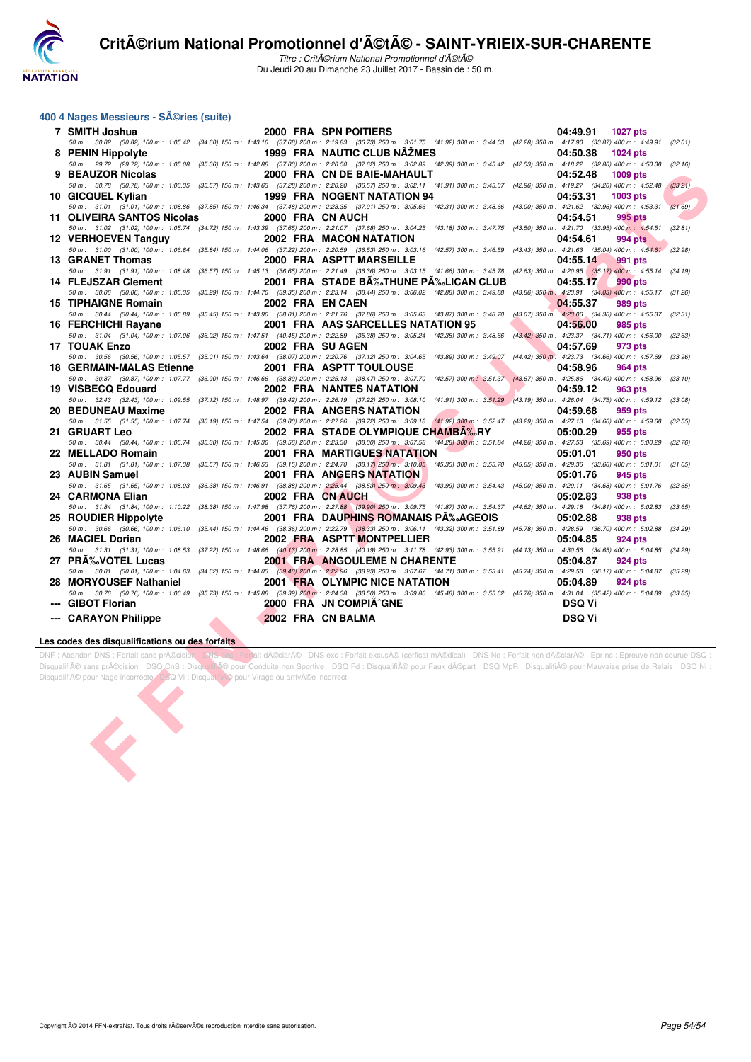## 400 4 Nages Messieurs - SÃ©ries (suite)

| | | | | | | |
|---|---|---|---|---|---|---|
| 7 | SMITH Joshua | 2000 | FRA | SPN POITIERS | 04:49.91 | 1027 pts |
| | 50 m : 30.82 (30.82) 100 m : 1:05.42 (34.60) 150 m : 1:43.10 (37.68) 200 m : 2:19.83 (36.73) 250 m : 3:01.75 (41.92) 300 m : 3:44.03 (42.28) 350 m : 4:17.90 (33.87) 400 m : 4:49.91 (32.01) | | | | | |
| 8 | PENIN Hippolyte | 1999 | FRA | NAUTIC CLUB NÃŽMES | 04:50.38 | 1024 pts |
| | 50 m : 29.72 (29.72) 100 m : 1:05.08 (35.36) 150 m : 1:42.88 (37.80) 200 m : 2:20.50 (37.62) 250 m : 3:02.89 (42.39) 300 m : 3:45.42 (42.53) 350 m : 4:18.22 (32.80) 400 m : 4:50.38 (32.16) | | | | | |
| 9 | BEAUZOR Nicolas | 2000 | FRA | CN DE BAIE-MAHAULT | 04:52.48 | 1009 pts |
| | 50 m : 30.78 (30.78) 100 m : 1:06.35 (35.57) 150 m : 1:43.63 (37.28) 200 m : 2:20.20 (36.57) 250 m : 3:02.11 (41.91) 300 m : 3:45.07 (42.96) 350 m : 4:19.27 (34.20) 400 m : 4:52.48 (33.21) | | | | | |
| 10 | GICQUEL Kylian | 1999 | FRA | NOGENT NATATION 94 | 04:53.31 | 1003 pts |
| | 50 m : 31.01 (31.01) 100 m : 1:08.86 (37.85) 150 m : 1:46.34 (37.48) 200 m : 2:23.35 (37.01) 250 m : 3:05.66 (42.31) 300 m : 3:48.66 (43.00) 350 m : 4:21.62 (32.96) 400 m : 4:53.31 (31.69) | | | | | |
| 11 | OLIVEIRA SANTOS Nicolas | 2000 | FRA | CN AUCH | 04:54.51 | 995 pts |
| | 50 m : 31.02 (31.02) 100 m : 1:05.74 (34.72) 150 m : 1:43.39 (37.65) 200 m : 2:21.07 (37.68) 250 m : 3:04.25 (43.18) 300 m : 3:47.75 (43.50) 350 m : 4:21.70 (33.95) 400 m : 4:54.51 (32.81) | | | | | |
| 12 | VERHOEVEN Tanguy | 2002 | FRA | MACON NATATION | 04:54.61 | 994 pts |
| | 50 m : 31.00 (31.00) 100 m : 1:06.84 (35.84) 150 m : 1:44.06 (37.22) 200 m : 2:20.59 (36.53) 250 m : 3:03.16 (42.57) 300 m : 3:46.59 (43.43) 350 m : 4:21.63 (35.04) 400 m : 4:54.61 (32.98) | | | | | |
| 13 | GRANET Thomas | 2000 | FRA | ASPTT MARSEILLE | 04:55.14 | 991 pts |
| | 50 m : 31.91 (31.91) 100 m : 1:08.48 (36.57) 150 m : 1:45.13 (36.65) 200 m : 2:21.49 (36.36) 250 m : 3:03.15 (41.66) 300 m : 3:45.78 (42.63) 350 m : 4:20.95 (35.17) 400 m : 4:55.14 (34.19) | | | | | |
| 14 | FLEJSZAR Clement | 2001 | FRA | STADE BÃ‰THUNE PÃ‰LICAN CLUB | 04:55.17 | 990 pts |
| | 50 m : 30.06 (30.06) 100 m : 1:05.35 (35.29) 150 m : 1:44.70 (39.35) 200 m : 2:23.14 (38.44) 250 m : 3:06.02 (42.88) 300 m : 3:49.88 (43.86) 350 m : 4:23.91 (34.03) 400 m : 4:55.17 (31.26) | | | | | |
| 15 | TIPHAIGNE Romain | 2002 | FRA | EN CAEN | 04:55.37 | 989 pts |
| | 50 m : 30.44 (30.44) 100 m : 1:05.89 (35.45) 150 m : 1:43.90 (38.01) 200 m : 2:21.76 (37.86) 250 m : 3:05.63 (43.87) 300 m : 3:48.70 (43.07) 350 m : 4:23.06 (34.36) 400 m : 4:55.37 (32.31) | | | | | |
| 16 | FERCHICHI Rayane | 2001 | FRA | AAS SARCELLES NATATION 95 | 04:56.00 | 985 pts |
| | 50 m : 31.04 (31.04) 100 m : 1:07.06 (36.02) 150 m : 1:47.51 (40.45) 200 m : 2:22.89 (35.38) 250 m : 3:05.24 (42.35) 300 m : 3:48.66 (43.42) 350 m : 4:23.37 (34.71) 400 m : 4:56.00 (32.63) | | | | | |
| 17 | TOUAK Enzo | 2002 | FRA | SU AGEN | 04:57.69 | 973 pts |
| | 50 m : 30.56 (30.56) 100 m : 1:05.57 (35.01) 150 m : 1:43.64 (38.07) 200 m : 2:20.76 (37.12) 250 m : 3:04.65 (43.89) 300 m : 3:49.07 (44.42) 350 m : 4:23.73 (34.66) 400 m : 4:57.69 (33.96) | | | | | |
| 18 | GERMAIN-MALAS Etienne | 2001 | FRA | ASPTT TOULOUSE | 04:58.96 | 964 pts |
| | 50 m : 30.87 (30.87) 100 m : 1:07.77 (36.90) 150 m : 1:46.66 (38.89) 200 m : 2:25.13 (38.47) 250 m : 3:07.70 (42.57) 300 m : 3:51.37 (43.67) 350 m : 4:25.86 (34.49) 400 m : 4:58.96 (33.10) | | | | | |
| 19 | VISBECQ Edouard | 2002 | FRA | NANTES NATATION | 04:59.12 | 963 pts |
| | 50 m : 32.43 (32.43) 100 m : 1:09.55 (37.12) 150 m : 1:48.97 (39.42) 200 m : 2:26.19 (37.22) 250 m : 3:08.10 (41.91) 300 m : 3:51.29 (43.19) 350 m : 4:26.04 (34.75) 400 m : 4:59.12 (33.08) | | | | | |
| 20 | BEDUNEAU Maxime | 2002 | FRA | ANGERS NATATION | 04:59.68 | 959 pts |
| | 50 m : 31.55 (31.55) 100 m : 1:07.74 (36.19) 150 m : 1:47.54 (39.80) 200 m : 2:27.26 (39.72) 250 m : 3:09.18 (41.92) 300 m : 3:52.47 (43.29) 350 m : 4:27.13 (34.66) 400 m : 4:59.68 (32.55) | | | | | |
| 21 | GRUART Leo | 2002 | FRA | STADE OLYMPIQUE CHAMBÃ‰RY | 05:00.29 | 955 pts |
| | 50 m : 30.44 (30.44) 100 m : 1:05.74 (35.30) 150 m : 1:45.30 (39.56) 200 m : 2:23.30 (38.00) 250 m : 3:07.58 (44.28) 300 m : 3:51.84 (44.26) 350 m : 4:27.53 (35.69) 400 m : 5:00.29 (32.76) | | | | | |
| 22 | MELLADO Romain | 2001 | FRA | MARTIGUES NATATION | 05:01.01 | 950 pts |
| | 50 m : 31.81 (31.81) 100 m : 1:07.38 (35.57) 150 m : 1:46.53 (39.15) 200 m : 2:24.70 (38.17) 250 m : 3:10.05 (45.35) 300 m : 3:55.70 (45.65) 350 m : 4:29.36 (33.66) 400 m : 5:01.01 (31.65) | | | | | |
| 23 | AUBIN Samuel | 2001 | FRA | ANGERS NATATION | 05:01.76 | 945 pts |
| | 50 m : 31.65 (31.65) 100 m : 1:08.03 (36.38) 150 m : 1:46.91 (38.88) 200 m : 2:25.44 (38.53) 250 m : 3:09.43 (43.99) 300 m : 3:54.43 (45.00) 350 m : 4:29.11 (34.68) 400 m : 5:01.76 (32.65) | | | | | |
| 24 | CARMONA Elian | 2002 | FRA | CN AUCH | 05:02.83 | 938 pts |
| | 50 m : 31.84 (31.84) 100 m : 1:10.22 (38.38) 150 m : 1:47.98 (37.76) 200 m : 2:27.88 (39.90) 250 m : 3:09.75 (41.87) 300 m : 3:54.37 (44.62) 350 m : 4:29.18 (34.81) 400 m : 5:02.83 (33.65) | | | | | |
| 25 | ROUDIER Hippolyte | 2001 | FRA | DAUPHINS ROMANAIS PÃ‰AGEOIS | 05:02.88 | 938 pts |
| | 50 m : 30.66 (30.66) 100 m : 1:06.10 (35.44) 150 m : 1:44.46 (38.36) 200 m : 2:22.79 (38.33) 250 m : 3:06.11 (43.32) 300 m : 3:51.89 (45.78) 350 m : 4:28.59 (36.70) 400 m : 5:02.88 (34.29) | | | | | |
| 26 | MACIEL Dorian | 2002 | FRA | ASPTT MONTPELLIER | 05:04.85 | 924 pts |
| | 50 m : 31.31 (31.31) 100 m : 1:08.53 (37.22) 150 m : 1:48.66 (40.13) 200 m : 2:28.85 (40.19) 250 m : 3:11.78 (42.93) 300 m : 3:55.91 (44.13) 350 m : 4:30.56 (34.65) 400 m : 5:04.85 (34.29) | | | | | |
| 27 | PRÃ‰VOTEL Lucas | 2001 | FRA | ANGOULEME N CHARENTE | 05:04.87 | 924 pts |
| | 50 m : 30.01 (30.01) 100 m : 1:04.63 (34.62) 150 m : 1:44.03 (39.40) 200 m : 2:22.96 (38.93) 250 m : 3:07.67 (44.71) 300 m : 3:53.41 (45.74) 350 m : 4:29.58 (36.17) 400 m : 5:04.87 (35.29) | | | | | |
| 28 | MORYOUSEF Nathaniel | 2001 | FRA | OLYMPIC NICE NATATION | 05:04.89 | 924 pts |
| | 50 m : 30.76 (30.76) 100 m : 1:06.49 (35.73) 150 m : 1:45.88 (39.39) 200 m : 2:24.38 (38.50) 250 m : 3:09.86 (45.48) 300 m : 3:55.62 (45.76) 350 m : 4:31.04 (35.42) 400 m : 5:04.89 (33.85) | | | | | |
| --- | GIBOT Florian | 2000 | FRA | JN COMPIÃˆGNE | DSQ Vi | |
| --- | CARAYON Philippe | 2002 | FRA | CN BALMA | DSQ Vi | |

**Les codes des disqualifications ou des forfaits**

DNF : Abandon DNS : Forfait sans prÃ©cision DNS dec : Forfait dÃ©clarÃ© DNS exc : Forfait excusÃ© (cerficat mÃ©dical) DNS Nd : Forfait non dÃ©clarÃ© Epr nc : Epreuve non courue DSQ : DisqualifiÃ© sans prÃ©cision DSQ CnS : DisqualifiÃ© pour Conduite non Sportive DSQ Fd : DisqualifiÃ© pour Faux dÃ©part DSQ MpR : DisqualifiÃ© pour Mauvaise prise de Relais DSQ Ni : DisqualifiÃ© pour Nage incorrecte DSQ Vi : DisqualifiÃ© pour Virage ou arrivÃ©e incorrect